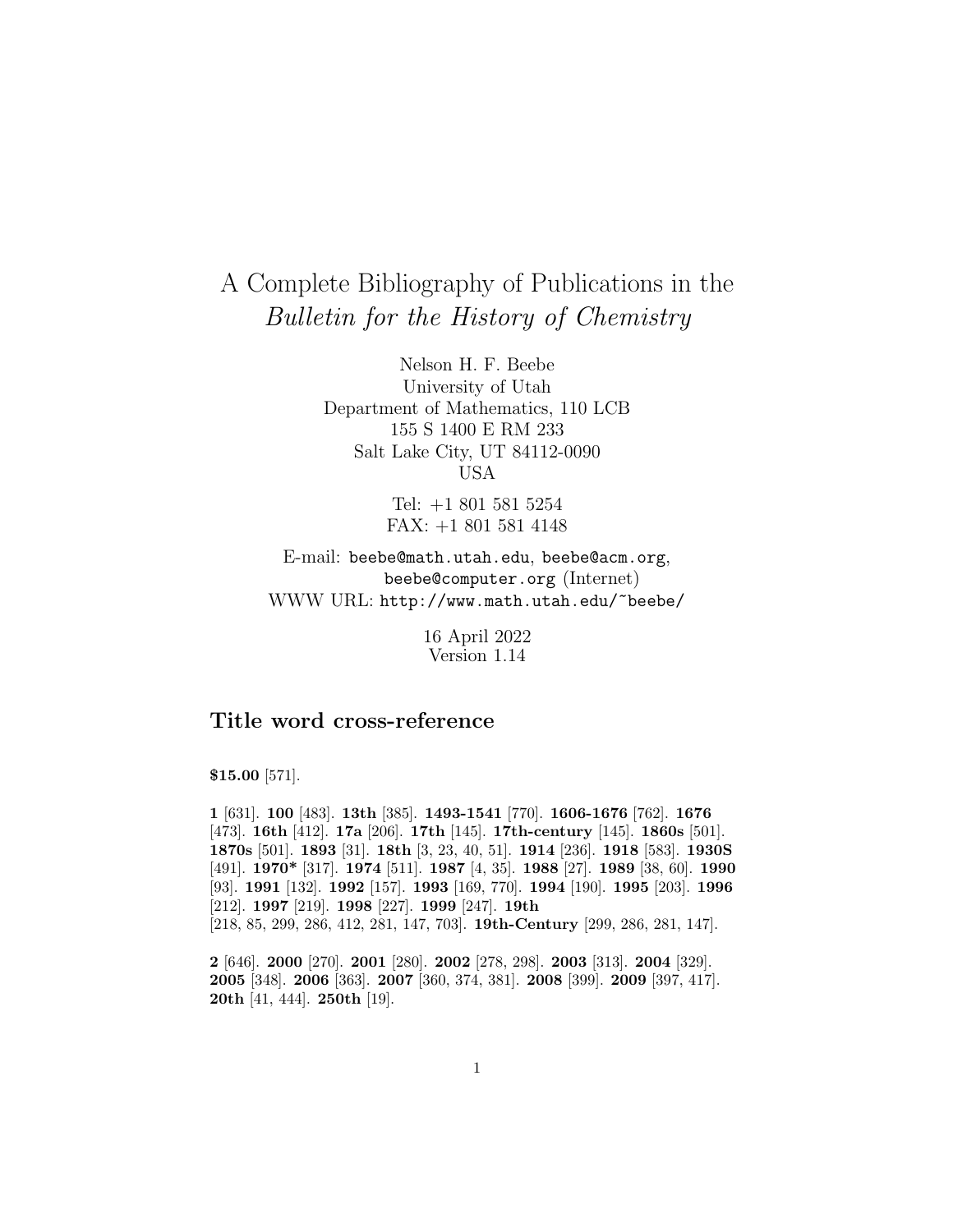# A Complete Bibliography of Publications in the *Bulletin for the History of Chemistry*

Nelson H. F. Beebe
University of Utah
Department of Mathematics, 110 LCB
155 S 1400 E RM 233
Salt Lake City, UT 84112-0090
USA

Tel: +1 801 581 5254
FAX: +1 801 581 4148

E-mail: `beebe@math.utah.edu`, `beebe@acm.org`, `beebe@computer.org` (Internet)
WWW URL: `http://www.math.utah.edu/~beebe/`

16 April 2022
Version 1.14

## Title word cross-reference

**$15.00** [571].

**1** [631]. **100** [483]. **13th** [385]. **1493-1541** [770]. **1606-1676** [762]. **1676** [473]. **16th** [412]. **17a** [206]. **17th** [145]. **17th-century** [145]. **1860s** [501]. **1870s** [501]. **1893** [31]. **18th** [3, 23, 40, 51]. **1914** [236]. **1918** [583]. **1930S** [491]. **1970*** [317]. **1974** [511]. **1987** [4, 35]. **1988** [27]. **1989** [38, 60]. **1990** [93]. **1991** [132]. **1992** [157]. **1993** [169, 770]. **1994** [190]. **1995** [203]. **1996** [212]. **1997** [219]. **1998** [227]. **1999** [247]. **19th** [218, 85, 299, 286, 412, 281, 147, 703]. **19th-Century** [299, 286, 281, 147].

**2** [646]. **2000** [270]. **2001** [280]. **2002** [278, 298]. **2003** [313]. **2004** [329]. **2005** [348]. **2006** [363]. **2007** [360, 374, 381]. **2008** [399]. **2009** [397, 417]. **20th** [41, 444]. **250th** [19].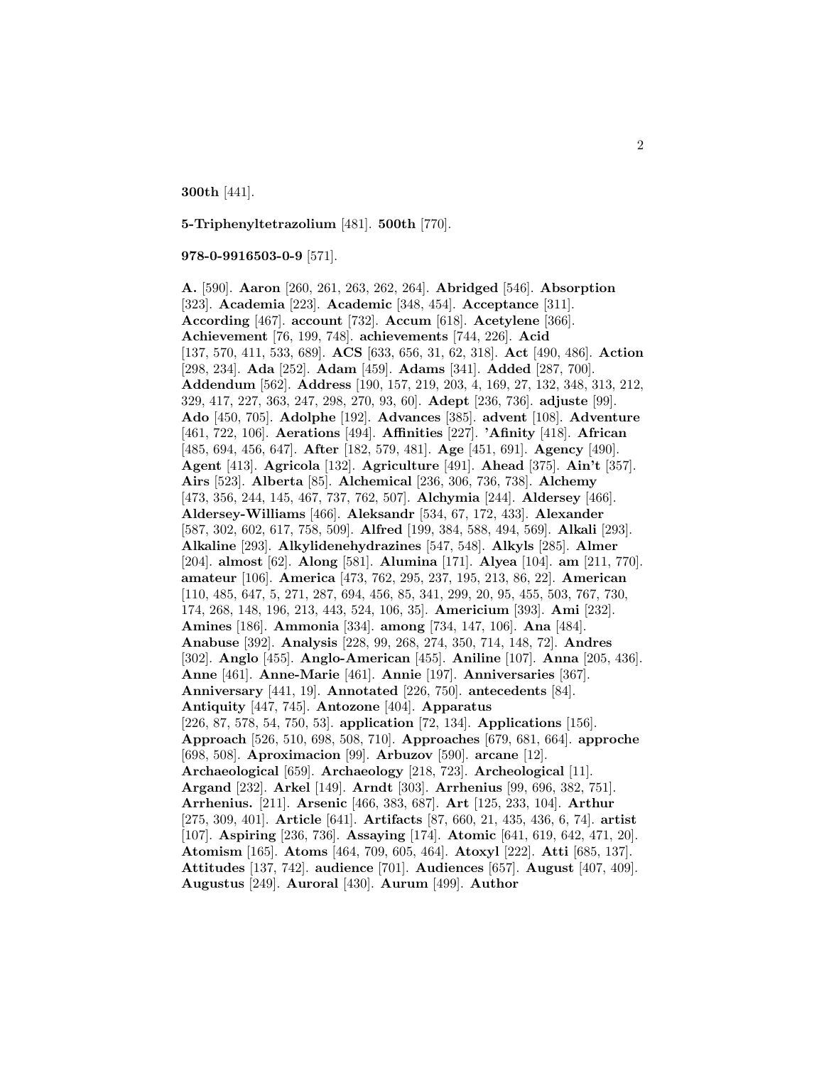**300th** [441].

**5-Triphenyltetrazolium** [481]. **500th** [770].

**978-0-9916503-0-9** [571].

**A.** [590]. **Aaron** [260, 261, 263, 262, 264]. **Abridged** [546]. **Absorption** [323]. **Academia** [223]. **Academic** [348, 454]. **Acceptance** [311]. **According** [467]. **account** [732]. **Accum** [618]. **Acetylene** [366]. **Achievement** [76, 199, 748]. **achievements** [744, 226]. **Acid** [137, 570, 411, 533, 689]. **ACS** [633, 656, 31, 62, 318]. **Act** [490, 486]. **Action** [298, 234]. **Ada** [252]. **Adam** [459]. **Adams** [341]. **Added** [287, 700]. **Addendum** [562]. **Address** [190, 157, 219, 203, 4, 169, 27, 132, 348, 313, 212, 329, 417, 227, 363, 247, 298, 270, 93, 60]. **Adept** [236, 736]. **adjuste** [99]. **Ado** [450, 705]. **Adolphe** [192]. **Advances** [385]. **advent** [108]. **Adventure** [461, 722, 106]. **Aerations** [494]. **Affinities** [227]. **'Afinity** [418]. **African** [485, 694, 456, 647]. **After** [182, 579, 481]. **Age** [451, 691]. **Agency** [490]. **Agent** [413]. **Agricola** [132]. **Agriculture** [491]. **Ahead** [375]. **Ain't** [357]. **Airs** [523]. **Alberta** [85]. **Alchemical** [236, 306, 736, 738]. **Alchemy** [473, 356, 244, 145, 467, 737, 762, 507]. **Alchymia** [244]. **Aldersey** [466]. **Aldersey-Williams** [466]. **Aleksandr** [534, 67, 172, 433]. **Alexander** [587, 302, 602, 617, 758, 509]. **Alfred** [199, 384, 588, 494, 569]. **Alkali** [293]. **Alkaline** [293]. **Alkylidenehydrazines** [547, 548]. **Alkyls** [285]. **Almer** [204]. **almost** [62]. **Along** [581]. **Alumina** [171]. **Alyea** [104]. **am** [211, 770]. **amateur** [106]. **America** [473, 762, 295, 237, 195, 213, 86, 22]. **American** [110, 485, 647, 5, 271, 287, 694, 456, 85, 341, 299, 20, 95, 455, 503, 767, 730, 174, 268, 148, 196, 213, 443, 524, 106, 35]. **Americium** [393]. **Ami** [232]. **Amines** [186]. **Ammonia** [334]. **among** [734, 147, 106]. **Ana** [484]. **Anabuse** [392]. **Analysis** [228, 99, 268, 274, 350, 714, 148, 72]. **Andres** [302]. **Anglo** [455]. **Anglo-American** [455]. **Aniline** [107]. **Anna** [205, 436]. **Anne** [461]. **Anne-Marie** [461]. **Annie** [197]. **Anniversaries** [367]. **Anniversary** [441, 19]. **Annotated** [226, 750]. **antecedents** [84]. **Antiquity** [447, 745]. **Antozone** [404]. **Apparatus** [226, 87, 578, 54, 750, 53]. **application** [72, 134]. **Applications** [156]. **Approach** [526, 510, 698, 508, 710]. **Approaches** [679, 681, 664]. **approche** [698, 508]. **Aproximacion** [99]. **Arbuzov** [590]. **arcane** [12]. **Archaeological** [659]. **Archaeology** [218, 723]. **Archeological** [11]. **Argand** [232]. **Arkel** [149]. **Arndt** [303]. **Arrhenius** [99, 696, 382, 751]. **Arrhenius.** [211]. **Arsenic** [466, 383, 687]. **Art** [125, 233, 104]. **Arthur** [275, 309, 401]. **Article** [641]. **Artifacts** [87, 660, 21, 435, 436, 6, 74]. **artist** [107]. **Aspiring** [236, 736]. **Assaying** [174]. **Atomic** [641, 619, 642, 471, 20]. **Atomism** [165]. **Atoms** [464, 709, 605, 464]. **Atoxyl** [222]. **Atti** [685, 137]. **Attitudes** [137, 742]. **audience** [701]. **Audiences** [657]. **August** [407, 409]. **Augustus** [249]. **Auroral** [430]. **Aurum** [499]. **Author**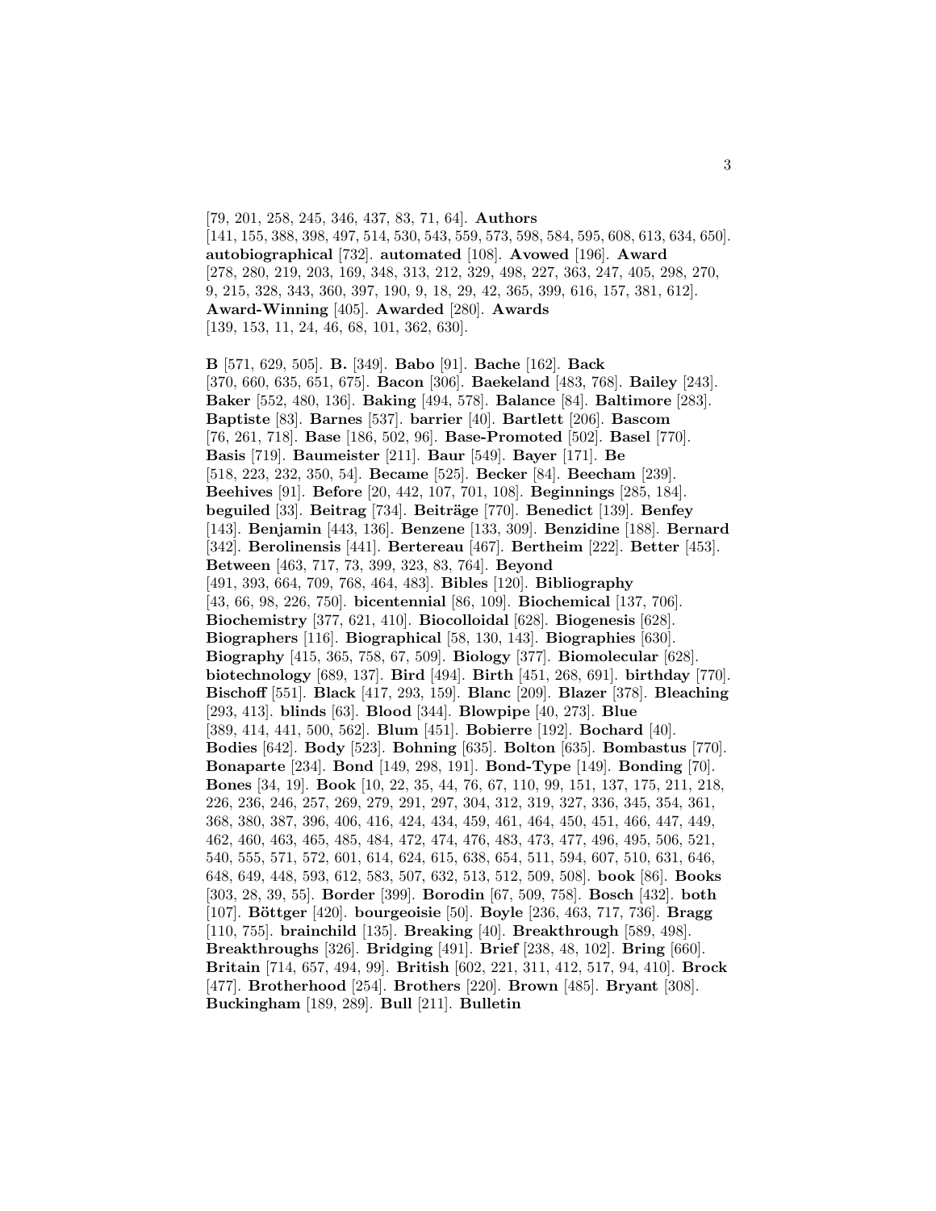[79, 201, 258, 245, 346, 437, 83, 71, 64]. **Authors** [141, 155, 388, 398, 497, 514, 530, 543, 559, 573, 598, 584, 595, 608, 613, 634, 650]. **autobiographical** [732]. **automated** [108]. **Avowed** [196]. **Award** [278, 280, 219, 203, 169, 348, 313, 212, 329, 498, 227, 363, 247, 405, 298, 270, 9, 215, 328, 343, 360, 397, 190, 9, 18, 29, 42, 365, 399, 616, 157, 381, 612]. **Award-Winning** [405]. **Awarded** [280]. **Awards** [139, 153, 11, 24, 46, 68, 101, 362, 630].

**B** [571, 629, 505]. **B.** [349]. **Babo** [91]. **Bache** [162]. **Back** [370, 660, 635, 651, 675]. **Bacon** [306]. **Baekeland** [483, 768]. **Bailey** [243]. **Baker** [552, 480, 136]. **Baking** [494, 578]. **Balance** [84]. **Baltimore** [283]. **Baptiste** [83]. **Barnes** [537]. **barrier** [40]. **Bartlett** [206]. **Bascom** [76, 261, 718]. **Base** [186, 502, 96]. **Base-Promoted** [502]. **Basel** [770]. **Basis** [719]. **Baumeister** [211]. **Baur** [549]. **Bayer** [171]. **Be** [518, 223, 232, 350, 54]. **Became** [525]. **Becker** [84]. **Beecham** [239]. **Beehives** [91]. **Before** [20, 442, 107, 701, 108]. **Beginnings** [285, 184]. **beguiled** [33]. **Beitrag** [734]. **Beiträge** [770]. **Benedict** [139]. **Benfey** [143]. **Benjamin** [443, 136]. **Benzene** [133, 309]. **Benzidine** [188]. **Bernard** [342]. **Berolinensis** [441]. **Bertereau** [467]. **Bertheim** [222]. **Better** [453]. **Between** [463, 717, 73, 399, 323, 83, 764]. **Beyond** [491, 393, 664, 709, 768, 464, 483]. **Bibles** [120]. **Bibliography** [43, 66, 98, 226, 750]. **bicentennial** [86, 109]. **Biochemical** [137, 706]. **Biochemistry** [377, 621, 410]. **Biocolloidal** [628]. **Biogenesis** [628]. **Biographers** [116]. **Biographical** [58, 130, 143]. **Biographies** [630]. **Biography** [415, 365, 758, 67, 509]. **Biology** [377]. **Biomolecular** [628]. **biotechnology** [689, 137]. **Bird** [494]. **Birth** [451, 268, 691]. **birthday** [770]. **Bischoff** [551]. **Black** [417, 293, 159]. **Blanc** [209]. **Blazer** [378]. **Bleaching** [293, 413]. **blinds** [63]. **Blood** [344]. **Blowpipe** [40, 273]. **Blue** [389, 414, 441, 500, 562]. **Blum** [451]. **Bobierre** [192]. **Bochard** [40]. **Bodies** [642]. **Body** [523]. **Bohning** [635]. **Bolton** [635]. **Bombastus** [770]. **Bonaparte** [234]. **Bond** [149, 298, 191]. **Bond-Type** [149]. **Bonding** [70]. **Bones** [34, 19]. **Book** [10, 22, 35, 44, 76, 67, 110, 99, 151, 137, 175, 211, 218, 226, 236, 246, 257, 269, 279, 291, 297, 304, 312, 319, 327, 336, 345, 354, 361, 368, 380, 387, 396, 406, 416, 424, 434, 459, 461, 464, 450, 451, 466, 447, 449, 462, 460, 463, 465, 485, 484, 472, 474, 476, 483, 473, 477, 496, 495, 506, 521, 540, 555, 571, 572, 601, 614, 624, 615, 638, 654, 511, 594, 607, 510, 631, 646, 648, 649, 448, 593, 612, 583, 507, 632, 513, 512, 509, 508]. **book** [86]. **Books** [303, 28, 39, 55]. **Border** [399]. **Borodin** [67, 509, 758]. **Bosch** [432]. **both** [107]. **Böttger** [420]. **bourgeoisie** [50]. **Boyle** [236, 463, 717, 736]. **Bragg** [110, 755]. **brainchild** [135]. **Breaking** [40]. **Breakthrough** [589, 498]. **Breakthroughs** [326]. **Bridging** [491]. **Brief** [238, 48, 102]. **Bring** [660]. **Britain** [714, 657, 494, 99]. **British** [602, 221, 311, 412, 517, 94, 410]. **Brock** [477]. **Brotherhood** [254]. **Brothers** [220]. **Brown** [485]. **Bryant** [308]. **Buckingham** [189, 289]. **Bull** [211]. **Bulletin**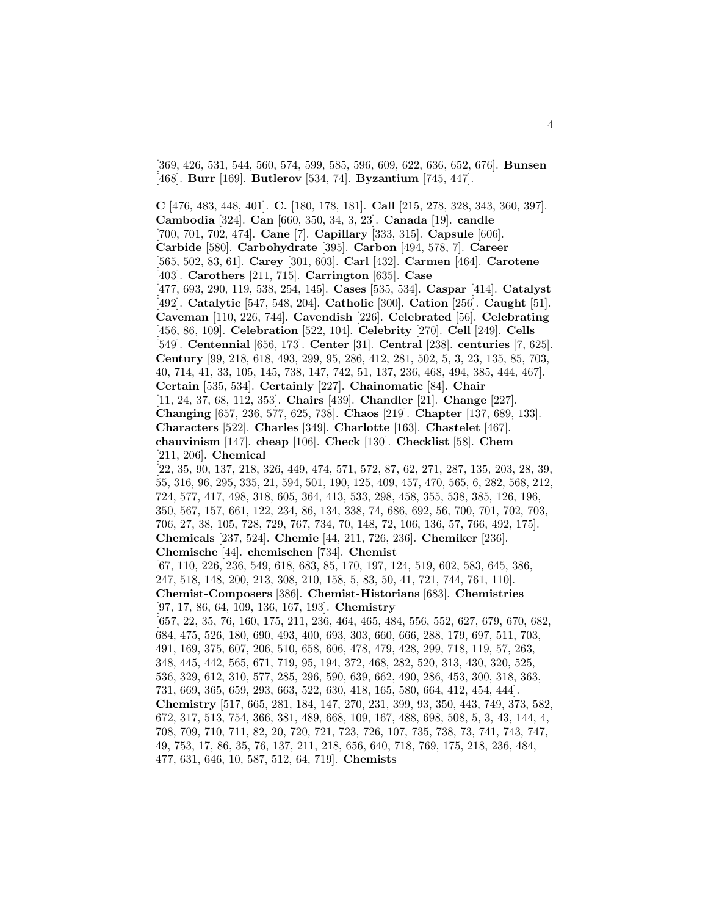[369, 426, 531, 544, 560, 574, 599, 585, 596, 609, 622, 636, 652, 676]. **Bunsen** [468]. **Burr** [169]. **Butlerov** [534, 74]. **Byzantium** [745, 447].

**C** [476, 483, 448, 401]. **C.** [180, 178, 181]. **Call** [215, 278, 328, 343, 360, 397]. **Cambodia** [324]. **Can** [660, 350, 34, 3, 23]. **Canada** [19]. **candle** [700, 701, 702, 474]. **Cane** [7]. **Capillary** [333, 315]. **Capsule** [606]. **Carbide** [580]. **Carbohydrate** [395]. **Carbon** [494, 578, 7]. **Career** [565, 502, 83, 61]. **Carey** [301, 603]. **Carl** [432]. **Carmen** [464]. **Carotene** [403]. **Carothers** [211, 715]. **Carrington** [635]. **Case** [477, 693, 290, 119, 538, 254, 145]. **Cases** [535, 534]. **Caspar** [414]. **Catalyst** [492]. **Catalytic** [547, 548, 204]. **Catholic** [300]. **Cation** [256]. **Caught** [51]. **Caveman** [110, 226, 744]. **Cavendish** [226]. **Celebrated** [56]. **Celebrating** [456, 86, 109]. **Celebration** [522, 104]. **Celebrity** [270]. **Cell** [249]. **Cells** [549]. **Centennial** [656, 173]. **Center** [31]. **Central** [238]. **centuries** [7, 625]. **Century** [99, 218, 618, 493, 299, 95, 286, 412, 281, 502, 5, 3, 23, 135, 85, 703, 40, 714, 41, 33, 105, 145, 738, 147, 742, 51, 137, 236, 468, 494, 385, 444, 467]. **Certain** [535, 534]. **Certainly** [227]. **Chainomatic** [84]. **Chair** [11, 24, 37, 68, 112, 353]. **Chairs** [439]. **Chandler** [21]. **Change** [227]. **Changing** [657, 236, 577, 625, 738]. **Chaos** [219]. **Chapter** [137, 689, 133]. **Characters** [522]. **Charles** [349]. **Charlotte** [163]. **Chastelet** [467]. **chauvinism** [147]. **cheap** [106]. **Check** [130]. **Checklist** [58]. **Chem** [211, 206]. **Chemical** [22, 35, 90, 137, 218, 326, 449, 474, 571, 572, 87, 62, 271, 287, 135, 203, 28, 39, 55, 316, 96, 295, 335, 21, 594, 501, 190, 125, 409, 457, 470, 565, 6, 282, 568, 212, 724, 577, 417, 498, 318, 605, 364, 413, 533, 298, 458, 355, 538, 385, 126, 196, 350, 567, 157, 661, 122, 234, 86, 134, 338, 74, 686, 692, 56, 700, 701, 702, 703, 706, 27, 38, 105, 728, 729, 767, 734, 70, 148, 72, 106, 136, 57, 766, 492, 175]. **Chemicals** [237, 524]. **Chemie** [44, 211, 726, 236]. **Chemiker** [236]. **Chemische** [44]. **chemischen** [734]. **Chemist** [67, 110, 226, 236, 549, 618, 683, 85, 170, 197, 124, 519, 602, 583, 645, 386, 247, 518, 148, 200, 213, 308, 210, 158, 5, 83, 50, 41, 721, 744, 761, 110]. **Chemist-Composers** [386]. **Chemist-Historians** [683]. **Chemistries** [97, 17, 86, 64, 109, 136, 167, 193]. **Chemistry** [657, 22, 35, 76, 160, 175, 211, 236, 464, 465, 484, 556, 552, 627, 679, 670, 682, 684, 475, 526, 180, 690, 493, 400, 693, 303, 660, 666, 288, 179, 697, 511, 703, 491, 169, 375, 607, 206, 510, 658, 606, 478, 479, 428, 299, 718, 119, 57, 263, 348, 445, 442, 565, 671, 719, 95, 194, 372, 468, 282, 520, 313, 430, 320, 525, 536, 329, 612, 310, 577, 285, 296, 590, 639, 662, 490, 286, 453, 300, 318, 363, 731, 669, 365, 659, 293, 663, 522, 630, 418, 165, 580, 664, 412, 454, 444]. **Chemistry** [517, 665, 281, 184, 147, 270, 231, 399, 93, 350, 443, 749, 373, 582, 672, 317, 513, 754, 366, 381, 489, 668, 109, 167, 488, 698, 508, 5, 3, 43, 144, 4, 708, 709, 710, 711, 82, 20, 720, 721, 723, 726, 107, 735, 738, 73, 741, 743, 747, 49, 753, 17, 86, 35, 76, 137, 211, 218, 656, 640, 718, 769, 175, 218, 236, 484, 477, 631, 646, 10, 587, 512, 64, 719]. **Chemists**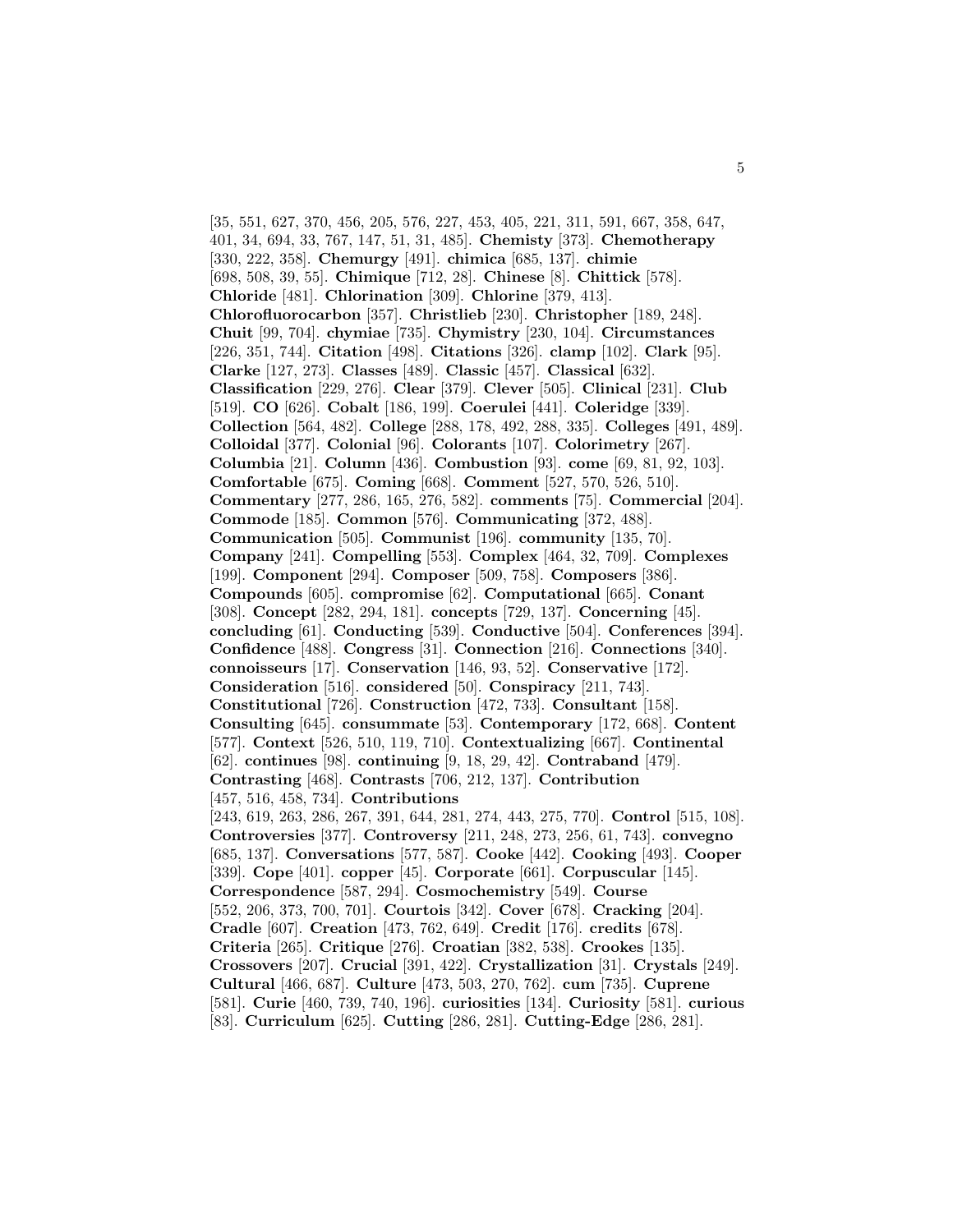[35, 551, 627, 370, 456, 205, 576, 227, 453, 405, 221, 311, 591, 667, 358, 647, 401, 34, 694, 33, 767, 147, 51, 31, 485]. **Chemisty** [373]. **Chemotherapy** [330, 222, 358]. **Chemurgy** [491]. **chimica** [685, 137]. **chimie** [698, 508, 39, 55]. **Chimique** [712, 28]. **Chinese** [8]. **Chittick** [578]. **Chloride** [481]. **Chlorination** [309]. **Chlorine** [379, 413]. **Chlorofluorocarbon** [357]. **Christlieb** [230]. **Christopher** [189, 248]. **Chuit** [99, 704]. **chymiae** [735]. **Chymistry** [230, 104]. **Circumstances** [226, 351, 744]. **Citation** [498]. **Citations** [326]. **clamp** [102]. **Clark** [95]. **Clarke** [127, 273]. **Classes** [489]. **Classic** [457]. **Classical** [632]. **Classification** [229, 276]. **Clear** [379]. **Clever** [505]. **Clinical** [231]. **Club** [519]. **CO** [626]. **Cobalt** [186, 199]. **Coerulei** [441]. **Coleridge** [339]. **Collection** [564, 482]. **College** [288, 178, 492, 288, 335]. **Colleges** [491, 489]. **Colloidal** [377]. **Colonial** [96]. **Colorants** [107]. **Colorimetry** [267]. **Columbia** [21]. **Column** [436]. **Combustion** [93]. **come** [69, 81, 92, 103]. **Comfortable** [675]. **Coming** [668]. **Comment** [527, 570, 526, 510]. **Commentary** [277, 286, 165, 276, 582]. **comments** [75]. **Commercial** [204]. **Commode** [185]. **Common** [576]. **Communicating** [372, 488]. **Communication** [505]. **Communist** [196]. **community** [135, 70]. **Company** [241]. **Compelling** [553]. **Complex** [464, 32, 709]. **Complexes** [199]. **Component** [294]. **Composer** [509, 758]. **Composers** [386]. **Compounds** [605]. **compromise** [62]. **Computational** [665]. **Conant** [308]. **Concept** [282, 294, 181]. **concepts** [729, 137]. **Concerning** [45]. **concluding** [61]. **Conducting** [539]. **Conductive** [504]. **Conferences** [394]. **Confidence** [488]. **Congress** [31]. **Connection** [216]. **Connections** [340]. **connoisseurs** [17]. **Conservation** [146, 93, 52]. **Conservative** [172]. **Consideration** [516]. **considered** [50]. **Conspiracy** [211, 743]. **Constitutional** [726]. **Construction** [472, 733]. **Consultant** [158]. **Consulting** [645]. **consummate** [53]. **Contemporary** [172, 668]. **Content** [577]. **Context** [526, 510, 119, 710]. **Contextualizing** [667]. **Continental** [62]. **continues** [98]. **continuing** [9, 18, 29, 42]. **Contraband** [479]. **Contrasting** [468]. **Contrasts** [706, 212, 137]. **Contribution** [457, 516, 458, 734]. **Contributions** [243, 619, 263, 286, 267, 391, 644, 281, 274, 443, 275, 770]. **Control** [515, 108]. **Controversies** [377]. **Controversy** [211, 248, 273, 256, 61, 743]. **convegno** [685, 137]. **Conversations** [577, 587]. **Cooke** [442]. **Cooking** [493]. **Cooper** [339]. **Cope** [401]. **copper** [45]. **Corporate** [661]. **Corpuscular** [145]. **Correspondence** [587, 294]. **Cosmochemistry** [549]. **Course** [552, 206, 373, 700, 701]. **Courtois** [342]. **Cover** [678]. **Cracking** [204]. **Cradle** [607]. **Creation** [473, 762, 649]. **Credit** [176]. **credits** [678]. **Criteria** [265]. **Critique** [276]. **Croatian** [382, 538]. **Crookes** [135]. **Crossovers** [207]. **Crucial** [391, 422]. **Crystallization** [31]. **Crystals** [249]. **Cultural** [466, 687]. **Culture** [473, 503, 270, 762]. **cum** [735]. **Cuprene** [581]. **Curie** [460, 739, 740, 196]. **curiosities** [134]. **Curiosity** [581]. **curious** [83]. **Curriculum** [625]. **Cutting** [286, 281]. **Cutting-Edge** [286, 281].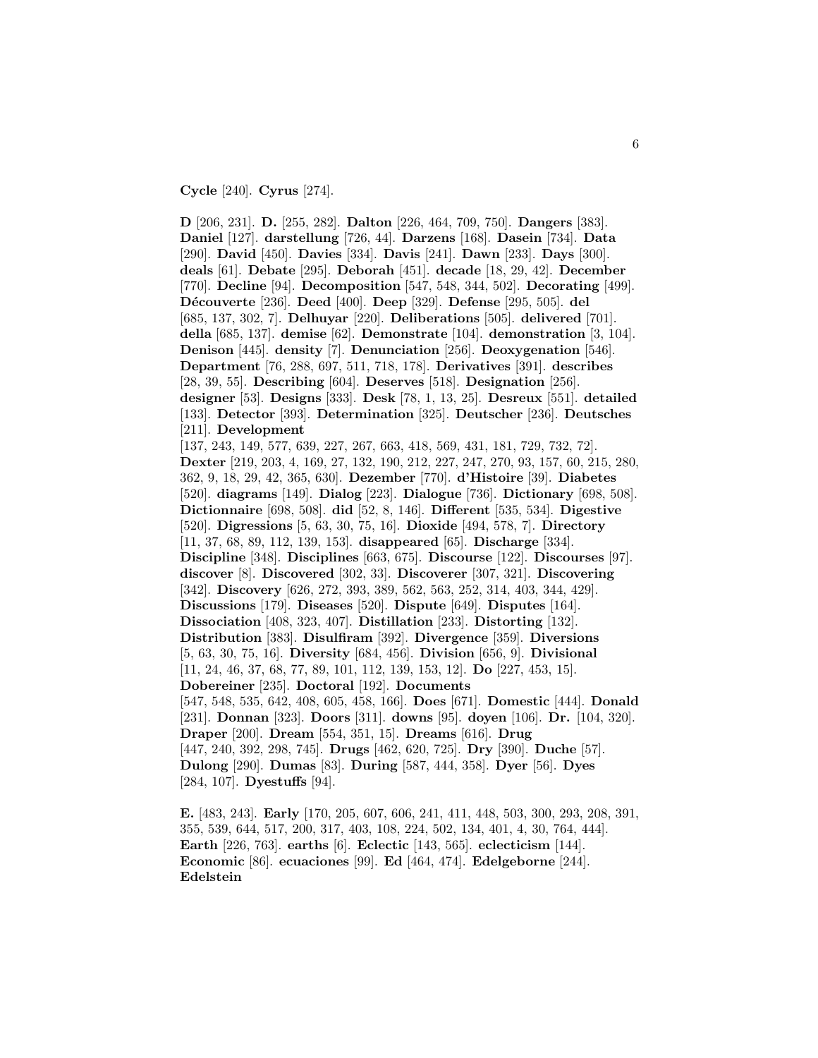**Cycle** [240]. **Cyrus** [274].

**D** [206, 231]. **D.** [255, 282]. **Dalton** [226, 464, 709, 750]. **Dangers** [383]. **Daniel** [127]. **darstellung** [726, 44]. **Darzens** [168]. **Dasein** [734]. **Data** [290]. **David** [450]. **Davies** [334]. **Davis** [241]. **Dawn** [233]. **Days** [300]. **deals** [61]. **Debate** [295]. **Deborah** [451]. **decade** [18, 29, 42]. **December** [770]. **Decline** [94]. **Decomposition** [547, 548, 344, 502]. **Decorating** [499]. **Découverte** [236]. **Deed** [400]. **Deep** [329]. **Defense** [295, 505]. **del** [685, 137, 302, 7]. **Delhuyar** [220]. **Deliberations** [505]. **delivered** [701]. **della** [685, 137]. **demise** [62]. **Demonstrate** [104]. **demonstration** [3, 104]. **Denison** [445]. **density** [7]. **Denunciation** [256]. **Deoxygenation** [546]. **Department** [76, 288, 697, 511, 718, 178]. **Derivatives** [391]. **describes** [28, 39, 55]. **Describing** [604]. **Deserves** [518]. **Designation** [256]. **designer** [53]. **Designs** [333]. **Desk** [78, 1, 13, 25]. **Desreux** [551]. **detailed** [133]. **Detector** [393]. **Determination** [325]. **Deutscher** [236]. **Deutsches** [211]. **Development** [137, 243, 149, 577, 639, 227, 267, 663, 418, 569, 431, 181, 729, 732, 72]. **Dexter** [219, 203, 4, 169, 27, 132, 190, 212, 227, 247, 270, 93, 157, 60, 215, 280, 362, 9, 18, 29, 42, 365, 630]. **Dezember** [770]. **d'Histoire** [39]. **Diabetes** [520]. **diagrams** [149]. **Dialog** [223]. **Dialogue** [736]. **Dictionary** [698, 508]. **Dictionnaire** [698, 508]. **did** [52, 8, 146]. **Different** [535, 534]. **Digestive** [520]. **Digressions** [5, 63, 30, 75, 16]. **Dioxide** [494, 578, 7]. **Directory** [11, 37, 68, 89, 112, 139, 153]. **disappeared** [65]. **Discharge** [334]. **Discipline** [348]. **Disciplines** [663, 675]. **Discourse** [122]. **Discourses** [97]. **discover** [8]. **Discovered** [302, 33]. **Discoverer** [307, 321]. **Discovering** [342]. **Discovery** [626, 272, 393, 389, 562, 563, 252, 314, 403, 344, 429]. **Discussions** [179]. **Diseases** [520]. **Dispute** [649]. **Disputes** [164]. **Dissociation** [408, 323, 407]. **Distillation** [233]. **Distorting** [132]. **Distribution** [383]. **Disulfiram** [392]. **Divergence** [359]. **Diversions** [5, 63, 30, 75, 16]. **Diversity** [684, 456]. **Division** [656, 9]. **Divisional** [11, 24, 46, 37, 68, 77, 89, 101, 112, 139, 153, 12]. **Do** [227, 453, 15]. **Dobereiner** [235]. **Doctoral** [192]. **Documents** [547, 548, 535, 642, 408, 605, 458, 166]. **Does** [671]. **Domestic** [444]. **Donald** [231]. **Donnan** [323]. **Doors** [311]. **downs** [95]. **doyen** [106]. **Dr.** [104, 320]. **Draper** [200]. **Dream** [554, 351, 15]. **Dreams** [616]. **Drug** [447, 240, 392, 298, 745]. **Drugs** [462, 620, 725]. **Dry** [390]. **Duche** [57]. **Dulong** [290]. **Dumas** [83]. **During** [587, 444, 358]. **Dyer** [56]. **Dyes** [284, 107]. **Dyestuffs** [94].

**E.** [483, 243]. **Early** [170, 205, 607, 606, 241, 411, 448, 503, 300, 293, 208, 391, 355, 539, 644, 517, 200, 317, 403, 108, 224, 502, 134, 401, 4, 30, 764, 444]. **Earth** [226, 763]. **earths** [6]. **Eclectic** [143, 565]. **eclecticism** [144]. **Economic** [86]. **ecuaciones** [99]. **Ed** [464, 474]. **Edelgeborne** [244]. **Edelstein**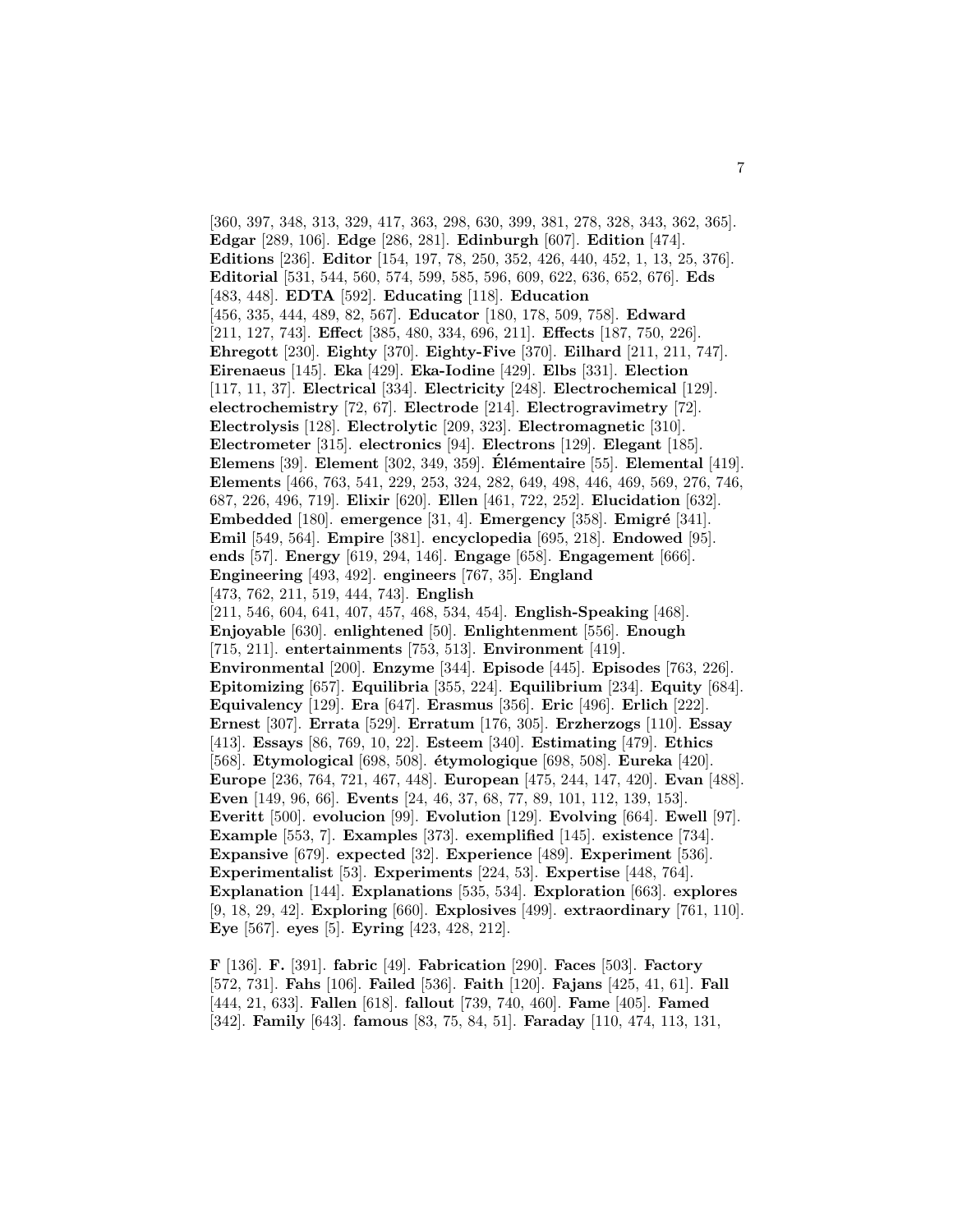[360, 397, 348, 313, 329, 417, 363, 298, 630, 399, 381, 278, 328, 343, 362, 365]. **Edgar** [289, 106]. **Edge** [286, 281]. **Edinburgh** [607]. **Edition** [474]. **Editions** [236]. **Editor** [154, 197, 78, 250, 352, 426, 440, 452, 1, 13, 25, 376]. **Editorial** [531, 544, 560, 574, 599, 585, 596, 609, 622, 636, 652, 676]. **Eds** [483, 448]. **EDTA** [592]. **Educating** [118]. **Education** [456, 335, 444, 489, 82, 567]. **Educator** [180, 178, 509, 758]. **Edward** [211, 127, 743]. **Effect** [385, 480, 334, 696, 211]. **Effects** [187, 750, 226]. **Ehregott** [230]. **Eighty** [370]. **Eighty-Five** [370]. **Eilhard** [211, 211, 747]. **Eirenaeus** [145]. **Eka** [429]. **Eka-Iodine** [429]. **Elbs** [331]. **Election** [117, 11, 37]. **Electrical** [334]. **Electricity** [248]. **Electrochemical** [129]. **electrochemistry** [72, 67]. **Electrode** [214]. **Electrogravimetry** [72]. **Electrolysis** [128]. **Electrolytic** [209, 323]. **Electromagnetic** [310]. **Electrometer** [315]. **electronics** [94]. **Electrons** [129]. **Elegant** [185]. **Elemens** [39]. **Element** [302, 349, 359]. **Élémentaire** [55]. **Elemental** [419]. **Elements** [466, 763, 541, 229, 253, 324, 282, 649, 498, 446, 469, 569, 276, 746, 687, 226, 496, 719]. **Elixir** [620]. **Ellen** [461, 722, 252]. **Elucidation** [632]. **Embedded** [180]. **emergence** [31, 4]. **Emergency** [358]. **Emigré** [341]. **Emil** [549, 564]. **Empire** [381]. **encyclopedia** [695, 218]. **Endowed** [95]. **ends** [57]. **Energy** [619, 294, 146]. **Engage** [658]. **Engagement** [666]. **Engineering** [493, 492]. **engineers** [767, 35]. **England** [473, 762, 211, 519, 444, 743]. **English** [211, 546, 604, 641, 407, 457, 468, 534, 454]. **English-Speaking** [468]. **Enjoyable** [630]. **enlightened** [50]. **Enlightenment** [556]. **Enough** [715, 211]. **entertainments** [753, 513]. **Environment** [419]. **Environmental** [200]. **Enzyme** [344]. **Episode** [445]. **Episodes** [763, 226]. **Epitomizing** [657]. **Equilibria** [355, 224]. **Equilibrium** [234]. **Equity** [684]. **Equivalency** [129]. **Era** [647]. **Erasmus** [356]. **Eric** [496]. **Erlich** [222]. **Ernest** [307]. **Errata** [529]. **Erratum** [176, 305]. **Erzherzogs** [110]. **Essay** [413]. **Essays** [86, 769, 10, 22]. **Esteem** [340]. **Estimating** [479]. **Ethics** [568]. **Etymological** [698, 508]. **étymologique** [698, 508]. **Eureka** [420]. **Europe** [236, 764, 721, 467, 448]. **European** [475, 244, 147, 420]. **Evan** [488]. **Even** [149, 96, 66]. **Events** [24, 46, 37, 68, 77, 89, 101, 112, 139, 153]. **Everitt** [500]. **evolucion** [99]. **Evolution** [129]. **Evolving** [664]. **Ewell** [97]. **Example** [553, 7]. **Examples** [373]. **exemplified** [145]. **existence** [734]. **Expansive** [679]. **expected** [32]. **Experience** [489]. **Experiment** [536]. **Experimentalist** [53]. **Experiments** [224, 53]. **Expertise** [448, 764]. **Explanation** [144]. **Explanations** [535, 534]. **Exploration** [663]. **explores** [9, 18, 29, 42]. **Exploring** [660]. **Explosives** [499]. **extraordinary** [761, 110]. **Eye** [567]. **eyes** [5]. **Eyring** [423, 428, 212].

**F** [136]. **F.** [391]. **fabric** [49]. **Fabrication** [290]. **Faces** [503]. **Factory** [572, 731]. **Fahs** [106]. **Failed** [536]. **Faith** [120]. **Fajans** [425, 41, 61]. **Fall** [444, 21, 633]. **Fallen** [618]. **fallout** [739, 740, 460]. **Fame** [405]. **Famed** [342]. **Family** [643]. **famous** [83, 75, 84, 51]. **Faraday** [110, 474, 113, 131,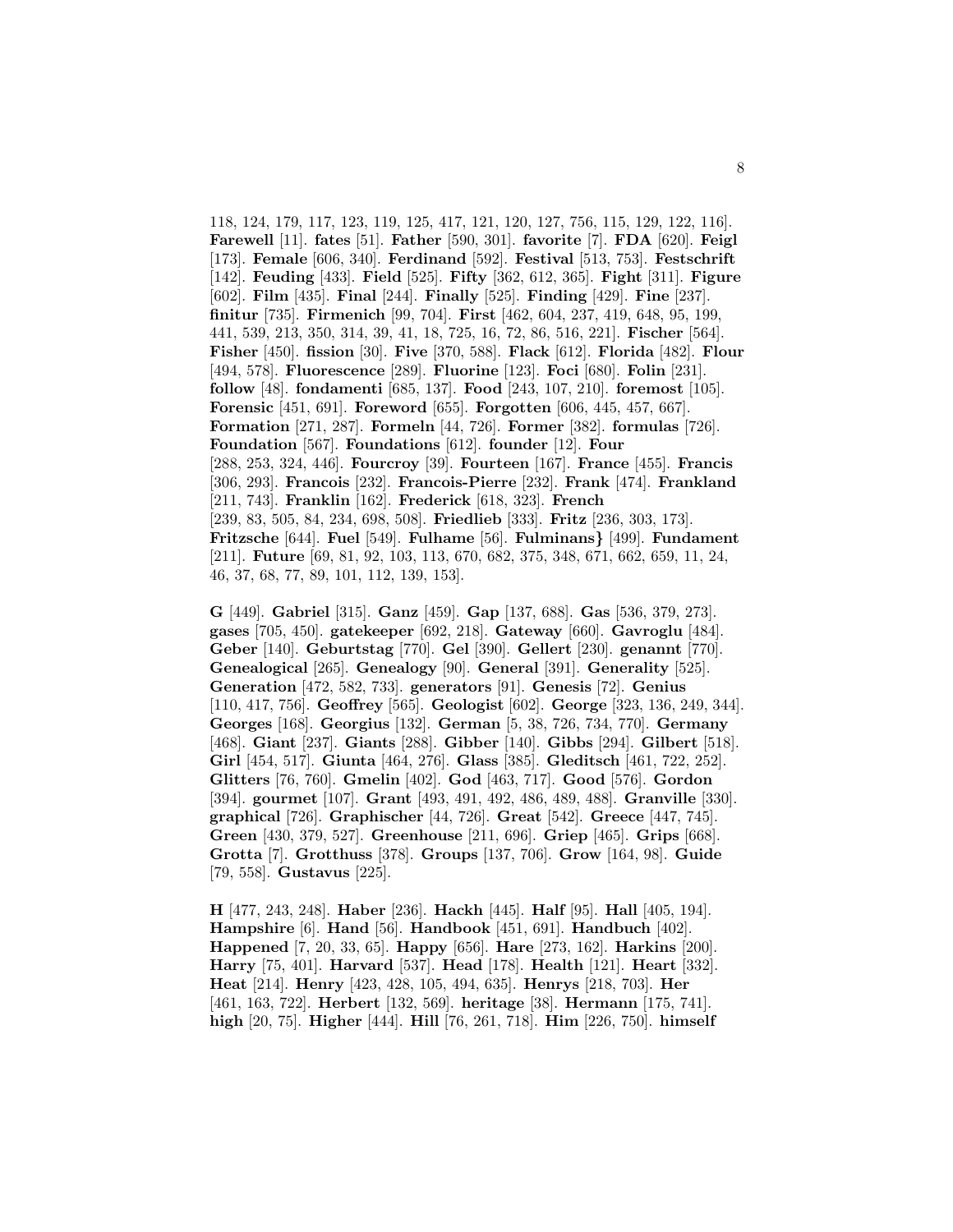118, 124, 179, 117, 123, 119, 125, 417, 121, 120, 127, 756, 115, 129, 122, 116]. **Farewell** [11]. **fates** [51]. **Father** [590, 301]. **favorite** [7]. **FDA** [620]. **Feigl** [173]. **Female** [606, 340]. **Ferdinand** [592]. **Festival** [513, 753]. **Festschrift** [142]. **Feuding** [433]. **Field** [525]. **Fifty** [362, 612, 365]. **Fight** [311]. **Figure** [602]. **Film** [435]. **Final** [244]. **Finally** [525]. **Finding** [429]. **Fine** [237]. **finitur** [735]. **Firmenich** [99, 704]. **First** [462, 604, 237, 419, 648, 95, 199, 441, 539, 213, 350, 314, 39, 41, 18, 725, 16, 72, 86, 516, 221]. **Fischer** [564]. **Fisher** [450]. **fission** [30]. **Five** [370, 588]. **Flack** [612]. **Florida** [482]. **Flour** [494, 578]. **Fluorescence** [289]. **Fluorine** [123]. **Foci** [680]. **Folin** [231]. **follow** [48]. **fondamenti** [685, 137]. **Food** [243, 107, 210]. **foremost** [105]. **Forensic** [451, 691]. **Foreword** [655]. **Forgotten** [606, 445, 457, 667]. **Formation** [271, 287]. **Formeln** [44, 726]. **Former** [382]. **formulas** [726]. **Foundation** [567]. **Foundations** [612]. **founder** [12]. **Four** [288, 253, 324, 446]. **Fourcroy** [39]. **Fourteen** [167]. **France** [455]. **Francis** [306, 293]. **Francois** [232]. **Francois-Pierre** [232]. **Frank** [474]. **Frankland** [211, 743]. **Franklin** [162]. **Frederick** [618, 323]. **French** [239, 83, 505, 84, 234, 698, 508]. **Friedlieb** [333]. **Fritz** [236, 303, 173]. **Fritzsche** [644]. **Fuel** [549]. **Fulhame** [56]. **Fulminans}** [499]. **Fundament** [211]. **Future** [69, 81, 92, 103, 113, 670, 682, 375, 348, 671, 662, 659, 11, 24, 46, 37, 68, 77, 89, 101, 112, 139, 153].

**G** [449]. **Gabriel** [315]. **Ganz** [459]. **Gap** [137, 688]. **Gas** [536, 379, 273]. **gases** [705, 450]. **gatekeeper** [692, 218]. **Gateway** [660]. **Gavroglu** [484]. **Geber** [140]. **Geburtstag** [770]. **Gel** [390]. **Gellert** [230]. **genannt** [770]. **Genealogical** [265]. **Genealogy** [90]. **General** [391]. **Generality** [525]. **Generation** [472, 582, 733]. **generators** [91]. **Genesis** [72]. **Genius** [110, 417, 756]. **Geoffrey** [565]. **Geologist** [602]. **George** [323, 136, 249, 344]. **Georges** [168]. **Georgius** [132]. **German** [5, 38, 726, 734, 770]. **Germany** [468]. **Giant** [237]. **Giants** [288]. **Gibber** [140]. **Gibbs** [294]. **Gilbert** [518]. **Girl** [454, 517]. **Giunta** [464, 276]. **Glass** [385]. **Gleditsch** [461, 722, 252]. **Glitters** [76, 760]. **Gmelin** [402]. **God** [463, 717]. **Good** [576]. **Gordon** [394]. **gourmet** [107]. **Grant** [493, 491, 492, 486, 489, 488]. **Granville** [330]. **graphical** [726]. **Graphischer** [44, 726]. **Great** [542]. **Greece** [447, 745]. **Green** [430, 379, 527]. **Greenhouse** [211, 696]. **Griep** [465]. **Grips** [668]. **Grotta** [7]. **Grotthuss** [378]. **Groups** [137, 706]. **Grow** [164, 98]. **Guide** [79, 558]. **Gustavus** [225].

**H** [477, 243, 248]. **Haber** [236]. **Hackh** [445]. **Half** [95]. **Hall** [405, 194]. **Hampshire** [6]. **Hand** [56]. **Handbook** [451, 691]. **Handbuch** [402]. **Happened** [7, 20, 33, 65]. **Happy** [656]. **Hare** [273, 162]. **Harkins** [200]. **Harry** [75, 401]. **Harvard** [537]. **Head** [178]. **Health** [121]. **Heart** [332]. **Heat** [214]. **Henry** [423, 428, 105, 494, 635]. **Henrys** [218, 703]. **Her** [461, 163, 722]. **Herbert** [132, 569]. **heritage** [38]. **Hermann** [175, 741]. **high** [20, 75]. **Higher** [444]. **Hill** [76, 261, 718]. **Him** [226, 750]. **himself**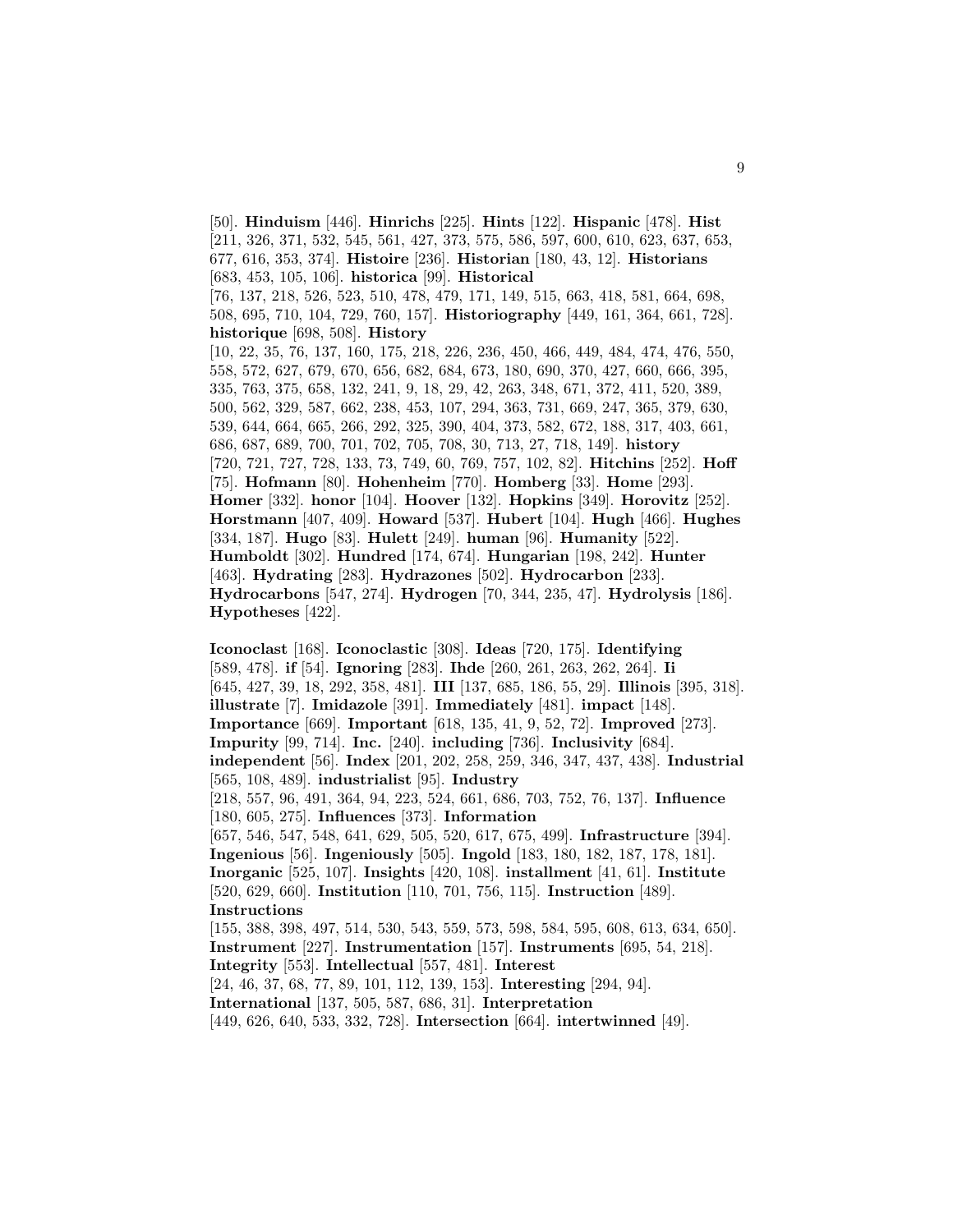[50]. **Hinduism** [446]. **Hinrichs** [225]. **Hints** [122]. **Hispanic** [478]. **Hist** [211, 326, 371, 532, 545, 561, 427, 373, 575, 586, 597, 600, 610, 623, 637, 653, 677, 616, 353, 374]. **Histoire** [236]. **Historian** [180, 43, 12]. **Historians** [683, 453, 105, 106]. **historica** [99]. **Historical** [76, 137, 218, 526, 523, 510, 478, 479, 171, 149, 515, 663, 418, 581, 664, 698, 508, 695, 710, 104, 729, 760, 157]. **Historiography** [449, 161, 364, 661, 728]. **historique** [698, 508]. **History** [10, 22, 35, 76, 137, 160, 175, 218, 226, 236, 450, 466, 449, 484, 474, 476, 550, 558, 572, 627, 679, 670, 656, 682, 684, 673, 180, 690, 370, 427, 660, 666, 395, 335, 763, 375, 658, 132, 241, 9, 18, 29, 42, 263, 348, 671, 372, 411, 520, 389, 500, 562, 329, 587, 662, 238, 453, 107, 294, 363, 731, 669, 247, 365, 379, 630, 539, 644, 664, 665, 266, 292, 325, 390, 404, 373, 582, 672, 188, 317, 403, 661, 686, 687, 689, 700, 701, 702, 705, 708, 30, 713, 27, 718, 149]. **history** [720, 721, 727, 728, 133, 73, 749, 60, 769, 757, 102, 82]. **Hitchins** [252]. **Hoff** [75]. **Hofmann** [80]. **Hohenheim** [770]. **Homberg** [33]. **Home** [293]. **Homer** [332]. **honor** [104]. **Hoover** [132]. **Hopkins** [349]. **Horovitz** [252]. **Horstmann** [407, 409]. **Howard** [537]. **Hubert** [104]. **Hugh** [466]. **Hughes** [334, 187]. **Hugo** [83]. **Hulett** [249]. **human** [96]. **Humanity** [522]. **Humboldt** [302]. **Hundred** [174, 674]. **Hungarian** [198, 242]. **Hunter** [463]. **Hydrating** [283]. **Hydrazones** [502]. **Hydrocarbon** [233]. **Hydrocarbons** [547, 274]. **Hydrogen** [70, 344, 235, 47]. **Hydrolysis** [186]. **Hypotheses** [422].

**Iconoclast** [168]. **Iconoclastic** [308]. **Ideas** [720, 175]. **Identifying** [589, 478]. **if** [54]. **Ignoring** [283]. **Ihde** [260, 261, 263, 262, 264]. **Ii** [645, 427, 39, 18, 292, 358, 481]. **III** [137, 685, 186, 55, 29]. **Illinois** [395, 318]. **illustrate** [7]. **Imidazole** [391]. **Immediately** [481]. **impact** [148]. **Importance** [669]. **Important** [618, 135, 41, 9, 52, 72]. **Improved** [273]. **Impurity** [99, 714]. **Inc.** [240]. **including** [736]. **Inclusivity** [684]. **independent** [56]. **Index** [201, 202, 258, 259, 346, 347, 437, 438]. **Industrial** [565, 108, 489]. **industrialist** [95]. **Industry** [218, 557, 96, 491, 364, 94, 223, 524, 661, 686, 703, 752, 76, 137]. **Influence** [180, 605, 275]. **Influences** [373]. **Information** [657, 546, 547, 548, 641, 629, 505, 520, 617, 675, 499]. **Infrastructure** [394]. **Ingenious** [56]. **Ingeniously** [505]. **Ingold** [183, 180, 182, 187, 178, 181]. **Inorganic** [525, 107]. **Insights** [420, 108]. **installment** [41, 61]. **Institute** [520, 629, 660]. **Institution** [110, 701, 756, 115]. **Instruction** [489]. **Instructions** [155, 388, 398, 497, 514, 530, 543, 559, 573, 598, 584, 595, 608, 613, 634, 650]. **Instrument** [227]. **Instrumentation** [157]. **Instruments** [695, 54, 218]. **Integrity** [553]. **Intellectual** [557, 481]. **Interest** [24, 46, 37, 68, 77, 89, 101, 112, 139, 153]. **Interesting** [294, 94]. **International** [137, 505, 587, 686, 31]. **Interpretation** [449, 626, 640, 533, 332, 728]. **Intersection** [664]. **intertwinned** [49].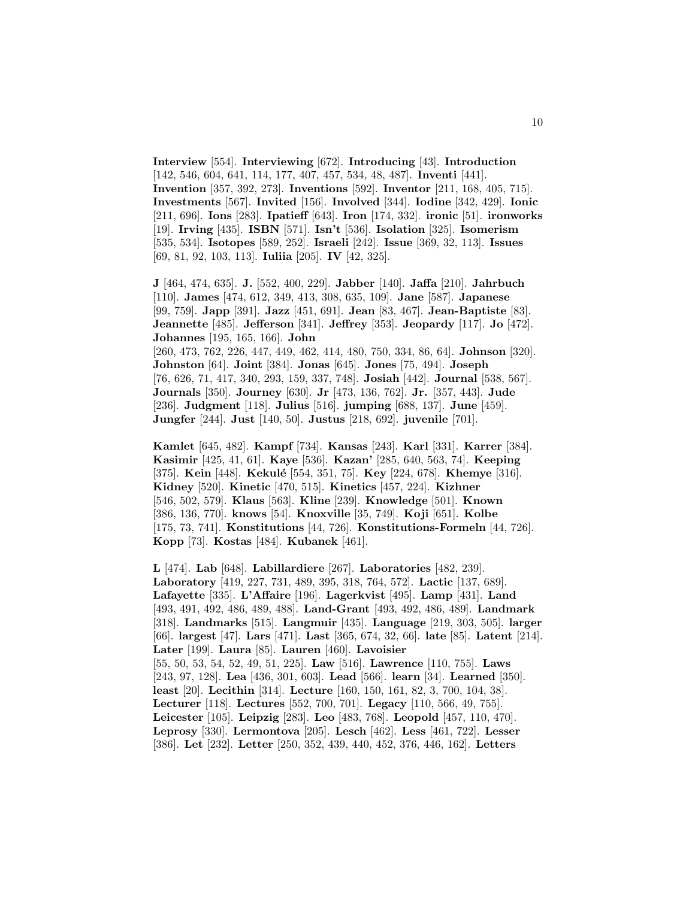**Interview** [554]. **Interviewing** [672]. **Introducing** [43]. **Introduction** [142, 546, 604, 641, 114, 177, 407, 457, 534, 48, 487]. **Inventi** [441]. **Invention** [357, 392, 273]. **Inventions** [592]. **Inventor** [211, 168, 405, 715]. **Investments** [567]. **Invited** [156]. **Involved** [344]. **Iodine** [342, 429]. **Ionic** [211, 696]. **Ions** [283]. **Ipatieff** [643]. **Iron** [174, 332]. **ironic** [51]. **ironworks** [19]. **Irving** [435]. **ISBN** [571]. **Isn't** [536]. **Isolation** [325]. **Isomerism** [535, 534]. **Isotopes** [589, 252]. **Israeli** [242]. **Issue** [369, 32, 113]. **Issues** [69, 81, 92, 103, 113]. **Iuliia** [205]. **IV** [42, 325].

**J** [464, 474, 635]. **J.** [552, 400, 229]. **Jabber** [140]. **Jaffa** [210]. **Jahrbuch** [110]. **James** [474, 612, 349, 413, 308, 635, 109]. **Jane** [587]. **Japanese** [99, 759]. **Japp** [391]. **Jazz** [451, 691]. **Jean** [83, 467]. **Jean-Baptiste** [83]. **Jeannette** [485]. **Jefferson** [341]. **Jeffrey** [353]. **Jeopardy** [117]. **Jo** [472]. **Johannes** [195, 165, 166]. **John** [260, 473, 762, 226, 447, 449, 462, 414, 480, 750, 334, 86, 64]. **Johnson** [320]. **Johnston** [64]. **Joint** [384]. **Jonas** [645]. **Jones** [75, 494]. **Joseph** [76, 626, 71, 417, 340, 293, 159, 337, 748]. **Josiah** [442]. **Journal** [538, 567]. **Journals** [350]. **Journey** [630]. **Jr** [473, 136, 762]. **Jr.** [357, 443]. **Jude** [236]. **Judgment** [118]. **Julius** [516]. **jumping** [688, 137]. **June** [459]. **Jungfer** [244]. **Just** [140, 50]. **Justus** [218, 692]. **juvenile** [701].

**Kamlet** [645, 482]. **Kampf** [734]. **Kansas** [243]. **Karl** [331]. **Karrer** [384]. **Kasimir** [425, 41, 61]. **Kaye** [536]. **Kazan'** [285, 640, 563, 74]. **Keeping** [375]. **Kein** [448]. **Kekulé** [554, 351, 75]. **Key** [224, 678]. **Khemye** [316]. **Kidney** [520]. **Kinetic** [470, 515]. **Kinetics** [457, 224]. **Kizhner** [546, 502, 579]. **Klaus** [563]. **Kline** [239]. **Knowledge** [501]. **Known** [386, 136, 770]. **knows** [54]. **Knoxville** [35, 749]. **Koji** [651]. **Kolbe** [175, 73, 741]. **Konstitutions** [44, 726]. **Konstitutions-Formeln** [44, 726]. **Kopp** [73]. **Kostas** [484]. **Kubanek** [461].

**L** [474]. **Lab** [648]. **Labillardiere** [267]. **Laboratories** [482, 239]. **Laboratory** [419, 227, 731, 489, 395, 318, 764, 572]. **Lactic** [137, 689]. **Lafayette** [335]. **L'Affaire** [196]. **Lagerkvist** [495]. **Lamp** [431]. **Land** [493, 491, 492, 486, 489, 488]. **Land-Grant** [493, 492, 486, 489]. **Landmark** [318]. **Landmarks** [515]. **Langmuir** [435]. **Language** [219, 303, 505]. **larger** [66]. **largest** [47]. **Lars** [471]. **Last** [365, 674, 32, 66]. **late** [85]. **Latent** [214]. **Later** [199]. **Laura** [85]. **Lauren** [460]. **Lavoisier** [55, 50, 53, 54, 52, 49, 51, 225]. **Law** [516]. **Lawrence** [110, 755]. **Laws** [243, 97, 128]. **Lea** [436, 301, 603]. **Lead** [566]. **learn** [34]. **Learned** [350]. **least** [20]. **Lecithin** [314]. **Lecture** [160, 150, 161, 82, 3, 700, 104, 38]. **Lecturer** [118]. **Lectures** [552, 700, 701]. **Legacy** [110, 566, 49, 755]. **Leicester** [105]. **Leipzig** [283]. **Leo** [483, 768]. **Leopold** [457, 110, 470]. **Leprosy** [330]. **Lermontova** [205]. **Lesch** [462]. **Less** [461, 722]. **Lesser** [386]. **Let** [232]. **Letter** [250, 352, 439, 440, 452, 376, 446, 162]. **Letters**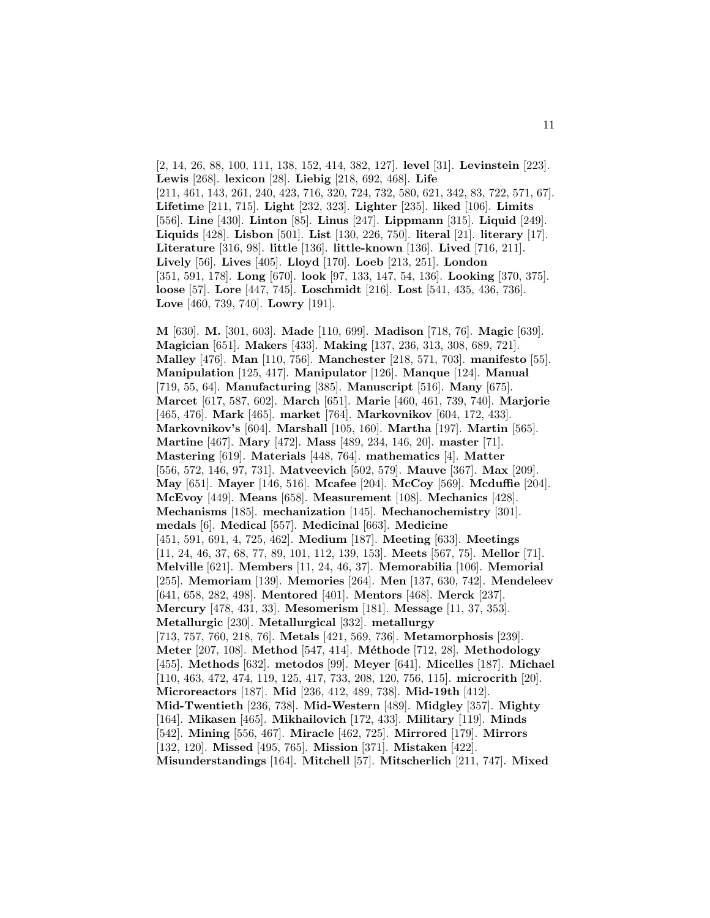[2, 14, 26, 88, 100, 111, 138, 152, 414, 382, 127]. **level** [31]. **Levinstein** [223]. **Lewis** [268]. **lexicon** [28]. **Liebig** [218, 692, 468]. **Life** [211, 461, 143, 261, 240, 423, 716, 320, 724, 732, 580, 621, 342, 83, 722, 571, 67]. **Lifetime** [211, 715]. **Light** [232, 323]. **Lighter** [235]. **liked** [106]. **Limits** [556]. **Line** [430]. **Linton** [85]. **Linus** [247]. **Lippmann** [315]. **Liquid** [249]. **Liquids** [428]. **Lisbon** [501]. **List** [130, 226, 750]. **literal** [21]. **literary** [17]. **Literature** [316, 98]. **little** [136]. **little-known** [136]. **Lived** [716, 211]. **Lively** [56]. **Lives** [405]. **Lloyd** [170]. **Loeb** [213, 251]. **London** [351, 591, 178]. **Long** [670]. **look** [97, 133, 147, 54, 136]. **Looking** [370, 375]. **loose** [57]. **Lore** [447, 745]. **Loschmidt** [216]. **Lost** [541, 435, 436, 736]. **Love** [460, 739, 740]. **Lowry** [191].

**M** [630]. **M.** [301, 603]. **Made** [110, 699]. **Madison** [718, 76]. **Magic** [639]. **Magician** [651]. **Makers** [433]. **Making** [137, 236, 313, 308, 689, 721]. **Malley** [476]. **Man** [110, 756]. **Manchester** [218, 571, 703]. **manifesto** [55]. **Manipulation** [125, 417]. **Manipulator** [126]. **Manque** [124]. **Manual** [719, 55, 64]. **Manufacturing** [385]. **Manuscript** [516]. **Many** [675]. **Marcet** [617, 587, 602]. **March** [651]. **Marie** [460, 461, 739, 740]. **Marjorie** [465, 476]. **Mark** [465]. **market** [764]. **Markovnikov** [604, 172, 433]. **Markovnikov's** [604]. **Marshall** [105, 160]. **Martha** [197]. **Martin** [565]. **Martine** [467]. **Mary** [472]. **Mass** [489, 234, 146, 20]. **master** [71]. **Mastering** [619]. **Materials** [448, 764]. **mathematics** [4]. **Matter** [556, 572, 146, 97, 731]. **Matveevich** [502, 579]. **Mauve** [367]. **Max** [209]. **May** [651]. **Mayer** [146, 516]. **Mcafee** [204]. **McCoy** [569]. **Mcduffie** [204]. **McEvoy** [449]. **Means** [658]. **Measurement** [108]. **Mechanics** [428]. **Mechanisms** [185]. **mechanization** [145]. **Mechanochemistry** [301]. **medals** [6]. **Medical** [557]. **Medicinal** [663]. **Medicine** [451, 591, 691, 4, 725, 462]. **Medium** [187]. **Meeting** [633]. **Meetings** [11, 24, 46, 37, 68, 77, 89, 101, 112, 139, 153]. **Meets** [567, 75]. **Mellor** [71]. **Melville** [621]. **Members** [11, 24, 46, 37]. **Memorabilia** [106]. **Memorial** [255]. **Memoriam** [139]. **Memories** [264]. **Men** [137, 630, 742]. **Mendeleev** [641, 658, 282, 498]. **Mentored** [401]. **Mentors** [468]. **Merck** [237]. **Mercury** [478, 431, 33]. **Mesomerism** [181]. **Message** [11, 37, 353]. **Metallurgic** [230]. **Metallurgical** [332]. **metallurgy** [713, 757, 760, 218, 76]. **Metals** [421, 569, 736]. **Metamorphosis** [239]. **Meter** [207, 108]. **Method** [547, 414]. **Méthode** [712, 28]. **Methodology** [455]. **Methods** [632]. **metodos** [99]. **Meyer** [641]. **Micelles** [187]. **Michael** [110, 463, 472, 474, 119, 125, 417, 733, 208, 120, 756, 115]. **microcrith** [20]. **Microreactors** [187]. **Mid** [236, 412, 489, 738]. **Mid-19th** [412]. **Mid-Twentieth** [236, 738]. **Mid-Western** [489]. **Midgley** [357]. **Mighty** [164]. **Mikasen** [465]. **Mikhailovich** [172, 433]. **Military** [119]. **Minds** [542]. **Mining** [556, 467]. **Miracle** [462, 725]. **Mirrored** [179]. **Mirrors** [132, 120]. **Missed** [495, 765]. **Mission** [371]. **Mistaken** [422]. **Misunderstandings** [164]. **Mitchell** [57]. **Mitscherlich** [211, 747]. **Mixed**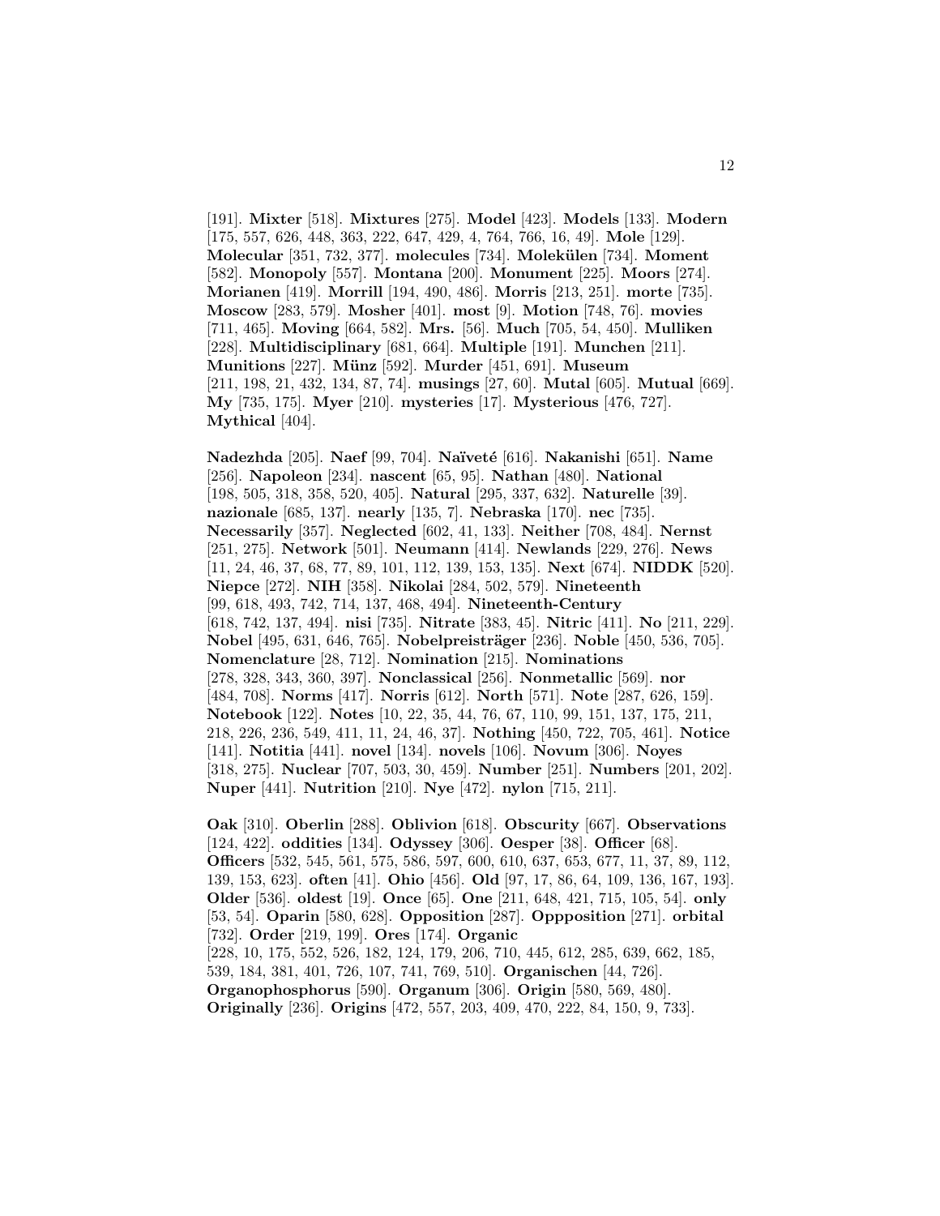[191]. **Mixter** [518]. **Mixtures** [275]. **Model** [423]. **Models** [133]. **Modern** [175, 557, 626, 448, 363, 222, 647, 429, 4, 764, 766, 16, 49]. **Mole** [129]. **Molecular** [351, 732, 377]. **molecules** [734]. **Molekülen** [734]. **Moment** [582]. **Monopoly** [557]. **Montana** [200]. **Monument** [225]. **Moors** [274]. **Morianen** [419]. **Morrill** [194, 490, 486]. **Morris** [213, 251]. **morte** [735]. **Moscow** [283, 579]. **Mosher** [401]. **most** [9]. **Motion** [748, 76]. **movies** [711, 465]. **Moving** [664, 582]. **Mrs.** [56]. **Much** [705, 54, 450]. **Mulliken** [228]. **Multidisciplinary** [681, 664]. **Multiple** [191]. **Munchen** [211]. **Munitions** [227]. **Münz** [592]. **Murder** [451, 691]. **Museum** [211, 198, 21, 432, 134, 87, 74]. **musings** [27, 60]. **Mutal** [605]. **Mutual** [669]. **My** [735, 175]. **Myer** [210]. **mysteries** [17]. **Mysterious** [476, 727]. **Mythical** [404].

**Nadezhda** [205]. **Naef** [99, 704]. **Naïveté** [616]. **Nakanishi** [651]. **Name** [256]. **Napoleon** [234]. **nascent** [65, 95]. **Nathan** [480]. **National** [198, 505, 318, 358, 520, 405]. **Natural** [295, 337, 632]. **Naturelle** [39]. **nazionale** [685, 137]. **nearly** [135, 7]. **Nebraska** [170]. **nec** [735]. **Necessarily** [357]. **Neglected** [602, 41, 133]. **Neither** [708, 484]. **Nernst** [251, 275]. **Network** [501]. **Neumann** [414]. **Newlands** [229, 276]. **News** [11, 24, 46, 37, 68, 77, 89, 101, 112, 139, 153, 135]. **Next** [674]. **NIDDK** [520]. **Niepce** [272]. **NIH** [358]. **Nikolai** [284, 502, 579]. **Nineteenth** [99, 618, 493, 742, 714, 137, 468, 494]. **Nineteenth-Century** [618, 742, 137, 494]. **nisi** [735]. **Nitrate** [383, 45]. **Nitric** [411]. **No** [211, 229]. **Nobel** [495, 631, 646, 765]. **Nobelpreisträger** [236]. **Noble** [450, 536, 705]. **Nomenclature** [28, 712]. **Nomination** [215]. **Nominations** [278, 328, 343, 360, 397]. **Nonclassical** [256]. **Nonmetallic** [569]. **nor** [484, 708]. **Norms** [417]. **Norris** [612]. **North** [571]. **Note** [287, 626, 159]. **Notebook** [122]. **Notes** [10, 22, 35, 44, 76, 67, 110, 99, 151, 137, 175, 211, 218, 226, 236, 549, 411, 11, 24, 46, 37]. **Nothing** [450, 722, 705, 461]. **Notice** [141]. **Notitia** [441]. **novel** [134]. **novels** [106]. **Novum** [306]. **Noyes** [318, 275]. **Nuclear** [707, 503, 30, 459]. **Number** [251]. **Numbers** [201, 202]. **Nuper** [441]. **Nutrition** [210]. **Nye** [472]. **nylon** [715, 211].

**Oak** [310]. **Oberlin** [288]. **Oblivion** [618]. **Obscurity** [667]. **Observations** [124, 422]. **oddities** [134]. **Odyssey** [306]. **Oesper** [38]. **Officer** [68]. **Officers** [532, 545, 561, 575, 586, 597, 600, 610, 637, 653, 677, 11, 37, 89, 112, 139, 153, 623]. **often** [41]. **Ohio** [456]. **Old** [97, 17, 86, 64, 109, 136, 167, 193]. **Older** [536]. **oldest** [19]. **Once** [65]. **One** [211, 648, 421, 715, 105, 54]. **only** [53, 54]. **Oparin** [580, 628]. **Opposition** [287]. **Oppposition** [271]. **orbital** [732]. **Order** [219, 199]. **Ores** [174]. **Organic** [228, 10, 175, 552, 526, 182, 124, 179, 206, 710, 445, 612, 285, 639, 662, 185, 539, 184, 381, 401, 726, 107, 741, 769, 510]. **Organischen** [44, 726]. **Organophosphorus** [590]. **Organum** [306]. **Origin** [580, 569, 480]. **Originally** [236]. **Origins** [472, 557, 203, 409, 470, 222, 84, 150, 9, 733].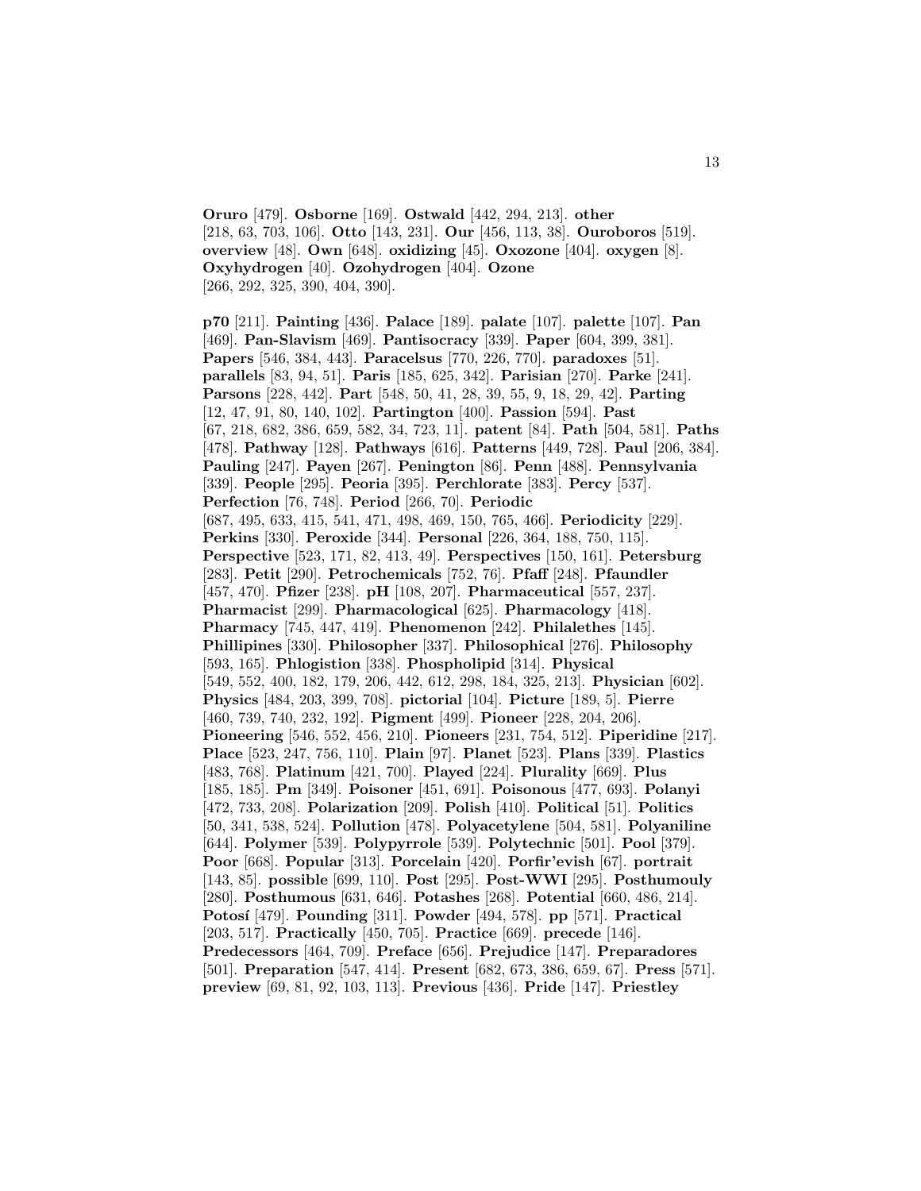**Oruro** [479]. **Osborne** [169]. **Ostwald** [442, 294, 213]. **other** [218, 63, 703, 106]. **Otto** [143, 231]. **Our** [456, 113, 38]. **Ouroboros** [519]. **overview** [48]. **Own** [648]. **oxidizing** [45]. **Oxozone** [404]. **oxygen** [8]. **Oxyhydrogen** [40]. **Ozohydrogen** [404]. **Ozone** [266, 292, 325, 390, 404, 390].

**p70** [211]. **Painting** [436]. **Palace** [189]. **palate** [107]. **palette** [107]. **Pan** [469]. **Pan-Slavism** [469]. **Pantisocracy** [339]. **Paper** [604, 399, 381]. **Papers** [546, 384, 443]. **Paracelsus** [770, 226, 770]. **paradoxes** [51]. **parallels** [83, 94, 51]. **Paris** [185, 625, 342]. **Parisian** [270]. **Parke** [241]. **Parsons** [228, 442]. **Part** [548, 50, 41, 28, 39, 55, 9, 18, 29, 42]. **Parting** [12, 47, 91, 80, 140, 102]. **Partington** [400]. **Passion** [594]. **Past** [67, 218, 682, 386, 659, 582, 34, 723, 11]. **patent** [84]. **Path** [504, 581]. **Paths** [478]. **Pathway** [128]. **Pathways** [616]. **Patterns** [449, 728]. **Paul** [206, 384]. **Pauling** [247]. **Payen** [267]. **Penington** [86]. **Penn** [488]. **Pennsylvania** [339]. **People** [295]. **Peoria** [395]. **Perchlorate** [383]. **Percy** [537]. **Perfection** [76, 748]. **Period** [266, 70]. **Periodic** [687, 495, 633, 415, 541, 471, 498, 469, 150, 765, 466]. **Periodicity** [229]. **Perkins** [330]. **Peroxide** [344]. **Personal** [226, 364, 188, 750, 115]. **Perspective** [523, 171, 82, 413, 49]. **Perspectives** [150, 161]. **Petersburg** [283]. **Petit** [290]. **Petrochemicals** [752, 76]. **Pfaff** [248]. **Pfaundler** [457, 470]. **Pfizer** [238]. **pH** [108, 207]. **Pharmaceutical** [557, 237]. **Pharmacist** [299]. **Pharmacological** [625]. **Pharmacology** [418]. **Pharmacy** [745, 447, 419]. **Phenomenon** [242]. **Philalethes** [145]. **Phillipines** [330]. **Philosopher** [337]. **Philosophical** [276]. **Philosophy** [593, 165]. **Phlogistion** [338]. **Phospholipid** [314]. **Physical** [549, 552, 400, 182, 179, 206, 442, 612, 298, 184, 325, 213]. **Physician** [602]. **Physics** [484, 203, 399, 708]. **pictorial** [104]. **Picture** [189, 5]. **Pierre** [460, 739, 740, 232, 192]. **Pigment** [499]. **Pioneer** [228, 204, 206]. **Pioneering** [546, 552, 456, 210]. **Pioneers** [231, 754, 512]. **Piperidine** [217]. **Place** [523, 247, 756, 110]. **Plain** [97]. **Planet** [523]. **Plans** [339]. **Plastics** [483, 768]. **Platinum** [421, 700]. **Played** [224]. **Plurality** [669]. **Plus** [185, 185]. **Pm** [349]. **Poisoner** [451, 691]. **Poisonous** [477, 693]. **Polanyi** [472, 733, 208]. **Polarization** [209]. **Polish** [410]. **Political** [51]. **Politics** [50, 341, 538, 524]. **Pollution** [478]. **Polyacetylene** [504, 581]. **Polyaniline** [644]. **Polymer** [539]. **Polypyrrole** [539]. **Polytechnic** [501]. **Pool** [379]. **Poor** [668]. **Popular** [313]. **Porcelain** [420]. **Porfir'evish** [67]. **portrait** [143, 85]. **possible** [699, 110]. **Post** [295]. **Post-WWI** [295]. **Posthumouly** [280]. **Posthumous** [631, 646]. **Potashes** [268]. **Potential** [660, 486, 214]. **Potosí** [479]. **Pounding** [311]. **Powder** [494, 578]. **pp** [571]. **Practical** [203, 517]. **Practically** [450, 705]. **Practice** [669]. **precede** [146]. **Predecessors** [464, 709]. **Preface** [656]. **Prejudice** [147]. **Preparadores** [501]. **Preparation** [547, 414]. **Present** [682, 673, 386, 659, 67]. **Press** [571]. **preview** [69, 81, 92, 103, 113]. **Previous** [436]. **Pride** [147]. **Priestley**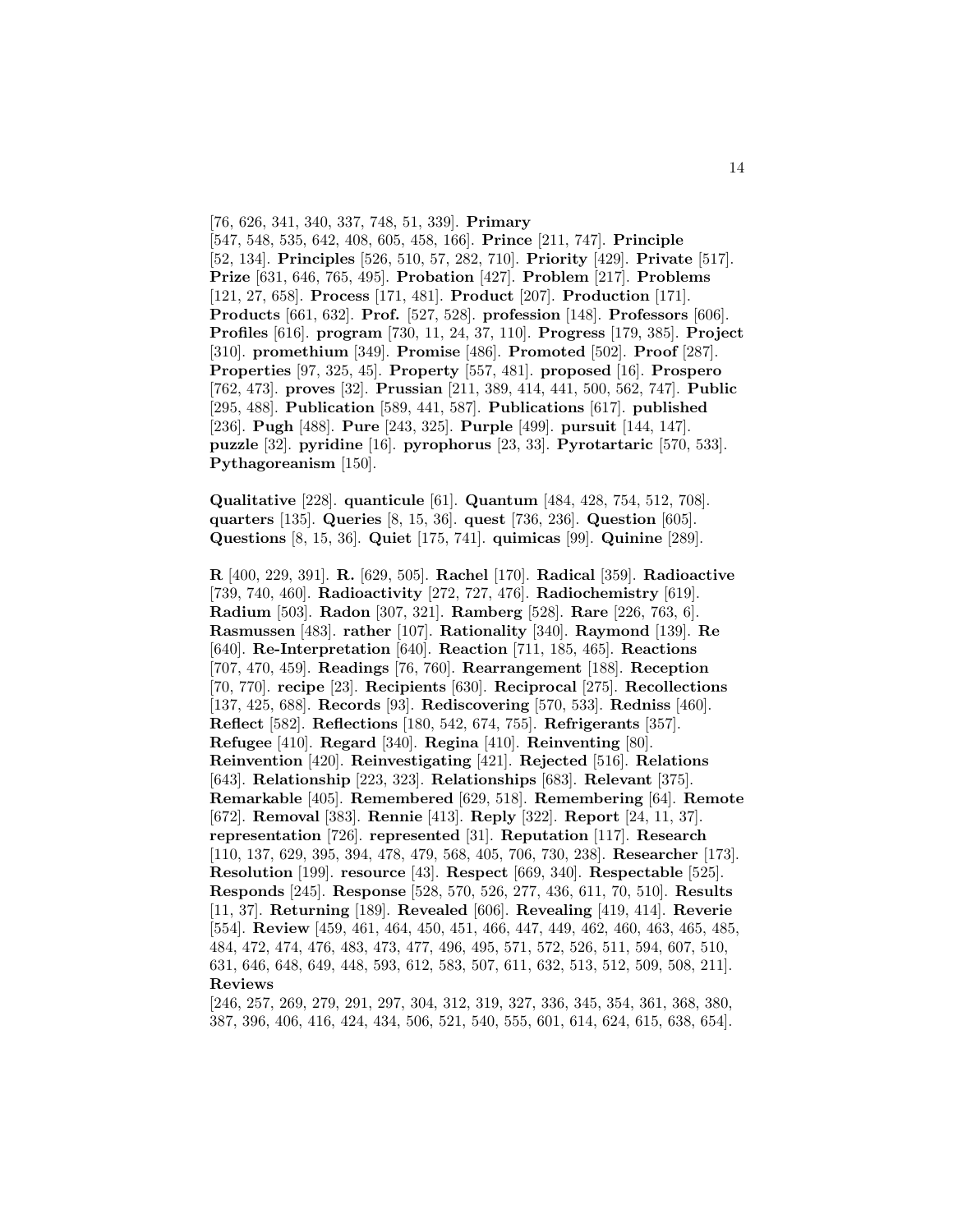[76, 626, 341, 340, 337, 748, 51, 339]. **Primary** [547, 548, 535, 642, 408, 605, 458, 166]. **Prince** [211, 747]. **Principle** [52, 134]. **Principles** [526, 510, 57, 282, 710]. **Priority** [429]. **Private** [517]. **Prize** [631, 646, 765, 495]. **Probation** [427]. **Problem** [217]. **Problems** [121, 27, 658]. **Process** [171, 481]. **Product** [207]. **Production** [171]. **Products** [661, 632]. **Prof.** [527, 528]. **profession** [148]. **Professors** [606]. **Profiles** [616]. **program** [730, 11, 24, 37, 110]. **Progress** [179, 385]. **Project** [310]. **promethium** [349]. **Promise** [486]. **Promoted** [502]. **Proof** [287]. **Properties** [97, 325, 45]. **Property** [557, 481]. **proposed** [16]. **Prospero** [762, 473]. **proves** [32]. **Prussian** [211, 389, 414, 441, 500, 562, 747]. **Public** [295, 488]. **Publication** [589, 441, 587]. **Publications** [617]. **published** [236]. **Pugh** [488]. **Pure** [243, 325]. **Purple** [499]. **pursuit** [144, 147]. **puzzle** [32]. **pyridine** [16]. **pyrophorus** [23, 33]. **Pyrotartaric** [570, 533]. **Pythagoreanism** [150].

**Qualitative** [228]. **quanticule** [61]. **Quantum** [484, 428, 754, 512, 708]. **quarters** [135]. **Queries** [8, 15, 36]. **quest** [736, 236]. **Question** [605]. **Questions** [8, 15, 36]. **Quiet** [175, 741]. **quimicas** [99]. **Quinine** [289].

**R** [400, 229, 391]. **R.** [629, 505]. **Rachel** [170]. **Radical** [359]. **Radioactive** [739, 740, 460]. **Radioactivity** [272, 727, 476]. **Radiochemistry** [619]. **Radium** [503]. **Radon** [307, 321]. **Ramberg** [528]. **Rare** [226, 763, 6]. **Rasmussen** [483]. **rather** [107]. **Rationality** [340]. **Raymond** [139]. **Re** [640]. **Re-Interpretation** [640]. **Reaction** [711, 185, 465]. **Reactions** [707, 470, 459]. **Readings** [76, 760]. **Rearrangement** [188]. **Reception** [70, 770]. **recipe** [23]. **Recipients** [630]. **Reciprocal** [275]. **Recollections** [137, 425, 688]. **Records** [93]. **Rediscovering** [570, 533]. **Redniss** [460]. **Reflect** [582]. **Reflections** [180, 542, 674, 755]. **Refrigerants** [357]. **Refugee** [410]. **Regard** [340]. **Regina** [410]. **Reinventing** [80]. **Reinvention** [420]. **Reinvestigating** [421]. **Rejected** [516]. **Relations** [643]. **Relationship** [223, 323]. **Relationships** [683]. **Relevant** [375]. **Remarkable** [405]. **Remembered** [629, 518]. **Remembering** [64]. **Remote** [672]. **Removal** [383]. **Rennie** [413]. **Reply** [322]. **Report** [24, 11, 37]. **representation** [726]. **represented** [31]. **Reputation** [117]. **Research** [110, 137, 629, 395, 394, 478, 479, 568, 405, 706, 730, 238]. **Researcher** [173]. **Resolution** [199]. **resource** [43]. **Respect** [669, 340]. **Respectable** [525]. **Responds** [245]. **Response** [528, 570, 526, 277, 436, 611, 70, 510]. **Results** [11, 37]. **Returning** [189]. **Revealed** [606]. **Revealing** [419, 414]. **Reverie** [554]. **Review** [459, 461, 464, 450, 451, 466, 447, 449, 462, 460, 463, 465, 485, 484, 472, 474, 476, 483, 473, 477, 496, 495, 571, 572, 526, 511, 594, 607, 510, 631, 646, 648, 649, 448, 593, 612, 583, 507, 611, 632, 513, 512, 509, 508, 211]. **Reviews** [246, 257, 269, 279, 291, 297, 304, 312, 319, 327, 336, 345, 354, 361, 368, 380, 387, 396, 406, 416, 424, 434, 506, 521, 540, 555, 601, 614, 624, 615, 638, 654].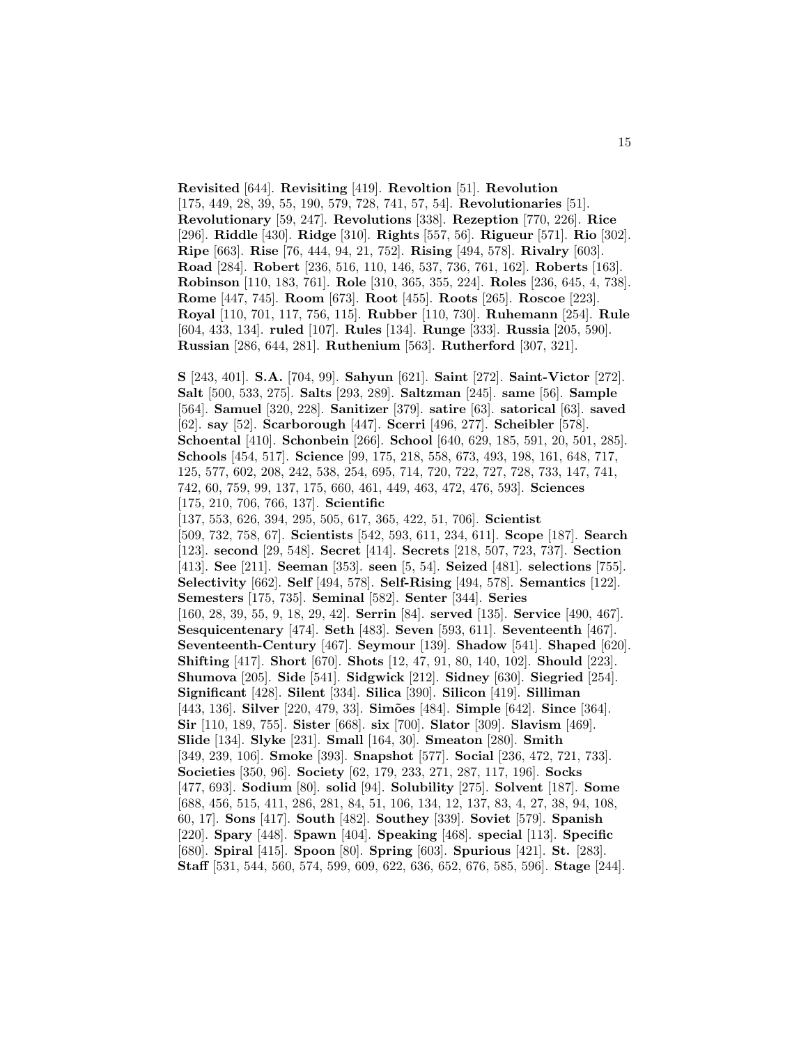**Revisited** [644]. **Revisiting** [419]. **Revoltion** [51]. **Revolution** [175, 449, 28, 39, 55, 190, 579, 728, 741, 57, 54]. **Revolutionaries** [51]. **Revolutionary** [59, 247]. **Revolutions** [338]. **Rezeption** [770, 226]. **Rice** [296]. **Riddle** [430]. **Ridge** [310]. **Rights** [557, 56]. **Rigueur** [571]. **Rio** [302]. **Ripe** [663]. **Rise** [76, 444, 94, 21, 752]. **Rising** [494, 578]. **Rivalry** [603]. **Road** [284]. **Robert** [236, 516, 110, 146, 537, 736, 761, 162]. **Roberts** [163]. **Robinson** [110, 183, 761]. **Role** [310, 365, 355, 224]. **Roles** [236, 645, 4, 738]. **Rome** [447, 745]. **Room** [673]. **Root** [455]. **Roots** [265]. **Roscoe** [223]. **Royal** [110, 701, 117, 756, 115]. **Rubber** [110, 730]. **Ruhemann** [254]. **Rule** [604, 433, 134]. **ruled** [107]. **Rules** [134]. **Runge** [333]. **Russia** [205, 590]. **Russian** [286, 644, 281]. **Ruthenium** [563]. **Rutherford** [307, 321].

**S** [243, 401]. **S.A.** [704, 99]. **Sahyun** [621]. **Saint** [272]. **Saint-Victor** [272]. **Salt** [500, 533, 275]. **Salts** [293, 289]. **Saltzman** [245]. **same** [56]. **Sample** [564]. **Samuel** [320, 228]. **Sanitizer** [379]. **satire** [63]. **satorical** [63]. **saved** [62]. **say** [52]. **Scarborough** [447]. **Scerri** [496, 277]. **Scheibler** [578]. **Schoental** [410]. **Schonbein** [266]. **School** [640, 629, 185, 591, 20, 501, 285]. **Schools** [454, 517]. **Science** [99, 175, 218, 558, 673, 493, 198, 161, 648, 717, 125, 577, 602, 208, 242, 538, 254, 695, 714, 720, 722, 727, 728, 733, 147, 741, 742, 60, 759, 99, 137, 175, 660, 461, 449, 463, 472, 476, 593]. **Sciences** [175, 210, 706, 766, 137]. **Scientific** [137, 553, 626, 394, 295, 505, 617, 365, 422, 51, 706]. **Scientist** [509, 732, 758, 67]. **Scientists** [542, 593, 611, 234, 611]. **Scope** [187]. **Search** [123]. **second** [29, 548]. **Secret** [414]. **Secrets** [218, 507, 723, 737]. **Section** [413]. **See** [211]. **Seeman** [353]. **seen** [5, 54]. **Seized** [481]. **selections** [755]. **Selectivity** [662]. **Self** [494, 578]. **Self-Rising** [494, 578]. **Semantics** [122]. **Semesters** [175, 735]. **Seminal** [582]. **Senter** [344]. **Series** [160, 28, 39, 55, 9, 18, 29, 42]. **Serrin** [84]. **served** [135]. **Service** [490, 467]. **Sesquicentenary** [474]. **Seth** [483]. **Seven** [593, 611]. **Seventeenth** [467]. **Seventeenth-Century** [467]. **Seymour** [139]. **Shadow** [541]. **Shaped** [620]. **Shifting** [417]. **Short** [670]. **Shots** [12, 47, 91, 80, 140, 102]. **Should** [223]. **Shumova** [205]. **Side** [541]. **Sidgwick** [212]. **Sidney** [630]. **Siegried** [254]. **Significant** [428]. **Silent** [334]. **Silica** [390]. **Silicon** [419]. **Silliman** [443, 136]. **Silver** [220, 479, 33]. **Simões** [484]. **Simple** [642]. **Since** [364]. **Sir** [110, 189, 755]. **Sister** [668]. **six** [700]. **Slator** [309]. **Slavism** [469]. **Slide** [134]. **Slyke** [231]. **Small** [164, 30]. **Smeaton** [280]. **Smith** [349, 239, 106]. **Smoke** [393]. **Snapshot** [577]. **Social** [236, 472, 721, 733]. **Societies** [350, 96]. **Society** [62, 179, 233, 271, 287, 117, 196]. **Socks** [477, 693]. **Sodium** [80]. **solid** [94]. **Solubility** [275]. **Solvent** [187]. **Some** [688, 456, 515, 411, 286, 281, 84, 51, 106, 134, 12, 137, 83, 4, 27, 38, 94, 108, 60, 17]. **Sons** [417]. **South** [482]. **Southey** [339]. **Soviet** [579]. **Spanish** [220]. **Spary** [448]. **Spawn** [404]. **Speaking** [468]. **special** [113]. **Specific** [680]. **Spiral** [415]. **Spoon** [80]. **Spring** [603]. **Spurious** [421]. **St.** [283]. **Staff** [531, 544, 560, 574, 599, 609, 622, 636, 652, 676, 585, 596]. **Stage** [244].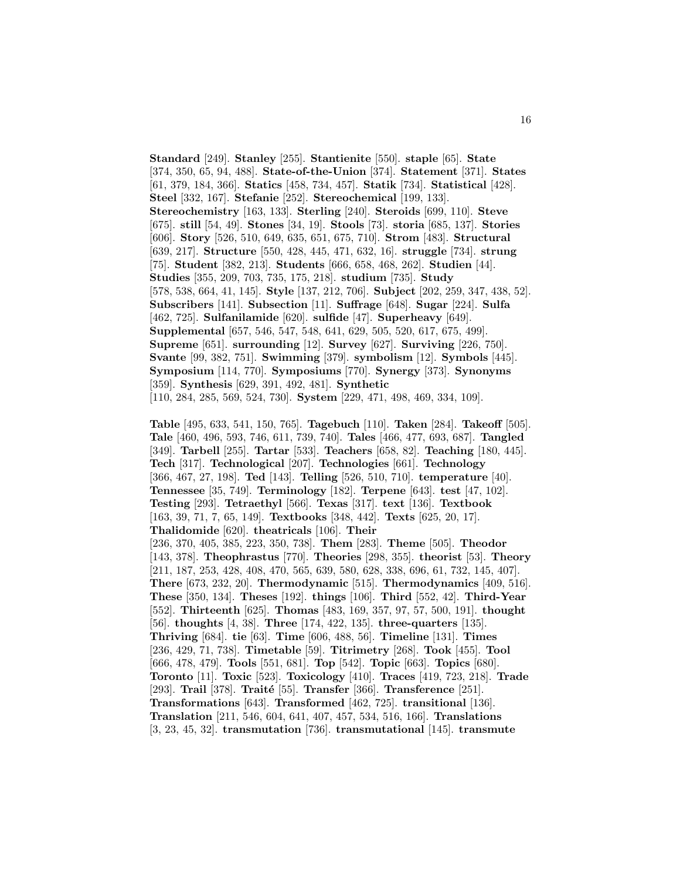**Standard** [249]. **Stanley** [255]. **Stantienite** [550]. **staple** [65]. **State** [374, 350, 65, 94, 488]. **State-of-the-Union** [374]. **Statement** [371]. **States** [61, 379, 184, 366]. **Statics** [458, 734, 457]. **Statik** [734]. **Statistical** [428]. **Steel** [332, 167]. **Stefanie** [252]. **Stereochemical** [199, 133]. **Stereochemistry** [163, 133]. **Sterling** [240]. **Steroids** [699, 110]. **Steve** [675]. **still** [54, 49]. **Stones** [34, 19]. **Stools** [73]. **storia** [685, 137]. **Stories** [606]. **Story** [526, 510, 649, 635, 651, 675, 710]. **Strom** [483]. **Structural** [639, 217]. **Structure** [550, 428, 445, 471, 632, 16]. **struggle** [734]. **strung** [75]. **Student** [382, 213]. **Students** [666, 658, 468, 262]. **Studien** [44]. **Studies** [355, 209, 703, 735, 175, 218]. **studium** [735]. **Study** [578, 538, 664, 41, 145]. **Style** [137, 212, 706]. **Subject** [202, 259, 347, 438, 52]. **Subscribers** [141]. **Subsection** [11]. **Suffrage** [648]. **Sugar** [224]. **Sulfa** [462, 725]. **Sulfanilamide** [620]. **sulfide** [47]. **Superheavy** [649]. **Supplemental** [657, 546, 547, 548, 641, 629, 505, 520, 617, 675, 499]. **Supreme** [651]. **surrounding** [12]. **Survey** [627]. **Surviving** [226, 750]. **Svante** [99, 382, 751]. **Swimming** [379]. **symbolism** [12]. **Symbols** [445]. **Symposium** [114, 770]. **Symposiums** [770]. **Synergy** [373]. **Synonyms** [359]. **Synthesis** [629, 391, 492, 481]. **Synthetic** [110, 284, 285, 569, 524, 730]. **System** [229, 471, 498, 469, 334, 109].

**Table** [495, 633, 541, 150, 765]. **Tagebuch** [110]. **Taken** [284]. **Takeoff** [505]. **Tale** [460, 496, 593, 746, 611, 739, 740]. **Tales** [466, 477, 693, 687]. **Tangled** [349]. **Tarbell** [255]. **Tartar** [533]. **Teachers** [658, 82]. **Teaching** [180, 445]. **Tech** [317]. **Technological** [207]. **Technologies** [661]. **Technology** [366, 467, 27, 198]. **Ted** [143]. **Telling** [526, 510, 710]. **temperature** [40]. **Tennessee** [35, 749]. **Terminology** [182]. **Terpene** [643]. **test** [47, 102]. **Testing** [293]. **Tetraethyl** [566]. **Texas** [317]. **text** [136]. **Textbook** [163, 39, 71, 7, 65, 149]. **Textbooks** [348, 442]. **Texts** [625, 20, 17]. **Thalidomide** [620]. **theatricals** [106]. **Their** [236, 370, 405, 385, 223, 350, 738]. **Them** [283]. **Theme** [505]. **Theodor** [143, 378]. **Theophrastus** [770]. **Theories** [298, 355]. **theorist** [53]. **Theory** [211, 187, 253, 428, 408, 470, 565, 639, 580, 628, 338, 696, 61, 732, 145, 407]. **There** [673, 232, 20]. **Thermodynamic** [515]. **Thermodynamics** [409, 516]. **These** [350, 134]. **Theses** [192]. **things** [106]. **Third** [552, 42]. **Third-Year** [552]. **Thirteenth** [625]. **Thomas** [483, 169, 357, 97, 57, 500, 191]. **thought** [56]. **thoughts** [4, 38]. **Three** [174, 422, 135]. **three-quarters** [135]. **Thriving** [684]. **tie** [63]. **Time** [606, 488, 56]. **Timeline** [131]. **Times** [236, 429, 71, 738]. **Timetable** [59]. **Titrimetry** [268]. **Took** [455]. **Tool** [666, 478, 479]. **Tools** [551, 681]. **Top** [542]. **Topic** [663]. **Topics** [680]. **Toronto** [11]. **Toxic** [523]. **Toxicology** [410]. **Traces** [419, 723, 218]. **Trade** [293]. **Trail** [378]. **Traité** [55]. **Transfer** [366]. **Transference** [251]. **Transformations** [643]. **Transformed** [462, 725]. **transitional** [136]. **Translation** [211, 546, 604, 641, 407, 457, 534, 516, 166]. **Translations** [3, 23, 45, 32]. **transmutation** [736]. **transmutational** [145]. **transmute**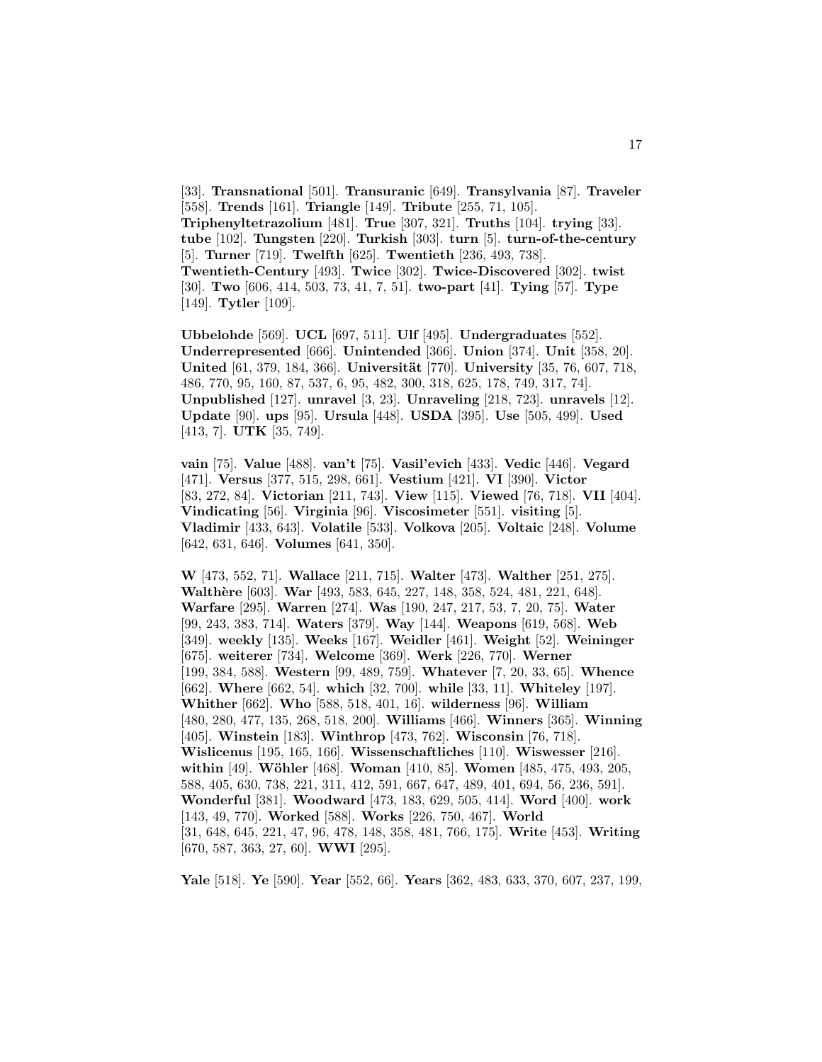[33]. **Transnational** [501]. **Transuranic** [649]. **Transylvania** [87]. **Traveler** [558]. **Trends** [161]. **Triangle** [149]. **Tribute** [255, 71, 105]. **Triphenyltetrazolium** [481]. **True** [307, 321]. **Truths** [104]. **trying** [33]. **tube** [102]. **Tungsten** [220]. **Turkish** [303]. **turn** [5]. **turn-of-the-century** [5]. **Turner** [719]. **Twelfth** [625]. **Twentieth** [236, 493, 738]. **Twentieth-Century** [493]. **Twice** [302]. **Twice-Discovered** [302]. **twist** [30]. **Two** [606, 414, 503, 73, 41, 7, 51]. **two-part** [41]. **Tying** [57]. **Type** [149]. **Tytler** [109].

**Ubbelohde** [569]. **UCL** [697, 511]. **Ulf** [495]. **Undergraduates** [552]. **Underrepresented** [666]. **Unintended** [366]. **Union** [374]. **Unit** [358, 20]. **United** [61, 379, 184, 366]. **Universität** [770]. **University** [35, 76, 607, 718, 486, 770, 95, 160, 87, 537, 6, 95, 482, 300, 318, 625, 178, 749, 317, 74]. **Unpublished** [127]. **unravel** [3, 23]. **Unraveling** [218, 723]. **unravels** [12]. **Update** [90]. **ups** [95]. **Ursula** [448]. **USDA** [395]. **Use** [505, 499]. **Used** [413, 7]. **UTK** [35, 749].

**vain** [75]. **Value** [488]. **van't** [75]. **Vasil'evich** [433]. **Vedic** [446]. **Vegard** [471]. **Versus** [377, 515, 298, 661]. **Vestium** [421]. **VI** [390]. **Victor** [83, 272, 84]. **Victorian** [211, 743]. **View** [115]. **Viewed** [76, 718]. **VII** [404]. **Vindicating** [56]. **Virginia** [96]. **Viscosimeter** [551]. **visiting** [5]. **Vladimir** [433, 643]. **Volatile** [533]. **Volkova** [205]. **Voltaic** [248]. **Volume** [642, 631, 646]. **Volumes** [641, 350].

**W** [473, 552, 71]. **Wallace** [211, 715]. **Walter** [473]. **Walther** [251, 275]. **Walthère** [603]. **War** [493, 583, 645, 227, 148, 358, 524, 481, 221, 648]. **Warfare** [295]. **Warren** [274]. **Was** [190, 247, 217, 53, 7, 20, 75]. **Water** [99, 243, 383, 714]. **Waters** [379]. **Way** [144]. **Weapons** [619, 568]. **Web** [349]. **weekly** [135]. **Weeks** [167]. **Weidler** [461]. **Weight** [52]. **Weininger** [675]. **weiterer** [734]. **Welcome** [369]. **Werk** [226, 770]. **Werner** [199, 384, 588]. **Western** [99, 489, 759]. **Whatever** [7, 20, 33, 65]. **Whence** [662]. **Where** [662, 54]. **which** [32, 700]. **while** [33, 11]. **Whiteley** [197]. **Whither** [662]. **Who** [588, 518, 401, 16]. **wilderness** [96]. **William** [480, 280, 477, 135, 268, 518, 200]. **Williams** [466]. **Winners** [365]. **Winning** [405]. **Winstein** [183]. **Winthrop** [473, 762]. **Wisconsin** [76, 718]. **Wislicenus** [195, 165, 166]. **Wissenschaftliches** [110]. **Wiswesser** [216]. **within** [49]. **Wöhler** [468]. **Woman** [410, 85]. **Women** [485, 475, 493, 205, 588, 405, 630, 738, 221, 311, 412, 591, 667, 647, 489, 401, 694, 56, 236, 591]. **Wonderful** [381]. **Woodward** [473, 183, 629, 505, 414]. **Word** [400]. **work** [143, 49, 770]. **Worked** [588]. **Works** [226, 750, 467]. **World** [31, 648, 645, 221, 47, 96, 478, 148, 358, 481, 766, 175]. **Write** [453]. **Writing** [670, 587, 363, 27, 60]. **WWI** [295].

**Yale** [518]. **Ye** [590]. **Year** [552, 66]. **Years** [362, 483, 633, 370, 607, 237, 199,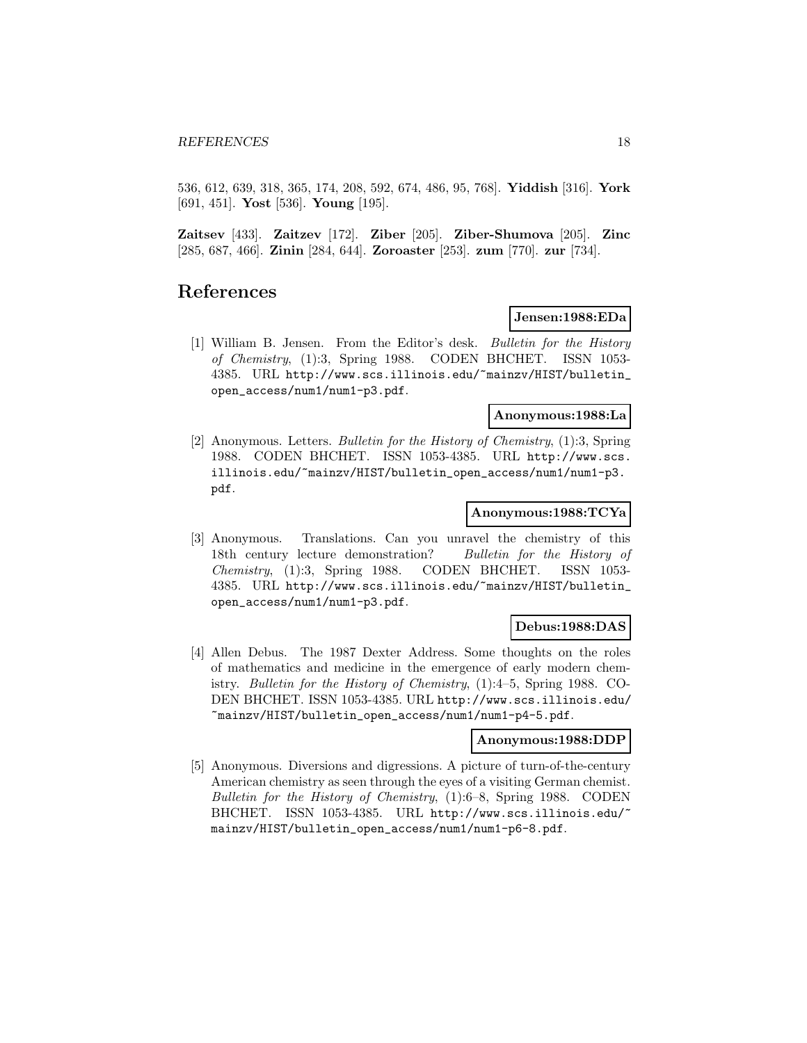536, 612, 639, 318, 365, 174, 208, 592, 674, 486, 95, 768]. **Yiddish** [316]. **York** [691, 451]. **Yost** [536]. **Young** [195].

**Zaitsev** [433]. **Zaitzev** [172]. **Ziber** [205]. **Ziber-Shumova** [205]. **Zinc** [285, 687, 466]. **Zinin** [284, 644]. **Zoroaster** [253]. **zum** [770]. **zur** [734].

# References

**Jensen:1988:EDa**

[1] William B. Jensen. From the Editor's desk. *Bulletin for the History of Chemistry*, (1):3, Spring 1988. CODEN BHCHET. ISSN 1053-4385. URL http://www.scs.illinois.edu/~mainzv/HIST/bulletin_open_access/num1/num1-p3.pdf.

**Anonymous:1988:La**

[2] Anonymous. Letters. *Bulletin for the History of Chemistry*, (1):3, Spring 1988. CODEN BHCHET. ISSN 1053-4385. URL http://www.scs.illinois.edu/~mainzv/HIST/bulletin_open_access/num1/num1-p3.pdf.

**Anonymous:1988:TCYa**

[3] Anonymous. Translations. Can you unravel the chemistry of this 18th century lecture demonstration? *Bulletin for the History of Chemistry*, (1):3, Spring 1988. CODEN BHCHET. ISSN 1053-4385. URL http://www.scs.illinois.edu/~mainzv/HIST/bulletin_open_access/num1/num1-p3.pdf.

**Debus:1988:DAS**

[4] Allen Debus. The 1987 Dexter Address. Some thoughts on the roles of mathematics and medicine in the emergence of early modern chemistry. *Bulletin for the History of Chemistry*, (1):4–5, Spring 1988. CODEN BHCHET. ISSN 1053-4385. URL http://www.scs.illinois.edu/~mainzv/HIST/bulletin_open_access/num1/num1-p4-5.pdf.

**Anonymous:1988:DDP**

[5] Anonymous. Diversions and digressions. A picture of turn-of-the-century American chemistry as seen through the eyes of a visiting German chemist. *Bulletin for the History of Chemistry*, (1):6–8, Spring 1988. CODEN BHCHET. ISSN 1053-4385. URL http://www.scs.illinois.edu/~mainzv/HIST/bulletin_open_access/num1/num1-p6-8.pdf.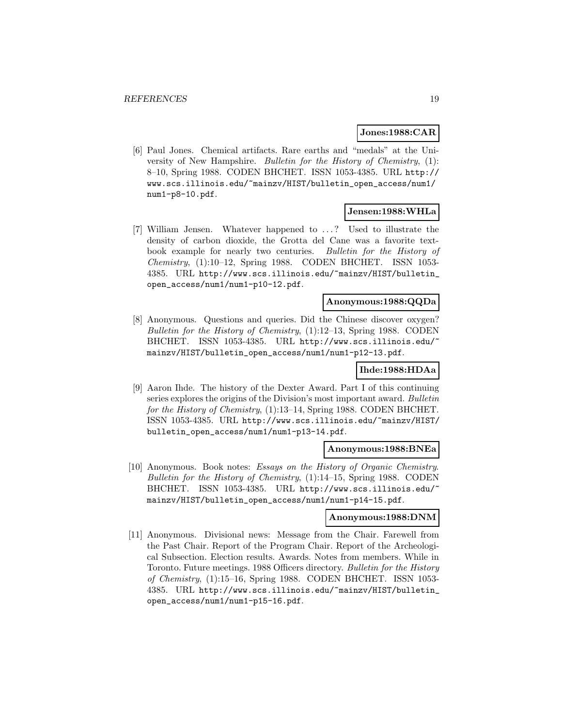**Jones:1988:CAR**

[6] Paul Jones. Chemical artifacts. Rare earths and "medals" at the University of New Hampshire. *Bulletin for the History of Chemistry*, (1): 8–10, Spring 1988. CODEN BHCHET. ISSN 1053-4385. URL http://www.scs.illinois.edu/~mainzv/HIST/bulletin_open_access/num1/num1-p8-10.pdf.

**Jensen:1988:WHLa**

[7] William Jensen. Whatever happened to ...? Used to illustrate the density of carbon dioxide, the Grotta del Cane was a favorite textbook example for nearly two centuries. *Bulletin for the History of Chemistry*, (1):10–12, Spring 1988. CODEN BHCHET. ISSN 1053-4385. URL http://www.scs.illinois.edu/~mainzv/HIST/bulletin_open_access/num1/num1-p10-12.pdf.

**Anonymous:1988:QQDa**

[8] Anonymous. Questions and queries. Did the Chinese discover oxygen? *Bulletin for the History of Chemistry*, (1):12–13, Spring 1988. CODEN BHCHET. ISSN 1053-4385. URL http://www.scs.illinois.edu/~mainzv/HIST/bulletin_open_access/num1/num1-p12-13.pdf.

**Ihde:1988:HDAa**

[9] Aaron Ihde. The history of the Dexter Award. Part I of this continuing series explores the origins of the Division's most important award. *Bulletin for the History of Chemistry*, (1):13–14, Spring 1988. CODEN BHCHET. ISSN 1053-4385. URL http://www.scs.illinois.edu/~mainzv/HIST/bulletin_open_access/num1/num1-p13-14.pdf.

**Anonymous:1988:BNEa**

[10] Anonymous. Book notes: *Essays on the History of Organic Chemistry*. *Bulletin for the History of Chemistry*, (1):14–15, Spring 1988. CODEN BHCHET. ISSN 1053-4385. URL http://www.scs.illinois.edu/~mainzv/HIST/bulletin_open_access/num1/num1-p14-15.pdf.

**Anonymous:1988:DNM**

[11] Anonymous. Divisional news: Message from the Chair. Farewell from the Past Chair. Report of the Program Chair. Report of the Archeological Subsection. Election results. Awards. Notes from members. While in Toronto. Future meetings. 1988 Officers directory. *Bulletin for the History of Chemistry*, (1):15–16, Spring 1988. CODEN BHCHET. ISSN 1053-4385. URL http://www.scs.illinois.edu/~mainzv/HIST/bulletin_open_access/num1/num1-p15-16.pdf.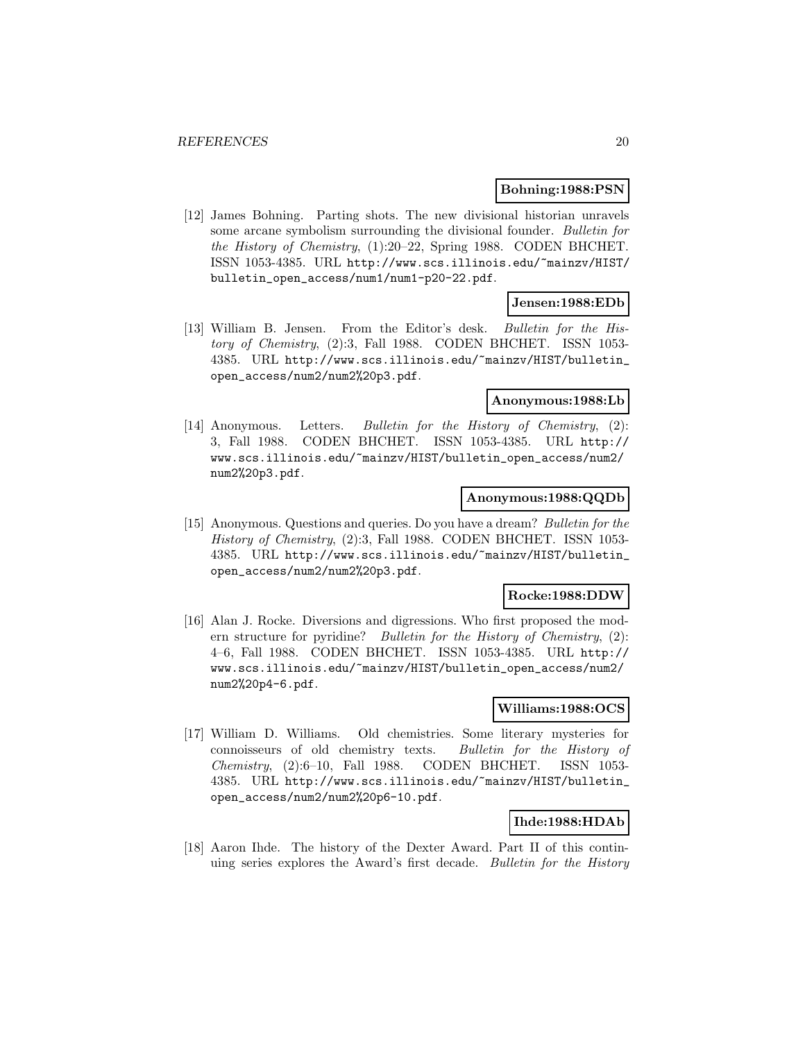**Bohning:1988:PSN**

[12] James Bohning. Parting shots. The new divisional historian unravels some arcane symbolism surrounding the divisional founder. *Bulletin for the History of Chemistry*, (1):20–22, Spring 1988. CODEN BHCHET. ISSN 1053-4385. URL http://www.scs.illinois.edu/~mainzv/HIST/bulletin_open_access/num1/num1-p20-22.pdf.

**Jensen:1988:EDb**

[13] William B. Jensen. From the Editor's desk. *Bulletin for the History of Chemistry*, (2):3, Fall 1988. CODEN BHCHET. ISSN 1053-4385. URL http://www.scs.illinois.edu/~mainzv/HIST/bulletin_open_access/num2/num2%20p3.pdf.

**Anonymous:1988:Lb**

[14] Anonymous. Letters. *Bulletin for the History of Chemistry*, (2):3, Fall 1988. CODEN BHCHET. ISSN 1053-4385. URL http://www.scs.illinois.edu/~mainzv/HIST/bulletin_open_access/num2/num2%20p3.pdf.

**Anonymous:1988:QQDb**

[15] Anonymous. Questions and queries. Do you have a dream? *Bulletin for the History of Chemistry*, (2):3, Fall 1988. CODEN BHCHET. ISSN 1053-4385. URL http://www.scs.illinois.edu/~mainzv/HIST/bulletin_open_access/num2/num2%20p3.pdf.

**Rocke:1988:DDW**

[16] Alan J. Rocke. Diversions and digressions. Who first proposed the modern structure for pyridine? *Bulletin for the History of Chemistry*, (2):4–6, Fall 1988. CODEN BHCHET. ISSN 1053-4385. URL http://www.scs.illinois.edu/~mainzv/HIST/bulletin_open_access/num2/num2%20p4-6.pdf.

**Williams:1988:OCS**

[17] William D. Williams. Old chemistries. Some literary mysteries for connoisseurs of old chemistry texts. *Bulletin for the History of Chemistry*, (2):6–10, Fall 1988. CODEN BHCHET. ISSN 1053-4385. URL http://www.scs.illinois.edu/~mainzv/HIST/bulletin_open_access/num2/num2%20p6-10.pdf.

**Ihde:1988:HDAb**

[18] Aaron Ihde. The history of the Dexter Award. Part II of this continuing series explores the Award's first decade. *Bulletin for the History*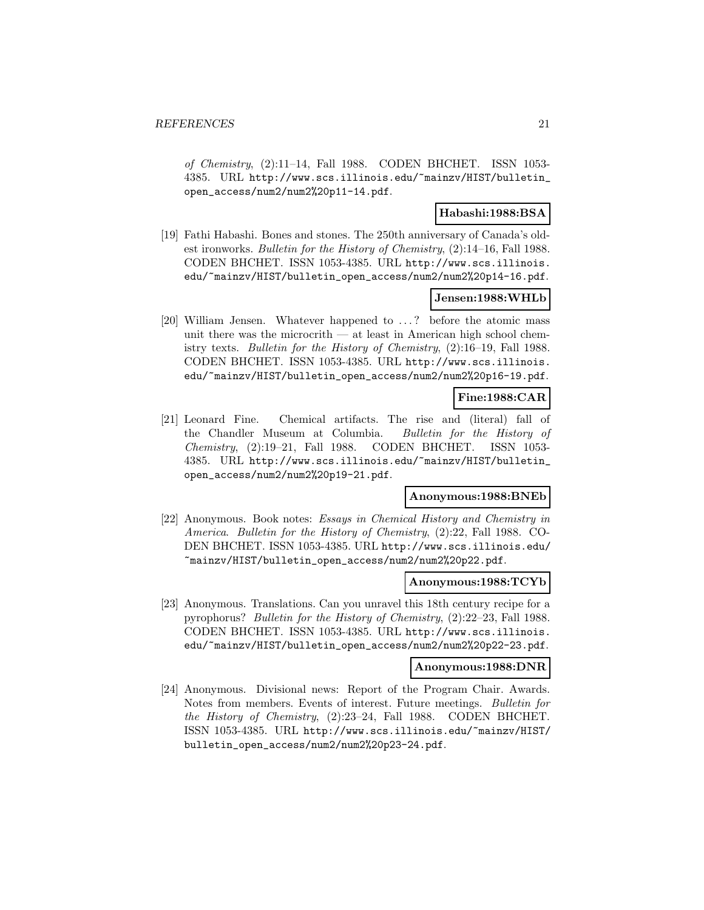*of Chemistry*, (2):11–14, Fall 1988. CODEN BHCHET. ISSN 1053-4385. URL http://www.scs.illinois.edu/~mainzv/HIST/bulletin_open_access/num2/num2%20p11-14.pdf.

**Habashi:1988:BSA**

[19] Fathi Habashi. Bones and stones. The 250th anniversary of Canada's oldest ironworks. *Bulletin for the History of Chemistry*, (2):14–16, Fall 1988. CODEN BHCHET. ISSN 1053-4385. URL http://www.scs.illinois.edu/~mainzv/HIST/bulletin_open_access/num2/num2%20p14-16.pdf.

**Jensen:1988:WHLb**

[20] William Jensen. Whatever happened to ...? before the atomic mass unit there was the microcrith — at least in American high school chemistry texts. *Bulletin for the History of Chemistry*, (2):16–19, Fall 1988. CODEN BHCHET. ISSN 1053-4385. URL http://www.scs.illinois.edu/~mainzv/HIST/bulletin_open_access/num2/num2%20p16-19.pdf.

**Fine:1988:CAR**

[21] Leonard Fine. Chemical artifacts. The rise and (literal) fall of the Chandler Museum at Columbia. *Bulletin for the History of Chemistry*, (2):19–21, Fall 1988. CODEN BHCHET. ISSN 1053-4385. URL http://www.scs.illinois.edu/~mainzv/HIST/bulletin_open_access/num2/num2%20p19-21.pdf.

**Anonymous:1988:BNEb**

[22] Anonymous. Book notes: *Essays in Chemical History and Chemistry in America*. *Bulletin for the History of Chemistry*, (2):22, Fall 1988. CODEN BHCHET. ISSN 1053-4385. URL http://www.scs.illinois.edu/~mainzv/HIST/bulletin_open_access/num2/num2%20p22.pdf.

**Anonymous:1988:TCYb**

[23] Anonymous. Translations. Can you unravel this 18th century recipe for a pyrophorus? *Bulletin for the History of Chemistry*, (2):22–23, Fall 1988. CODEN BHCHET. ISSN 1053-4385. URL http://www.scs.illinois.edu/~mainzv/HIST/bulletin_open_access/num2/num2%20p22-23.pdf.

**Anonymous:1988:DNR**

[24] Anonymous. Divisional news: Report of the Program Chair. Awards. Notes from members. Events of interest. Future meetings. *Bulletin for the History of Chemistry*, (2):23–24, Fall 1988. CODEN BHCHET. ISSN 1053-4385. URL http://www.scs.illinois.edu/~mainzv/HIST/bulletin_open_access/num2/num2%20p23-24.pdf.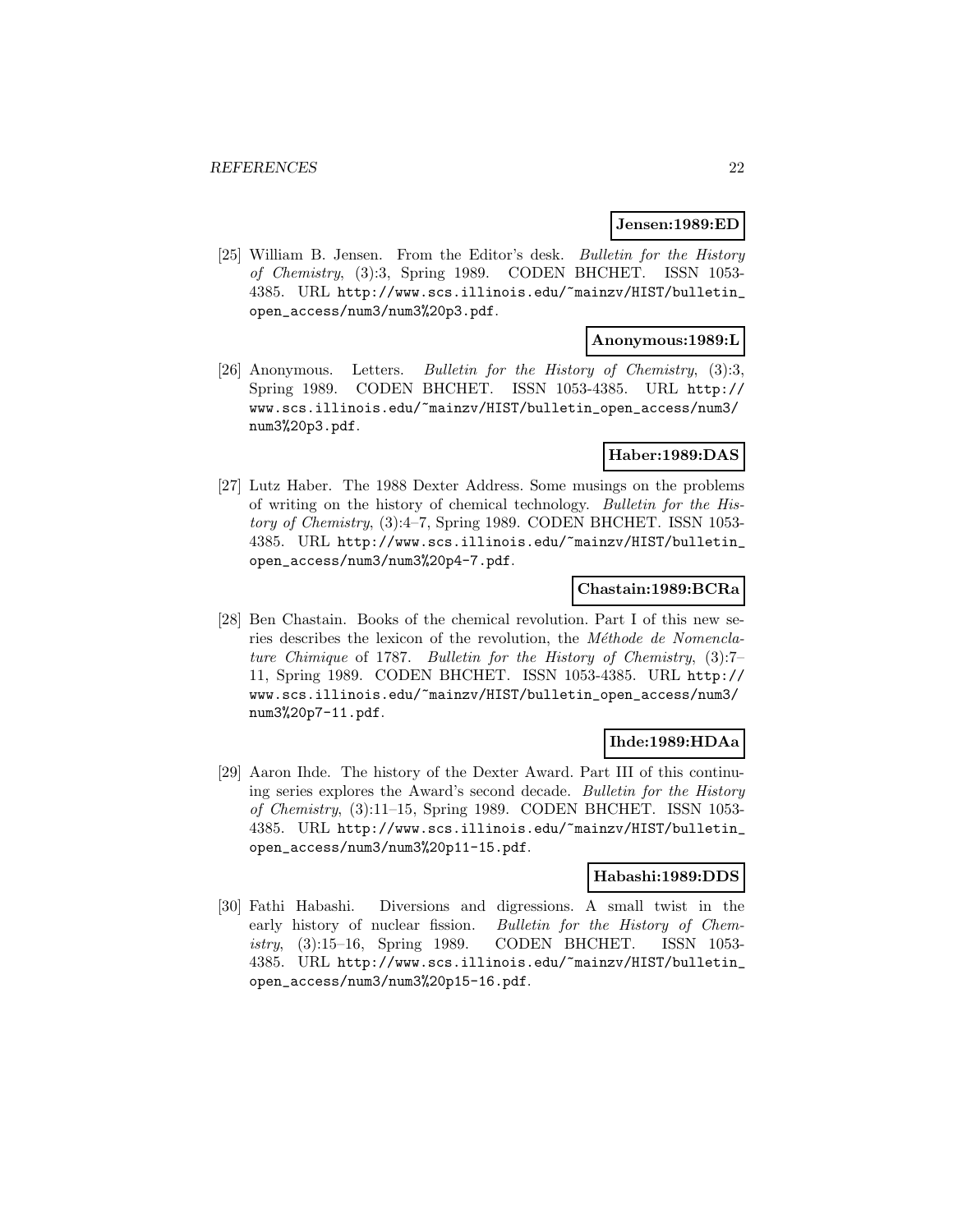**Jensen:1989:ED**

[25] William B. Jensen. From the Editor's desk. *Bulletin for the History of Chemistry*, (3):3, Spring 1989. CODEN BHCHET. ISSN 1053-4385. URL http://www.scs.illinois.edu/~mainzv/HIST/bulletin_open_access/num3/num3%20p3.pdf.

**Anonymous:1989:L**

[26] Anonymous. Letters. *Bulletin for the History of Chemistry*, (3):3, Spring 1989. CODEN BHCHET. ISSN 1053-4385. URL http://www.scs.illinois.edu/~mainzv/HIST/bulletin_open_access/num3/num3%20p3.pdf.

**Haber:1989:DAS**

[27] Lutz Haber. The 1988 Dexter Address. Some musings on the problems of writing on the history of chemical technology. *Bulletin for the History of Chemistry*, (3):4–7, Spring 1989. CODEN BHCHET. ISSN 1053-4385. URL http://www.scs.illinois.edu/~mainzv/HIST/bulletin_open_access/num3/num3%20p4-7.pdf.

**Chastain:1989:BCRa**

[28] Ben Chastain. Books of the chemical revolution. Part I of this new series describes the lexicon of the revolution, the *Méthode de Nomenclature Chimique* of 1787. *Bulletin for the History of Chemistry*, (3):7–11, Spring 1989. CODEN BHCHET. ISSN 1053-4385. URL http://www.scs.illinois.edu/~mainzv/HIST/bulletin_open_access/num3/num3%20p7-11.pdf.

**Ihde:1989:HDAa**

[29] Aaron Ihde. The history of the Dexter Award. Part III of this continuing series explores the Award's second decade. *Bulletin for the History of Chemistry*, (3):11–15, Spring 1989. CODEN BHCHET. ISSN 1053-4385. URL http://www.scs.illinois.edu/~mainzv/HIST/bulletin_open_access/num3/num3%20p11-15.pdf.

**Habashi:1989:DDS**

[30] Fathi Habashi. Diversions and digressions. A small twist in the early history of nuclear fission. *Bulletin for the History of Chemistry*, (3):15–16, Spring 1989. CODEN BHCHET. ISSN 1053-4385. URL http://www.scs.illinois.edu/~mainzv/HIST/bulletin_open_access/num3/num3%20p15-16.pdf.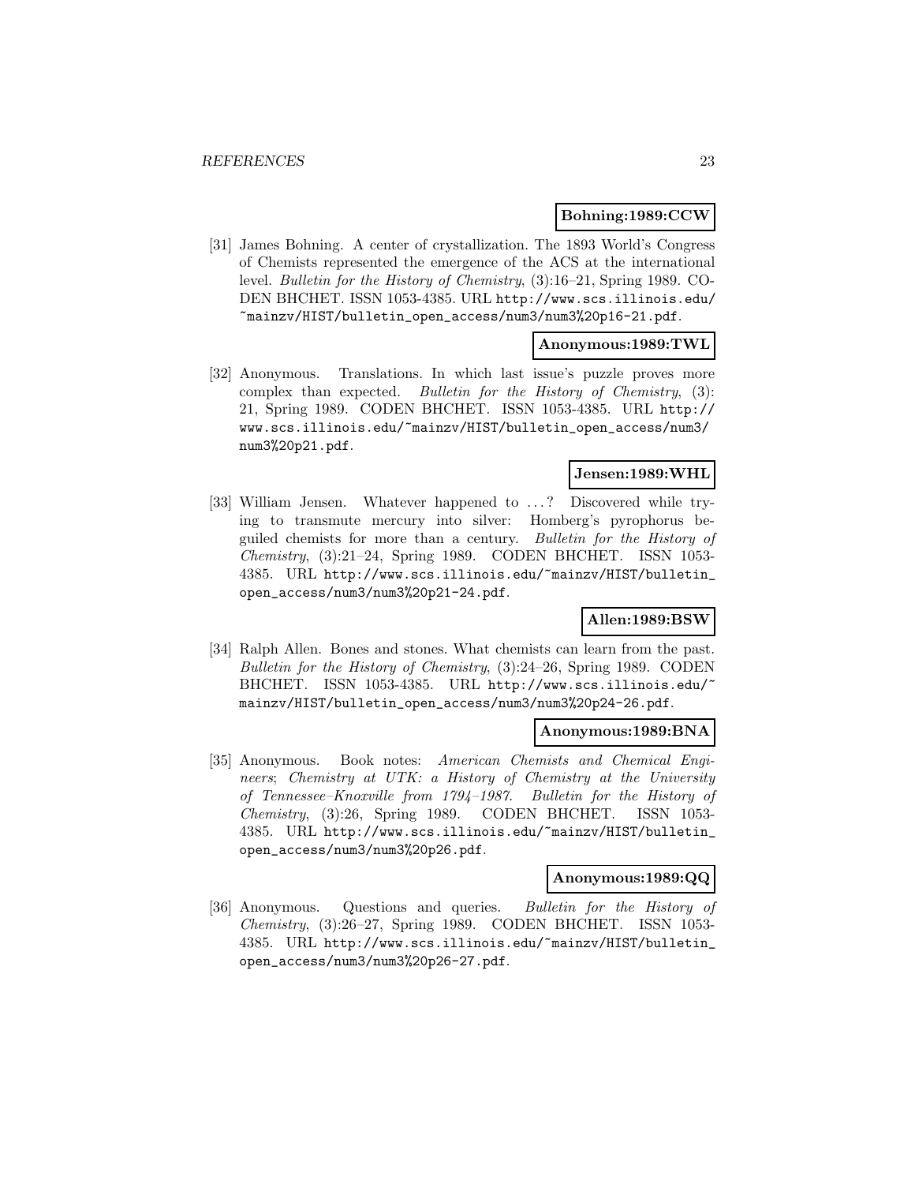**Bohning:1989:CCW**

[31] James Bohning. A center of crystallization. The 1893 World's Congress of Chemists represented the emergence of the ACS at the international level. *Bulletin for the History of Chemistry*, (3):16–21, Spring 1989. CODEN BHCHET. ISSN 1053-4385. URL http://www.scs.illinois.edu/~mainzv/HIST/bulletin_open_access/num3/num3%20p16-21.pdf.

**Anonymous:1989:TWL**

[32] Anonymous. Translations. In which last issue's puzzle proves more complex than expected. *Bulletin for the History of Chemistry*, (3): 21, Spring 1989. CODEN BHCHET. ISSN 1053-4385. URL http://www.scs.illinois.edu/~mainzv/HIST/bulletin_open_access/num3/num3%20p21.pdf.

**Jensen:1989:WHL**

[33] William Jensen. Whatever happened to ...? Discovered while trying to transmute mercury into silver: Homberg's pyrophorus beguiled chemists for more than a century. *Bulletin for the History of Chemistry*, (3):21–24, Spring 1989. CODEN BHCHET. ISSN 1053-4385. URL http://www.scs.illinois.edu/~mainzv/HIST/bulletin_open_access/num3/num3%20p21-24.pdf.

**Allen:1989:BSW**

[34] Ralph Allen. Bones and stones. What chemists can learn from the past. *Bulletin for the History of Chemistry*, (3):24–26, Spring 1989. CODEN BHCHET. ISSN 1053-4385. URL http://www.scs.illinois.edu/~mainzv/HIST/bulletin_open_access/num3/num3%20p24-26.pdf.

**Anonymous:1989:BNA**

[35] Anonymous. Book notes: *American Chemists and Chemical Engineers*; *Chemistry at UTK: a History of Chemistry at the University of Tennessee–Knoxville from 1794–1987*. *Bulletin for the History of Chemistry*, (3):26, Spring 1989. CODEN BHCHET. ISSN 1053-4385. URL http://www.scs.illinois.edu/~mainzv/HIST/bulletin_open_access/num3/num3%20p26.pdf.

**Anonymous:1989:QQ**

[36] Anonymous. Questions and queries. *Bulletin for the History of Chemistry*, (3):26–27, Spring 1989. CODEN BHCHET. ISSN 1053-4385. URL http://www.scs.illinois.edu/~mainzv/HIST/bulletin_open_access/num3/num3%20p26-27.pdf.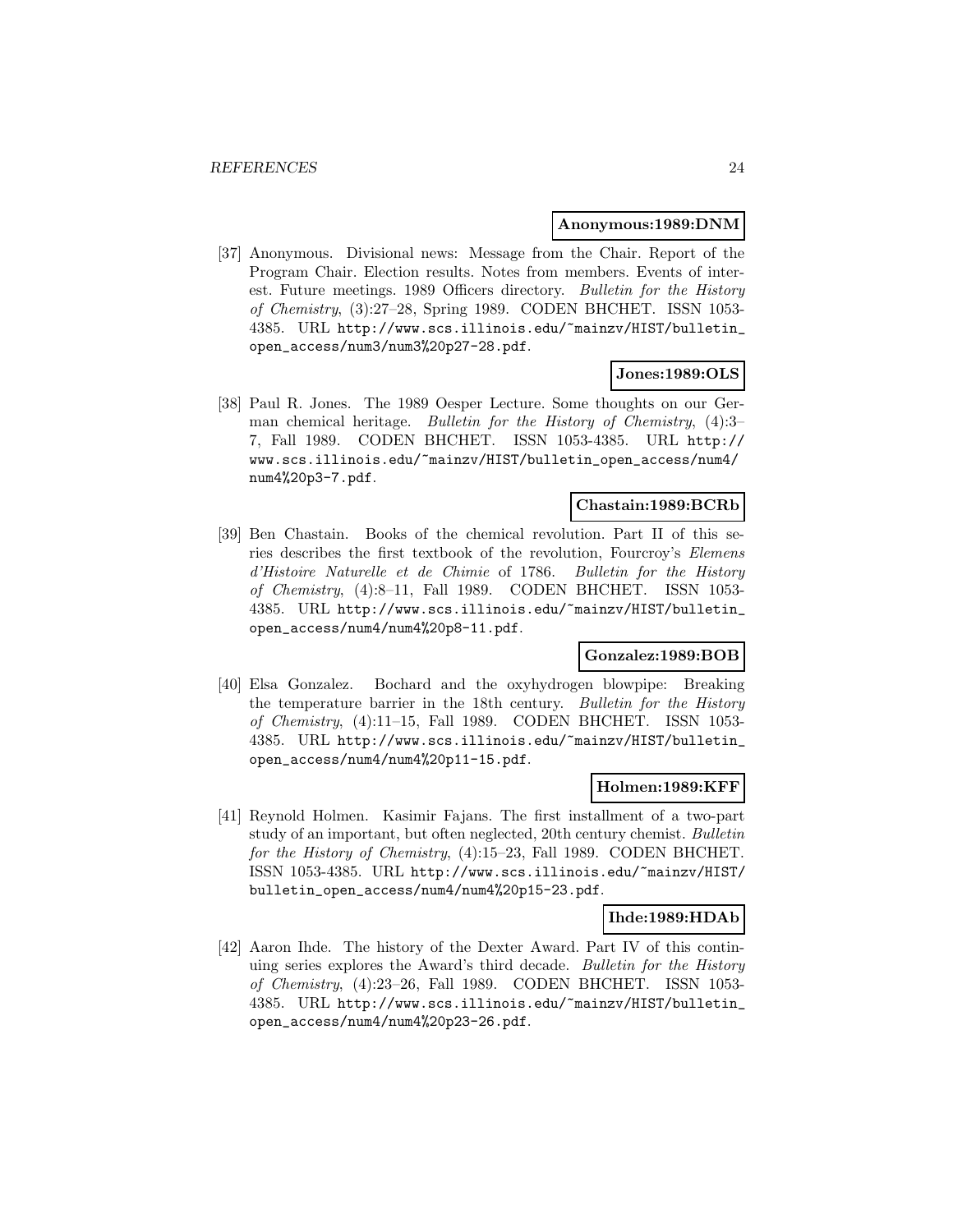**Anonymous:1989:DNM**

[37] Anonymous. Divisional news: Message from the Chair. Report of the Program Chair. Election results. Notes from members. Events of interest. Future meetings. 1989 Officers directory. *Bulletin for the History of Chemistry*, (3):27–28, Spring 1989. CODEN BHCHET. ISSN 1053-4385. URL http://www.scs.illinois.edu/~mainzv/HIST/bulletin_open_access/num3/num3%20p27-28.pdf.

**Jones:1989:OLS**

[38] Paul R. Jones. The 1989 Oesper Lecture. Some thoughts on our German chemical heritage. *Bulletin for the History of Chemistry*, (4):3–7, Fall 1989. CODEN BHCHET. ISSN 1053-4385. URL http://www.scs.illinois.edu/~mainzv/HIST/bulletin_open_access/num4/num4%20p3-7.pdf.

**Chastain:1989:BCRb**

[39] Ben Chastain. Books of the chemical revolution. Part II of this series describes the first textbook of the revolution, Fourcroy's *Elemens d'Histoire Naturelle et de Chimie* of 1786. *Bulletin for the History of Chemistry*, (4):8–11, Fall 1989. CODEN BHCHET. ISSN 1053-4385. URL http://www.scs.illinois.edu/~mainzv/HIST/bulletin_open_access/num4/num4%20p8-11.pdf.

**Gonzalez:1989:BOB**

[40] Elsa Gonzalez. Bochard and the oxyhydrogen blowpipe: Breaking the temperature barrier in the 18th century. *Bulletin for the History of Chemistry*, (4):11–15, Fall 1989. CODEN BHCHET. ISSN 1053-4385. URL http://www.scs.illinois.edu/~mainzv/HIST/bulletin_open_access/num4/num4%20p11-15.pdf.

**Holmen:1989:KFF**

[41] Reynold Holmen. Kasimir Fajans. The first installment of a two-part study of an important, but often neglected, 20th century chemist. *Bulletin for the History of Chemistry*, (4):15–23, Fall 1989. CODEN BHCHET. ISSN 1053-4385. URL http://www.scs.illinois.edu/~mainzv/HIST/bulletin_open_access/num4/num4%20p15-23.pdf.

**Ihde:1989:HDAb**

[42] Aaron Ihde. The history of the Dexter Award. Part IV of this continuing series explores the Award's third decade. *Bulletin for the History of Chemistry*, (4):23–26, Fall 1989. CODEN BHCHET. ISSN 1053-4385. URL http://www.scs.illinois.edu/~mainzv/HIST/bulletin_open_access/num4/num4%20p23-26.pdf.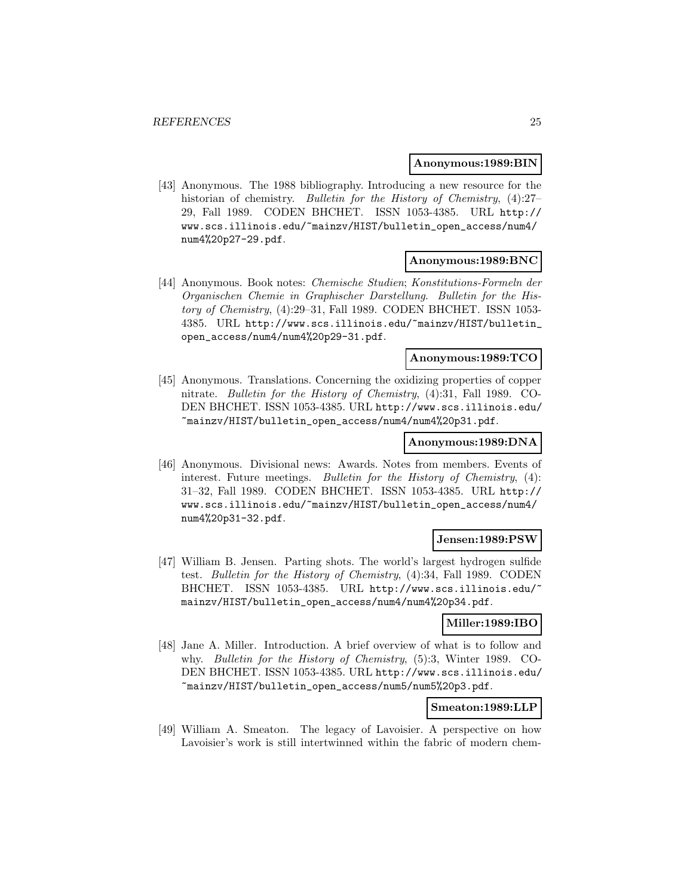**Anonymous:1989:BIN**

[43] Anonymous. The 1988 bibliography. Introducing a new resource for the historian of chemistry. *Bulletin for the History of Chemistry*, (4):27–29, Fall 1989. CODEN BHCHET. ISSN 1053-4385. URL http://www.scs.illinois.edu/~mainzv/HIST/bulletin_open_access/num4/num4%20p27-29.pdf.

**Anonymous:1989:BNC**

[44] Anonymous. Book notes: *Chemische Studien*; *Konstitutions-Formeln der Organischen Chemie in Graphischer Darstellung*. *Bulletin for the History of Chemistry*, (4):29–31, Fall 1989. CODEN BHCHET. ISSN 1053-4385. URL http://www.scs.illinois.edu/~mainzv/HIST/bulletin_open_access/num4/num4%20p29-31.pdf.

**Anonymous:1989:TCO**

[45] Anonymous. Translations. Concerning the oxidizing properties of copper nitrate. *Bulletin for the History of Chemistry*, (4):31, Fall 1989. CODEN BHCHET. ISSN 1053-4385. URL http://www.scs.illinois.edu/~mainzv/HIST/bulletin_open_access/num4/num4%20p31.pdf.

**Anonymous:1989:DNA**

[46] Anonymous. Divisional news: Awards. Notes from members. Events of interest. Future meetings. *Bulletin for the History of Chemistry*, (4):31–32, Fall 1989. CODEN BHCHET. ISSN 1053-4385. URL http://www.scs.illinois.edu/~mainzv/HIST/bulletin_open_access/num4/num4%20p31-32.pdf.

**Jensen:1989:PSW**

[47] William B. Jensen. Parting shots. The world's largest hydrogen sulfide test. *Bulletin for the History of Chemistry*, (4):34, Fall 1989. CODEN BHCHET. ISSN 1053-4385. URL http://www.scs.illinois.edu/~mainzv/HIST/bulletin_open_access/num4/num4%20p34.pdf.

**Miller:1989:IBO**

[48] Jane A. Miller. Introduction. A brief overview of what is to follow and why. *Bulletin for the History of Chemistry*, (5):3, Winter 1989. CODEN BHCHET. ISSN 1053-4385. URL http://www.scs.illinois.edu/~mainzv/HIST/bulletin_open_access/num5/num5%20p3.pdf.

**Smeaton:1989:LLP**

[49] William A. Smeaton. The legacy of Lavoisier. A perspective on how Lavoisier's work is still intertwinned within the fabric of modern chem-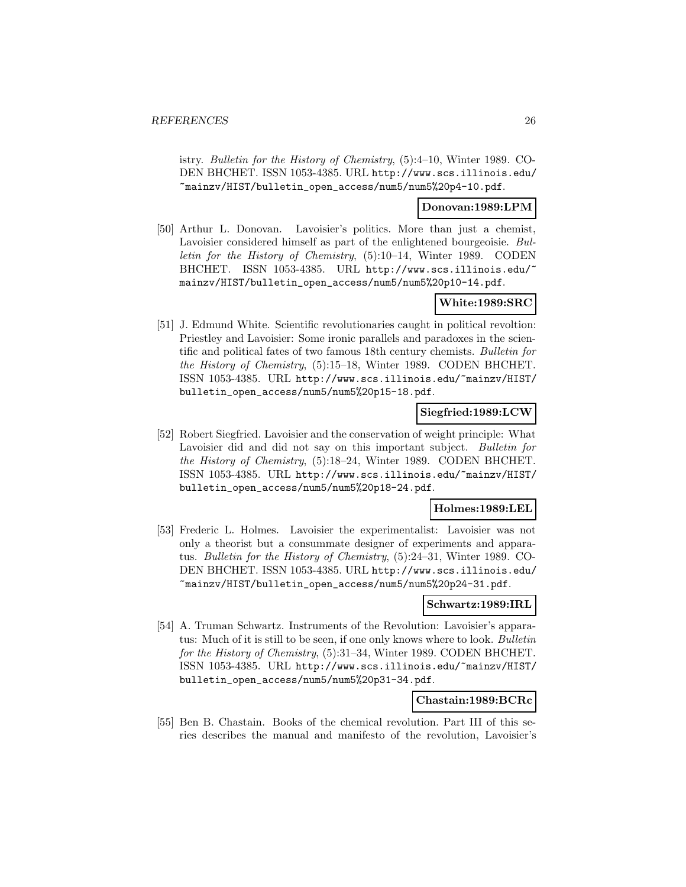istry. *Bulletin for the History of Chemistry*, (5):4–10, Winter 1989. CODEN BHCHET. ISSN 1053-4385. URL http://www.scs.illinois.edu/~mainzv/HIST/bulletin_open_access/num5/num5%20p4-10.pdf.

**Donovan:1989:LPM**

[50] Arthur L. Donovan. Lavoisier's politics. More than just a chemist, Lavoisier considered himself as part of the enlightened bourgeoisie. *Bulletin for the History of Chemistry*, (5):10–14, Winter 1989. CODEN BHCHET. ISSN 1053-4385. URL http://www.scs.illinois.edu/~mainzv/HIST/bulletin_open_access/num5/num5%20p10-14.pdf.

**White:1989:SRC**

[51] J. Edmund White. Scientific revolutionaries caught in political revoltion: Priestley and Lavoisier: Some ironic parallels and paradoxes in the scientific and political fates of two famous 18th century chemists. *Bulletin for the History of Chemistry*, (5):15–18, Winter 1989. CODEN BHCHET. ISSN 1053-4385. URL http://www.scs.illinois.edu/~mainzv/HIST/bulletin_open_access/num5/num5%20p15-18.pdf.

**Siegfried:1989:LCW**

[52] Robert Siegfried. Lavoisier and the conservation of weight principle: What Lavoisier did and did not say on this important subject. *Bulletin for the History of Chemistry*, (5):18–24, Winter 1989. CODEN BHCHET. ISSN 1053-4385. URL http://www.scs.illinois.edu/~mainzv/HIST/bulletin_open_access/num5/num5%20p18-24.pdf.

**Holmes:1989:LEL**

[53] Frederic L. Holmes. Lavoisier the experimentalist: Lavoisier was not only a theorist but a consummate designer of experiments and apparatus. *Bulletin for the History of Chemistry*, (5):24–31, Winter 1989. CODEN BHCHET. ISSN 1053-4385. URL http://www.scs.illinois.edu/~mainzv/HIST/bulletin_open_access/num5/num5%20p24-31.pdf.

**Schwartz:1989:IRL**

[54] A. Truman Schwartz. Instruments of the Revolution: Lavoisier's apparatus: Much of it is still to be seen, if one only knows where to look. *Bulletin for the History of Chemistry*, (5):31–34, Winter 1989. CODEN BHCHET. ISSN 1053-4385. URL http://www.scs.illinois.edu/~mainzv/HIST/bulletin_open_access/num5/num5%20p31-34.pdf.

**Chastain:1989:BCRc**

[55] Ben B. Chastain. Books of the chemical revolution. Part III of this series describes the manual and manifesto of the revolution, Lavoisier's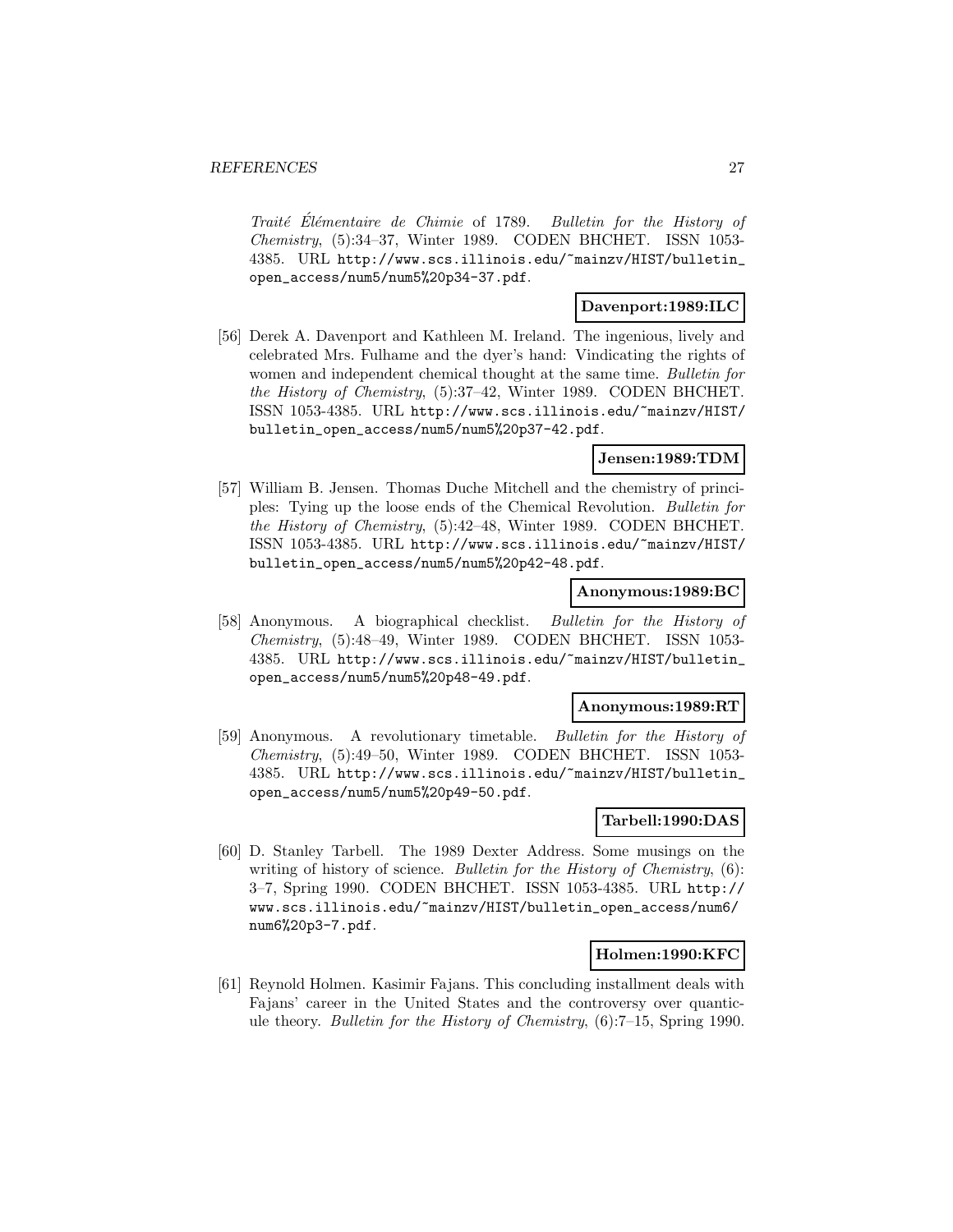*Traité Élémentaire de Chimie* of 1789. *Bulletin for the History of Chemistry*, (5):34–37, Winter 1989. CODEN BHCHET. ISSN 1053-4385. URL http://www.scs.illinois.edu/~mainzv/HIST/bulletin_open_access/num5/num5%20p34-37.pdf.

**Davenport:1989:ILC**

[56] Derek A. Davenport and Kathleen M. Ireland. The ingenious, lively and celebrated Mrs. Fulhame and the dyer's hand: Vindicating the rights of women and independent chemical thought at the same time. *Bulletin for the History of Chemistry*, (5):37–42, Winter 1989. CODEN BHCHET. ISSN 1053-4385. URL http://www.scs.illinois.edu/~mainzv/HIST/bulletin_open_access/num5/num5%20p37-42.pdf.

**Jensen:1989:TDM**

[57] William B. Jensen. Thomas Duche Mitchell and the chemistry of principles: Tying up the loose ends of the Chemical Revolution. *Bulletin for the History of Chemistry*, (5):42–48, Winter 1989. CODEN BHCHET. ISSN 1053-4385. URL http://www.scs.illinois.edu/~mainzv/HIST/bulletin_open_access/num5/num5%20p42-48.pdf.

**Anonymous:1989:BC**

[58] Anonymous. A biographical checklist. *Bulletin for the History of Chemistry*, (5):48–49, Winter 1989. CODEN BHCHET. ISSN 1053-4385. URL http://www.scs.illinois.edu/~mainzv/HIST/bulletin_open_access/num5/num5%20p48-49.pdf.

**Anonymous:1989:RT**

[59] Anonymous. A revolutionary timetable. *Bulletin for the History of Chemistry*, (5):49–50, Winter 1989. CODEN BHCHET. ISSN 1053-4385. URL http://www.scs.illinois.edu/~mainzv/HIST/bulletin_open_access/num5/num5%20p49-50.pdf.

**Tarbell:1990:DAS**

[60] D. Stanley Tarbell. The 1989 Dexter Address. Some musings on the writing of history of science. *Bulletin for the History of Chemistry*, (6): 3–7, Spring 1990. CODEN BHCHET. ISSN 1053-4385. URL http://www.scs.illinois.edu/~mainzv/HIST/bulletin_open_access/num6/num6%20p3-7.pdf.

**Holmen:1990:KFC**

[61] Reynold Holmen. Kasimir Fajans. This concluding installment deals with Fajans' career in the United States and the controversy over quanticule theory. *Bulletin for the History of Chemistry*, (6):7–15, Spring 1990.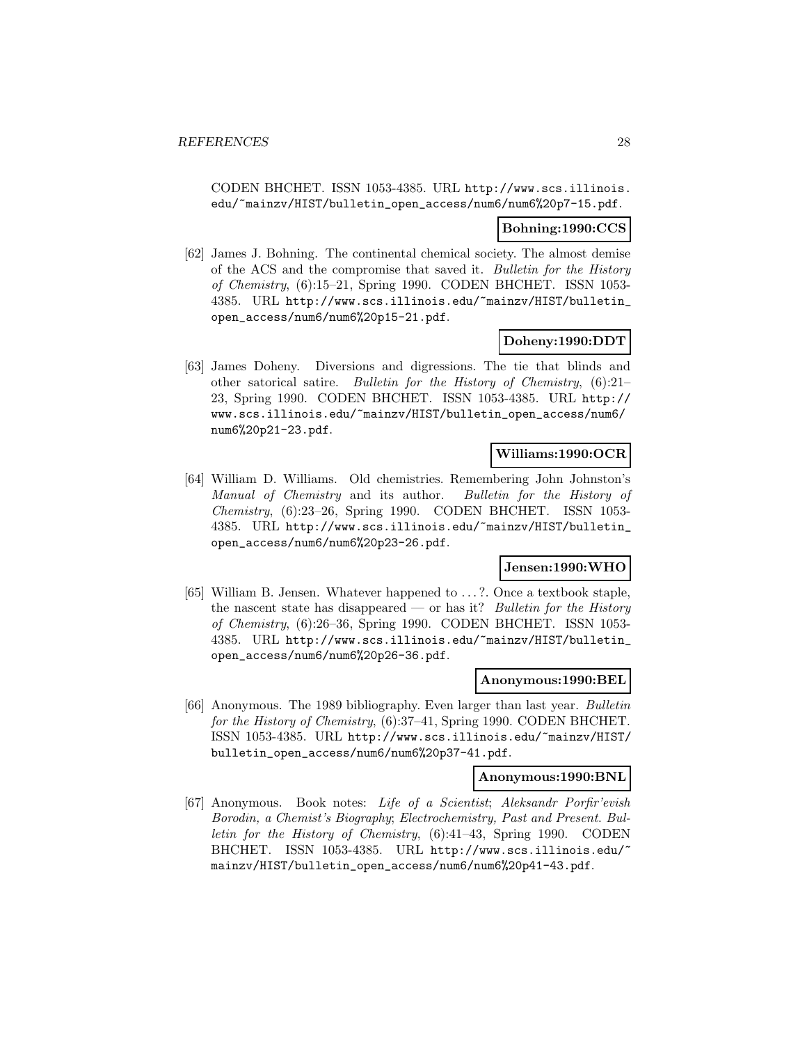CODEN BHCHET. ISSN 1053-4385. URL http://www.scs.illinois.edu/~mainzv/HIST/bulletin_open_access/num6/num6%20p7-15.pdf.

**Bohning:1990:CCS**

[62] James J. Bohning. The continental chemical society. The almost demise of the ACS and the compromise that saved it. *Bulletin for the History of Chemistry*, (6):15–21, Spring 1990. CODEN BHCHET. ISSN 1053-4385. URL http://www.scs.illinois.edu/~mainzv/HIST/bulletin_open_access/num6/num6%20p15-21.pdf.

**Doheny:1990:DDT**

[63] James Doheny. Diversions and digressions. The tie that blinds and other satorical satire. *Bulletin for the History of Chemistry*, (6):21–23, Spring 1990. CODEN BHCHET. ISSN 1053-4385. URL http://www.scs.illinois.edu/~mainzv/HIST/bulletin_open_access/num6/num6%20p21-23.pdf.

**Williams:1990:OCR**

[64] William D. Williams. Old chemistries. Remembering John Johnston's *Manual of Chemistry* and its author. *Bulletin for the History of Chemistry*, (6):23–26, Spring 1990. CODEN BHCHET. ISSN 1053-4385. URL http://www.scs.illinois.edu/~mainzv/HIST/bulletin_open_access/num6/num6%20p23-26.pdf.

**Jensen:1990:WHO**

[65] William B. Jensen. Whatever happened to ...?. Once a textbook staple, the nascent state has disappeared — or has it? *Bulletin for the History of Chemistry*, (6):26–36, Spring 1990. CODEN BHCHET. ISSN 1053-4385. URL http://www.scs.illinois.edu/~mainzv/HIST/bulletin_open_access/num6/num6%20p26-36.pdf.

**Anonymous:1990:BEL**

[66] Anonymous. The 1989 bibliography. Even larger than last year. *Bulletin for the History of Chemistry*, (6):37–41, Spring 1990. CODEN BHCHET. ISSN 1053-4385. URL http://www.scs.illinois.edu/~mainzv/HIST/bulletin_open_access/num6/num6%20p37-41.pdf.

**Anonymous:1990:BNL**

[67] Anonymous. Book notes: *Life of a Scientist*; *Aleksandr Porfir'evish Borodin, a Chemist's Biography*; *Electrochemistry, Past and Present*. *Bulletin for the History of Chemistry*, (6):41–43, Spring 1990. CODEN BHCHET. ISSN 1053-4385. URL http://www.scs.illinois.edu/~mainzv/HIST/bulletin_open_access/num6/num6%20p41-43.pdf.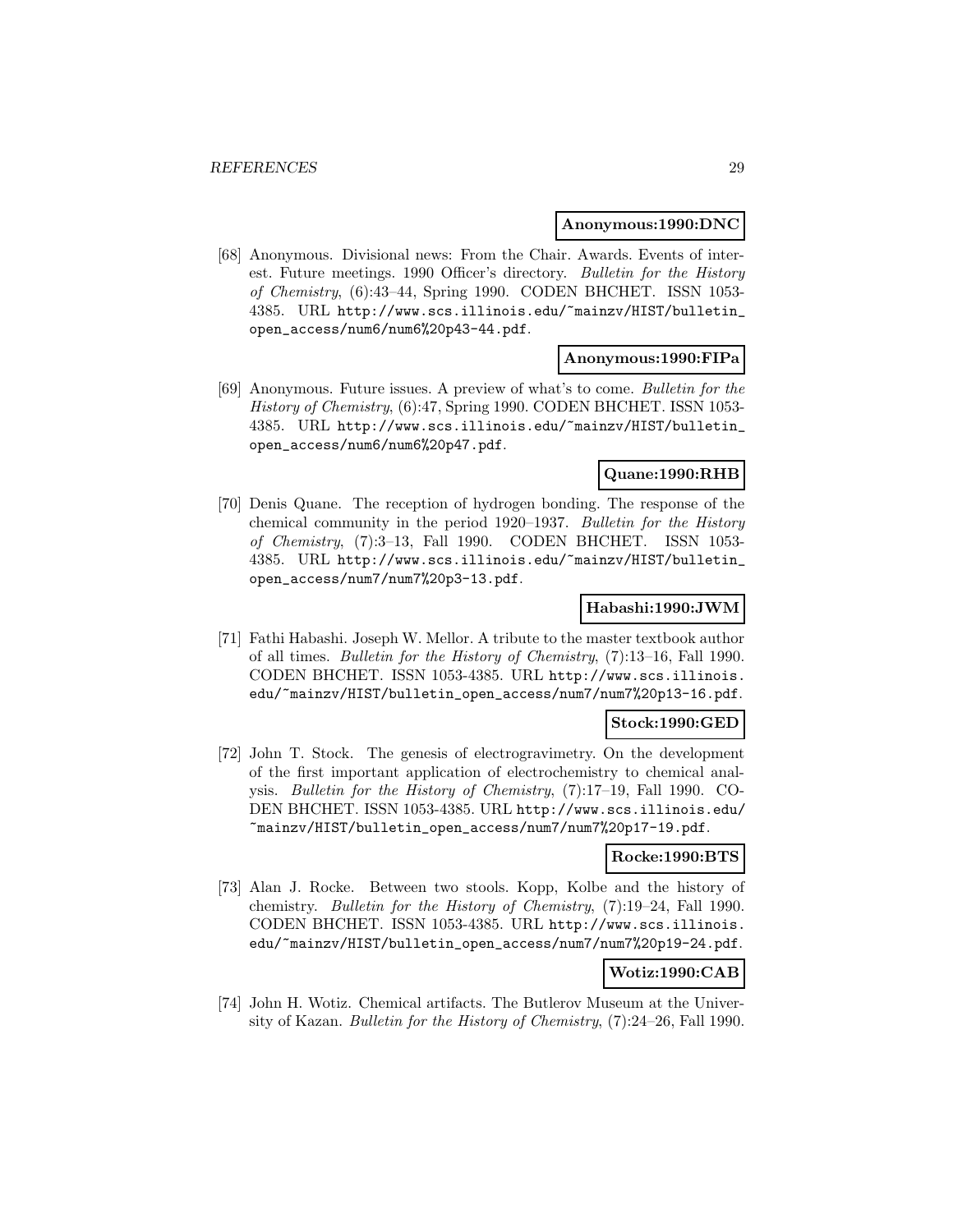**Anonymous:1990:DNC**

[68] Anonymous. Divisional news: From the Chair. Awards. Events of interest. Future meetings. 1990 Officer's directory. *Bulletin for the History of Chemistry*, (6):43–44, Spring 1990. CODEN BHCHET. ISSN 1053-4385. URL http://www.scs.illinois.edu/~mainzv/HIST/bulletin_open_access/num6/num6%20p43-44.pdf.

**Anonymous:1990:FIPa**

[69] Anonymous. Future issues. A preview of what's to come. *Bulletin for the History of Chemistry*, (6):47, Spring 1990. CODEN BHCHET. ISSN 1053-4385. URL http://www.scs.illinois.edu/~mainzv/HIST/bulletin_open_access/num6/num6%20p47.pdf.

**Quane:1990:RHB**

[70] Denis Quane. The reception of hydrogen bonding. The response of the chemical community in the period 1920–1937. *Bulletin for the History of Chemistry*, (7):3–13, Fall 1990. CODEN BHCHET. ISSN 1053-4385. URL http://www.scs.illinois.edu/~mainzv/HIST/bulletin_open_access/num7/num7%20p3-13.pdf.

**Habashi:1990:JWM**

[71] Fathi Habashi. Joseph W. Mellor. A tribute to the master textbook author of all times. *Bulletin for the History of Chemistry*, (7):13–16, Fall 1990. CODEN BHCHET. ISSN 1053-4385. URL http://www.scs.illinois.edu/~mainzv/HIST/bulletin_open_access/num7/num7%20p13-16.pdf.

**Stock:1990:GED**

[72] John T. Stock. The genesis of electrogravimetry. On the development of the first important application of electrochemistry to chemical analysis. *Bulletin for the History of Chemistry*, (7):17–19, Fall 1990. CODEN BHCHET. ISSN 1053-4385. URL http://www.scs.illinois.edu/~mainzv/HIST/bulletin_open_access/num7/num7%20p17-19.pdf.

**Rocke:1990:BTS**

[73] Alan J. Rocke. Between two stools. Kopp, Kolbe and the history of chemistry. *Bulletin for the History of Chemistry*, (7):19–24, Fall 1990. CODEN BHCHET. ISSN 1053-4385. URL http://www.scs.illinois.edu/~mainzv/HIST/bulletin_open_access/num7/num7%20p19-24.pdf.

**Wotiz:1990:CAB**

[74] John H. Wotiz. Chemical artifacts. The Butlerov Museum at the University of Kazan. *Bulletin for the History of Chemistry*, (7):24–26, Fall 1990.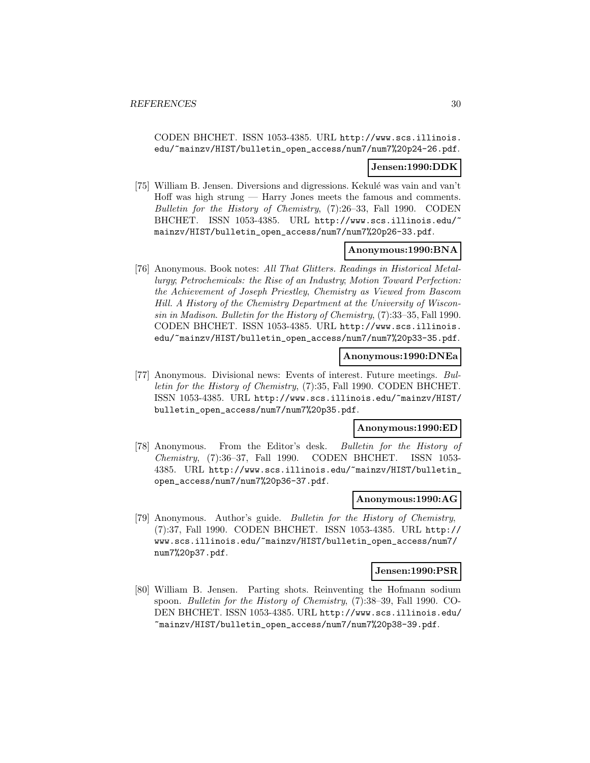CODEN BHCHET. ISSN 1053-4385. URL http://www.scs.illinois.edu/~mainzv/HIST/bulletin_open_access/num7/num7%20p24-26.pdf.

**Jensen:1990:DDK**

[75] William B. Jensen. Diversions and digressions. Kekulé was vain and van't Hoff was high strung — Harry Jones meets the famous and comments. *Bulletin for the History of Chemistry*, (7):26–33, Fall 1990. CODEN BHCHET. ISSN 1053-4385. URL http://www.scs.illinois.edu/~mainzv/HIST/bulletin_open_access/num7/num7%20p26-33.pdf.

**Anonymous:1990:BNA**

[76] Anonymous. Book notes: *All That Glitters. Readings in Historical Metallurgy*; *Petrochemicals: the Rise of an Industry*; *Motion Toward Perfection: the Achievement of Joseph Priestley*, *Chemistry as Viewed from Bascom Hill. A History of the Chemistry Department at the University of Wisconsin in Madison*. *Bulletin for the History of Chemistry*, (7):33–35, Fall 1990. CODEN BHCHET. ISSN 1053-4385. URL http://www.scs.illinois.edu/~mainzv/HIST/bulletin_open_access/num7/num7%20p33-35.pdf.

**Anonymous:1990:DNEa**

[77] Anonymous. Divisional news: Events of interest. Future meetings. *Bulletin for the History of Chemistry*, (7):35, Fall 1990. CODEN BHCHET. ISSN 1053-4385. URL http://www.scs.illinois.edu/~mainzv/HIST/bulletin_open_access/num7/num7%20p35.pdf.

**Anonymous:1990:ED**

[78] Anonymous. From the Editor's desk. *Bulletin for the History of Chemistry*, (7):36–37, Fall 1990. CODEN BHCHET. ISSN 1053-4385. URL http://www.scs.illinois.edu/~mainzv/HIST/bulletin_open_access/num7/num7%20p36-37.pdf.

**Anonymous:1990:AG**

[79] Anonymous. Author's guide. *Bulletin for the History of Chemistry*, (7):37, Fall 1990. CODEN BHCHET. ISSN 1053-4385. URL http://www.scs.illinois.edu/~mainzv/HIST/bulletin_open_access/num7/num7%20p37.pdf.

**Jensen:1990:PSR**

[80] William B. Jensen. Parting shots. Reinventing the Hofmann sodium spoon. *Bulletin for the History of Chemistry*, (7):38–39, Fall 1990. CODEN BHCHET. ISSN 1053-4385. URL http://www.scs.illinois.edu/~mainzv/HIST/bulletin_open_access/num7/num7%20p38-39.pdf.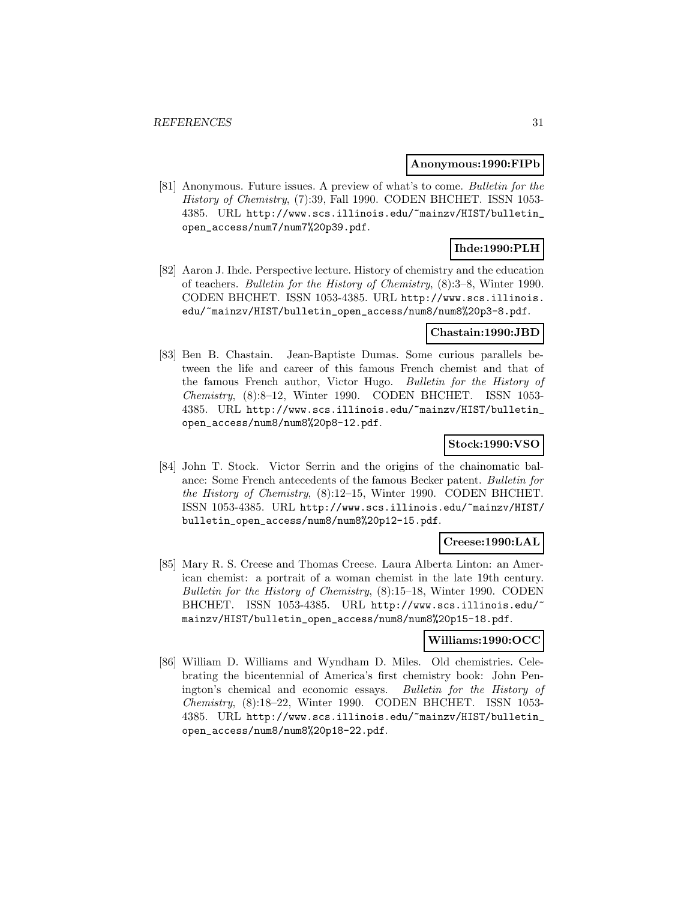**Anonymous:1990:FIPb**

[81] Anonymous. Future issues. A preview of what's to come. *Bulletin for the History of Chemistry*, (7):39, Fall 1990. CODEN BHCHET. ISSN 1053-4385. URL http://www.scs.illinois.edu/~mainzv/HIST/bulletin_open_access/num7/num7%20p39.pdf.

**Ihde:1990:PLH**

[82] Aaron J. Ihde. Perspective lecture. History of chemistry and the education of teachers. *Bulletin for the History of Chemistry*, (8):3–8, Winter 1990. CODEN BHCHET. ISSN 1053-4385. URL http://www.scs.illinois.edu/~mainzv/HIST/bulletin_open_access/num8/num8%20p3-8.pdf.

**Chastain:1990:JBD**

[83] Ben B. Chastain. Jean-Baptiste Dumas. Some curious parallels between the life and career of this famous French chemist and that of the famous French author, Victor Hugo. *Bulletin for the History of Chemistry*, (8):8–12, Winter 1990. CODEN BHCHET. ISSN 1053-4385. URL http://www.scs.illinois.edu/~mainzv/HIST/bulletin_open_access/num8/num8%20p8-12.pdf.

**Stock:1990:VSO**

[84] John T. Stock. Victor Serrin and the origins of the chainomatic balance: Some French antecedents of the famous Becker patent. *Bulletin for the History of Chemistry*, (8):12–15, Winter 1990. CODEN BHCHET. ISSN 1053-4385. URL http://www.scs.illinois.edu/~mainzv/HIST/bulletin_open_access/num8/num8%20p12-15.pdf.

**Creese:1990:LAL**

[85] Mary R. S. Creese and Thomas Creese. Laura Alberta Linton: an American chemist: a portrait of a woman chemist in the late 19th century. *Bulletin for the History of Chemistry*, (8):15–18, Winter 1990. CODEN BHCHET. ISSN 1053-4385. URL http://www.scs.illinois.edu/~mainzv/HIST/bulletin_open_access/num8/num8%20p15-18.pdf.

**Williams:1990:OCC**

[86] William D. Williams and Wyndham D. Miles. Old chemistries. Celebrating the bicentennial of America's first chemistry book: John Penington's chemical and economic essays. *Bulletin for the History of Chemistry*, (8):18–22, Winter 1990. CODEN BHCHET. ISSN 1053-4385. URL http://www.scs.illinois.edu/~mainzv/HIST/bulletin_open_access/num8/num8%20p18-22.pdf.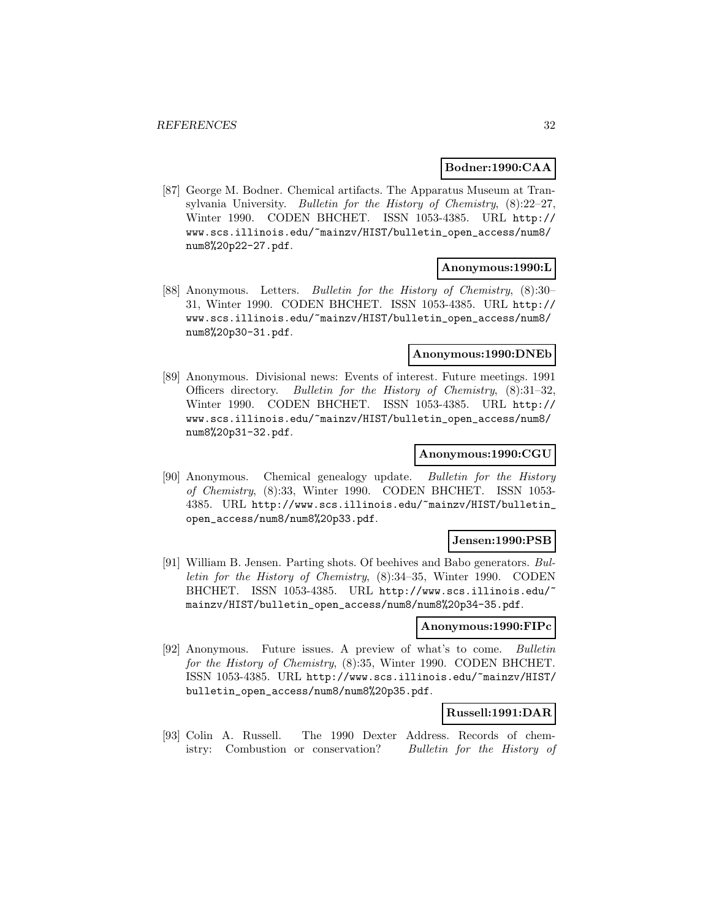**Bodner:1990:CAA**

[87] George M. Bodner. Chemical artifacts. The Apparatus Museum at Transylvania University. *Bulletin for the History of Chemistry*, (8):22–27, Winter 1990. CODEN BHCHET. ISSN 1053-4385. URL http://www.scs.illinois.edu/~mainzv/HIST/bulletin_open_access/num8/num8%20p22-27.pdf.

**Anonymous:1990:L**

[88] Anonymous. Letters. *Bulletin for the History of Chemistry*, (8):30–31, Winter 1990. CODEN BHCHET. ISSN 1053-4385. URL http://www.scs.illinois.edu/~mainzv/HIST/bulletin_open_access/num8/num8%20p30-31.pdf.

**Anonymous:1990:DNEb**

[89] Anonymous. Divisional news: Events of interest. Future meetings. 1991 Officers directory. *Bulletin for the History of Chemistry*, (8):31–32, Winter 1990. CODEN BHCHET. ISSN 1053-4385. URL http://www.scs.illinois.edu/~mainzv/HIST/bulletin_open_access/num8/num8%20p31-32.pdf.

**Anonymous:1990:CGU**

[90] Anonymous. Chemical genealogy update. *Bulletin for the History of Chemistry*, (8):33, Winter 1990. CODEN BHCHET. ISSN 1053-4385. URL http://www.scs.illinois.edu/~mainzv/HIST/bulletin_open_access/num8/num8%20p33.pdf.

**Jensen:1990:PSB**

[91] William B. Jensen. Parting shots. Of beehives and Babo generators. *Bulletin for the History of Chemistry*, (8):34–35, Winter 1990. CODEN BHCHET. ISSN 1053-4385. URL http://www.scs.illinois.edu/~mainzv/HIST/bulletin_open_access/num8/num8%20p34-35.pdf.

**Anonymous:1990:FIPc**

[92] Anonymous. Future issues. A preview of what's to come. *Bulletin for the History of Chemistry*, (8):35, Winter 1990. CODEN BHCHET. ISSN 1053-4385. URL http://www.scs.illinois.edu/~mainzv/HIST/bulletin_open_access/num8/num8%20p35.pdf.

**Russell:1991:DAR**

[93] Colin A. Russell. The 1990 Dexter Address. Records of chemistry: Combustion or conservation? *Bulletin for the History of*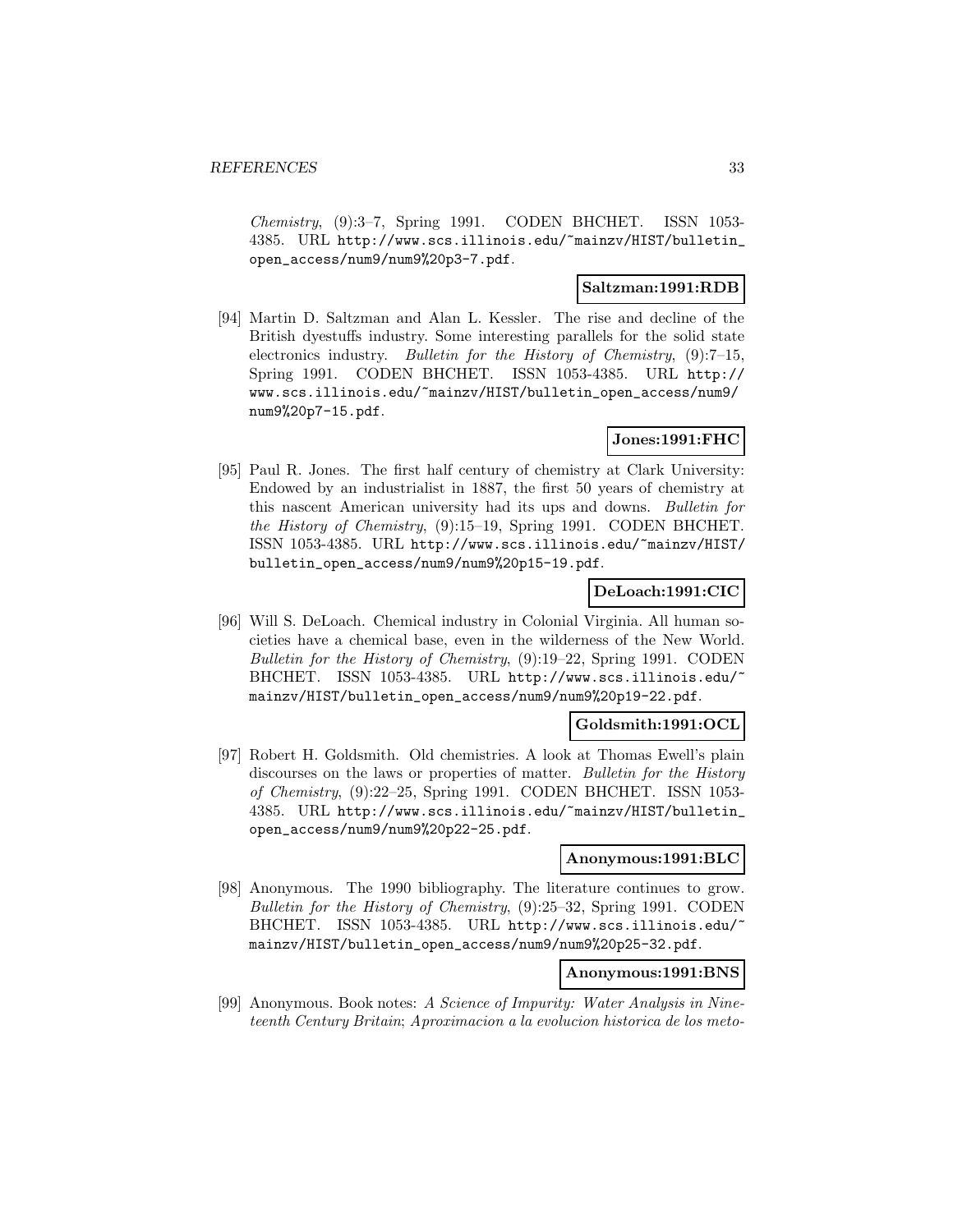*Chemistry*, (9):3–7, Spring 1991. CODEN BHCHET. ISSN 1053-4385. URL http://www.scs.illinois.edu/~mainzv/HIST/bulletin_open_access/num9/num9%20p3-7.pdf.

**Saltzman:1991:RDB**

[94] Martin D. Saltzman and Alan L. Kessler. The rise and decline of the British dyestuffs industry. Some interesting parallels for the solid state electronics industry. *Bulletin for the History of Chemistry*, (9):7–15, Spring 1991. CODEN BHCHET. ISSN 1053-4385. URL http://www.scs.illinois.edu/~mainzv/HIST/bulletin_open_access/num9/num9%20p7-15.pdf.

**Jones:1991:FHC**

[95] Paul R. Jones. The first half century of chemistry at Clark University: Endowed by an industrialist in 1887, the first 50 years of chemistry at this nascent American university had its ups and downs. *Bulletin for the History of Chemistry*, (9):15–19, Spring 1991. CODEN BHCHET. ISSN 1053-4385. URL http://www.scs.illinois.edu/~mainzv/HIST/bulletin_open_access/num9/num9%20p15-19.pdf.

**DeLoach:1991:CIC**

[96] Will S. DeLoach. Chemical industry in Colonial Virginia. All human societies have a chemical base, even in the wilderness of the New World. *Bulletin for the History of Chemistry*, (9):19–22, Spring 1991. CODEN BHCHET. ISSN 1053-4385. URL http://www.scs.illinois.edu/~mainzv/HIST/bulletin_open_access/num9/num9%20p19-22.pdf.

**Goldsmith:1991:OCL**

[97] Robert H. Goldsmith. Old chemistries. A look at Thomas Ewell's plain discourses on the laws or properties of matter. *Bulletin for the History of Chemistry*, (9):22–25, Spring 1991. CODEN BHCHET. ISSN 1053-4385. URL http://www.scs.illinois.edu/~mainzv/HIST/bulletin_open_access/num9/num9%20p22-25.pdf.

**Anonymous:1991:BLC**

[98] Anonymous. The 1990 bibliography. The literature continues to grow. *Bulletin for the History of Chemistry*, (9):25–32, Spring 1991. CODEN BHCHET. ISSN 1053-4385. URL http://www.scs.illinois.edu/~mainzv/HIST/bulletin_open_access/num9/num9%20p25-32.pdf.

**Anonymous:1991:BNS**

[99] Anonymous. Book notes: *A Science of Impurity: Water Analysis in Nineteenth Century Britain*; *Aproximacion a la evolucion historica de los meto-*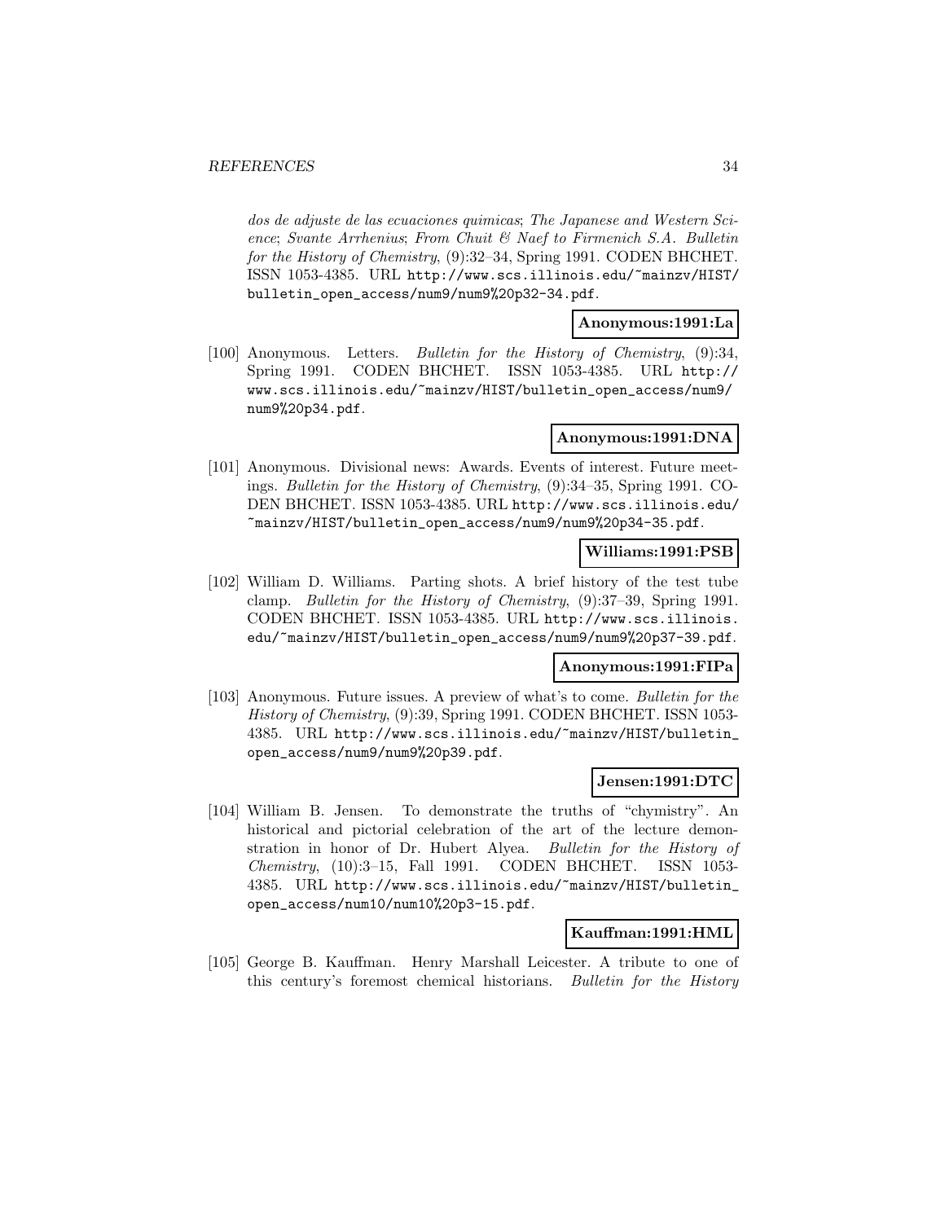*dos de adjuste de las ecuaciones quimicas*; *The Japanese and Western Science*; *Svante Arrhenius*; *From Chuit & Naef to Firmenich S.A. Bulletin for the History of Chemistry*, (9):32–34, Spring 1991. CODEN BHCHET. ISSN 1053-4385. URL http://www.scs.illinois.edu/~mainzv/HIST/bulletin_open_access/num9/num9%20p32-34.pdf.

**Anonymous:1991:La**

[100] Anonymous. Letters. *Bulletin for the History of Chemistry*, (9):34, Spring 1991. CODEN BHCHET. ISSN 1053-4385. URL http://www.scs.illinois.edu/~mainzv/HIST/bulletin_open_access/num9/num9%20p34.pdf.

**Anonymous:1991:DNA**

[101] Anonymous. Divisional news: Awards. Events of interest. Future meetings. *Bulletin for the History of Chemistry*, (9):34–35, Spring 1991. CODEN BHCHET. ISSN 1053-4385. URL http://www.scs.illinois.edu/~mainzv/HIST/bulletin_open_access/num9/num9%20p34-35.pdf.

**Williams:1991:PSB**

[102] William D. Williams. Parting shots. A brief history of the test tube clamp. *Bulletin for the History of Chemistry*, (9):37–39, Spring 1991. CODEN BHCHET. ISSN 1053-4385. URL http://www.scs.illinois.edu/~mainzv/HIST/bulletin_open_access/num9/num9%20p37-39.pdf.

**Anonymous:1991:FIPa**

[103] Anonymous. Future issues. A preview of what's to come. *Bulletin for the History of Chemistry*, (9):39, Spring 1991. CODEN BHCHET. ISSN 1053-4385. URL http://www.scs.illinois.edu/~mainzv/HIST/bulletin_open_access/num9/num9%20p39.pdf.

**Jensen:1991:DTC**

[104] William B. Jensen. To demonstrate the truths of "chymistry". An historical and pictorial celebration of the art of the lecture demonstration in honor of Dr. Hubert Alyea. *Bulletin for the History of Chemistry*, (10):3–15, Fall 1991. CODEN BHCHET. ISSN 1053-4385. URL http://www.scs.illinois.edu/~mainzv/HIST/bulletin_open_access/num10/num10%20p3-15.pdf.

**Kauffman:1991:HML**

[105] George B. Kauffman. Henry Marshall Leicester. A tribute to one of this century's foremost chemical historians. *Bulletin for the History*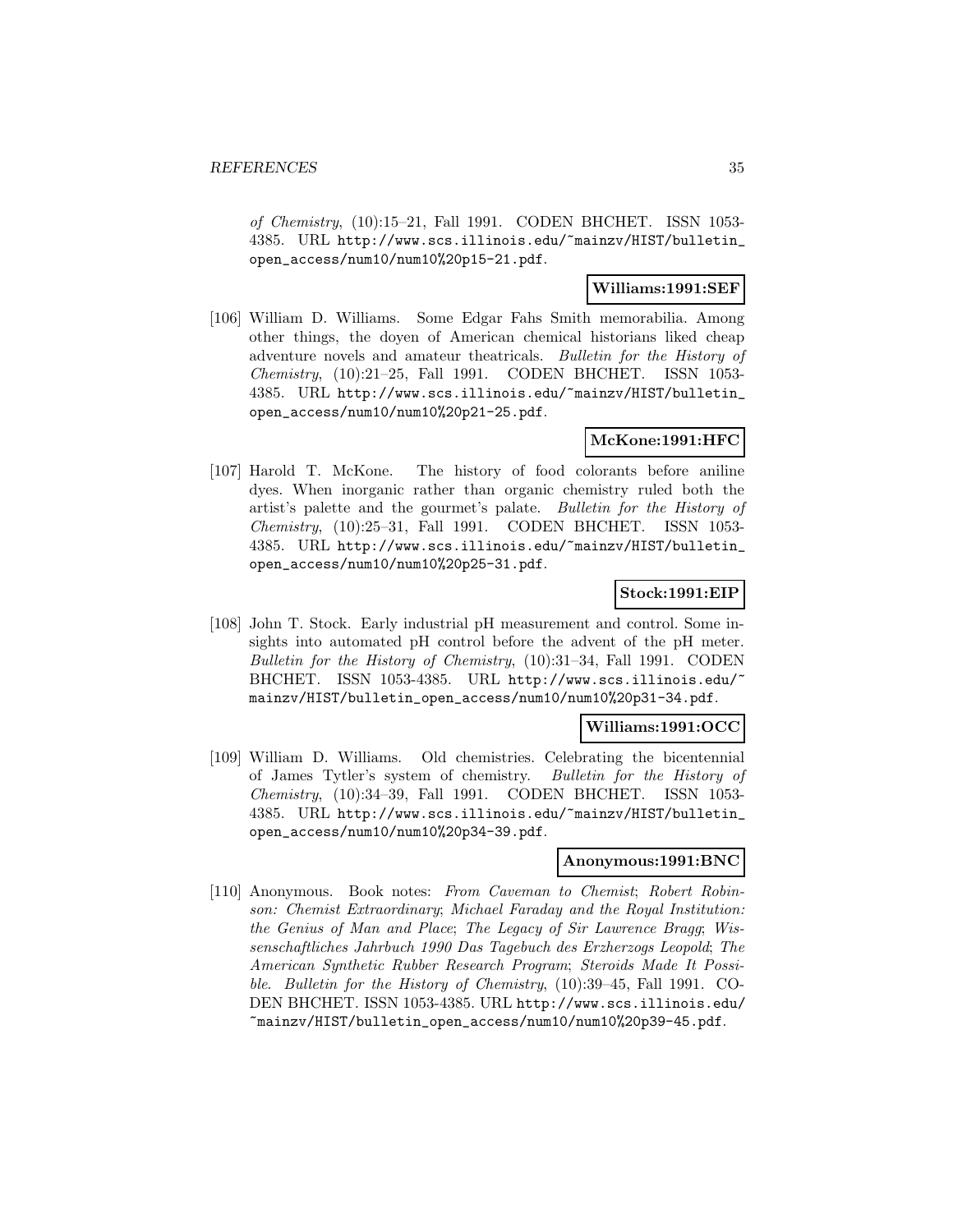*of Chemistry*, (10):15–21, Fall 1991. CODEN BHCHET. ISSN 1053-4385. URL http://www.scs.illinois.edu/~mainzv/HIST/bulletin_open_access/num10/num10%20p15-21.pdf.

**Williams:1991:SEF**

[106] William D. Williams. Some Edgar Fahs Smith memorabilia. Among other things, the doyen of American chemical historians liked cheap adventure novels and amateur theatricals. *Bulletin for the History of Chemistry*, (10):21–25, Fall 1991. CODEN BHCHET. ISSN 1053-4385. URL http://www.scs.illinois.edu/~mainzv/HIST/bulletin_open_access/num10/num10%20p21-25.pdf.

**McKone:1991:HFC**

[107] Harold T. McKone. The history of food colorants before aniline dyes. When inorganic rather than organic chemistry ruled both the artist's palette and the gourmet's palate. *Bulletin for the History of Chemistry*, (10):25–31, Fall 1991. CODEN BHCHET. ISSN 1053-4385. URL http://www.scs.illinois.edu/~mainzv/HIST/bulletin_open_access/num10/num10%20p25-31.pdf.

**Stock:1991:EIP**

[108] John T. Stock. Early industrial pH measurement and control. Some insights into automated pH control before the advent of the pH meter. *Bulletin for the History of Chemistry*, (10):31–34, Fall 1991. CODEN BHCHET. ISSN 1053-4385. URL http://www.scs.illinois.edu/~mainzv/HIST/bulletin_open_access/num10/num10%20p31-34.pdf.

**Williams:1991:OCC**

[109] William D. Williams. Old chemistries. Celebrating the bicentennial of James Tytler's system of chemistry. *Bulletin for the History of Chemistry*, (10):34–39, Fall 1991. CODEN BHCHET. ISSN 1053-4385. URL http://www.scs.illinois.edu/~mainzv/HIST/bulletin_open_access/num10/num10%20p34-39.pdf.

**Anonymous:1991:BNC**

[110] Anonymous. Book notes: *From Caveman to Chemist*; *Robert Robinson: Chemist Extraordinary*; *Michael Faraday and the Royal Institution: the Genius of Man and Place*; *The Legacy of Sir Lawrence Bragg*; *Wissenschaftliches Jahrbuch 1990 Das Tagebuch des Erzherzogs Leopold*; *The American Synthetic Rubber Research Program*; *Steroids Made It Possible*. *Bulletin for the History of Chemistry*, (10):39–45, Fall 1991. CODEN BHCHET. ISSN 1053-4385. URL http://www.scs.illinois.edu/~mainzv/HIST/bulletin_open_access/num10/num10%20p39-45.pdf.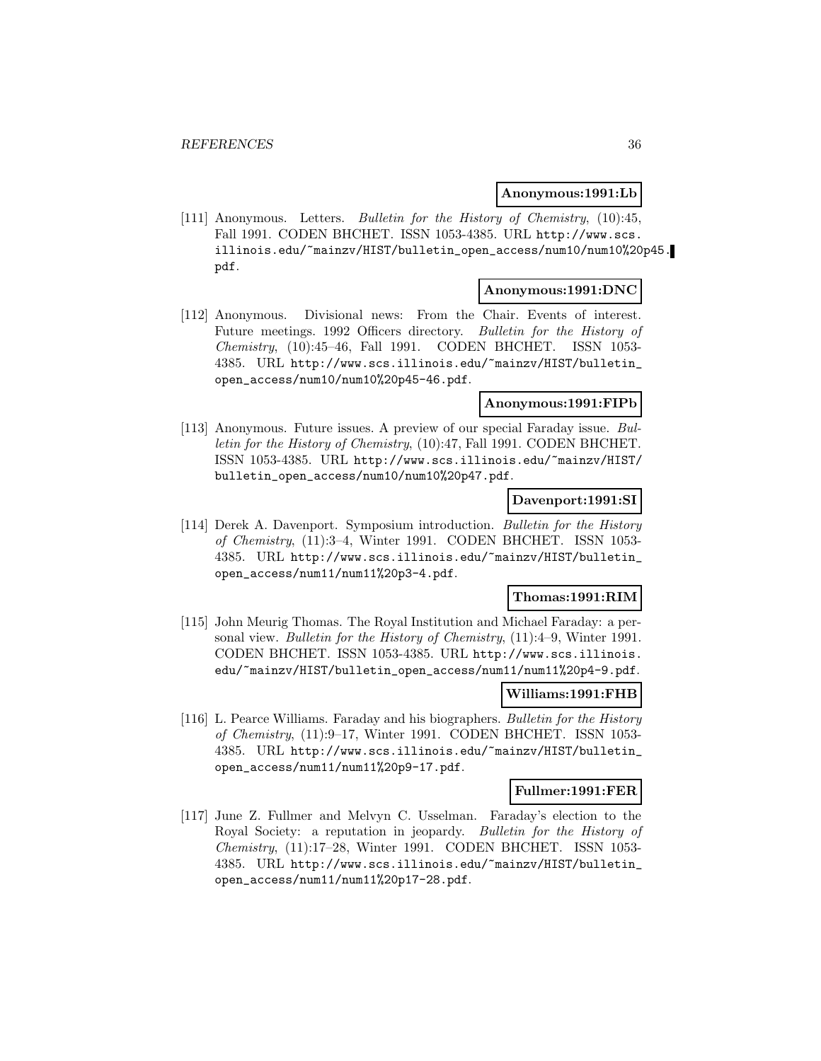**Anonymous:1991:Lb**

[111] Anonymous. Letters. *Bulletin for the History of Chemistry*, (10):45, Fall 1991. CODEN BHCHET. ISSN 1053-4385. URL http://www.scs.illinois.edu/~mainzv/HIST/bulletin_open_access/num10/num10%20p45.pdf.

**Anonymous:1991:DNC**

[112] Anonymous. Divisional news: From the Chair. Events of interest. Future meetings. 1992 Officers directory. *Bulletin for the History of Chemistry*, (10):45–46, Fall 1991. CODEN BHCHET. ISSN 1053-4385. URL http://www.scs.illinois.edu/~mainzv/HIST/bulletin_open_access/num10/num10%20p45-46.pdf.

**Anonymous:1991:FIPb**

[113] Anonymous. Future issues. A preview of our special Faraday issue. *Bulletin for the History of Chemistry*, (10):47, Fall 1991. CODEN BHCHET. ISSN 1053-4385. URL http://www.scs.illinois.edu/~mainzv/HIST/bulletin_open_access/num10/num10%20p47.pdf.

**Davenport:1991:SI**

[114] Derek A. Davenport. Symposium introduction. *Bulletin for the History of Chemistry*, (11):3–4, Winter 1991. CODEN BHCHET. ISSN 1053-4385. URL http://www.scs.illinois.edu/~mainzv/HIST/bulletin_open_access/num11/num11%20p3-4.pdf.

**Thomas:1991:RIM**

[115] John Meurig Thomas. The Royal Institution and Michael Faraday: a personal view. *Bulletin for the History of Chemistry*, (11):4–9, Winter 1991. CODEN BHCHET. ISSN 1053-4385. URL http://www.scs.illinois.edu/~mainzv/HIST/bulletin_open_access/num11/num11%20p4-9.pdf.

**Williams:1991:FHB**

[116] L. Pearce Williams. Faraday and his biographers. *Bulletin for the History of Chemistry*, (11):9–17, Winter 1991. CODEN BHCHET. ISSN 1053-4385. URL http://www.scs.illinois.edu/~mainzv/HIST/bulletin_open_access/num11/num11%20p9-17.pdf.

**Fullmer:1991:FER**

[117] June Z. Fullmer and Melvyn C. Usselman. Faraday's election to the Royal Society: a reputation in jeopardy. *Bulletin for the History of Chemistry*, (11):17–28, Winter 1991. CODEN BHCHET. ISSN 1053-4385. URL http://www.scs.illinois.edu/~mainzv/HIST/bulletin_open_access/num11/num11%20p17-28.pdf.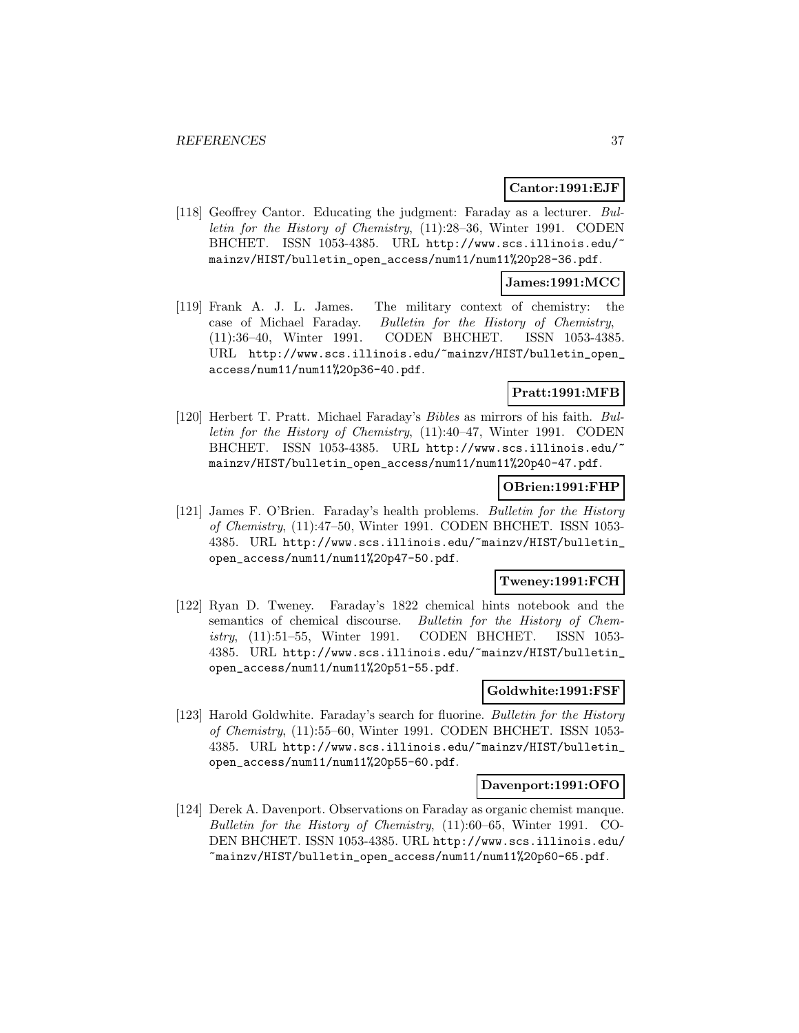**Cantor:1991:EJF**

[118] Geoffrey Cantor. Educating the judgment: Faraday as a lecturer. *Bulletin for the History of Chemistry*, (11):28–36, Winter 1991. CODEN BHCHET. ISSN 1053-4385. URL http://www.scs.illinois.edu/~mainzv/HIST/bulletin_open_access/num11/num11%20p28-36.pdf.

**James:1991:MCC**

[119] Frank A. J. L. James. The military context of chemistry: the case of Michael Faraday. *Bulletin for the History of Chemistry*, (11):36–40, Winter 1991. CODEN BHCHET. ISSN 1053-4385. URL http://www.scs.illinois.edu/~mainzv/HIST/bulletin_open_access/num11/num11%20p36-40.pdf.

**Pratt:1991:MFB**

[120] Herbert T. Pratt. Michael Faraday's *Bibles* as mirrors of his faith. *Bulletin for the History of Chemistry*, (11):40–47, Winter 1991. CODEN BHCHET. ISSN 1053-4385. URL http://www.scs.illinois.edu/~mainzv/HIST/bulletin_open_access/num11/num11%20p40-47.pdf.

**OBrien:1991:FHP**

[121] James F. O'Brien. Faraday's health problems. *Bulletin for the History of Chemistry*, (11):47–50, Winter 1991. CODEN BHCHET. ISSN 1053-4385. URL http://www.scs.illinois.edu/~mainzv/HIST/bulletin_open_access/num11/num11%20p47-50.pdf.

**Tweney:1991:FCH**

[122] Ryan D. Tweney. Faraday's 1822 chemical hints notebook and the semantics of chemical discourse. *Bulletin for the History of Chemistry*, (11):51–55, Winter 1991. CODEN BHCHET. ISSN 1053-4385. URL http://www.scs.illinois.edu/~mainzv/HIST/bulletin_open_access/num11/num11%20p51-55.pdf.

**Goldwhite:1991:FSF**

[123] Harold Goldwhite. Faraday's search for fluorine. *Bulletin for the History of Chemistry*, (11):55–60, Winter 1991. CODEN BHCHET. ISSN 1053-4385. URL http://www.scs.illinois.edu/~mainzv/HIST/bulletin_open_access/num11/num11%20p55-60.pdf.

**Davenport:1991:OFO**

[124] Derek A. Davenport. Observations on Faraday as organic chemist manque. *Bulletin for the History of Chemistry*, (11):60–65, Winter 1991. CODEN BHCHET. ISSN 1053-4385. URL http://www.scs.illinois.edu/~mainzv/HIST/bulletin_open_access/num11/num11%20p60-65.pdf.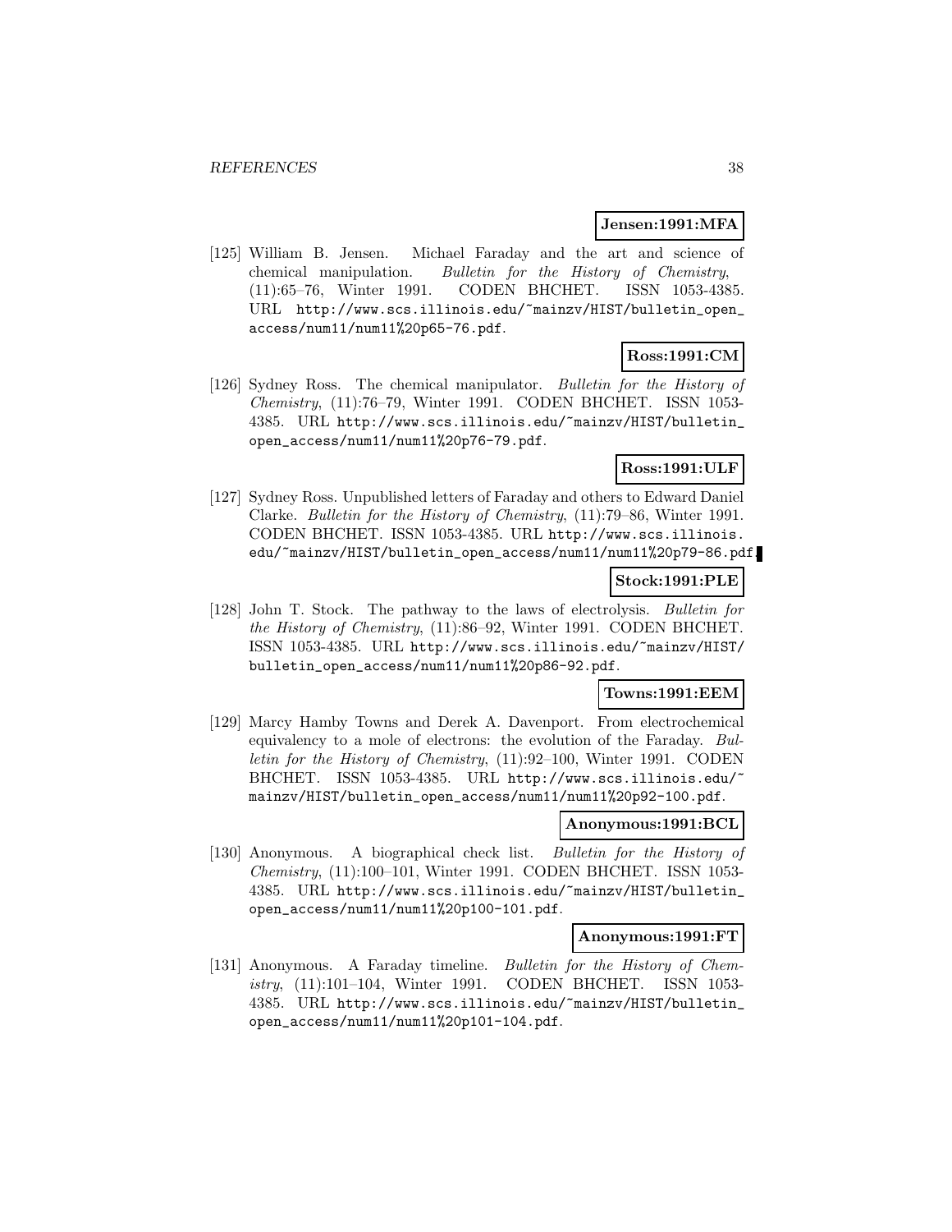**Jensen:1991:MFA**

[125] William B. Jensen. Michael Faraday and the art and science of chemical manipulation. *Bulletin for the History of Chemistry*, (11):65–76, Winter 1991. CODEN BHCHET. ISSN 1053-4385. URL http://www.scs.illinois.edu/~mainzv/HIST/bulletin_open_access/num11/num11%20p65-76.pdf.

**Ross:1991:CM**

[126] Sydney Ross. The chemical manipulator. *Bulletin for the History of Chemistry*, (11):76–79, Winter 1991. CODEN BHCHET. ISSN 1053-4385. URL http://www.scs.illinois.edu/~mainzv/HIST/bulletin_open_access/num11/num11%20p76-79.pdf.

**Ross:1991:ULF**

[127] Sydney Ross. Unpublished letters of Faraday and others to Edward Daniel Clarke. *Bulletin for the History of Chemistry*, (11):79–86, Winter 1991. CODEN BHCHET. ISSN 1053-4385. URL http://www.scs.illinois.edu/~mainzv/HIST/bulletin_open_access/num11/num11%20p79-86.pdf.

**Stock:1991:PLE**

[128] John T. Stock. The pathway to the laws of electrolysis. *Bulletin for the History of Chemistry*, (11):86–92, Winter 1991. CODEN BHCHET. ISSN 1053-4385. URL http://www.scs.illinois.edu/~mainzv/HIST/bulletin_open_access/num11/num11%20p86-92.pdf.

**Towns:1991:EEM**

[129] Marcy Hamby Towns and Derek A. Davenport. From electrochemical equivalency to a mole of electrons: the evolution of the Faraday. *Bulletin for the History of Chemistry*, (11):92–100, Winter 1991. CODEN BHCHET. ISSN 1053-4385. URL http://www.scs.illinois.edu/~mainzv/HIST/bulletin_open_access/num11/num11%20p92-100.pdf.

**Anonymous:1991:BCL**

[130] Anonymous. A biographical check list. *Bulletin for the History of Chemistry*, (11):100–101, Winter 1991. CODEN BHCHET. ISSN 1053-4385. URL http://www.scs.illinois.edu/~mainzv/HIST/bulletin_open_access/num11/num11%20p100-101.pdf.

**Anonymous:1991:FT**

[131] Anonymous. A Faraday timeline. *Bulletin for the History of Chemistry*, (11):101–104, Winter 1991. CODEN BHCHET. ISSN 1053-4385. URL http://www.scs.illinois.edu/~mainzv/HIST/bulletin_open_access/num11/num11%20p101-104.pdf.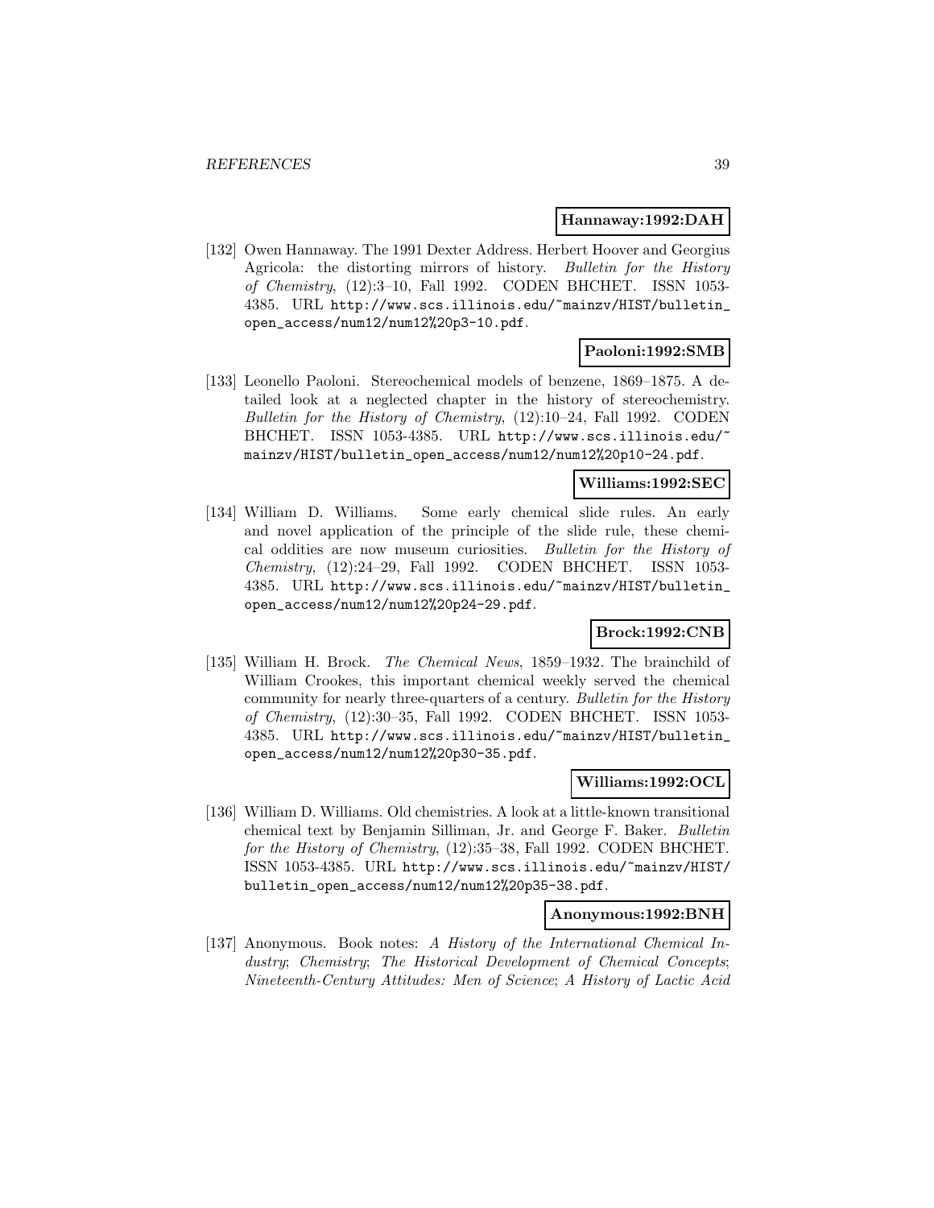**Hannaway:1992:DAH**

[132] Owen Hannaway. The 1991 Dexter Address. Herbert Hoover and Georgius Agricola: the distorting mirrors of history. *Bulletin for the History of Chemistry*, (12):3–10, Fall 1992. CODEN BHCHET. ISSN 1053-4385. URL http://www.scs.illinois.edu/~mainzv/HIST/bulletin_open_access/num12/num12%20p3-10.pdf.

**Paoloni:1992:SMB**

[133] Leonello Paoloni. Stereochemical models of benzene, 1869–1875. A detailed look at a neglected chapter in the history of stereochemistry. *Bulletin for the History of Chemistry*, (12):10–24, Fall 1992. CODEN BHCHET. ISSN 1053-4385. URL http://www.scs.illinois.edu/~mainzv/HIST/bulletin_open_access/num12/num12%20p10-24.pdf.

**Williams:1992:SEC**

[134] William D. Williams. Some early chemical slide rules. An early and novel application of the principle of the slide rule, these chemical oddities are now museum curiosities. *Bulletin for the History of Chemistry*, (12):24–29, Fall 1992. CODEN BHCHET. ISSN 1053-4385. URL http://www.scs.illinois.edu/~mainzv/HIST/bulletin_open_access/num12/num12%20p24-29.pdf.

**Brock:1992:CNB**

[135] William H. Brock. *The Chemical News*, 1859–1932. The brainchild of William Crookes, this important chemical weekly served the chemical community for nearly three-quarters of a century. *Bulletin for the History of Chemistry*, (12):30–35, Fall 1992. CODEN BHCHET. ISSN 1053-4385. URL http://www.scs.illinois.edu/~mainzv/HIST/bulletin_open_access/num12/num12%20p30-35.pdf.

**Williams:1992:OCL**

[136] William D. Williams. Old chemistries. A look at a little-known transitional chemical text by Benjamin Silliman, Jr. and George F. Baker. *Bulletin for the History of Chemistry*, (12):35–38, Fall 1992. CODEN BHCHET. ISSN 1053-4385. URL http://www.scs.illinois.edu/~mainzv/HIST/bulletin_open_access/num12/num12%20p35-38.pdf.

**Anonymous:1992:BNH**

[137] Anonymous. Book notes: *A History of the International Chemical Industry*; *Chemistry*; *The Historical Development of Chemical Concepts*; *Nineteenth-Century Attitudes: Men of Science*; *A History of Lactic Acid*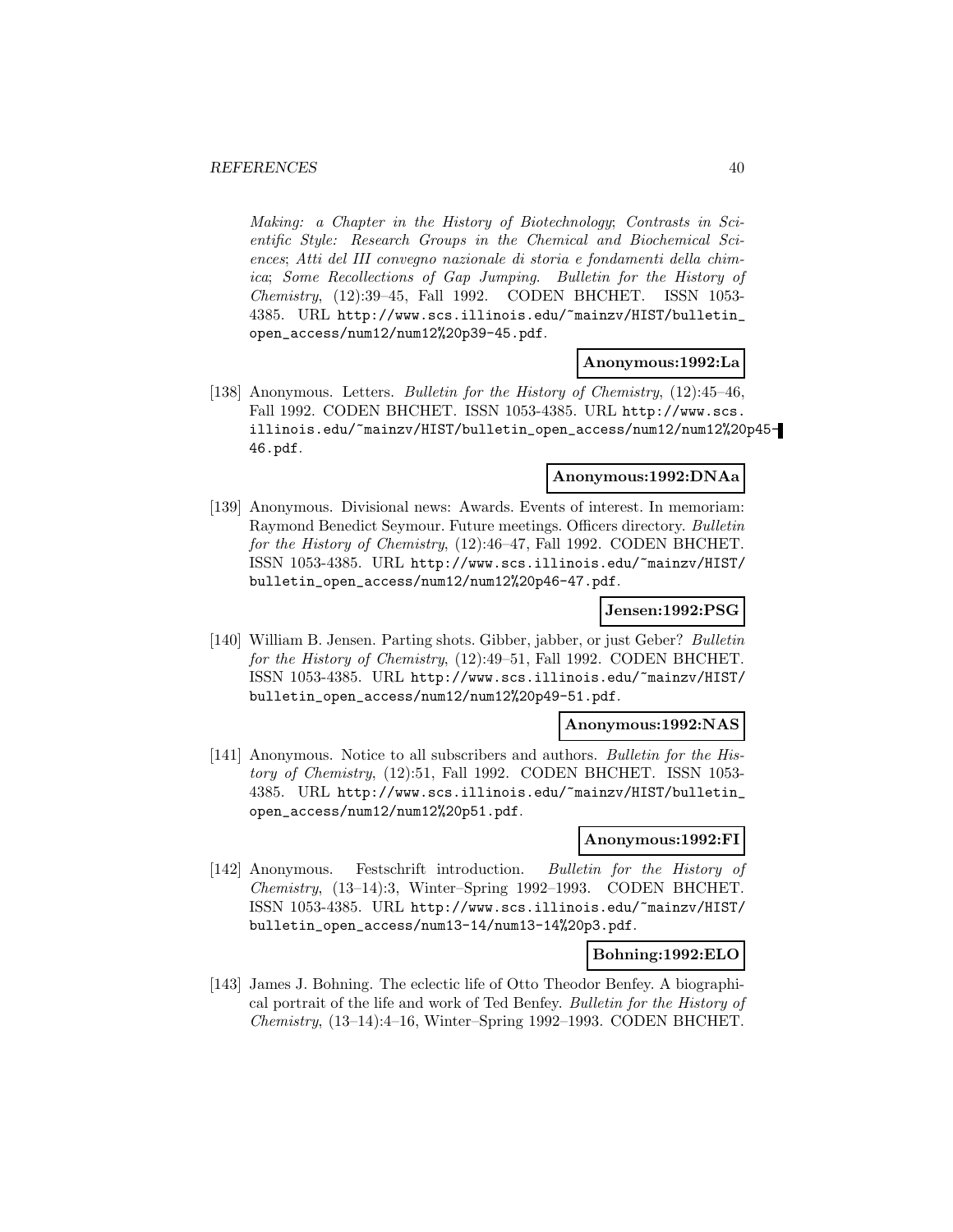*Making: a Chapter in the History of Biotechnology*; *Contrasts in Scientific Style: Research Groups in the Chemical and Biochemical Sciences*; *Atti del III convegno nazionale di storia e fondamenti della chimica*; *Some Recollections of Gap Jumping*. *Bulletin for the History of Chemistry*, (12):39–45, Fall 1992. CODEN BHCHET. ISSN 1053-4385. URL http://www.scs.illinois.edu/~mainzv/HIST/bulletin_open_access/num12/num12%20p39-45.pdf.

**Anonymous:1992:La**

[138] Anonymous. Letters. *Bulletin for the History of Chemistry*, (12):45–46, Fall 1992. CODEN BHCHET. ISSN 1053-4385. URL http://www.scs.illinois.edu/~mainzv/HIST/bulletin_open_access/num12/num12%20p45-46.pdf.

**Anonymous:1992:DNAa**

[139] Anonymous. Divisional news: Awards. Events of interest. In memoriam: Raymond Benedict Seymour. Future meetings. Officers directory. *Bulletin for the History of Chemistry*, (12):46–47, Fall 1992. CODEN BHCHET. ISSN 1053-4385. URL http://www.scs.illinois.edu/~mainzv/HIST/bulletin_open_access/num12/num12%20p46-47.pdf.

**Jensen:1992:PSG**

[140] William B. Jensen. Parting shots. Gibber, jabber, or just Geber? *Bulletin for the History of Chemistry*, (12):49–51, Fall 1992. CODEN BHCHET. ISSN 1053-4385. URL http://www.scs.illinois.edu/~mainzv/HIST/bulletin_open_access/num12/num12%20p49-51.pdf.

**Anonymous:1992:NAS**

[141] Anonymous. Notice to all subscribers and authors. *Bulletin for the History of Chemistry*, (12):51, Fall 1992. CODEN BHCHET. ISSN 1053-4385. URL http://www.scs.illinois.edu/~mainzv/HIST/bulletin_open_access/num12/num12%20p51.pdf.

**Anonymous:1992:FI**

[142] Anonymous. Festschrift introduction. *Bulletin for the History of Chemistry*, (13–14):3, Winter–Spring 1992–1993. CODEN BHCHET. ISSN 1053-4385. URL http://www.scs.illinois.edu/~mainzv/HIST/bulletin_open_access/num13-14/num13-14%20p3.pdf.

**Bohning:1992:ELO**

[143] James J. Bohning. The eclectic life of Otto Theodor Benfey. A biographical portrait of the life and work of Ted Benfey. *Bulletin for the History of Chemistry*, (13–14):4–16, Winter–Spring 1992–1993. CODEN BHCHET.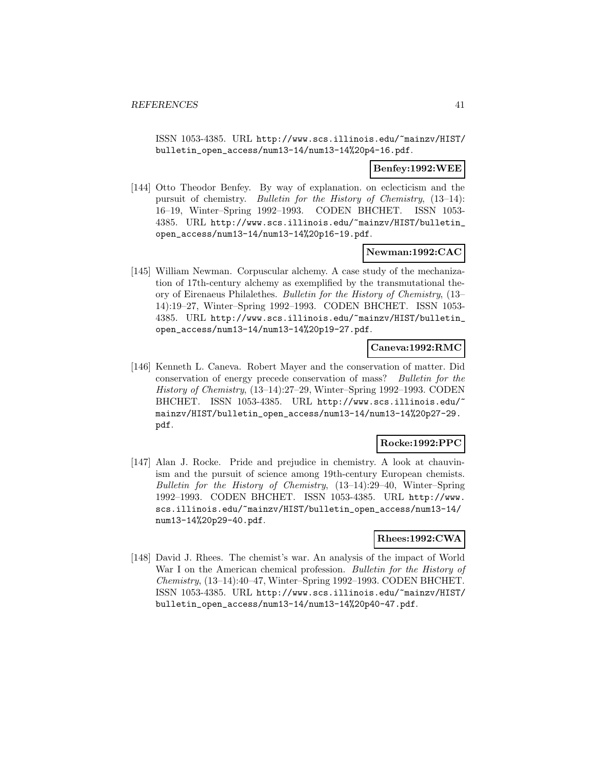ISSN 1053-4385. URL http://www.scs.illinois.edu/~mainzv/HIST/bulletin_open_access/num13-14/num13-14%20p4-16.pdf.

**Benfey:1992:WEE**

[144] Otto Theodor Benfey. By way of explanation. on eclecticism and the pursuit of chemistry. *Bulletin for the History of Chemistry*, (13–14): 16–19, Winter–Spring 1992–1993. CODEN BHCHET. ISSN 1053-4385. URL http://www.scs.illinois.edu/~mainzv/HIST/bulletin_open_access/num13-14/num13-14%20p16-19.pdf.

**Newman:1992:CAC**

[145] William Newman. Corpuscular alchemy. A case study of the mechanization of 17th-century alchemy as exemplified by the transmutational theory of Eirenaeus Philalethes. *Bulletin for the History of Chemistry*, (13–14):19–27, Winter–Spring 1992–1993. CODEN BHCHET. ISSN 1053-4385. URL http://www.scs.illinois.edu/~mainzv/HIST/bulletin_open_access/num13-14/num13-14%20p19-27.pdf.

**Caneva:1992:RMC**

[146] Kenneth L. Caneva. Robert Mayer and the conservation of matter. Did conservation of energy precede conservation of mass? *Bulletin for the History of Chemistry*, (13–14):27–29, Winter–Spring 1992–1993. CODEN BHCHET. ISSN 1053-4385. URL http://www.scs.illinois.edu/~mainzv/HIST/bulletin_open_access/num13-14/num13-14%20p27-29.pdf.

**Rocke:1992:PPC**

[147] Alan J. Rocke. Pride and prejudice in chemistry. A look at chauvinism and the pursuit of science among 19th-century European chemists. *Bulletin for the History of Chemistry*, (13–14):29–40, Winter–Spring 1992–1993. CODEN BHCHET. ISSN 1053-4385. URL http://www.scs.illinois.edu/~mainzv/HIST/bulletin_open_access/num13-14/num13-14%20p29-40.pdf.

**Rhees:1992:CWA**

[148] David J. Rhees. The chemist's war. An analysis of the impact of World War I on the American chemical profession. *Bulletin for the History of Chemistry*, (13–14):40–47, Winter–Spring 1992–1993. CODEN BHCHET. ISSN 1053-4385. URL http://www.scs.illinois.edu/~mainzv/HIST/bulletin_open_access/num13-14/num13-14%20p40-47.pdf.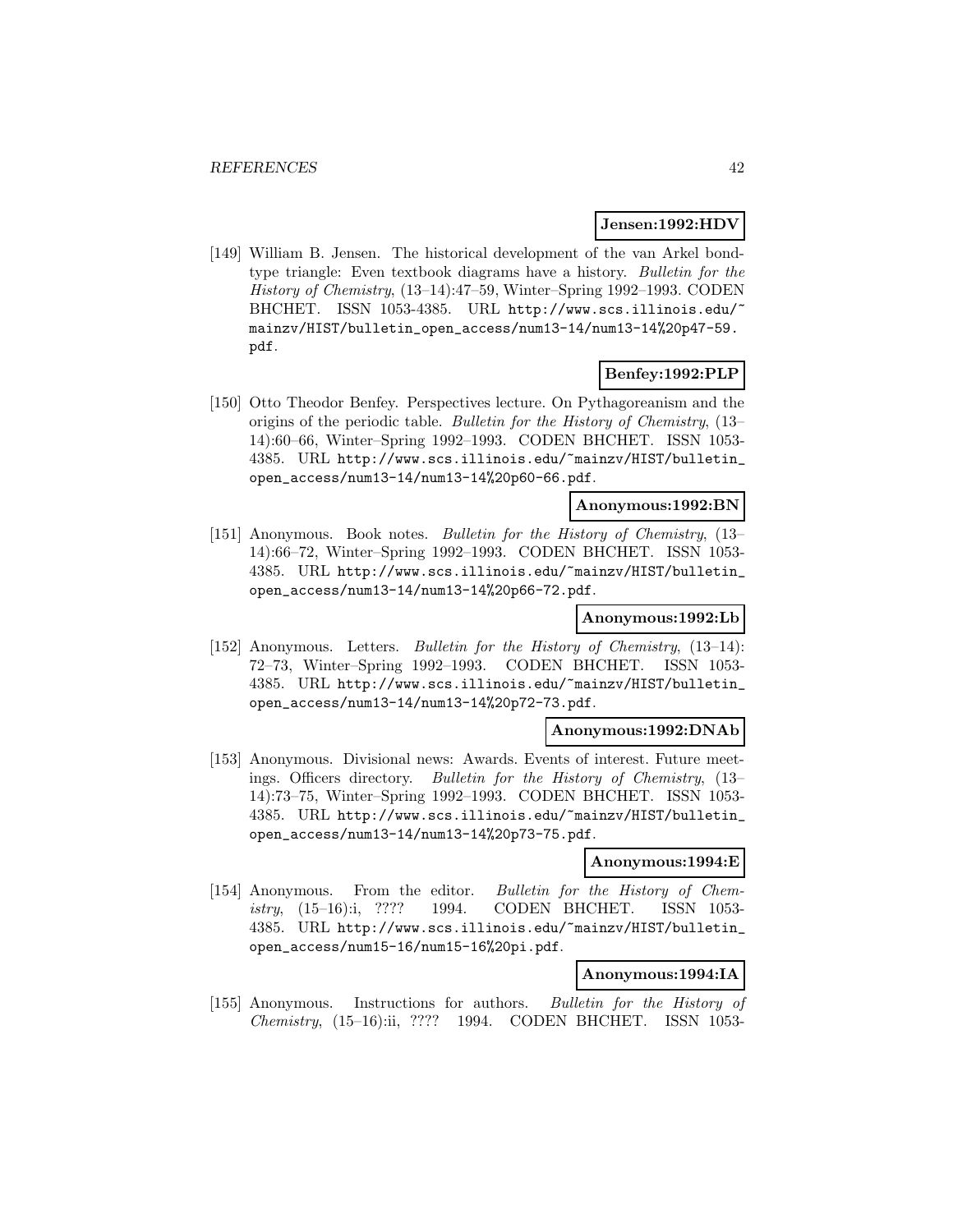**Jensen:1992:HDV**

[149] William B. Jensen. The historical development of the van Arkel bond-type triangle: Even textbook diagrams have a history. *Bulletin for the History of Chemistry*, (13–14):47–59, Winter–Spring 1992–1993. CODEN BHCHET. ISSN 1053-4385. URL http://www.scs.illinois.edu/~mainzv/HIST/bulletin_open_access/num13-14/num13-14%20p47-59.pdf.

**Benfey:1992:PLP**

[150] Otto Theodor Benfey. Perspectives lecture. On Pythagoreanism and the origins of the periodic table. *Bulletin for the History of Chemistry*, (13–14):60–66, Winter–Spring 1992–1993. CODEN BHCHET. ISSN 1053-4385. URL http://www.scs.illinois.edu/~mainzv/HIST/bulletin_open_access/num13-14/num13-14%20p60-66.pdf.

**Anonymous:1992:BN**

[151] Anonymous. Book notes. *Bulletin for the History of Chemistry*, (13–14):66–72, Winter–Spring 1992–1993. CODEN BHCHET. ISSN 1053-4385. URL http://www.scs.illinois.edu/~mainzv/HIST/bulletin_open_access/num13-14/num13-14%20p66-72.pdf.

**Anonymous:1992:Lb**

[152] Anonymous. Letters. *Bulletin for the History of Chemistry*, (13–14):72–73, Winter–Spring 1992–1993. CODEN BHCHET. ISSN 1053-4385. URL http://www.scs.illinois.edu/~mainzv/HIST/bulletin_open_access/num13-14/num13-14%20p72-73.pdf.

**Anonymous:1992:DNAb**

[153] Anonymous. Divisional news: Awards. Events of interest. Future meetings. Officers directory. *Bulletin for the History of Chemistry*, (13–14):73–75, Winter–Spring 1992–1993. CODEN BHCHET. ISSN 1053-4385. URL http://www.scs.illinois.edu/~mainzv/HIST/bulletin_open_access/num13-14/num13-14%20p73-75.pdf.

**Anonymous:1994:E**

[154] Anonymous. From the editor. *Bulletin for the History of Chemistry*, (15–16):i, ???? 1994. CODEN BHCHET. ISSN 1053-4385. URL http://www.scs.illinois.edu/~mainzv/HIST/bulletin_open_access/num15-16/num15-16%20pi.pdf.

**Anonymous:1994:IA**

[155] Anonymous. Instructions for authors. *Bulletin for the History of Chemistry*, (15–16):ii, ???? 1994. CODEN BHCHET. ISSN 1053-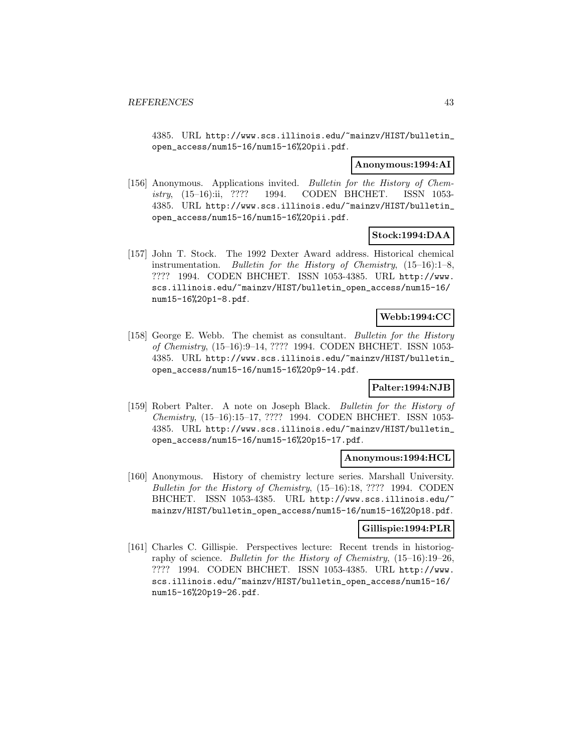4385. URL http://www.scs.illinois.edu/~mainzv/HIST/bulletin_open_access/num15-16/num15-16%20pii.pdf.

**Anonymous:1994:AI**

[156] Anonymous. Applications invited. *Bulletin for the History of Chemistry*, (15–16):ii, ???? 1994. CODEN BHCHET. ISSN 1053-4385. URL http://www.scs.illinois.edu/~mainzv/HIST/bulletin_open_access/num15-16/num15-16%20pii.pdf.

**Stock:1994:DAA**

[157] John T. Stock. The 1992 Dexter Award address. Historical chemical instrumentation. *Bulletin for the History of Chemistry*, (15–16):1–8, ???? 1994. CODEN BHCHET. ISSN 1053-4385. URL http://www.scs.illinois.edu/~mainzv/HIST/bulletin_open_access/num15-16/num15-16%20p1-8.pdf.

**Webb:1994:CC**

[158] George E. Webb. The chemist as consultant. *Bulletin for the History of Chemistry*, (15–16):9–14, ???? 1994. CODEN BHCHET. ISSN 1053-4385. URL http://www.scs.illinois.edu/~mainzv/HIST/bulletin_open_access/num15-16/num15-16%20p9-14.pdf.

**Palter:1994:NJB**

[159] Robert Palter. A note on Joseph Black. *Bulletin for the History of Chemistry*, (15–16):15–17, ???? 1994. CODEN BHCHET. ISSN 1053-4385. URL http://www.scs.illinois.edu/~mainzv/HIST/bulletin_open_access/num15-16/num15-16%20p15-17.pdf.

**Anonymous:1994:HCL**

[160] Anonymous. History of chemistry lecture series. Marshall University. *Bulletin for the History of Chemistry*, (15–16):18, ???? 1994. CODEN BHCHET. ISSN 1053-4385. URL http://www.scs.illinois.edu/~mainzv/HIST/bulletin_open_access/num15-16/num15-16%20p18.pdf.

**Gillispie:1994:PLR**

[161] Charles C. Gillispie. Perspectives lecture: Recent trends in historiography of science. *Bulletin for the History of Chemistry*, (15–16):19–26, ???? 1994. CODEN BHCHET. ISSN 1053-4385. URL http://www.scs.illinois.edu/~mainzv/HIST/bulletin_open_access/num15-16/num15-16%20p19-26.pdf.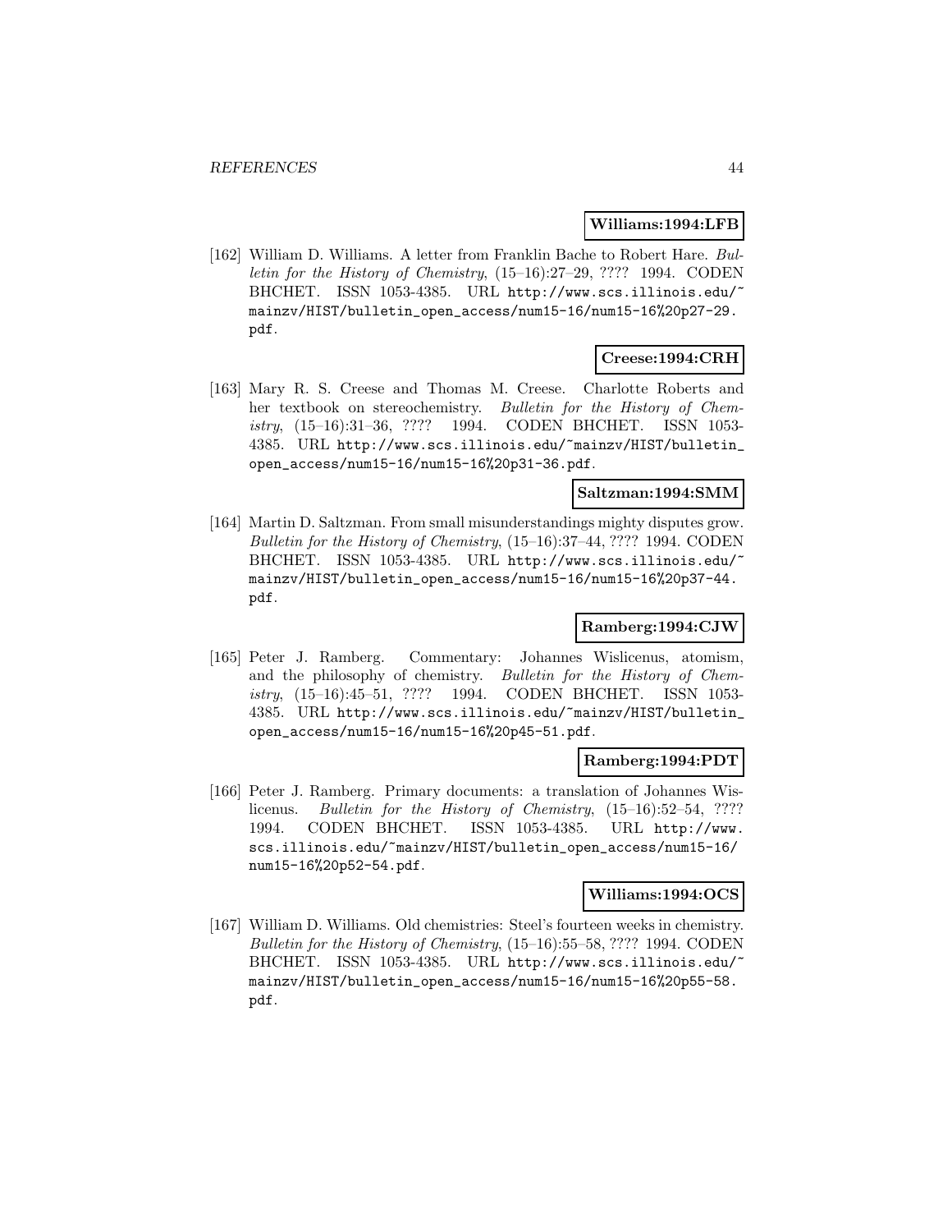**Williams:1994:LFB**

[162] William D. Williams. A letter from Franklin Bache to Robert Hare. *Bulletin for the History of Chemistry*, (15–16):27–29, ???? 1994. CODEN BHCHET. ISSN 1053-4385. URL http://www.scs.illinois.edu/~mainzv/HIST/bulletin_open_access/num15-16/num15-16%20p27-29.pdf.

**Creese:1994:CRH**

[163] Mary R. S. Creese and Thomas M. Creese. Charlotte Roberts and her textbook on stereochemistry. *Bulletin for the History of Chemistry*, (15–16):31–36, ???? 1994. CODEN BHCHET. ISSN 1053-4385. URL http://www.scs.illinois.edu/~mainzv/HIST/bulletin_open_access/num15-16/num15-16%20p31-36.pdf.

**Saltzman:1994:SMM**

[164] Martin D. Saltzman. From small misunderstandings mighty disputes grow. *Bulletin for the History of Chemistry*, (15–16):37–44, ???? 1994. CODEN BHCHET. ISSN 1053-4385. URL http://www.scs.illinois.edu/~mainzv/HIST/bulletin_open_access/num15-16/num15-16%20p37-44.pdf.

**Ramberg:1994:CJW**

[165] Peter J. Ramberg. Commentary: Johannes Wislicenus, atomism, and the philosophy of chemistry. *Bulletin for the History of Chemistry*, (15–16):45–51, ???? 1994. CODEN BHCHET. ISSN 1053-4385. URL http://www.scs.illinois.edu/~mainzv/HIST/bulletin_open_access/num15-16/num15-16%20p45-51.pdf.

**Ramberg:1994:PDT**

[166] Peter J. Ramberg. Primary documents: a translation of Johannes Wislicenus. *Bulletin for the History of Chemistry*, (15–16):52–54, ???? 1994. CODEN BHCHET. ISSN 1053-4385. URL http://www.scs.illinois.edu/~mainzv/HIST/bulletin_open_access/num15-16/num15-16%20p52-54.pdf.

**Williams:1994:OCS**

[167] William D. Williams. Old chemistries: Steel's fourteen weeks in chemistry. *Bulletin for the History of Chemistry*, (15–16):55–58, ???? 1994. CODEN BHCHET. ISSN 1053-4385. URL http://www.scs.illinois.edu/~mainzv/HIST/bulletin_open_access/num15-16/num15-16%20p55-58.pdf.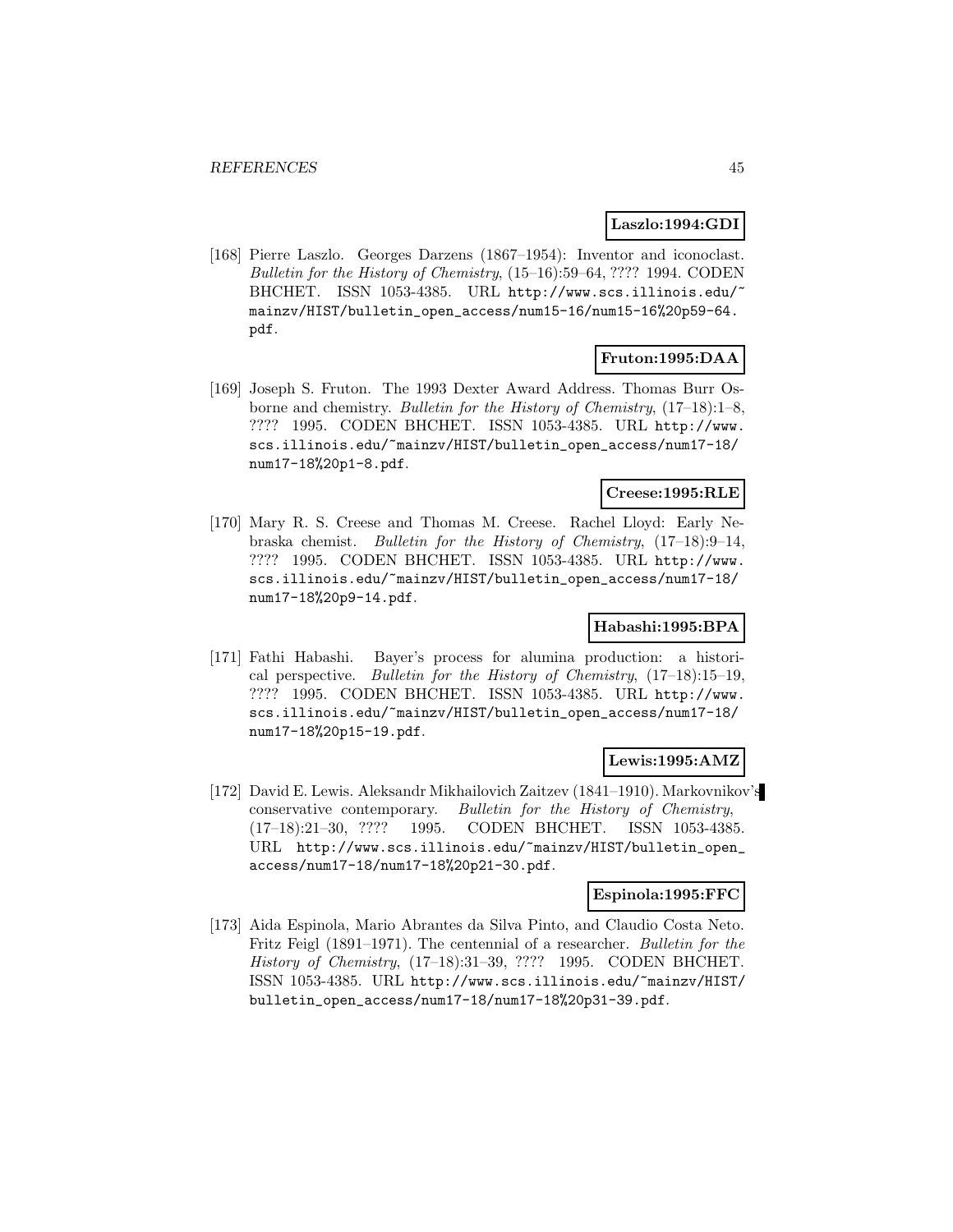**Laszlo:1994:GDI**

[168] Pierre Laszlo. Georges Darzens (1867–1954): Inventor and iconoclast. *Bulletin for the History of Chemistry*, (15–16):59–64, ???? 1994. CODEN BHCHET. ISSN 1053-4385. URL http://www.scs.illinois.edu/~mainzv/HIST/bulletin_open_access/num15-16/num15-16%20p59-64.pdf.

**Fruton:1995:DAA**

[169] Joseph S. Fruton. The 1993 Dexter Award Address. Thomas Burr Osborne and chemistry. *Bulletin for the History of Chemistry*, (17–18):1–8, ???? 1995. CODEN BHCHET. ISSN 1053-4385. URL http://www.scs.illinois.edu/~mainzv/HIST/bulletin_open_access/num17-18/num17-18%20p1-8.pdf.

**Creese:1995:RLE**

[170] Mary R. S. Creese and Thomas M. Creese. Rachel Lloyd: Early Nebraska chemist. *Bulletin for the History of Chemistry*, (17–18):9–14, ???? 1995. CODEN BHCHET. ISSN 1053-4385. URL http://www.scs.illinois.edu/~mainzv/HIST/bulletin_open_access/num17-18/num17-18%20p9-14.pdf.

**Habashi:1995:BPA**

[171] Fathi Habashi. Bayer's process for alumina production: a historical perspective. *Bulletin for the History of Chemistry*, (17–18):15–19, ???? 1995. CODEN BHCHET. ISSN 1053-4385. URL http://www.scs.illinois.edu/~mainzv/HIST/bulletin_open_access/num17-18/num17-18%20p15-19.pdf.

**Lewis:1995:AMZ**

[172] David E. Lewis. Aleksandr Mikhailovich Zaitzev (1841–1910). Markovnikov's conservative contemporary. *Bulletin for the History of Chemistry*, (17–18):21–30, ???? 1995. CODEN BHCHET. ISSN 1053-4385. URL http://www.scs.illinois.edu/~mainzv/HIST/bulletin_open_access/num17-18/num17-18%20p21-30.pdf.

**Espinola:1995:FFC**

[173] Aida Espinola, Mario Abrantes da Silva Pinto, and Claudio Costa Neto. Fritz Feigl (1891–1971). The centennial of a researcher. *Bulletin for the History of Chemistry*, (17–18):31–39, ???? 1995. CODEN BHCHET. ISSN 1053-4385. URL http://www.scs.illinois.edu/~mainzv/HIST/bulletin_open_access/num17-18/num17-18%20p31-39.pdf.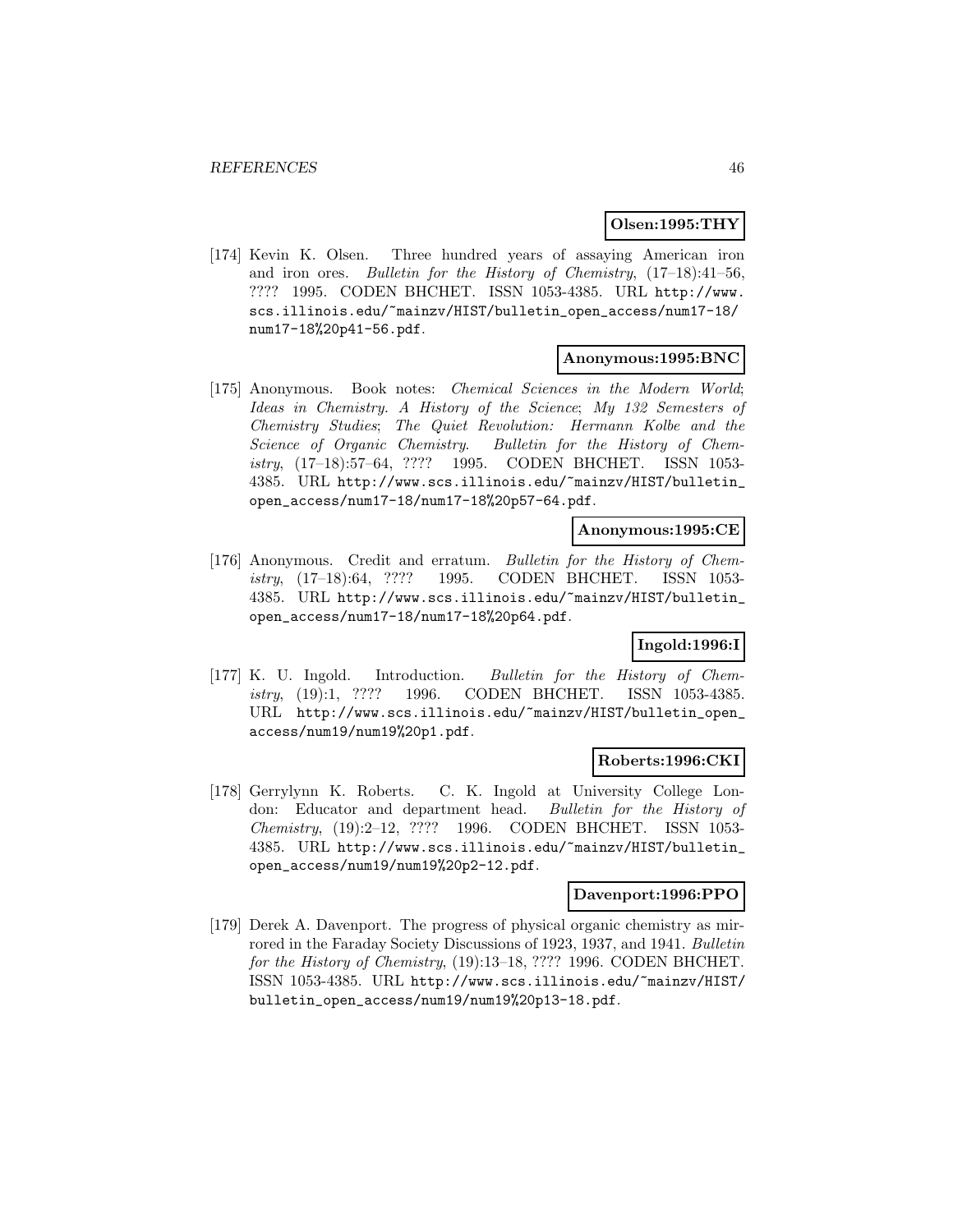**Olsen:1995:THY**

[174] Kevin K. Olsen. Three hundred years of assaying American iron and iron ores. *Bulletin for the History of Chemistry*, (17–18):41–56, ???? 1995. CODEN BHCHET. ISSN 1053-4385. URL http://www.scs.illinois.edu/~mainzv/HIST/bulletin_open_access/num17-18/num17-18%20p41-56.pdf.

**Anonymous:1995:BNC**

[175] Anonymous. Book notes: *Chemical Sciences in the Modern World*; *Ideas in Chemistry. A History of the Science*; *My 132 Semesters of Chemistry Studies*; *The Quiet Revolution: Hermann Kolbe and the Science of Organic Chemistry*. *Bulletin for the History of Chemistry*, (17–18):57–64, ???? 1995. CODEN BHCHET. ISSN 1053-4385. URL http://www.scs.illinois.edu/~mainzv/HIST/bulletin_open_access/num17-18/num17-18%20p57-64.pdf.

**Anonymous:1995:CE**

[176] Anonymous. Credit and erratum. *Bulletin for the History of Chemistry*, (17–18):64, ???? 1995. CODEN BHCHET. ISSN 1053-4385. URL http://www.scs.illinois.edu/~mainzv/HIST/bulletin_open_access/num17-18/num17-18%20p64.pdf.

**Ingold:1996:I**

[177] K. U. Ingold. Introduction. *Bulletin for the History of Chemistry*, (19):1, ???? 1996. CODEN BHCHET. ISSN 1053-4385. URL http://www.scs.illinois.edu/~mainzv/HIST/bulletin_open_access/num19/num19%20p1.pdf.

**Roberts:1996:CKI**

[178] Gerrylynn K. Roberts. C. K. Ingold at University College London: Educator and department head. *Bulletin for the History of Chemistry*, (19):2–12, ???? 1996. CODEN BHCHET. ISSN 1053-4385. URL http://www.scs.illinois.edu/~mainzv/HIST/bulletin_open_access/num19/num19%20p2-12.pdf.

**Davenport:1996:PPO**

[179] Derek A. Davenport. The progress of physical organic chemistry as mirrored in the Faraday Society Discussions of 1923, 1937, and 1941. *Bulletin for the History of Chemistry*, (19):13–18, ???? 1996. CODEN BHCHET. ISSN 1053-4385. URL http://www.scs.illinois.edu/~mainzv/HIST/bulletin_open_access/num19/num19%20p13-18.pdf.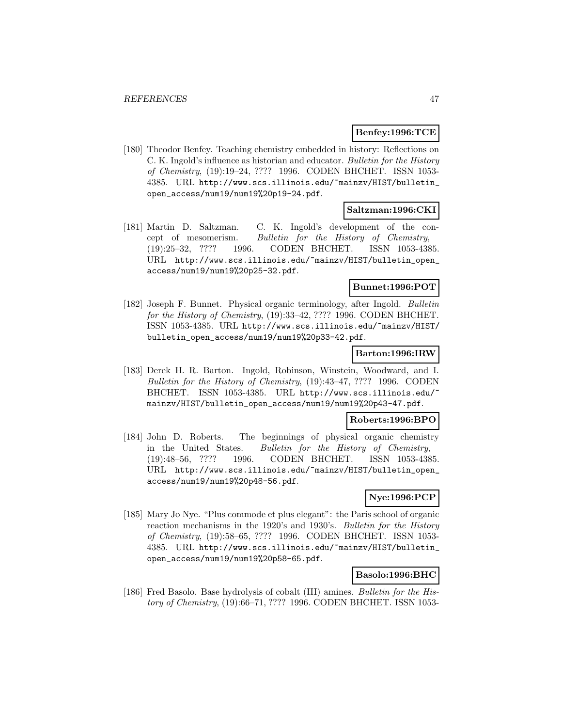**Benfey:1996:TCE**

[180] Theodor Benfey. Teaching chemistry embedded in history: Reflections on C. K. Ingold's influence as historian and educator. *Bulletin for the History of Chemistry*, (19):19–24, ???? 1996. CODEN BHCHET. ISSN 1053-4385. URL http://www.scs.illinois.edu/~mainzv/HIST/bulletin_open_access/num19/num19%20p19-24.pdf.

**Saltzman:1996:CKI**

[181] Martin D. Saltzman. C. K. Ingold's development of the concept of mesomerism. *Bulletin for the History of Chemistry*, (19):25–32, ???? 1996. CODEN BHCHET. ISSN 1053-4385. URL http://www.scs.illinois.edu/~mainzv/HIST/bulletin_open_access/num19/num19%20p25-32.pdf.

**Bunnet:1996:POT**

[182] Joseph F. Bunnet. Physical organic terminology, after Ingold. *Bulletin for the History of Chemistry*, (19):33–42, ???? 1996. CODEN BHCHET. ISSN 1053-4385. URL http://www.scs.illinois.edu/~mainzv/HIST/bulletin_open_access/num19/num19%20p33-42.pdf.

**Barton:1996:IRW**

[183] Derek H. R. Barton. Ingold, Robinson, Winstein, Woodward, and I. *Bulletin for the History of Chemistry*, (19):43–47, ???? 1996. CODEN BHCHET. ISSN 1053-4385. URL http://www.scs.illinois.edu/~mainzv/HIST/bulletin_open_access/num19/num19%20p43-47.pdf.

**Roberts:1996:BPO**

[184] John D. Roberts. The beginnings of physical organic chemistry in the United States. *Bulletin for the History of Chemistry*, (19):48–56, ???? 1996. CODEN BHCHET. ISSN 1053-4385. URL http://www.scs.illinois.edu/~mainzv/HIST/bulletin_open_access/num19/num19%20p48-56.pdf.

**Nye:1996:PCP**

[185] Mary Jo Nye. "Plus commode et plus elegant": the Paris school of organic reaction mechanisms in the 1920's and 1930's. *Bulletin for the History of Chemistry*, (19):58–65, ???? 1996. CODEN BHCHET. ISSN 1053-4385. URL http://www.scs.illinois.edu/~mainzv/HIST/bulletin_open_access/num19/num19%20p58-65.pdf.

**Basolo:1996:BHC**

[186] Fred Basolo. Base hydrolysis of cobalt (III) amines. *Bulletin for the History of Chemistry*, (19):66–71, ???? 1996. CODEN BHCHET. ISSN 1053-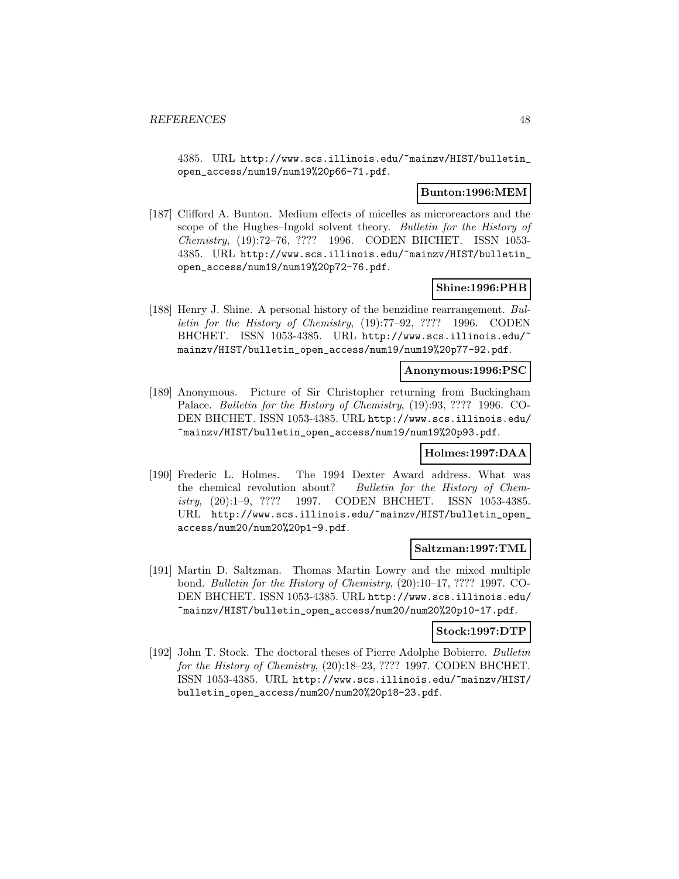4385. URL http://www.scs.illinois.edu/~mainzv/HIST/bulletin_open_access/num19/num19%20p66-71.pdf.

**Bunton:1996:MEM**

[187] Clifford A. Bunton. Medium effects of micelles as microreactors and the scope of the Hughes–Ingold solvent theory. *Bulletin for the History of Chemistry*, (19):72–76, ???? 1996. CODEN BHCHET. ISSN 1053-4385. URL http://www.scs.illinois.edu/~mainzv/HIST/bulletin_open_access/num19/num19%20p72-76.pdf.

**Shine:1996:PHB**

[188] Henry J. Shine. A personal history of the benzidine rearrangement. *Bulletin for the History of Chemistry*, (19):77–92, ???? 1996. CODEN BHCHET. ISSN 1053-4385. URL http://www.scs.illinois.edu/~mainzv/HIST/bulletin_open_access/num19/num19%20p77-92.pdf.

**Anonymous:1996:PSC**

[189] Anonymous. Picture of Sir Christopher returning from Buckingham Palace. *Bulletin for the History of Chemistry*, (19):93, ???? 1996. CODEN BHCHET. ISSN 1053-4385. URL http://www.scs.illinois.edu/~mainzv/HIST/bulletin_open_access/num19/num19%20p93.pdf.

**Holmes:1997:DAA**

[190] Frederic L. Holmes. The 1994 Dexter Award address. What was the chemical revolution about? *Bulletin for the History of Chemistry*, (20):1–9, ???? 1997. CODEN BHCHET. ISSN 1053-4385. URL http://www.scs.illinois.edu/~mainzv/HIST/bulletin_open_access/num20/num20%20p1-9.pdf.

**Saltzman:1997:TML**

[191] Martin D. Saltzman. Thomas Martin Lowry and the mixed multiple bond. *Bulletin for the History of Chemistry*, (20):10–17, ???? 1997. CODEN BHCHET. ISSN 1053-4385. URL http://www.scs.illinois.edu/~mainzv/HIST/bulletin_open_access/num20/num20%20p10-17.pdf.

**Stock:1997:DTP**

[192] John T. Stock. The doctoral theses of Pierre Adolphe Bobierre. *Bulletin for the History of Chemistry*, (20):18–23, ???? 1997. CODEN BHCHET. ISSN 1053-4385. URL http://www.scs.illinois.edu/~mainzv/HIST/bulletin_open_access/num20/num20%20p18-23.pdf.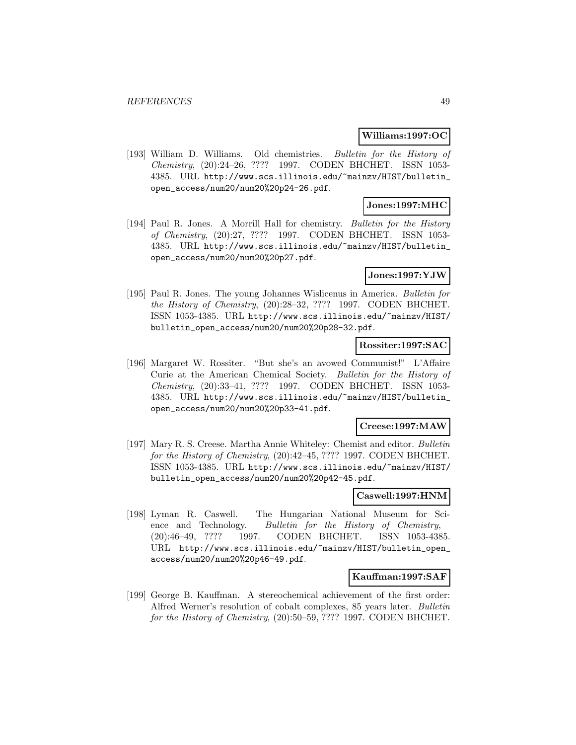**Williams:1997:OC**

[193] William D. Williams. Old chemistries. *Bulletin for the History of Chemistry*, (20):24–26, ???? 1997. CODEN BHCHET. ISSN 1053-4385. URL http://www.scs.illinois.edu/~mainzv/HIST/bulletin_open_access/num20/num20%20p24-26.pdf.

**Jones:1997:MHC**

[194] Paul R. Jones. A Morrill Hall for chemistry. *Bulletin for the History of Chemistry*, (20):27, ???? 1997. CODEN BHCHET. ISSN 1053-4385. URL http://www.scs.illinois.edu/~mainzv/HIST/bulletin_open_access/num20/num20%20p27.pdf.

**Jones:1997:YJW**

[195] Paul R. Jones. The young Johannes Wislicenus in America. *Bulletin for the History of Chemistry*, (20):28–32, ???? 1997. CODEN BHCHET. ISSN 1053-4385. URL http://www.scs.illinois.edu/~mainzv/HIST/bulletin_open_access/num20/num20%20p28-32.pdf.

**Rossiter:1997:SAC**

[196] Margaret W. Rossiter. "But she's an avowed Communist!" L'Affaire Curie at the American Chemical Society. *Bulletin for the History of Chemistry*, (20):33–41, ???? 1997. CODEN BHCHET. ISSN 1053-4385. URL http://www.scs.illinois.edu/~mainzv/HIST/bulletin_open_access/num20/num20%20p33-41.pdf.

**Creese:1997:MAW**

[197] Mary R. S. Creese. Martha Annie Whiteley: Chemist and editor. *Bulletin for the History of Chemistry*, (20):42–45, ???? 1997. CODEN BHCHET. ISSN 1053-4385. URL http://www.scs.illinois.edu/~mainzv/HIST/bulletin_open_access/num20/num20%20p42-45.pdf.

**Caswell:1997:HNM**

[198] Lyman R. Caswell. The Hungarian National Museum for Science and Technology. *Bulletin for the History of Chemistry*, (20):46–49, ???? 1997. CODEN BHCHET. ISSN 1053-4385. URL http://www.scs.illinois.edu/~mainzv/HIST/bulletin_open_access/num20/num20%20p46-49.pdf.

**Kauffman:1997:SAF**

[199] George B. Kauffman. A stereochemical achievement of the first order: Alfred Werner's resolution of cobalt complexes, 85 years later. *Bulletin for the History of Chemistry*, (20):50–59, ???? 1997. CODEN BHCHET.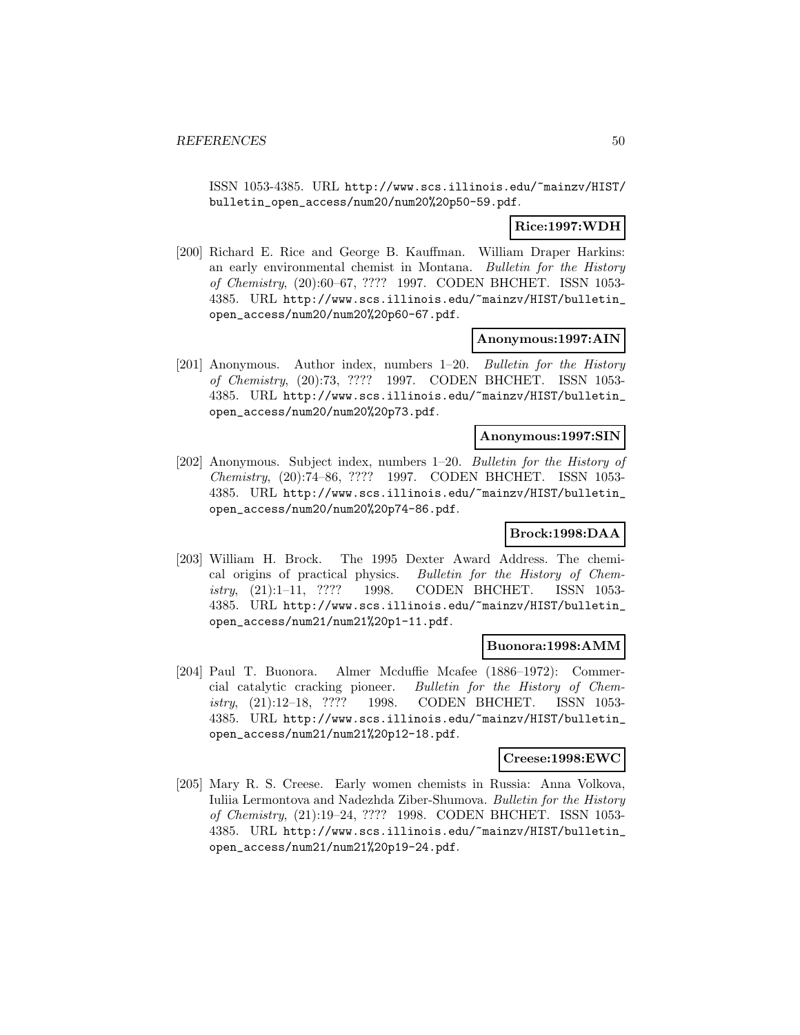ISSN 1053-4385. URL http://www.scs.illinois.edu/~mainzv/HIST/bulletin_open_access/num20/num20%20p50-59.pdf.

**Rice:1997:WDH**

[200] Richard E. Rice and George B. Kauffman. William Draper Harkins: an early environmental chemist in Montana. *Bulletin for the History of Chemistry*, (20):60–67, ???? 1997. CODEN BHCHET. ISSN 1053-4385. URL http://www.scs.illinois.edu/~mainzv/HIST/bulletin_open_access/num20/num20%20p60-67.pdf.

**Anonymous:1997:AIN**

[201] Anonymous. Author index, numbers 1–20. *Bulletin for the History of Chemistry*, (20):73, ???? 1997. CODEN BHCHET. ISSN 1053-4385. URL http://www.scs.illinois.edu/~mainzv/HIST/bulletin_open_access/num20/num20%20p73.pdf.

**Anonymous:1997:SIN**

[202] Anonymous. Subject index, numbers 1–20. *Bulletin for the History of Chemistry*, (20):74–86, ???? 1997. CODEN BHCHET. ISSN 1053-4385. URL http://www.scs.illinois.edu/~mainzv/HIST/bulletin_open_access/num20/num20%20p74-86.pdf.

**Brock:1998:DAA**

[203] William H. Brock. The 1995 Dexter Award Address. The chemical origins of practical physics. *Bulletin for the History of Chemistry*, (21):1–11, ???? 1998. CODEN BHCHET. ISSN 1053-4385. URL http://www.scs.illinois.edu/~mainzv/HIST/bulletin_open_access/num21/num21%20p1-11.pdf.

**Buonora:1998:AMM**

[204] Paul T. Buonora. Almer Mcduffie Mcafee (1886–1972): Commercial catalytic cracking pioneer. *Bulletin for the History of Chemistry*, (21):12–18, ???? 1998. CODEN BHCHET. ISSN 1053-4385. URL http://www.scs.illinois.edu/~mainzv/HIST/bulletin_open_access/num21/num21%20p12-18.pdf.

**Creese:1998:EWC**

[205] Mary R. S. Creese. Early women chemists in Russia: Anna Volkova, Iuliia Lermontova and Nadezhda Ziber-Shumova. *Bulletin for the History of Chemistry*, (21):19–24, ???? 1998. CODEN BHCHET. ISSN 1053-4385. URL http://www.scs.illinois.edu/~mainzv/HIST/bulletin_open_access/num21/num21%20p19-24.pdf.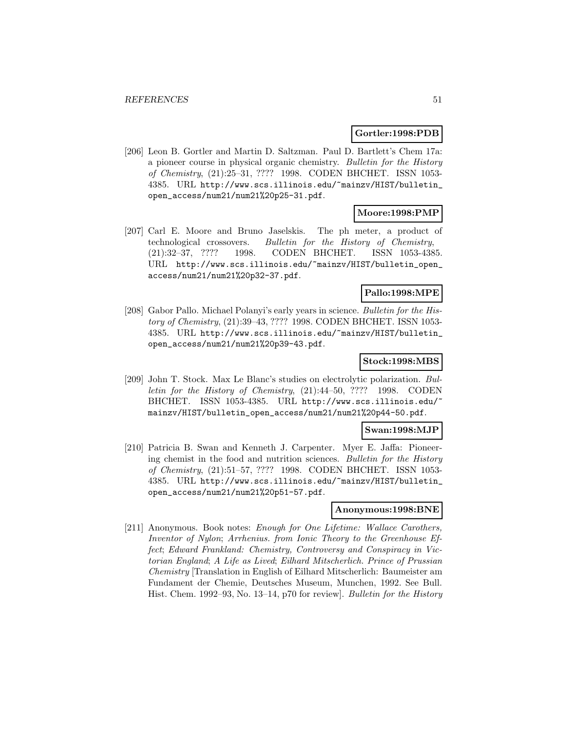**Gortler:1998:PDB**

[206] Leon B. Gortler and Martin D. Saltzman. Paul D. Bartlett's Chem 17a: a pioneer course in physical organic chemistry. *Bulletin for the History of Chemistry*, (21):25–31, ???? 1998. CODEN BHCHET. ISSN 1053-4385. URL http://www.scs.illinois.edu/~mainzv/HIST/bulletin_open_access/num21/num21%20p25-31.pdf.

**Moore:1998:PMP**

[207] Carl E. Moore and Bruno Jaselskis. The ph meter, a product of technological crossovers. *Bulletin for the History of Chemistry*, (21):32–37, ???? 1998. CODEN BHCHET. ISSN 1053-4385. URL http://www.scs.illinois.edu/~mainzv/HIST/bulletin_open_access/num21/num21%20p32-37.pdf.

**Pallo:1998:MPE**

[208] Gabor Pallo. Michael Polanyi's early years in science. *Bulletin for the History of Chemistry*, (21):39–43, ???? 1998. CODEN BHCHET. ISSN 1053-4385. URL http://www.scs.illinois.edu/~mainzv/HIST/bulletin_open_access/num21/num21%20p39-43.pdf.

**Stock:1998:MBS**

[209] John T. Stock. Max Le Blanc's studies on electrolytic polarization. *Bulletin for the History of Chemistry*, (21):44–50, ???? 1998. CODEN BHCHET. ISSN 1053-4385. URL http://www.scs.illinois.edu/~mainzv/HIST/bulletin_open_access/num21/num21%20p44-50.pdf.

**Swan:1998:MJP**

[210] Patricia B. Swan and Kenneth J. Carpenter. Myer E. Jaffa: Pioneering chemist in the food and nutrition sciences. *Bulletin for the History of Chemistry*, (21):51–57, ???? 1998. CODEN BHCHET. ISSN 1053-4385. URL http://www.scs.illinois.edu/~mainzv/HIST/bulletin_open_access/num21/num21%20p51-57.pdf.

**Anonymous:1998:BNE**

[211] Anonymous. Book notes: *Enough for One Lifetime: Wallace Carothers, Inventor of Nylon*; *Arrhenius. from Ionic Theory to the Greenhouse Effect*; *Edward Frankland: Chemistry, Controversy and Conspiracy in Victorian England*; *A Life as Lived*; *Eilhard Mitscherlich. Prince of Prussian Chemistry* [Translation in English of Eilhard Mitscherlich: Baumeister am Fundament der Chemie, Deutsches Museum, Munchen, 1992. See Bull. Hist. Chem. 1992–93, No. 13–14, p70 for review]. *Bulletin for the History*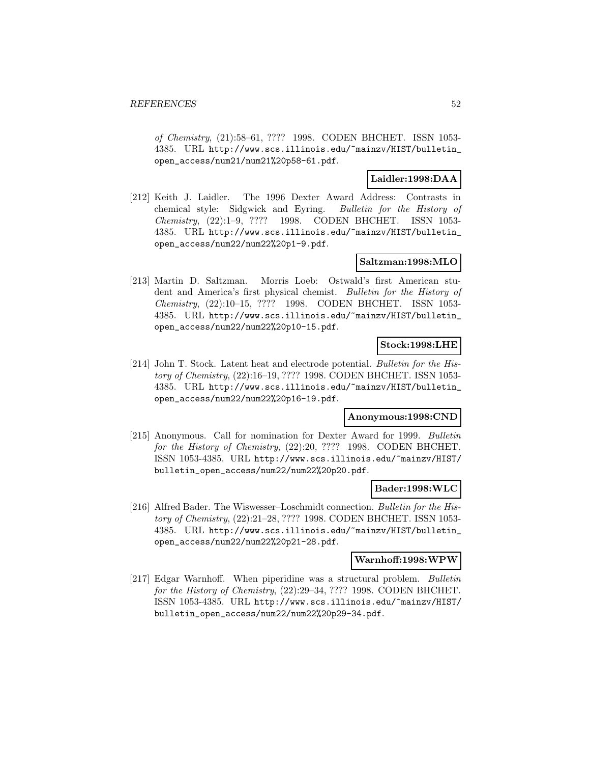*of Chemistry*, (21):58–61, ???? 1998. CODEN BHCHET. ISSN 1053-4385. URL http://www.scs.illinois.edu/~mainzv/HIST/bulletin_open_access/num21/num21%20p58-61.pdf.

**Laidler:1998:DAA**

[212] Keith J. Laidler. The 1996 Dexter Award Address: Contrasts in chemical style: Sidgwick and Eyring. *Bulletin for the History of Chemistry*, (22):1–9, ???? 1998. CODEN BHCHET. ISSN 1053-4385. URL http://www.scs.illinois.edu/~mainzv/HIST/bulletin_open_access/num22/num22%20p1-9.pdf.

**Saltzman:1998:MLO**

[213] Martin D. Saltzman. Morris Loeb: Ostwald's first American student and America's first physical chemist. *Bulletin for the History of Chemistry*, (22):10–15, ???? 1998. CODEN BHCHET. ISSN 1053-4385. URL http://www.scs.illinois.edu/~mainzv/HIST/bulletin_open_access/num22/num22%20p10-15.pdf.

**Stock:1998:LHE**

[214] John T. Stock. Latent heat and electrode potential. *Bulletin for the History of Chemistry*, (22):16–19, ???? 1998. CODEN BHCHET. ISSN 1053-4385. URL http://www.scs.illinois.edu/~mainzv/HIST/bulletin_open_access/num22/num22%20p16-19.pdf.

**Anonymous:1998:CND**

[215] Anonymous. Call for nomination for Dexter Award for 1999. *Bulletin for the History of Chemistry*, (22):20, ???? 1998. CODEN BHCHET. ISSN 1053-4385. URL http://www.scs.illinois.edu/~mainzv/HIST/bulletin_open_access/num22/num22%20p20.pdf.

**Bader:1998:WLC**

[216] Alfred Bader. The Wiswesser–Loschmidt connection. *Bulletin for the History of Chemistry*, (22):21–28, ???? 1998. CODEN BHCHET. ISSN 1053-4385. URL http://www.scs.illinois.edu/~mainzv/HIST/bulletin_open_access/num22/num22%20p21-28.pdf.

**Warnhoff:1998:WPW**

[217] Edgar Warnhoff. When piperidine was a structural problem. *Bulletin for the History of Chemistry*, (22):29–34, ???? 1998. CODEN BHCHET. ISSN 1053-4385. URL http://www.scs.illinois.edu/~mainzv/HIST/bulletin_open_access/num22/num22%20p29-34.pdf.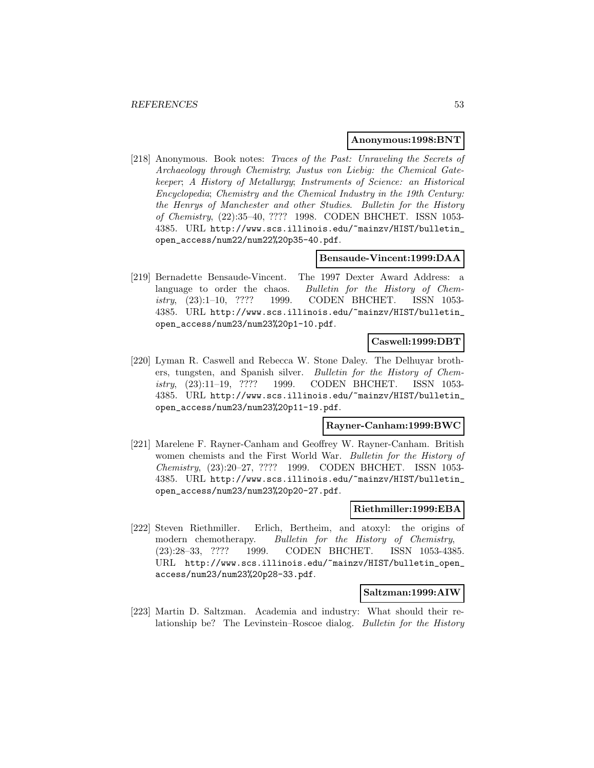**Anonymous:1998:BNT**

[218] Anonymous. Book notes: *Traces of the Past: Unraveling the Secrets of Archaeology through Chemistry*; *Justus von Liebig: the Chemical Gatekeeper*; *A History of Metallurgy*; *Instruments of Science: an Historical Encyclopedia*; *Chemistry and the Chemical Industry in the 19th Century: the Henrys of Manchester and other Studies*. *Bulletin for the History of Chemistry*, (22):35–40, ???? 1998. CODEN BHCHET. ISSN 1053-4385. URL http://www.scs.illinois.edu/~mainzv/HIST/bulletin_open_access/num22/num22%20p35-40.pdf.

**Bensaude-Vincent:1999:DAA**

[219] Bernadette Bensaude-Vincent. The 1997 Dexter Award Address: a language to order the chaos. *Bulletin for the History of Chemistry*, (23):1–10, ???? 1999. CODEN BHCHET. ISSN 1053-4385. URL http://www.scs.illinois.edu/~mainzv/HIST/bulletin_open_access/num23/num23%20p1-10.pdf.

**Caswell:1999:DBT**

[220] Lyman R. Caswell and Rebecca W. Stone Daley. The Delhuyar brothers, tungsten, and Spanish silver. *Bulletin for the History of Chemistry*, (23):11–19, ???? 1999. CODEN BHCHET. ISSN 1053-4385. URL http://www.scs.illinois.edu/~mainzv/HIST/bulletin_open_access/num23/num23%20p11-19.pdf.

**Rayner-Canham:1999:BWC**

[221] Marelene F. Rayner-Canham and Geoffrey W. Rayner-Canham. British women chemists and the First World War. *Bulletin for the History of Chemistry*, (23):20–27, ???? 1999. CODEN BHCHET. ISSN 1053-4385. URL http://www.scs.illinois.edu/~mainzv/HIST/bulletin_open_access/num23/num23%20p20-27.pdf.

**Riethmiller:1999:EBA**

[222] Steven Riethmiller. Erlich, Bertheim, and atoxyl: the origins of modern chemotherapy. *Bulletin for the History of Chemistry*, (23):28–33, ???? 1999. CODEN BHCHET. ISSN 1053-4385. URL http://www.scs.illinois.edu/~mainzv/HIST/bulletin_open_access/num23/num23%20p28-33.pdf.

**Saltzman:1999:AIW**

[223] Martin D. Saltzman. Academia and industry: What should their relationship be? The Levinstein–Roscoe dialog. *Bulletin for the History*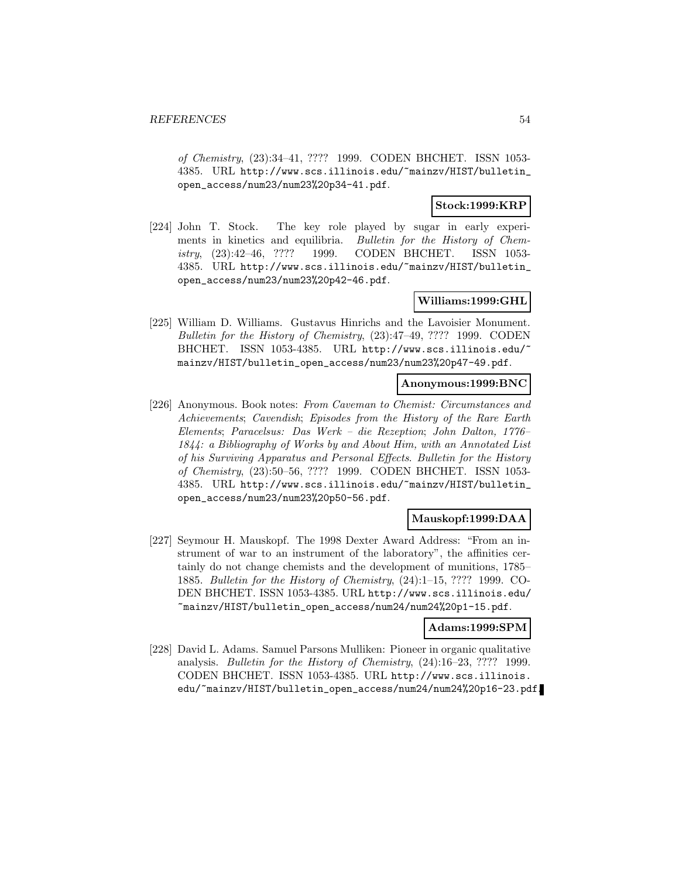*of Chemistry*, (23):34–41, ???? 1999. CODEN BHCHET. ISSN 1053-4385. URL http://www.scs.illinois.edu/~mainzv/HIST/bulletin_open_access/num23/num23%20p34-41.pdf.

**Stock:1999:KRP**

[224] John T. Stock. The key role played by sugar in early experiments in kinetics and equilibria. *Bulletin for the History of Chemistry*, (23):42–46, ???? 1999. CODEN BHCHET. ISSN 1053-4385. URL http://www.scs.illinois.edu/~mainzv/HIST/bulletin_open_access/num23/num23%20p42-46.pdf.

**Williams:1999:GHL**

[225] William D. Williams. Gustavus Hinrichs and the Lavoisier Monument. *Bulletin for the History of Chemistry*, (23):47–49, ???? 1999. CODEN BHCHET. ISSN 1053-4385. URL http://www.scs.illinois.edu/~mainzv/HIST/bulletin_open_access/num23/num23%20p47-49.pdf.

**Anonymous:1999:BNC**

[226] Anonymous. Book notes: *From Caveman to Chemist: Circumstances and Achievements*; *Cavendish*; *Episodes from the History of the Rare Earth Elements*; *Paracelsus: Das Werk – die Rezeption*; *John Dalton, 1776–1844: a Bibliography of Works by and About Him, with an Annotated List of his Surviving Apparatus and Personal Effects*. *Bulletin for the History of Chemistry*, (23):50–56, ???? 1999. CODEN BHCHET. ISSN 1053-4385. URL http://www.scs.illinois.edu/~mainzv/HIST/bulletin_open_access/num23/num23%20p50-56.pdf.

**Mauskopf:1999:DAA**

[227] Seymour H. Mauskopf. The 1998 Dexter Award Address: "From an instrument of war to an instrument of the laboratory", the affinities certainly do not change chemists and the development of munitions, 1785–1885. *Bulletin for the History of Chemistry*, (24):1–15, ???? 1999. CODEN BHCHET. ISSN 1053-4385. URL http://www.scs.illinois.edu/~mainzv/HIST/bulletin_open_access/num24/num24%20p1-15.pdf.

**Adams:1999:SPM**

[228] David L. Adams. Samuel Parsons Mulliken: Pioneer in organic qualitative analysis. *Bulletin for the History of Chemistry*, (24):16–23, ???? 1999. CODEN BHCHET. ISSN 1053-4385. URL http://www.scs.illinois.edu/~mainzv/HIST/bulletin_open_access/num24/num24%20p16-23.pdf.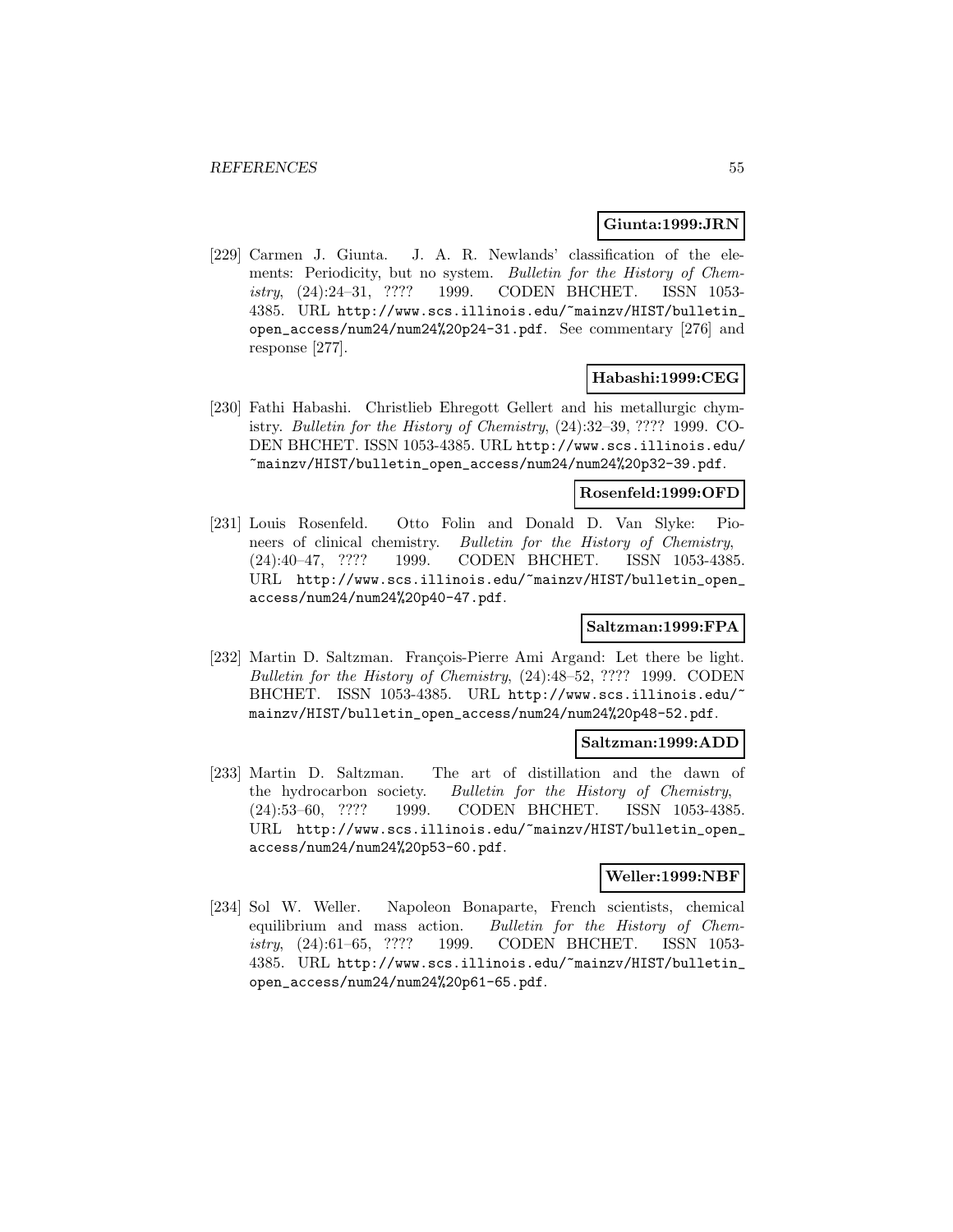**Giunta:1999:JRN**

[229] Carmen J. Giunta. J. A. R. Newlands' classification of the elements: Periodicity, but no system. *Bulletin for the History of Chemistry*, (24):24–31, ???? 1999. CODEN BHCHET. ISSN 1053-4385. URL `http://www.scs.illinois.edu/~mainzv/HIST/bulletin_open_access/num24/num24%20p24-31.pdf`. See commentary [276] and response [277].

**Habashi:1999:CEG**

[230] Fathi Habashi. Christlieb Ehregott Gellert and his metallurgic chymistry. *Bulletin for the History of Chemistry*, (24):32–39, ???? 1999. CODEN BHCHET. ISSN 1053-4385. URL `http://www.scs.illinois.edu/~mainzv/HIST/bulletin_open_access/num24/num24%20p32-39.pdf`.

**Rosenfeld:1999:OFD**

[231] Louis Rosenfeld. Otto Folin and Donald D. Van Slyke: Pioneers of clinical chemistry. *Bulletin for the History of Chemistry*, (24):40–47, ???? 1999. CODEN BHCHET. ISSN 1053-4385. URL `http://www.scs.illinois.edu/~mainzv/HIST/bulletin_open_access/num24/num24%20p40-47.pdf`.

**Saltzman:1999:FPA**

[232] Martin D. Saltzman. François-Pierre Ami Argand: Let there be light. *Bulletin for the History of Chemistry*, (24):48–52, ???? 1999. CODEN BHCHET. ISSN 1053-4385. URL `http://www.scs.illinois.edu/~mainzv/HIST/bulletin_open_access/num24/num24%20p48-52.pdf`.

**Saltzman:1999:ADD**

[233] Martin D. Saltzman. The art of distillation and the dawn of the hydrocarbon society. *Bulletin for the History of Chemistry*, (24):53–60, ???? 1999. CODEN BHCHET. ISSN 1053-4385. URL `http://www.scs.illinois.edu/~mainzv/HIST/bulletin_open_access/num24/num24%20p53-60.pdf`.

**Weller:1999:NBF**

[234] Sol W. Weller. Napoleon Bonaparte, French scientists, chemical equilibrium and mass action. *Bulletin for the History of Chemistry*, (24):61–65, ???? 1999. CODEN BHCHET. ISSN 1053-4385. URL `http://www.scs.illinois.edu/~mainzv/HIST/bulletin_open_access/num24/num24%20p61-65.pdf`.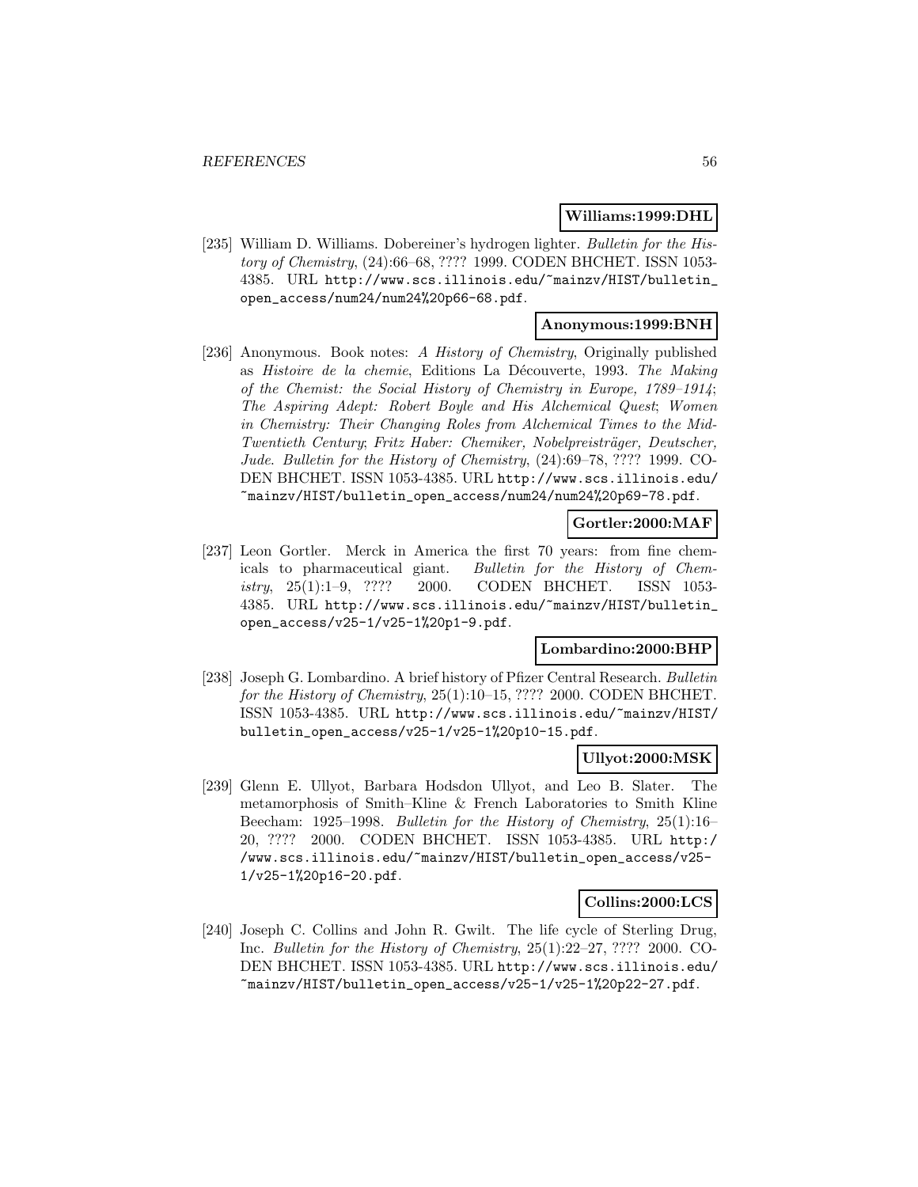**Williams:1999:DHL**

[235] William D. Williams. Dobereiner's hydrogen lighter. *Bulletin for the History of Chemistry*, (24):66–68, ???? 1999. CODEN BHCHET. ISSN 1053-4385. URL http://www.scs.illinois.edu/~mainzv/HIST/bulletin_open_access/num24/num24%20p66-68.pdf.

**Anonymous:1999:BNH**

[236] Anonymous. Book notes: *A History of Chemistry*, Originally published as *Histoire de la chemie*, Editions La Découverte, 1993. *The Making of the Chemist: the Social History of Chemistry in Europe, 1789–1914*; *The Aspiring Adept: Robert Boyle and His Alchemical Quest*; *Women in Chemistry: Their Changing Roles from Alchemical Times to the Mid-Twentieth Century*; *Fritz Haber: Chemiker, Nobelpreisträger, Deutscher, Jude*. *Bulletin for the History of Chemistry*, (24):69–78, ???? 1999. CODEN BHCHET. ISSN 1053-4385. URL http://www.scs.illinois.edu/~mainzv/HIST/bulletin_open_access/num24/num24%20p69-78.pdf.

**Gortler:2000:MAF**

[237] Leon Gortler. Merck in America the first 70 years: from fine chemicals to pharmaceutical giant. *Bulletin for the History of Chemistry*, 25(1):1–9, ???? 2000. CODEN BHCHET. ISSN 1053-4385. URL http://www.scs.illinois.edu/~mainzv/HIST/bulletin_open_access/v25-1/v25-1%20p1-9.pdf.

**Lombardino:2000:BHP**

[238] Joseph G. Lombardino. A brief history of Pfizer Central Research. *Bulletin for the History of Chemistry*, 25(1):10–15, ???? 2000. CODEN BHCHET. ISSN 1053-4385. URL http://www.scs.illinois.edu/~mainzv/HIST/bulletin_open_access/v25-1/v25-1%20p10-15.pdf.

**Ullyot:2000:MSK**

[239] Glenn E. Ullyot, Barbara Hodsdon Ullyot, and Leo B. Slater. The metamorphosis of Smith–Kline & French Laboratories to Smith Kline Beecham: 1925–1998. *Bulletin for the History of Chemistry*, 25(1):16–20, ???? 2000. CODEN BHCHET. ISSN 1053-4385. URL http://www.scs.illinois.edu/~mainzv/HIST/bulletin_open_access/v25-1/v25-1%20p16-20.pdf.

**Collins:2000:LCS**

[240] Joseph C. Collins and John R. Gwilt. The life cycle of Sterling Drug, Inc. *Bulletin for the History of Chemistry*, 25(1):22–27, ???? 2000. CODEN BHCHET. ISSN 1053-4385. URL http://www.scs.illinois.edu/~mainzv/HIST/bulletin_open_access/v25-1/v25-1%20p22-27.pdf.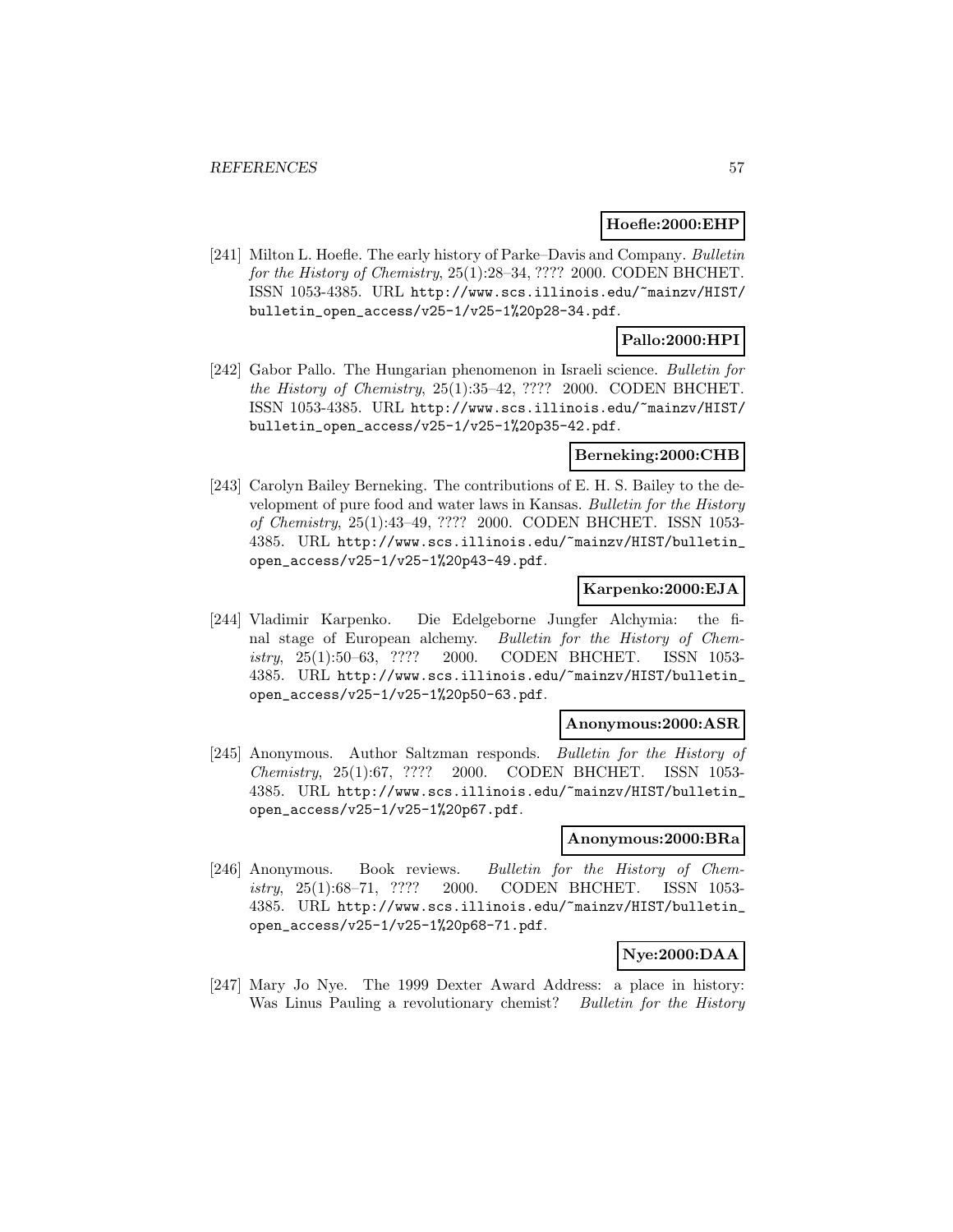**Hoefle:2000:EHP**

[241] Milton L. Hoefle. The early history of Parke–Davis and Company. *Bulletin for the History of Chemistry*, 25(1):28–34, ???? 2000. CODEN BHCHET. ISSN 1053-4385. URL http://www.scs.illinois.edu/~mainzv/HIST/bulletin_open_access/v25-1/v25-1%20p28-34.pdf.

**Pallo:2000:HPI**

[242] Gabor Pallo. The Hungarian phenomenon in Israeli science. *Bulletin for the History of Chemistry*, 25(1):35–42, ???? 2000. CODEN BHCHET. ISSN 1053-4385. URL http://www.scs.illinois.edu/~mainzv/HIST/bulletin_open_access/v25-1/v25-1%20p35-42.pdf.

**Berneking:2000:CHB**

[243] Carolyn Bailey Berneking. The contributions of E. H. S. Bailey to the development of pure food and water laws in Kansas. *Bulletin for the History of Chemistry*, 25(1):43–49, ???? 2000. CODEN BHCHET. ISSN 1053-4385. URL http://www.scs.illinois.edu/~mainzv/HIST/bulletin_open_access/v25-1/v25-1%20p43-49.pdf.

**Karpenko:2000:EJA**

[244] Vladimir Karpenko. Die Edelgeborne Jungfer Alchymia: the final stage of European alchemy. *Bulletin for the History of Chemistry*, 25(1):50–63, ???? 2000. CODEN BHCHET. ISSN 1053-4385. URL http://www.scs.illinois.edu/~mainzv/HIST/bulletin_open_access/v25-1/v25-1%20p50-63.pdf.

**Anonymous:2000:ASR**

[245] Anonymous. Author Saltzman responds. *Bulletin for the History of Chemistry*, 25(1):67, ???? 2000. CODEN BHCHET. ISSN 1053-4385. URL http://www.scs.illinois.edu/~mainzv/HIST/bulletin_open_access/v25-1/v25-1%20p67.pdf.

**Anonymous:2000:BRa**

[246] Anonymous. Book reviews. *Bulletin for the History of Chemistry*, 25(1):68–71, ???? 2000. CODEN BHCHET. ISSN 1053-4385. URL http://www.scs.illinois.edu/~mainzv/HIST/bulletin_open_access/v25-1/v25-1%20p68-71.pdf.

**Nye:2000:DAA**

[247] Mary Jo Nye. The 1999 Dexter Award Address: a place in history: Was Linus Pauling a revolutionary chemist? *Bulletin for the History*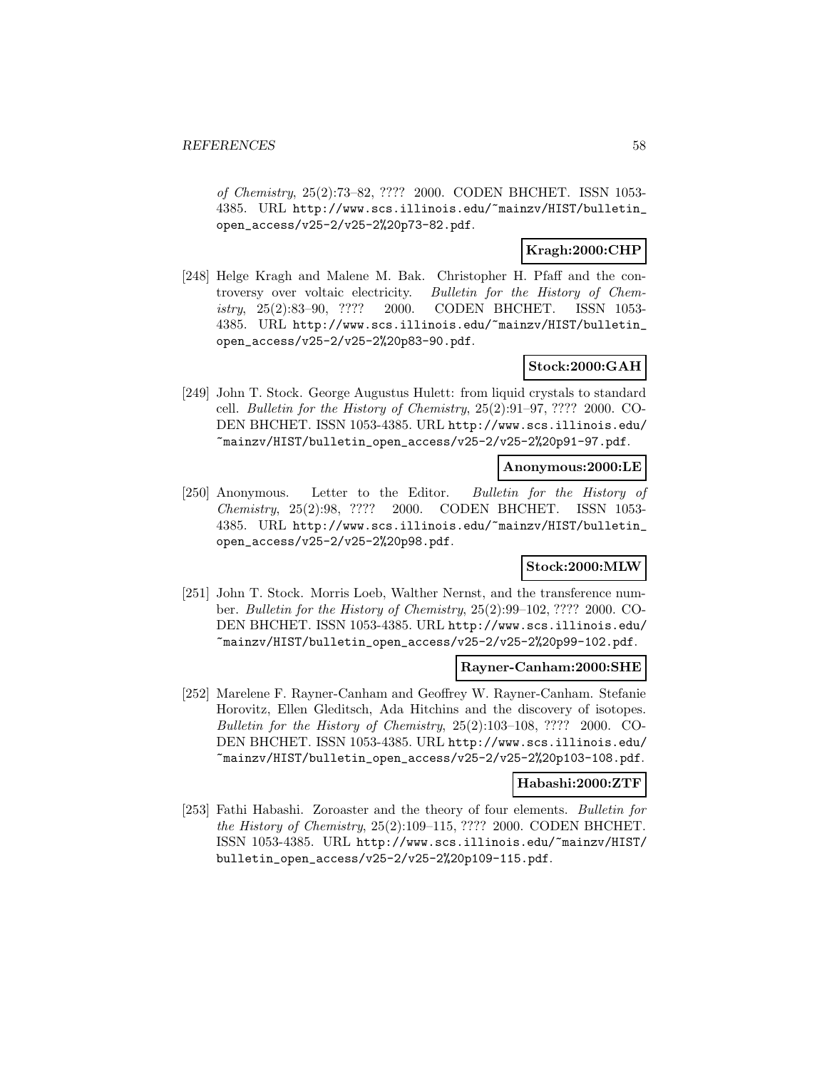*of Chemistry*, 25(2):73–82, ???? 2000. CODEN BHCHET. ISSN 1053-4385. URL http://www.scs.illinois.edu/~mainzv/HIST/bulletin_open_access/v25-2/v25-2%20p73-82.pdf.

**Kragh:2000:CHP**

[248] Helge Kragh and Malene M. Bak. Christopher H. Pfaff and the controversy over voltaic electricity. *Bulletin for the History of Chemistry*, 25(2):83–90, ???? 2000. CODEN BHCHET. ISSN 1053-4385. URL http://www.scs.illinois.edu/~mainzv/HIST/bulletin_open_access/v25-2/v25-2%20p83-90.pdf.

**Stock:2000:GAH**

[249] John T. Stock. George Augustus Hulett: from liquid crystals to standard cell. *Bulletin for the History of Chemistry*, 25(2):91–97, ???? 2000. CODEN BHCHET. ISSN 1053-4385. URL http://www.scs.illinois.edu/~mainzv/HIST/bulletin_open_access/v25-2/v25-2%20p91-97.pdf.

**Anonymous:2000:LE**

[250] Anonymous. Letter to the Editor. *Bulletin for the History of Chemistry*, 25(2):98, ???? 2000. CODEN BHCHET. ISSN 1053-4385. URL http://www.scs.illinois.edu/~mainzv/HIST/bulletin_open_access/v25-2/v25-2%20p98.pdf.

**Stock:2000:MLW**

[251] John T. Stock. Morris Loeb, Walther Nernst, and the transference number. *Bulletin for the History of Chemistry*, 25(2):99–102, ???? 2000. CODEN BHCHET. ISSN 1053-4385. URL http://www.scs.illinois.edu/~mainzv/HIST/bulletin_open_access/v25-2/v25-2%20p99-102.pdf.

**Rayner-Canham:2000:SHE**

[252] Marelene F. Rayner-Canham and Geoffrey W. Rayner-Canham. Stefanie Horovitz, Ellen Gleditsch, Ada Hitchins and the discovery of isotopes. *Bulletin for the History of Chemistry*, 25(2):103–108, ???? 2000. CODEN BHCHET. ISSN 1053-4385. URL http://www.scs.illinois.edu/~mainzv/HIST/bulletin_open_access/v25-2/v25-2%20p103-108.pdf.

**Habashi:2000:ZTF**

[253] Fathi Habashi. Zoroaster and the theory of four elements. *Bulletin for the History of Chemistry*, 25(2):109–115, ???? 2000. CODEN BHCHET. ISSN 1053-4385. URL http://www.scs.illinois.edu/~mainzv/HIST/bulletin_open_access/v25-2/v25-2%20p109-115.pdf.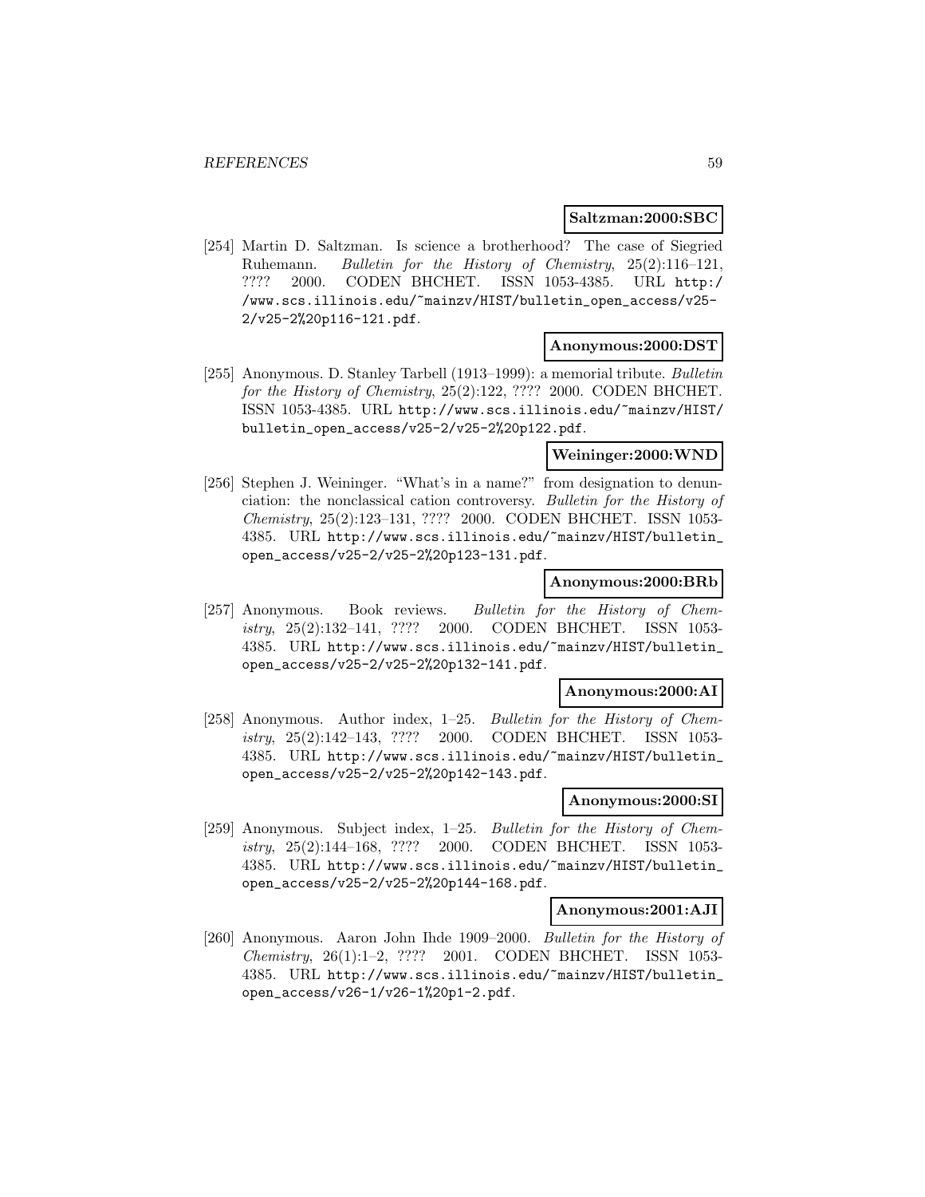**Saltzman:2000:SBC**

[254] Martin D. Saltzman. Is science a brotherhood? The case of Siegried Ruhemann. *Bulletin for the History of Chemistry*, 25(2):116–121, ???? 2000. CODEN BHCHET. ISSN 1053-4385. URL http://www.scs.illinois.edu/~mainzv/HIST/bulletin_open_access/v25-2/v25-2%20p116-121.pdf.

**Anonymous:2000:DST**

[255] Anonymous. D. Stanley Tarbell (1913–1999): a memorial tribute. *Bulletin for the History of Chemistry*, 25(2):122, ???? 2000. CODEN BHCHET. ISSN 1053-4385. URL http://www.scs.illinois.edu/~mainzv/HIST/bulletin_open_access/v25-2/v25-2%20p122.pdf.

**Weininger:2000:WND**

[256] Stephen J. Weininger. "What's in a name?" from designation to denunciation: the nonclassical cation controversy. *Bulletin for the History of Chemistry*, 25(2):123–131, ???? 2000. CODEN BHCHET. ISSN 1053-4385. URL http://www.scs.illinois.edu/~mainzv/HIST/bulletin_open_access/v25-2/v25-2%20p123-131.pdf.

**Anonymous:2000:BRb**

[257] Anonymous. Book reviews. *Bulletin for the History of Chemistry*, 25(2):132–141, ???? 2000. CODEN BHCHET. ISSN 1053-4385. URL http://www.scs.illinois.edu/~mainzv/HIST/bulletin_open_access/v25-2/v25-2%20p132-141.pdf.

**Anonymous:2000:AI**

[258] Anonymous. Author index, 1–25. *Bulletin for the History of Chemistry*, 25(2):142–143, ???? 2000. CODEN BHCHET. ISSN 1053-4385. URL http://www.scs.illinois.edu/~mainzv/HIST/bulletin_open_access/v25-2/v25-2%20p142-143.pdf.

**Anonymous:2000:SI**

[259] Anonymous. Subject index, 1–25. *Bulletin for the History of Chemistry*, 25(2):144–168, ???? 2000. CODEN BHCHET. ISSN 1053-4385. URL http://www.scs.illinois.edu/~mainzv/HIST/bulletin_open_access/v25-2/v25-2%20p144-168.pdf.

**Anonymous:2001:AJI**

[260] Anonymous. Aaron John Ihde 1909–2000. *Bulletin for the History of Chemistry*, 26(1):1–2, ???? 2001. CODEN BHCHET. ISSN 1053-4385. URL http://www.scs.illinois.edu/~mainzv/HIST/bulletin_open_access/v26-1/v26-1%20p1-2.pdf.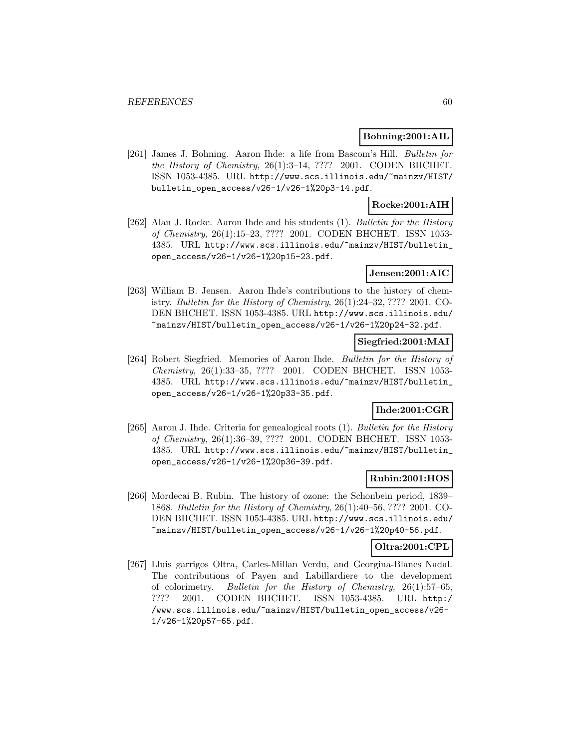**Bohning:2001:AIL**

[261] James J. Bohning. Aaron Ihde: a life from Bascom's Hill. *Bulletin for the History of Chemistry*, 26(1):3–14, ???? 2001. CODEN BHCHET. ISSN 1053-4385. URL http://www.scs.illinois.edu/~mainzv/HIST/bulletin_open_access/v26-1/v26-1%20p3-14.pdf.

**Rocke:2001:AIH**

[262] Alan J. Rocke. Aaron Ihde and his students (1). *Bulletin for the History of Chemistry*, 26(1):15–23, ???? 2001. CODEN BHCHET. ISSN 1053-4385. URL http://www.scs.illinois.edu/~mainzv/HIST/bulletin_open_access/v26-1/v26-1%20p15-23.pdf.

**Jensen:2001:AIC**

[263] William B. Jensen. Aaron Ihde's contributions to the history of chemistry. *Bulletin for the History of Chemistry*, 26(1):24–32, ???? 2001. CODEN BHCHET. ISSN 1053-4385. URL http://www.scs.illinois.edu/~mainzv/HIST/bulletin_open_access/v26-1/v26-1%20p24-32.pdf.

**Siegfried:2001:MAI**

[264] Robert Siegfried. Memories of Aaron Ihde. *Bulletin for the History of Chemistry*, 26(1):33–35, ???? 2001. CODEN BHCHET. ISSN 1053-4385. URL http://www.scs.illinois.edu/~mainzv/HIST/bulletin_open_access/v26-1/v26-1%20p33-35.pdf.

**Ihde:2001:CGR**

[265] Aaron J. Ihde. Criteria for genealogical roots (1). *Bulletin for the History of Chemistry*, 26(1):36–39, ???? 2001. CODEN BHCHET. ISSN 1053-4385. URL http://www.scs.illinois.edu/~mainzv/HIST/bulletin_open_access/v26-1/v26-1%20p36-39.pdf.

**Rubin:2001:HOS**

[266] Mordecai B. Rubin. The history of ozone: the Schonbein period, 1839–1868. *Bulletin for the History of Chemistry*, 26(1):40–56, ???? 2001. CODEN BHCHET. ISSN 1053-4385. URL http://www.scs.illinois.edu/~mainzv/HIST/bulletin_open_access/v26-1/v26-1%20p40-56.pdf.

**Oltra:2001:CPL**

[267] Lluis garrigos Oltra, Carles-Millan Verdu, and Georgina-Blanes Nadal. The contributions of Payen and Labillardiere to the development of colorimetry. *Bulletin for the History of Chemistry*, 26(1):57–65, ???? 2001. CODEN BHCHET. ISSN 1053-4385. URL http://www.scs.illinois.edu/~mainzv/HIST/bulletin_open_access/v26-1/v26-1%20p57-65.pdf.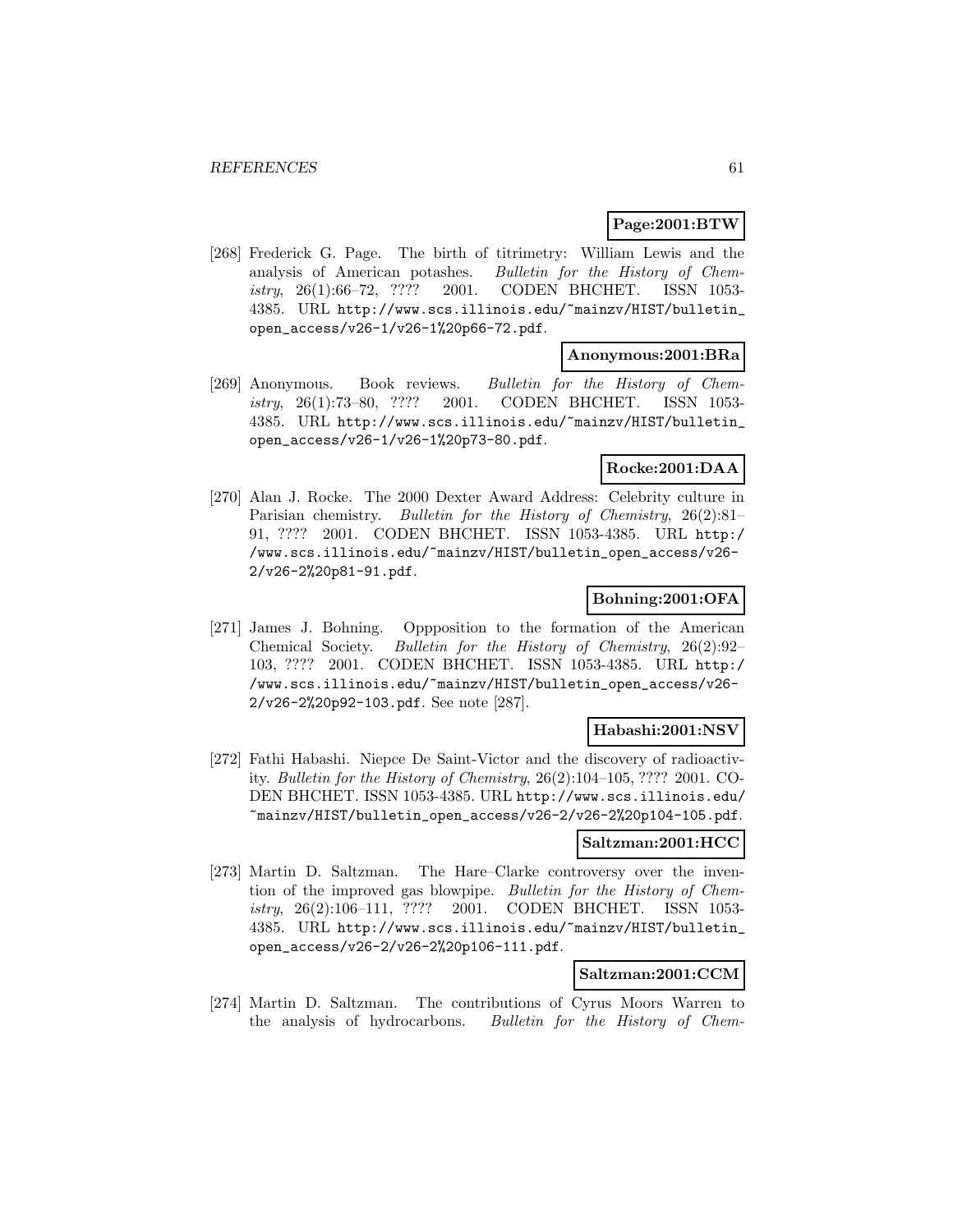**Page:2001:BTW**

[268] Frederick G. Page. The birth of titrimetry: William Lewis and the analysis of American potashes. *Bulletin for the History of Chemistry*, 26(1):66–72, ???? 2001. CODEN BHCHET. ISSN 1053-4385. URL http://www.scs.illinois.edu/~mainzv/HIST/bulletin_open_access/v26-1/v26-1%20p66-72.pdf.

**Anonymous:2001:BRa**

[269] Anonymous. Book reviews. *Bulletin for the History of Chemistry*, 26(1):73–80, ???? 2001. CODEN BHCHET. ISSN 1053-4385. URL http://www.scs.illinois.edu/~mainzv/HIST/bulletin_open_access/v26-1/v26-1%20p73-80.pdf.

**Rocke:2001:DAA**

[270] Alan J. Rocke. The 2000 Dexter Award Address: Celebrity culture in Parisian chemistry. *Bulletin for the History of Chemistry*, 26(2):81–91, ???? 2001. CODEN BHCHET. ISSN 1053-4385. URL http://www.scs.illinois.edu/~mainzv/HIST/bulletin_open_access/v26-2/v26-2%20p81-91.pdf.

**Bohning:2001:OFA**

[271] James J. Bohning. Oppposition to the formation of the American Chemical Society. *Bulletin for the History of Chemistry*, 26(2):92–103, ???? 2001. CODEN BHCHET. ISSN 1053-4385. URL http://www.scs.illinois.edu/~mainzv/HIST/bulletin_open_access/v26-2/v26-2%20p92-103.pdf. See note [287].

**Habashi:2001:NSV**

[272] Fathi Habashi. Niepce De Saint-Victor and the discovery of radioactivity. *Bulletin for the History of Chemistry*, 26(2):104–105, ???? 2001. CODEN BHCHET. ISSN 1053-4385. URL http://www.scs.illinois.edu/~mainzv/HIST/bulletin_open_access/v26-2/v26-2%20p104-105.pdf.

**Saltzman:2001:HCC**

[273] Martin D. Saltzman. The Hare–Clarke controversy over the invention of the improved gas blowpipe. *Bulletin for the History of Chemistry*, 26(2):106–111, ???? 2001. CODEN BHCHET. ISSN 1053-4385. URL http://www.scs.illinois.edu/~mainzv/HIST/bulletin_open_access/v26-2/v26-2%20p106-111.pdf.

**Saltzman:2001:CCM**

[274] Martin D. Saltzman. The contributions of Cyrus Moors Warren to the analysis of hydrocarbons. *Bulletin for the History of Chem-*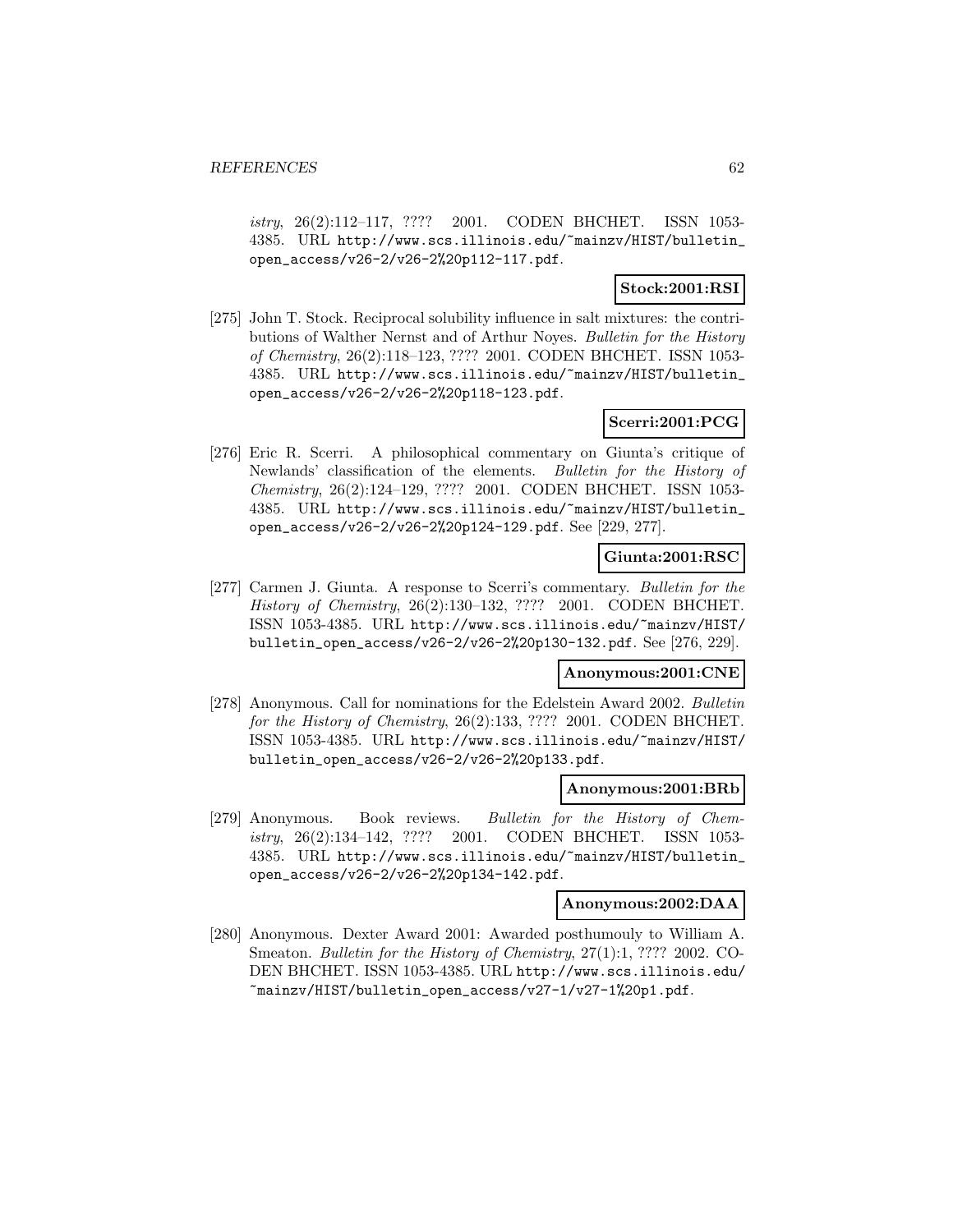*istry*, 26(2):112–117, ???? 2001. CODEN BHCHET. ISSN 1053-4385. URL http://www.scs.illinois.edu/~mainzv/HIST/bulletin_open_access/v26-2/v26-2%20p112-117.pdf.

**Stock:2001:RSI**

[275] John T. Stock. Reciprocal solubility influence in salt mixtures: the contributions of Walther Nernst and of Arthur Noyes. *Bulletin for the History of Chemistry*, 26(2):118–123, ???? 2001. CODEN BHCHET. ISSN 1053-4385. URL http://www.scs.illinois.edu/~mainzv/HIST/bulletin_open_access/v26-2/v26-2%20p118-123.pdf.

**Scerri:2001:PCG**

[276] Eric R. Scerri. A philosophical commentary on Giunta's critique of Newlands' classification of the elements. *Bulletin for the History of Chemistry*, 26(2):124–129, ???? 2001. CODEN BHCHET. ISSN 1053-4385. URL http://www.scs.illinois.edu/~mainzv/HIST/bulletin_open_access/v26-2/v26-2%20p124-129.pdf. See [229, 277].

**Giunta:2001:RSC**

[277] Carmen J. Giunta. A response to Scerri's commentary. *Bulletin for the History of Chemistry*, 26(2):130–132, ???? 2001. CODEN BHCHET. ISSN 1053-4385. URL http://www.scs.illinois.edu/~mainzv/HIST/bulletin_open_access/v26-2/v26-2%20p130-132.pdf. See [276, 229].

**Anonymous:2001:CNE**

[278] Anonymous. Call for nominations for the Edelstein Award 2002. *Bulletin for the History of Chemistry*, 26(2):133, ???? 2001. CODEN BHCHET. ISSN 1053-4385. URL http://www.scs.illinois.edu/~mainzv/HIST/bulletin_open_access/v26-2/v26-2%20p133.pdf.

**Anonymous:2001:BRb**

[279] Anonymous. Book reviews. *Bulletin for the History of Chemistry*, 26(2):134–142, ???? 2001. CODEN BHCHET. ISSN 1053-4385. URL http://www.scs.illinois.edu/~mainzv/HIST/bulletin_open_access/v26-2/v26-2%20p134-142.pdf.

**Anonymous:2002:DAA**

[280] Anonymous. Dexter Award 2001: Awarded posthumouly to William A. Smeaton. *Bulletin for the History of Chemistry*, 27(1):1, ???? 2002. CODEN BHCHET. ISSN 1053-4385. URL http://www.scs.illinois.edu/~mainzv/HIST/bulletin_open_access/v27-1/v27-1%20p1.pdf.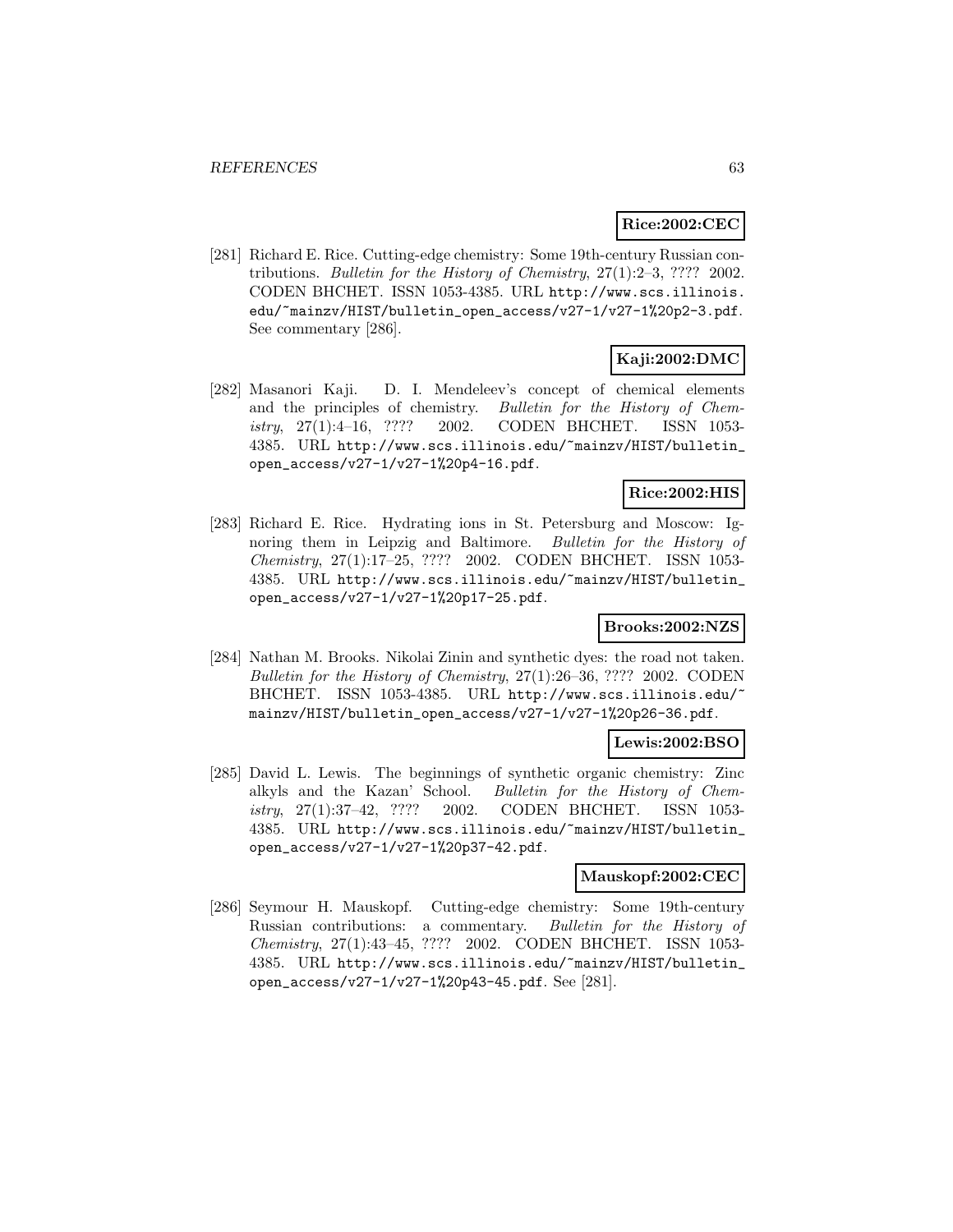**Rice:2002:CEC**

[281] Richard E. Rice. Cutting-edge chemistry: Some 19th-century Russian contributions. *Bulletin for the History of Chemistry*, 27(1):2–3, ???? 2002. CODEN BHCHET. ISSN 1053-4385. URL http://www.scs.illinois.edu/~mainzv/HIST/bulletin_open_access/v27-1/v27-1%20p2-3.pdf. See commentary [286].

**Kaji:2002:DMC**

[282] Masanori Kaji. D. I. Mendeleev's concept of chemical elements and the principles of chemistry. *Bulletin for the History of Chemistry*, 27(1):4–16, ???? 2002. CODEN BHCHET. ISSN 1053-4385. URL http://www.scs.illinois.edu/~mainzv/HIST/bulletin_open_access/v27-1/v27-1%20p4-16.pdf.

**Rice:2002:HIS**

[283] Richard E. Rice. Hydrating ions in St. Petersburg and Moscow: Ignoring them in Leipzig and Baltimore. *Bulletin for the History of Chemistry*, 27(1):17–25, ???? 2002. CODEN BHCHET. ISSN 1053-4385. URL http://www.scs.illinois.edu/~mainzv/HIST/bulletin_open_access/v27-1/v27-1%20p17-25.pdf.

**Brooks:2002:NZS**

[284] Nathan M. Brooks. Nikolai Zinin and synthetic dyes: the road not taken. *Bulletin for the History of Chemistry*, 27(1):26–36, ???? 2002. CODEN BHCHET. ISSN 1053-4385. URL http://www.scs.illinois.edu/~mainzv/HIST/bulletin_open_access/v27-1/v27-1%20p26-36.pdf.

**Lewis:2002:BSO**

[285] David L. Lewis. The beginnings of synthetic organic chemistry: Zinc alkyls and the Kazan' School. *Bulletin for the History of Chemistry*, 27(1):37–42, ???? 2002. CODEN BHCHET. ISSN 1053-4385. URL http://www.scs.illinois.edu/~mainzv/HIST/bulletin_open_access/v27-1/v27-1%20p37-42.pdf.

**Mauskopf:2002:CEC**

[286] Seymour H. Mauskopf. Cutting-edge chemistry: Some 19th-century Russian contributions: a commentary. *Bulletin for the History of Chemistry*, 27(1):43–45, ???? 2002. CODEN BHCHET. ISSN 1053-4385. URL http://www.scs.illinois.edu/~mainzv/HIST/bulletin_open_access/v27-1/v27-1%20p43-45.pdf. See [281].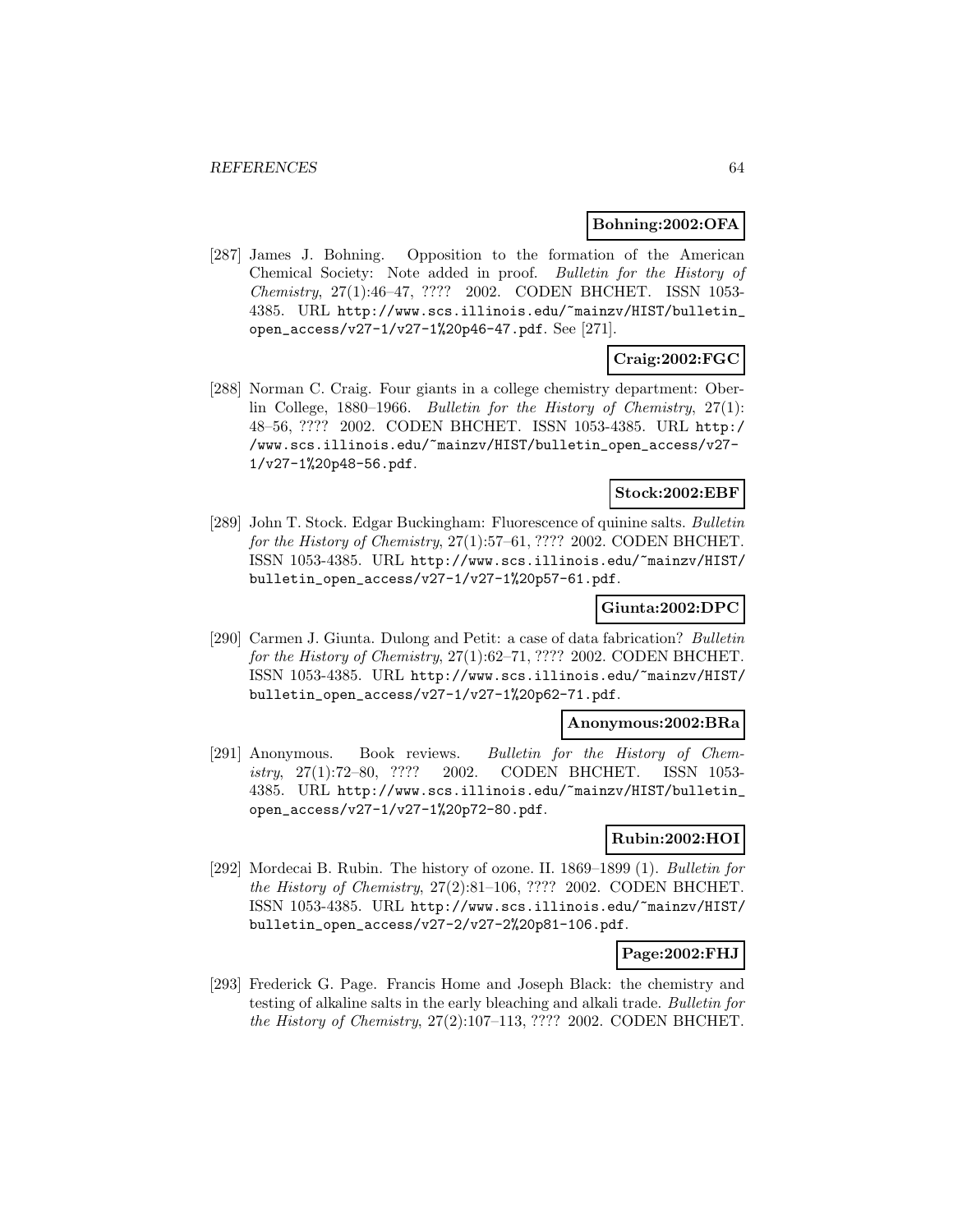**Bohning:2002:OFA**

[287] James J. Bohning. Opposition to the formation of the American Chemical Society: Note added in proof. *Bulletin for the History of Chemistry*, 27(1):46–47, ???? 2002. CODEN BHCHET. ISSN 1053-4385. URL http://www.scs.illinois.edu/~mainzv/HIST/bulletin_open_access/v27-1/v27-1%20p46-47.pdf. See [271].

**Craig:2002:FGC**

[288] Norman C. Craig. Four giants in a college chemistry department: Oberlin College, 1880–1966. *Bulletin for the History of Chemistry*, 27(1):48–56, ???? 2002. CODEN BHCHET. ISSN 1053-4385. URL http://www.scs.illinois.edu/~mainzv/HIST/bulletin_open_access/v27-1/v27-1%20p48-56.pdf.

**Stock:2002:EBF**

[289] John T. Stock. Edgar Buckingham: Fluorescence of quinine salts. *Bulletin for the History of Chemistry*, 27(1):57–61, ???? 2002. CODEN BHCHET. ISSN 1053-4385. URL http://www.scs.illinois.edu/~mainzv/HIST/bulletin_open_access/v27-1/v27-1%20p57-61.pdf.

**Giunta:2002:DPC**

[290] Carmen J. Giunta. Dulong and Petit: a case of data fabrication? *Bulletin for the History of Chemistry*, 27(1):62–71, ???? 2002. CODEN BHCHET. ISSN 1053-4385. URL http://www.scs.illinois.edu/~mainzv/HIST/bulletin_open_access/v27-1/v27-1%20p62-71.pdf.

**Anonymous:2002:BRa**

[291] Anonymous. Book reviews. *Bulletin for the History of Chemistry*, 27(1):72–80, ???? 2002. CODEN BHCHET. ISSN 1053-4385. URL http://www.scs.illinois.edu/~mainzv/HIST/bulletin_open_access/v27-1/v27-1%20p72-80.pdf.

**Rubin:2002:HOI**

[292] Mordecai B. Rubin. The history of ozone. II. 1869–1899 (1). *Bulletin for the History of Chemistry*, 27(2):81–106, ???? 2002. CODEN BHCHET. ISSN 1053-4385. URL http://www.scs.illinois.edu/~mainzv/HIST/bulletin_open_access/v27-2/v27-2%20p81-106.pdf.

**Page:2002:FHJ**

[293] Frederick G. Page. Francis Home and Joseph Black: the chemistry and testing of alkaline salts in the early bleaching and alkali trade. *Bulletin for the History of Chemistry*, 27(2):107–113, ???? 2002. CODEN BHCHET.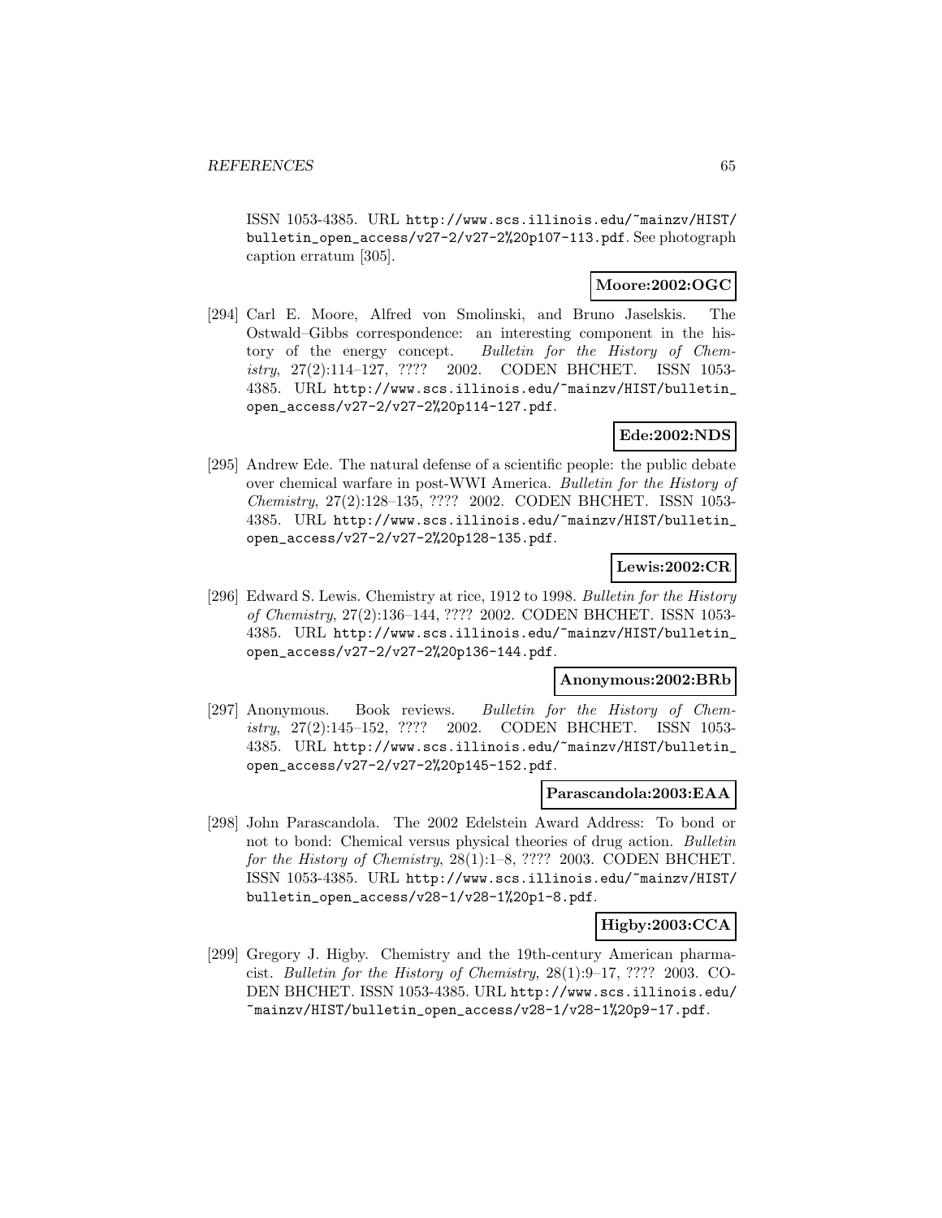ISSN 1053-4385. URL http://www.scs.illinois.edu/~mainzv/HIST/bulletin_open_access/v27-2/v27-2%20p107-113.pdf. See photograph caption erratum [305].

**Moore:2002:OGC**

[294] Carl E. Moore, Alfred von Smolinski, and Bruno Jaselskis. The Ostwald–Gibbs correspondence: an interesting component in the history of the energy concept. *Bulletin for the History of Chemistry*, 27(2):114–127, ???? 2002. CODEN BHCHET. ISSN 1053-4385. URL http://www.scs.illinois.edu/~mainzv/HIST/bulletin_open_access/v27-2/v27-2%20p114-127.pdf.

**Ede:2002:NDS**

[295] Andrew Ede. The natural defense of a scientific people: the public debate over chemical warfare in post-WWI America. *Bulletin for the History of Chemistry*, 27(2):128–135, ???? 2002. CODEN BHCHET. ISSN 1053-4385. URL http://www.scs.illinois.edu/~mainzv/HIST/bulletin_open_access/v27-2/v27-2%20p128-135.pdf.

**Lewis:2002:CR**

[296] Edward S. Lewis. Chemistry at rice, 1912 to 1998. *Bulletin for the History of Chemistry*, 27(2):136–144, ???? 2002. CODEN BHCHET. ISSN 1053-4385. URL http://www.scs.illinois.edu/~mainzv/HIST/bulletin_open_access/v27-2/v27-2%20p136-144.pdf.

**Anonymous:2002:BRb**

[297] Anonymous. Book reviews. *Bulletin for the History of Chemistry*, 27(2):145–152, ???? 2002. CODEN BHCHET. ISSN 1053-4385. URL http://www.scs.illinois.edu/~mainzv/HIST/bulletin_open_access/v27-2/v27-2%20p145-152.pdf.

**Parascandola:2003:EAA**

[298] John Parascandola. The 2002 Edelstein Award Address: To bond or not to bond: Chemical versus physical theories of drug action. *Bulletin for the History of Chemistry*, 28(1):1–8, ???? 2003. CODEN BHCHET. ISSN 1053-4385. URL http://www.scs.illinois.edu/~mainzv/HIST/bulletin_open_access/v28-1/v28-1%20p1-8.pdf.

**Higby:2003:CCA**

[299] Gregory J. Higby. Chemistry and the 19th-century American pharmacist. *Bulletin for the History of Chemistry*, 28(1):9–17, ???? 2003. CODEN BHCHET. ISSN 1053-4385. URL http://www.scs.illinois.edu/~mainzv/HIST/bulletin_open_access/v28-1/v28-1%20p9-17.pdf.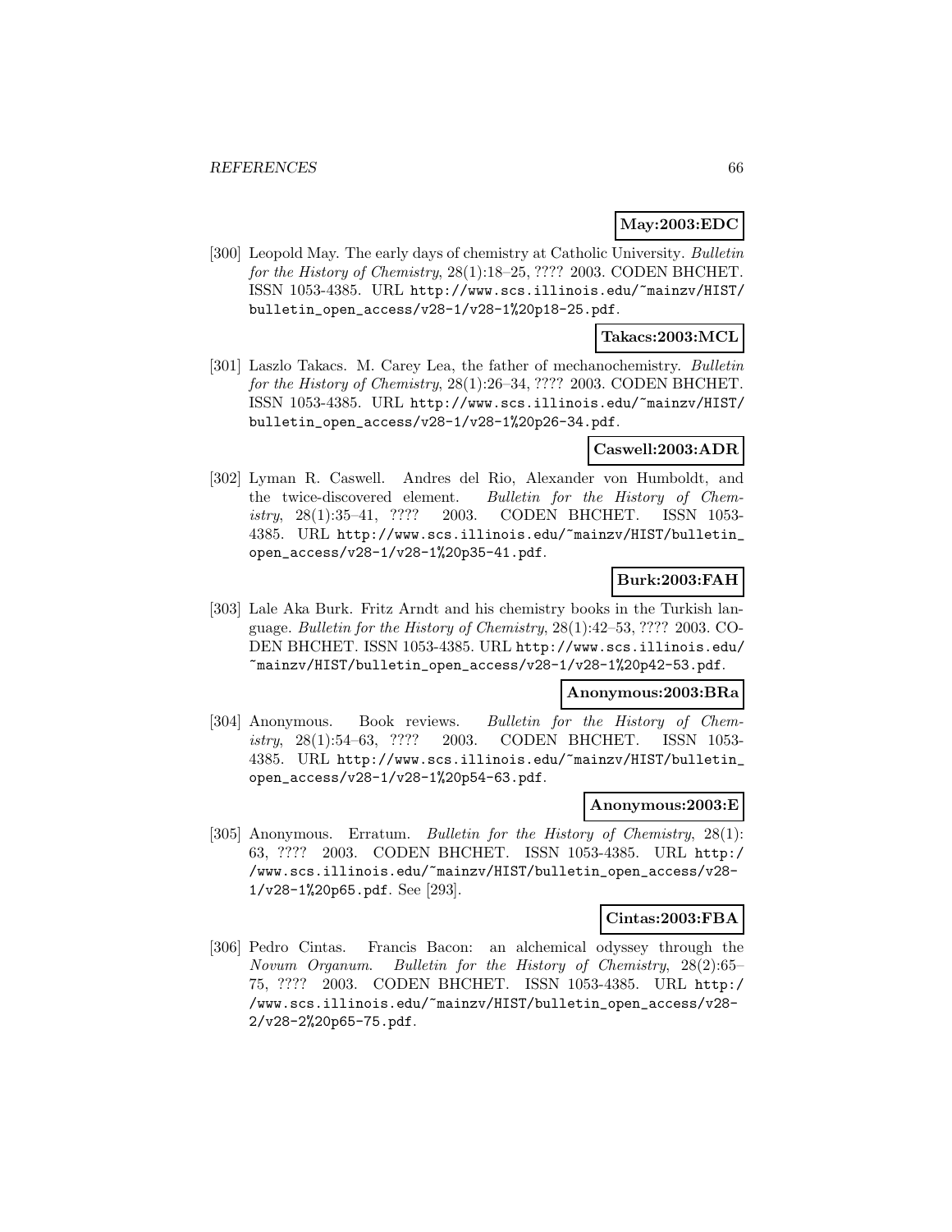**May:2003:EDC**

[300] Leopold May. The early days of chemistry at Catholic University. *Bulletin for the History of Chemistry*, 28(1):18–25, ???? 2003. CODEN BHCHET. ISSN 1053-4385. URL http://www.scs.illinois.edu/~mainzv/HIST/bulletin_open_access/v28-1/v28-1%20p18-25.pdf.

**Takacs:2003:MCL**

[301] Laszlo Takacs. M. Carey Lea, the father of mechanochemistry. *Bulletin for the History of Chemistry*, 28(1):26–34, ???? 2003. CODEN BHCHET. ISSN 1053-4385. URL http://www.scs.illinois.edu/~mainzv/HIST/bulletin_open_access/v28-1/v28-1%20p26-34.pdf.

**Caswell:2003:ADR**

[302] Lyman R. Caswell. Andres del Rio, Alexander von Humboldt, and the twice-discovered element. *Bulletin for the History of Chemistry*, 28(1):35–41, ???? 2003. CODEN BHCHET. ISSN 1053-4385. URL http://www.scs.illinois.edu/~mainzv/HIST/bulletin_open_access/v28-1/v28-1%20p35-41.pdf.

**Burk:2003:FAH**

[303] Lale Aka Burk. Fritz Arndt and his chemistry books in the Turkish language. *Bulletin for the History of Chemistry*, 28(1):42–53, ???? 2003. CODEN BHCHET. ISSN 1053-4385. URL http://www.scs.illinois.edu/~mainzv/HIST/bulletin_open_access/v28-1/v28-1%20p42-53.pdf.

**Anonymous:2003:BRa**

[304] Anonymous. Book reviews. *Bulletin for the History of Chemistry*, 28(1):54–63, ???? 2003. CODEN BHCHET. ISSN 1053-4385. URL http://www.scs.illinois.edu/~mainzv/HIST/bulletin_open_access/v28-1/v28-1%20p54-63.pdf.

**Anonymous:2003:E**

[305] Anonymous. Erratum. *Bulletin for the History of Chemistry*, 28(1):63, ???? 2003. CODEN BHCHET. ISSN 1053-4385. URL http://www.scs.illinois.edu/~mainzv/HIST/bulletin_open_access/v28-1/v28-1%20p65.pdf. See [293].

**Cintas:2003:FBA**

[306] Pedro Cintas. Francis Bacon: an alchemical odyssey through the *Novum Organum*. *Bulletin for the History of Chemistry*, 28(2):65–75, ???? 2003. CODEN BHCHET. ISSN 1053-4385. URL http://www.scs.illinois.edu/~mainzv/HIST/bulletin_open_access/v28-2/v28-2%20p65-75.pdf.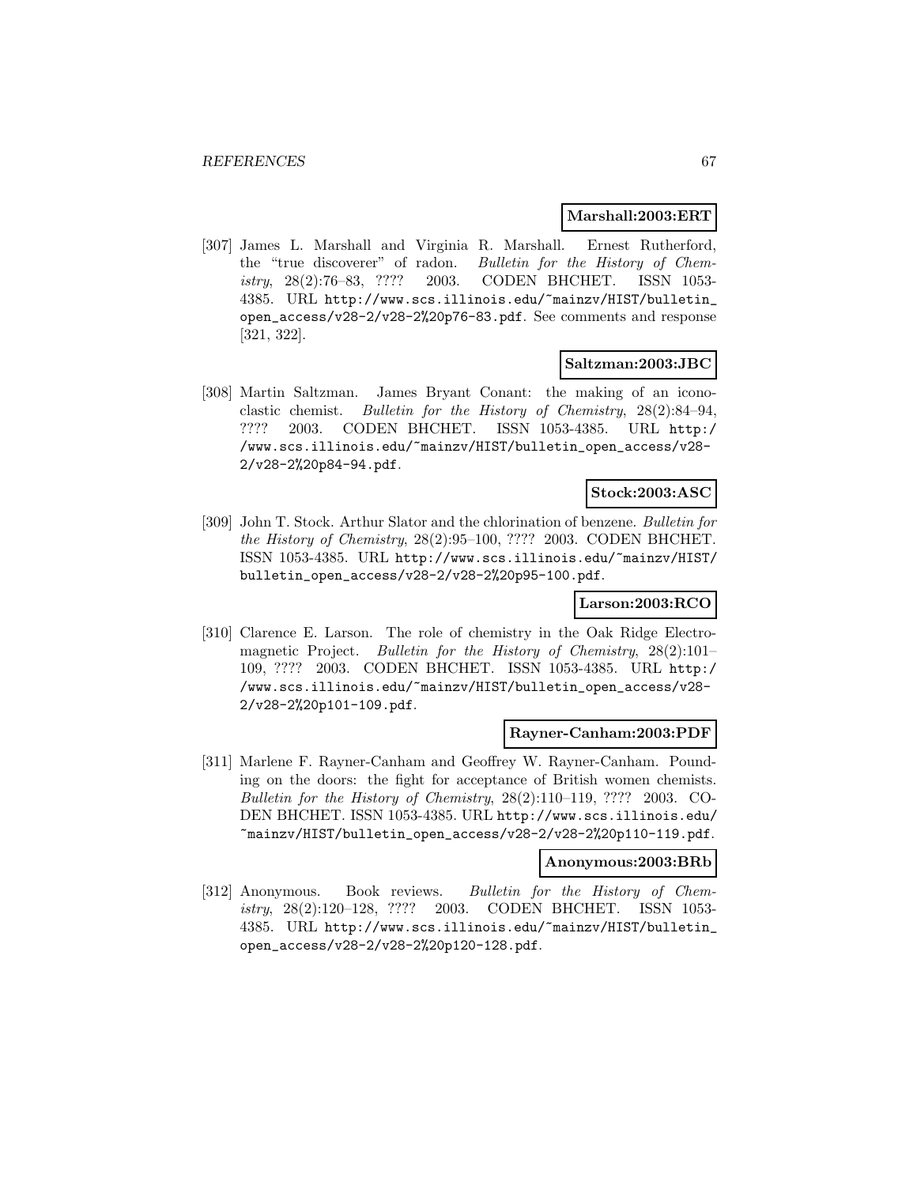**Marshall:2003:ERT**

[307] James L. Marshall and Virginia R. Marshall. Ernest Rutherford, the "true discoverer" of radon. *Bulletin for the History of Chemistry*, 28(2):76–83, ???? 2003. CODEN BHCHET. ISSN 1053-4385. URL http://www.scs.illinois.edu/~mainzv/HIST/bulletin_open_access/v28-2/v28-2%20p76-83.pdf. See comments and response [321, 322].

**Saltzman:2003:JBC**

[308] Martin Saltzman. James Bryant Conant: the making of an iconoclastic chemist. *Bulletin for the History of Chemistry*, 28(2):84–94, ???? 2003. CODEN BHCHET. ISSN 1053-4385. URL http://www.scs.illinois.edu/~mainzv/HIST/bulletin_open_access/v28-2/v28-2%20p84-94.pdf.

**Stock:2003:ASC**

[309] John T. Stock. Arthur Slator and the chlorination of benzene. *Bulletin for the History of Chemistry*, 28(2):95–100, ???? 2003. CODEN BHCHET. ISSN 1053-4385. URL http://www.scs.illinois.edu/~mainzv/HIST/bulletin_open_access/v28-2/v28-2%20p95-100.pdf.

**Larson:2003:RCO**

[310] Clarence E. Larson. The role of chemistry in the Oak Ridge Electromagnetic Project. *Bulletin for the History of Chemistry*, 28(2):101–109, ???? 2003. CODEN BHCHET. ISSN 1053-4385. URL http://www.scs.illinois.edu/~mainzv/HIST/bulletin_open_access/v28-2/v28-2%20p101-109.pdf.

**Rayner-Canham:2003:PDF**

[311] Marlene F. Rayner-Canham and Geoffrey W. Rayner-Canham. Pounding on the doors: the fight for acceptance of British women chemists. *Bulletin for the History of Chemistry*, 28(2):110–119, ???? 2003. CODEN BHCHET. ISSN 1053-4385. URL http://www.scs.illinois.edu/~mainzv/HIST/bulletin_open_access/v28-2/v28-2%20p110-119.pdf.

**Anonymous:2003:BRb**

[312] Anonymous. Book reviews. *Bulletin for the History of Chemistry*, 28(2):120–128, ???? 2003. CODEN BHCHET. ISSN 1053-4385. URL http://www.scs.illinois.edu/~mainzv/HIST/bulletin_open_access/v28-2/v28-2%20p120-128.pdf.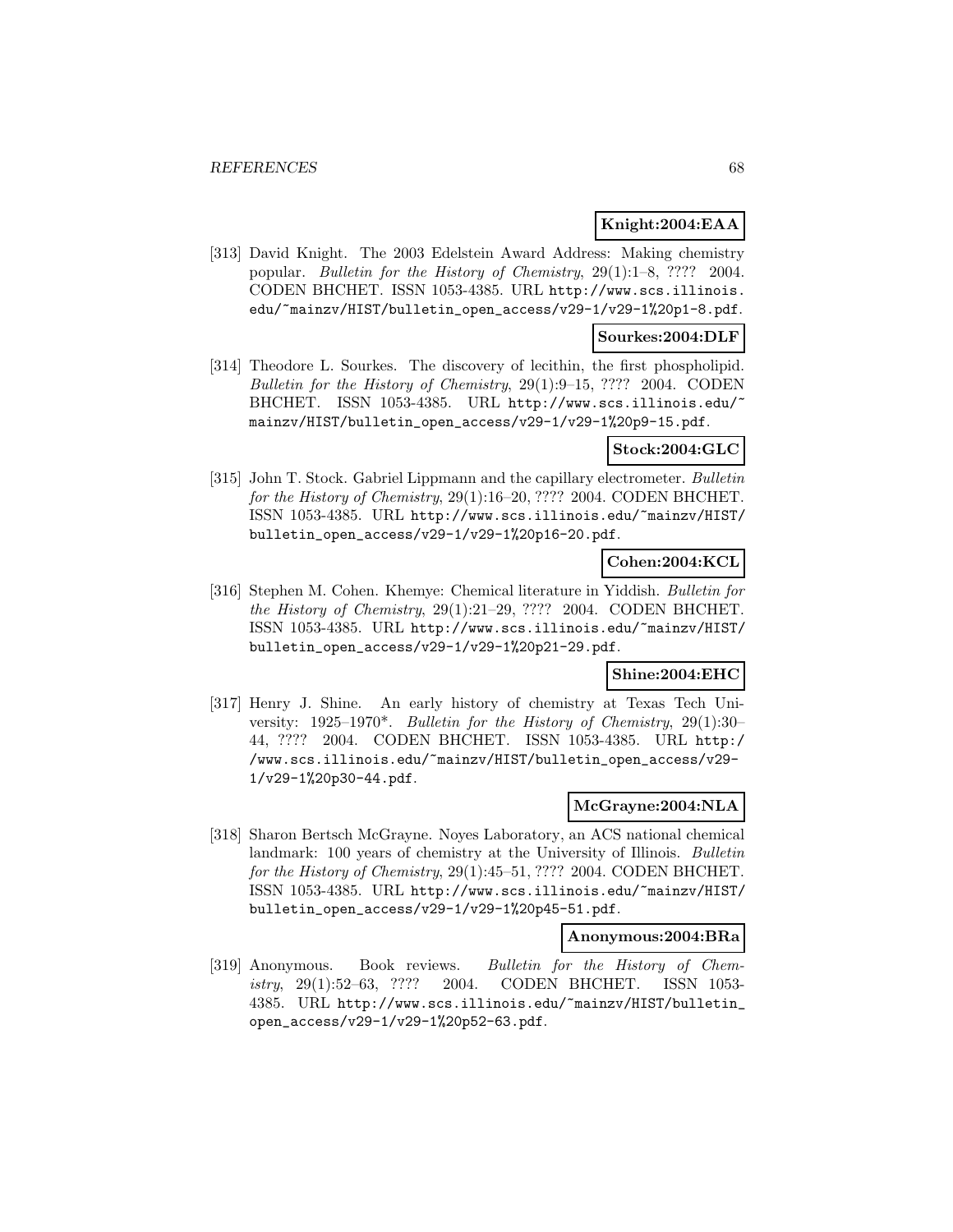**Knight:2004:EAA**

[313] David Knight. The 2003 Edelstein Award Address: Making chemistry popular. *Bulletin for the History of Chemistry*, 29(1):1–8, ???? 2004. CODEN BHCHET. ISSN 1053-4385. URL http://www.scs.illinois.edu/~mainzv/HIST/bulletin_open_access/v29-1/v29-1%20p1-8.pdf.

**Sourkes:2004:DLF**

[314] Theodore L. Sourkes. The discovery of lecithin, the first phospholipid. *Bulletin for the History of Chemistry*, 29(1):9–15, ???? 2004. CODEN BHCHET. ISSN 1053-4385. URL http://www.scs.illinois.edu/~mainzv/HIST/bulletin_open_access/v29-1/v29-1%20p9-15.pdf.

**Stock:2004:GLC**

[315] John T. Stock. Gabriel Lippmann and the capillary electrometer. *Bulletin for the History of Chemistry*, 29(1):16–20, ???? 2004. CODEN BHCHET. ISSN 1053-4385. URL http://www.scs.illinois.edu/~mainzv/HIST/bulletin_open_access/v29-1/v29-1%20p16-20.pdf.

**Cohen:2004:KCL**

[316] Stephen M. Cohen. Khemye: Chemical literature in Yiddish. *Bulletin for the History of Chemistry*, 29(1):21–29, ???? 2004. CODEN BHCHET. ISSN 1053-4385. URL http://www.scs.illinois.edu/~mainzv/HIST/bulletin_open_access/v29-1/v29-1%20p21-29.pdf.

**Shine:2004:EHC**

[317] Henry J. Shine. An early history of chemistry at Texas Tech University: 1925–1970*. *Bulletin for the History of Chemistry*, 29(1):30–44, ???? 2004. CODEN BHCHET. ISSN 1053-4385. URL http://www.scs.illinois.edu/~mainzv/HIST/bulletin_open_access/v29-1/v29-1%20p30-44.pdf.

**McGrayne:2004:NLA**

[318] Sharon Bertsch McGrayne. Noyes Laboratory, an ACS national chemical landmark: 100 years of chemistry at the University of Illinois. *Bulletin for the History of Chemistry*, 29(1):45–51, ???? 2004. CODEN BHCHET. ISSN 1053-4385. URL http://www.scs.illinois.edu/~mainzv/HIST/bulletin_open_access/v29-1/v29-1%20p45-51.pdf.

**Anonymous:2004:BRa**

[319] Anonymous. Book reviews. *Bulletin for the History of Chemistry*, 29(1):52–63, ???? 2004. CODEN BHCHET. ISSN 1053-4385. URL http://www.scs.illinois.edu/~mainzv/HIST/bulletin_open_access/v29-1/v29-1%20p52-63.pdf.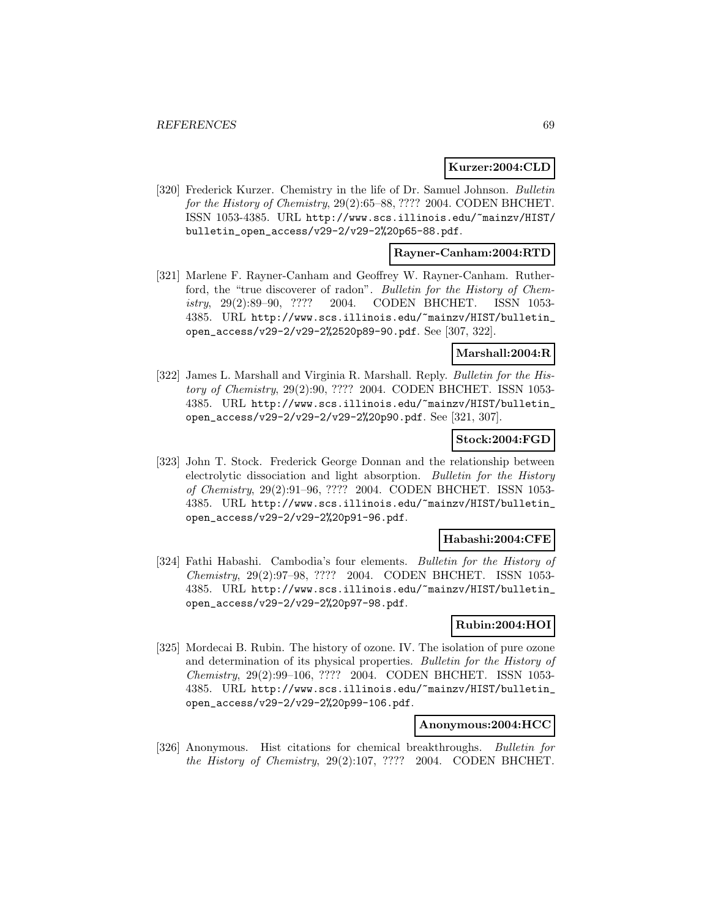**Kurzer:2004:CLD**

[320] Frederick Kurzer. Chemistry in the life of Dr. Samuel Johnson. *Bulletin for the History of Chemistry*, 29(2):65–88, ???? 2004. CODEN BHCHET. ISSN 1053-4385. URL http://www.scs.illinois.edu/~mainzv/HIST/bulletin_open_access/v29-2/v29-2%20p65-88.pdf.

**Rayner-Canham:2004:RTD**

[321] Marlene F. Rayner-Canham and Geoffrey W. Rayner-Canham. Rutherford, the "true discoverer of radon". *Bulletin for the History of Chemistry*, 29(2):89–90, ???? 2004. CODEN BHCHET. ISSN 1053-4385. URL http://www.scs.illinois.edu/~mainzv/HIST/bulletin_open_access/v29-2/v29-2%2520p89-90.pdf. See [307, 322].

**Marshall:2004:R**

[322] James L. Marshall and Virginia R. Marshall. Reply. *Bulletin for the History of Chemistry*, 29(2):90, ???? 2004. CODEN BHCHET. ISSN 1053-4385. URL http://www.scs.illinois.edu/~mainzv/HIST/bulletin_open_access/v29-2/v29-2/v29-2%20p90.pdf. See [321, 307].

**Stock:2004:FGD**

[323] John T. Stock. Frederick George Donnan and the relationship between electrolytic dissociation and light absorption. *Bulletin for the History of Chemistry*, 29(2):91–96, ???? 2004. CODEN BHCHET. ISSN 1053-4385. URL http://www.scs.illinois.edu/~mainzv/HIST/bulletin_open_access/v29-2/v29-2%20p91-96.pdf.

**Habashi:2004:CFE**

[324] Fathi Habashi. Cambodia's four elements. *Bulletin for the History of Chemistry*, 29(2):97–98, ???? 2004. CODEN BHCHET. ISSN 1053-4385. URL http://www.scs.illinois.edu/~mainzv/HIST/bulletin_open_access/v29-2/v29-2%20p97-98.pdf.

**Rubin:2004:HOI**

[325] Mordecai B. Rubin. The history of ozone. IV. The isolation of pure ozone and determination of its physical properties. *Bulletin for the History of Chemistry*, 29(2):99–106, ???? 2004. CODEN BHCHET. ISSN 1053-4385. URL http://www.scs.illinois.edu/~mainzv/HIST/bulletin_open_access/v29-2/v29-2%20p99-106.pdf.

**Anonymous:2004:HCC**

[326] Anonymous. Hist citations for chemical breakthroughs. *Bulletin for the History of Chemistry*, 29(2):107, ???? 2004. CODEN BHCHET.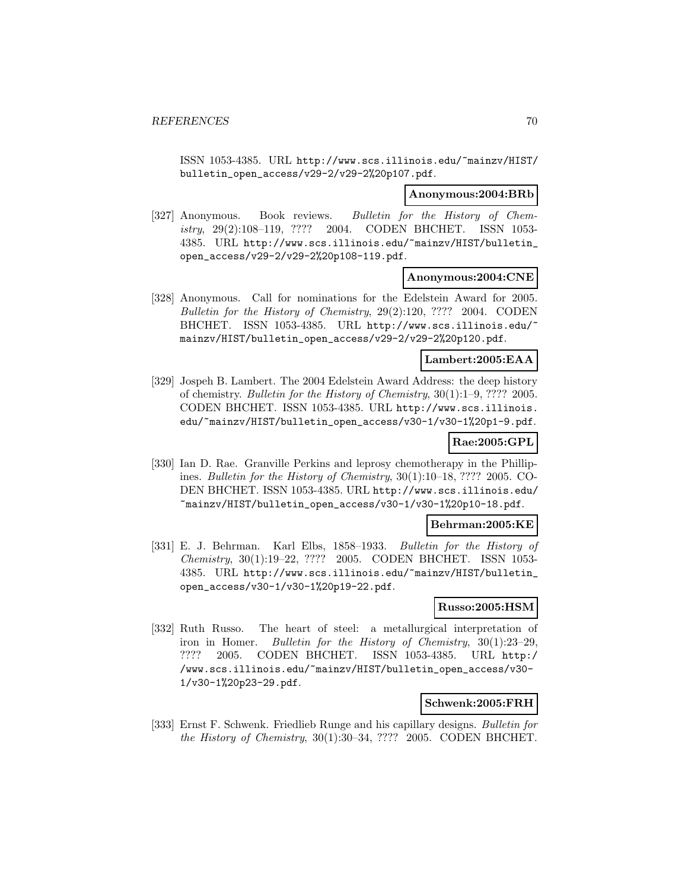ISSN 1053-4385. URL http://www.scs.illinois.edu/~mainzv/HIST/bulletin_open_access/v29-2/v29-2%20p107.pdf.

**Anonymous:2004:BRb**

[327] Anonymous. Book reviews. *Bulletin for the History of Chemistry*, 29(2):108–119, ???? 2004. CODEN BHCHET. ISSN 1053-4385. URL http://www.scs.illinois.edu/~mainzv/HIST/bulletin_open_access/v29-2/v29-2%20p108-119.pdf.

**Anonymous:2004:CNE**

[328] Anonymous. Call for nominations for the Edelstein Award for 2005. *Bulletin for the History of Chemistry*, 29(2):120, ???? 2004. CODEN BHCHET. ISSN 1053-4385. URL http://www.scs.illinois.edu/~mainzv/HIST/bulletin_open_access/v29-2/v29-2%20p120.pdf.

**Lambert:2005:EAA**

[329] Jospeh B. Lambert. The 2004 Edelstein Award Address: the deep history of chemistry. *Bulletin for the History of Chemistry*, 30(1):1–9, ???? 2005. CODEN BHCHET. ISSN 1053-4385. URL http://www.scs.illinois.edu/~mainzv/HIST/bulletin_open_access/v30-1/v30-1%20p1-9.pdf.

**Rae:2005:GPL**

[330] Ian D. Rae. Granville Perkins and leprosy chemotherapy in the Phillipines. *Bulletin for the History of Chemistry*, 30(1):10–18, ???? 2005. CODEN BHCHET. ISSN 1053-4385. URL http://www.scs.illinois.edu/~mainzv/HIST/bulletin_open_access/v30-1/v30-1%20p10-18.pdf.

**Behrman:2005:KE**

[331] E. J. Behrman. Karl Elbs, 1858–1933. *Bulletin for the History of Chemistry*, 30(1):19–22, ???? 2005. CODEN BHCHET. ISSN 1053-4385. URL http://www.scs.illinois.edu/~mainzv/HIST/bulletin_open_access/v30-1/v30-1%20p19-22.pdf.

**Russo:2005:HSM**

[332] Ruth Russo. The heart of steel: a metallurgical interpretation of iron in Homer. *Bulletin for the History of Chemistry*, 30(1):23–29, ???? 2005. CODEN BHCHET. ISSN 1053-4385. URL http://www.scs.illinois.edu/~mainzv/HIST/bulletin_open_access/v30-1/v30-1%20p23-29.pdf.

**Schwenk:2005:FRH**

[333] Ernst F. Schwenk. Friedlieb Runge and his capillary designs. *Bulletin for the History of Chemistry*, 30(1):30–34, ???? 2005. CODEN BHCHET.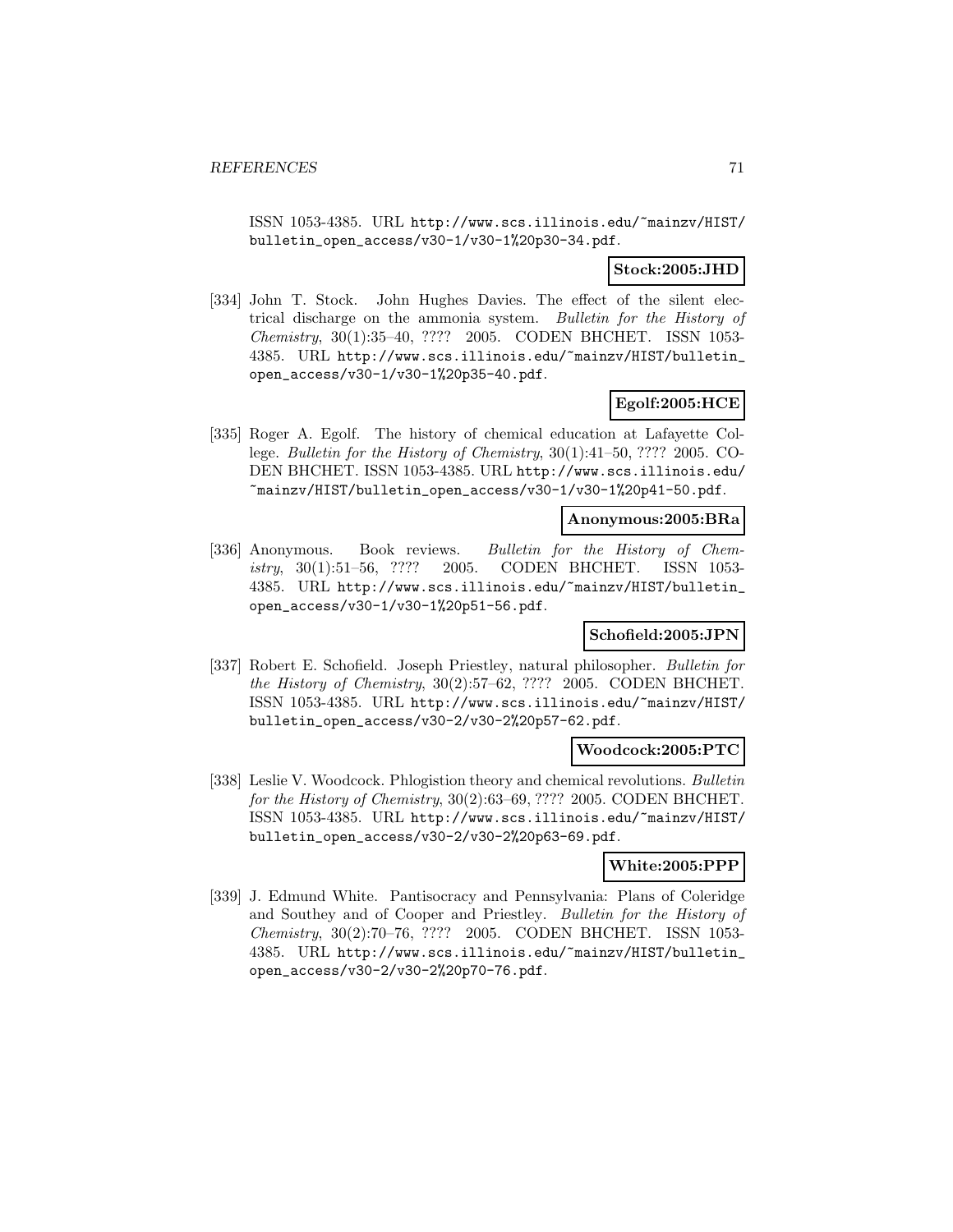ISSN 1053-4385. URL http://www.scs.illinois.edu/~mainzv/HIST/bulletin_open_access/v30-1/v30-1%20p30-34.pdf.

**Stock:2005:JHD**

[334] John T. Stock. John Hughes Davies. The effect of the silent electrical discharge on the ammonia system. *Bulletin for the History of Chemistry*, 30(1):35–40, ???? 2005. CODEN BHCHET. ISSN 1053-4385. URL http://www.scs.illinois.edu/~mainzv/HIST/bulletin_open_access/v30-1/v30-1%20p35-40.pdf.

**Egolf:2005:HCE**

[335] Roger A. Egolf. The history of chemical education at Lafayette College. *Bulletin for the History of Chemistry*, 30(1):41–50, ???? 2005. CODEN BHCHET. ISSN 1053-4385. URL http://www.scs.illinois.edu/~mainzv/HIST/bulletin_open_access/v30-1/v30-1%20p41-50.pdf.

**Anonymous:2005:BRa**

[336] Anonymous. Book reviews. *Bulletin for the History of Chemistry*, 30(1):51–56, ???? 2005. CODEN BHCHET. ISSN 1053-4385. URL http://www.scs.illinois.edu/~mainzv/HIST/bulletin_open_access/v30-1/v30-1%20p51-56.pdf.

**Schofield:2005:JPN**

[337] Robert E. Schofield. Joseph Priestley, natural philosopher. *Bulletin for the History of Chemistry*, 30(2):57–62, ???? 2005. CODEN BHCHET. ISSN 1053-4385. URL http://www.scs.illinois.edu/~mainzv/HIST/bulletin_open_access/v30-2/v30-2%20p57-62.pdf.

**Woodcock:2005:PTC**

[338] Leslie V. Woodcock. Phlogistion theory and chemical revolutions. *Bulletin for the History of Chemistry*, 30(2):63–69, ???? 2005. CODEN BHCHET. ISSN 1053-4385. URL http://www.scs.illinois.edu/~mainzv/HIST/bulletin_open_access/v30-2/v30-2%20p63-69.pdf.

**White:2005:PPP**

[339] J. Edmund White. Pantisocracy and Pennsylvania: Plans of Coleridge and Southey and of Cooper and Priestley. *Bulletin for the History of Chemistry*, 30(2):70–76, ???? 2005. CODEN BHCHET. ISSN 1053-4385. URL http://www.scs.illinois.edu/~mainzv/HIST/bulletin_open_access/v30-2/v30-2%20p70-76.pdf.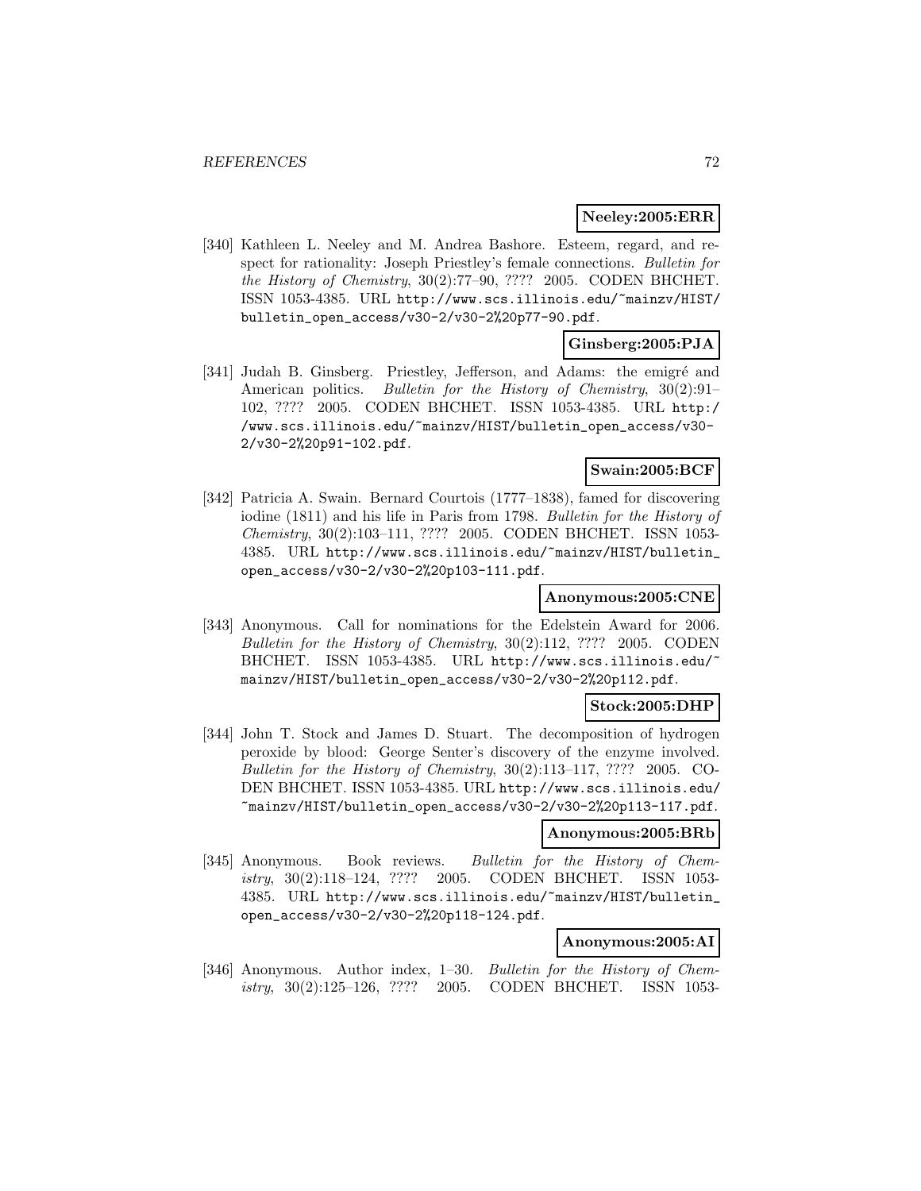**Neeley:2005:ERR**

[340] Kathleen L. Neeley and M. Andrea Bashore. Esteem, regard, and respect for rationality: Joseph Priestley's female connections. *Bulletin for the History of Chemistry*, 30(2):77–90, ???? 2005. CODEN BHCHET. ISSN 1053-4385. URL http://www.scs.illinois.edu/~mainzv/HIST/bulletin_open_access/v30-2/v30-2%20p77-90.pdf.

**Ginsberg:2005:PJA**

[341] Judah B. Ginsberg. Priestley, Jefferson, and Adams: the emigré and American politics. *Bulletin for the History of Chemistry*, 30(2):91–102, ???? 2005. CODEN BHCHET. ISSN 1053-4385. URL http://www.scs.illinois.edu/~mainzv/HIST/bulletin_open_access/v30-2/v30-2%20p91-102.pdf.

**Swain:2005:BCF**

[342] Patricia A. Swain. Bernard Courtois (1777–1838), famed for discovering iodine (1811) and his life in Paris from 1798. *Bulletin for the History of Chemistry*, 30(2):103–111, ???? 2005. CODEN BHCHET. ISSN 1053-4385. URL http://www.scs.illinois.edu/~mainzv/HIST/bulletin_open_access/v30-2/v30-2%20p103-111.pdf.

**Anonymous:2005:CNE**

[343] Anonymous. Call for nominations for the Edelstein Award for 2006. *Bulletin for the History of Chemistry*, 30(2):112, ???? 2005. CODEN BHCHET. ISSN 1053-4385. URL http://www.scs.illinois.edu/~mainzv/HIST/bulletin_open_access/v30-2/v30-2%20p112.pdf.

**Stock:2005:DHP**

[344] John T. Stock and James D. Stuart. The decomposition of hydrogen peroxide by blood: George Senter's discovery of the enzyme involved. *Bulletin for the History of Chemistry*, 30(2):113–117, ???? 2005. CODEN BHCHET. ISSN 1053-4385. URL http://www.scs.illinois.edu/~mainzv/HIST/bulletin_open_access/v30-2/v30-2%20p113-117.pdf.

**Anonymous:2005:BRb**

[345] Anonymous. Book reviews. *Bulletin for the History of Chemistry*, 30(2):118–124, ???? 2005. CODEN BHCHET. ISSN 1053-4385. URL http://www.scs.illinois.edu/~mainzv/HIST/bulletin_open_access/v30-2/v30-2%20p118-124.pdf.

**Anonymous:2005:AI**

[346] Anonymous. Author index, 1–30. *Bulletin for the History of Chemistry*, 30(2):125–126, ???? 2005. CODEN BHCHET. ISSN 1053-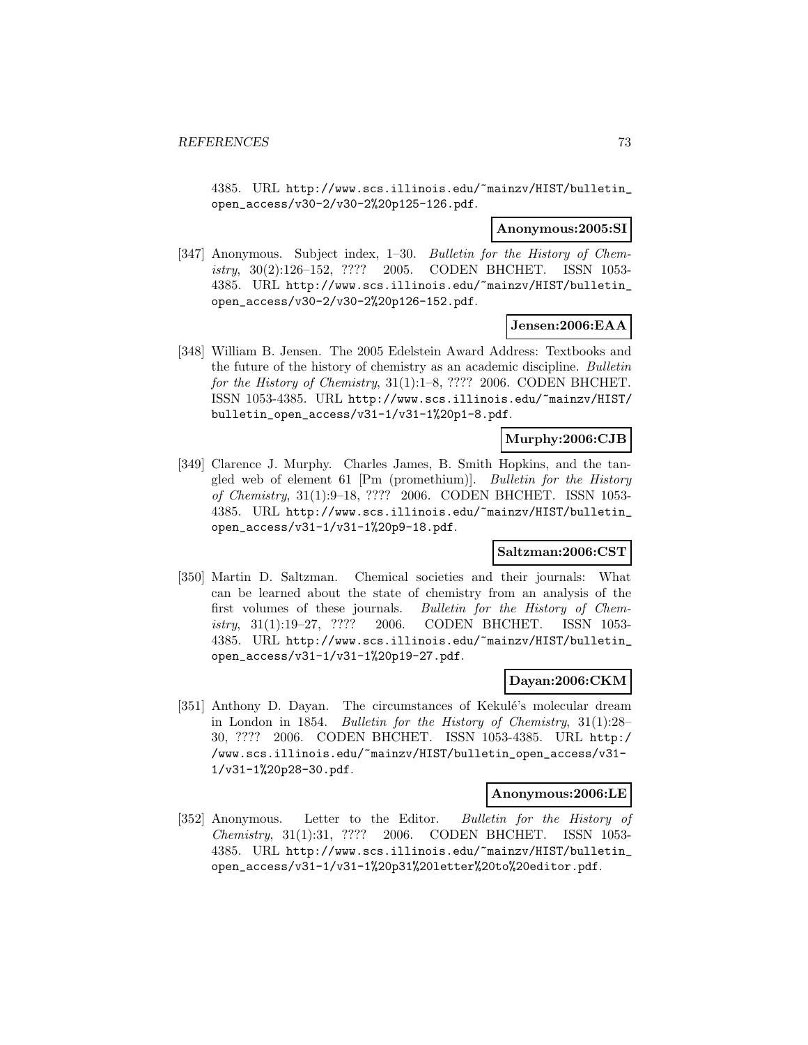4385. URL http://www.scs.illinois.edu/~mainzv/HIST/bulletin_open_access/v30-2/v30-2%20p125-126.pdf.

**Anonymous:2005:SI**

[347] Anonymous. Subject index, 1–30. *Bulletin for the History of Chemistry*, 30(2):126–152, ???? 2005. CODEN BHCHET. ISSN 1053-4385. URL http://www.scs.illinois.edu/~mainzv/HIST/bulletin_open_access/v30-2/v30-2%20p126-152.pdf.

**Jensen:2006:EAA**

[348] William B. Jensen. The 2005 Edelstein Award Address: Textbooks and the future of the history of chemistry as an academic discipline. *Bulletin for the History of Chemistry*, 31(1):1–8, ???? 2006. CODEN BHCHET. ISSN 1053-4385. URL http://www.scs.illinois.edu/~mainzv/HIST/bulletin_open_access/v31-1/v31-1%20p1-8.pdf.

**Murphy:2006:CJB**

[349] Clarence J. Murphy. Charles James, B. Smith Hopkins, and the tangled web of element 61 [Pm (promethium)]. *Bulletin for the History of Chemistry*, 31(1):9–18, ???? 2006. CODEN BHCHET. ISSN 1053-4385. URL http://www.scs.illinois.edu/~mainzv/HIST/bulletin_open_access/v31-1/v31-1%20p9-18.pdf.

**Saltzman:2006:CST**

[350] Martin D. Saltzman. Chemical societies and their journals: What can be learned about the state of chemistry from an analysis of the first volumes of these journals. *Bulletin for the History of Chemistry*, 31(1):19–27, ???? 2006. CODEN BHCHET. ISSN 1053-4385. URL http://www.scs.illinois.edu/~mainzv/HIST/bulletin_open_access/v31-1/v31-1%20p19-27.pdf.

**Dayan:2006:CKM**

[351] Anthony D. Dayan. The circumstances of Kekulé's molecular dream in London in 1854. *Bulletin for the History of Chemistry*, 31(1):28–30, ???? 2006. CODEN BHCHET. ISSN 1053-4385. URL http://www.scs.illinois.edu/~mainzv/HIST/bulletin_open_access/v31-1/v31-1%20p28-30.pdf.

**Anonymous:2006:LE**

[352] Anonymous. Letter to the Editor. *Bulletin for the History of Chemistry*, 31(1):31, ???? 2006. CODEN BHCHET. ISSN 1053-4385. URL http://www.scs.illinois.edu/~mainzv/HIST/bulletin_open_access/v31-1/v31-1%20p31%20letter%20to%20editor.pdf.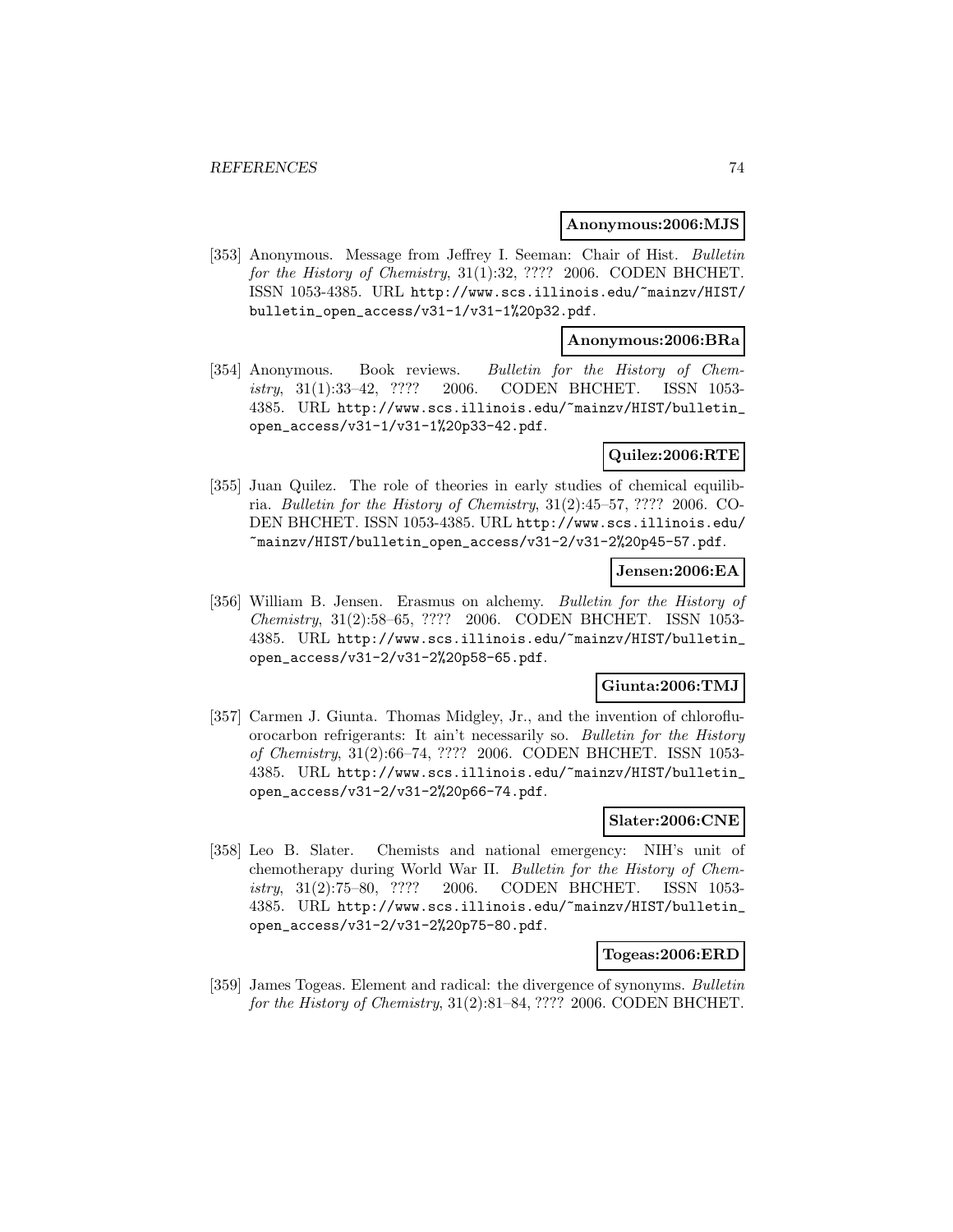**Anonymous:2006:MJS**

[353] Anonymous. Message from Jeffrey I. Seeman: Chair of Hist. *Bulletin for the History of Chemistry*, 31(1):32, ???? 2006. CODEN BHCHET. ISSN 1053-4385. URL http://www.scs.illinois.edu/~mainzv/HIST/bulletin_open_access/v31-1/v31-1%20p32.pdf.

**Anonymous:2006:BRa**

[354] Anonymous. Book reviews. *Bulletin for the History of Chemistry*, 31(1):33–42, ???? 2006. CODEN BHCHET. ISSN 1053-4385. URL http://www.scs.illinois.edu/~mainzv/HIST/bulletin_open_access/v31-1/v31-1%20p33-42.pdf.

**Quilez:2006:RTE**

[355] Juan Quilez. The role of theories in early studies of chemical equilibria. *Bulletin for the History of Chemistry*, 31(2):45–57, ???? 2006. CODEN BHCHET. ISSN 1053-4385. URL http://www.scs.illinois.edu/~mainzv/HIST/bulletin_open_access/v31-2/v31-2%20p45-57.pdf.

**Jensen:2006:EA**

[356] William B. Jensen. Erasmus on alchemy. *Bulletin for the History of Chemistry*, 31(2):58–65, ???? 2006. CODEN BHCHET. ISSN 1053-4385. URL http://www.scs.illinois.edu/~mainzv/HIST/bulletin_open_access/v31-2/v31-2%20p58-65.pdf.

**Giunta:2006:TMJ**

[357] Carmen J. Giunta. Thomas Midgley, Jr., and the invention of chlorofluorocarbon refrigerants: It ain't necessarily so. *Bulletin for the History of Chemistry*, 31(2):66–74, ???? 2006. CODEN BHCHET. ISSN 1053-4385. URL http://www.scs.illinois.edu/~mainzv/HIST/bulletin_open_access/v31-2/v31-2%20p66-74.pdf.

**Slater:2006:CNE**

[358] Leo B. Slater. Chemists and national emergency: NIH's unit of chemotherapy during World War II. *Bulletin for the History of Chemistry*, 31(2):75–80, ???? 2006. CODEN BHCHET. ISSN 1053-4385. URL http://www.scs.illinois.edu/~mainzv/HIST/bulletin_open_access/v31-2/v31-2%20p75-80.pdf.

**Togeas:2006:ERD**

[359] James Togeas. Element and radical: the divergence of synonyms. *Bulletin for the History of Chemistry*, 31(2):81–84, ???? 2006. CODEN BHCHET.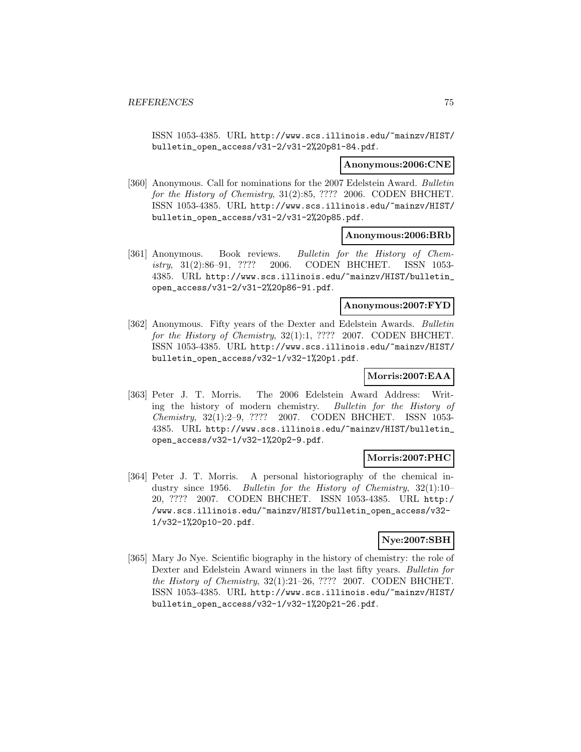ISSN 1053-4385. URL http://www.scs.illinois.edu/~mainzv/HIST/bulletin_open_access/v31-2/v31-2%20p81-84.pdf.

**Anonymous:2006:CNE**

[360] Anonymous. Call for nominations for the 2007 Edelstein Award. *Bulletin for the History of Chemistry*, 31(2):85, ???? 2006. CODEN BHCHET. ISSN 1053-4385. URL http://www.scs.illinois.edu/~mainzv/HIST/bulletin_open_access/v31-2/v31-2%20p85.pdf.

**Anonymous:2006:BRb**

[361] Anonymous. Book reviews. *Bulletin for the History of Chemistry*, 31(2):86–91, ???? 2006. CODEN BHCHET. ISSN 1053-4385. URL http://www.scs.illinois.edu/~mainzv/HIST/bulletin_open_access/v31-2/v31-2%20p86-91.pdf.

**Anonymous:2007:FYD**

[362] Anonymous. Fifty years of the Dexter and Edelstein Awards. *Bulletin for the History of Chemistry*, 32(1):1, ???? 2007. CODEN BHCHET. ISSN 1053-4385. URL http://www.scs.illinois.edu/~mainzv/HIST/bulletin_open_access/v32-1/v32-1%20p1.pdf.

**Morris:2007:EAA**

[363] Peter J. T. Morris. The 2006 Edelstein Award Address: Writing the history of modern chemistry. *Bulletin for the History of Chemistry*, 32(1):2–9, ???? 2007. CODEN BHCHET. ISSN 1053-4385. URL http://www.scs.illinois.edu/~mainzv/HIST/bulletin_open_access/v32-1/v32-1%20p2-9.pdf.

**Morris:2007:PHC**

[364] Peter J. T. Morris. A personal historiography of the chemical industry since 1956. *Bulletin for the History of Chemistry*, 32(1):10–20, ???? 2007. CODEN BHCHET. ISSN 1053-4385. URL http://www.scs.illinois.edu/~mainzv/HIST/bulletin_open_access/v32-1/v32-1%20p10-20.pdf.

**Nye:2007:SBH**

[365] Mary Jo Nye. Scientific biography in the history of chemistry: the role of Dexter and Edelstein Award winners in the last fifty years. *Bulletin for the History of Chemistry*, 32(1):21–26, ???? 2007. CODEN BHCHET. ISSN 1053-4385. URL http://www.scs.illinois.edu/~mainzv/HIST/bulletin_open_access/v32-1/v32-1%20p21-26.pdf.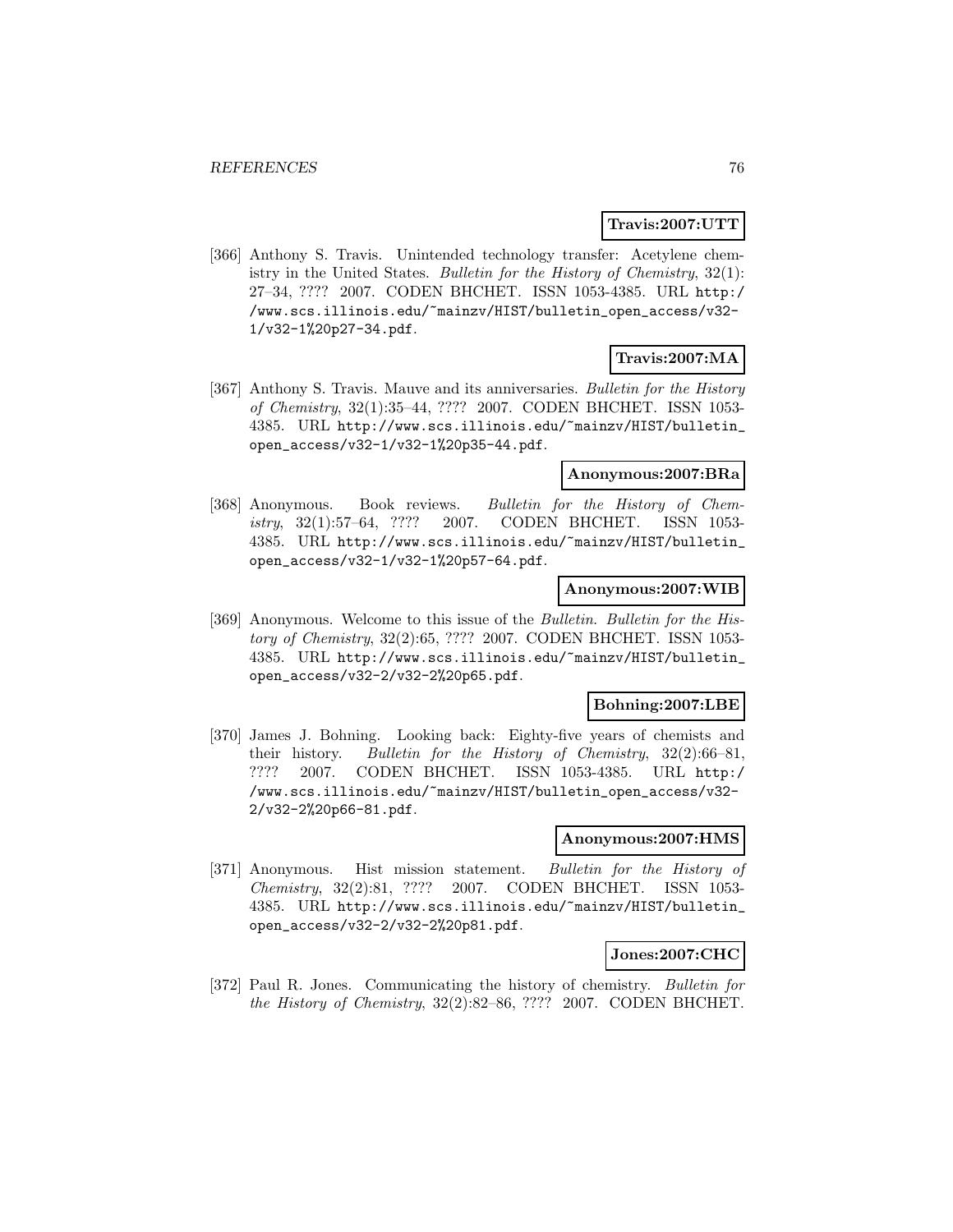**Travis:2007:UTT**

[366] Anthony S. Travis. Unintended technology transfer: Acetylene chemistry in the United States. *Bulletin for the History of Chemistry*, 32(1): 27–34, ???? 2007. CODEN BHCHET. ISSN 1053-4385. URL http://www.scs.illinois.edu/~mainzv/HIST/bulletin_open_access/v32-1/v32-1%20p27-34.pdf.

**Travis:2007:MA**

[367] Anthony S. Travis. Mauve and its anniversaries. *Bulletin for the History of Chemistry*, 32(1):35–44, ???? 2007. CODEN BHCHET. ISSN 1053-4385. URL http://www.scs.illinois.edu/~mainzv/HIST/bulletin_open_access/v32-1/v32-1%20p35-44.pdf.

**Anonymous:2007:BRa**

[368] Anonymous. Book reviews. *Bulletin for the History of Chemistry*, 32(1):57–64, ???? 2007. CODEN BHCHET. ISSN 1053-4385. URL http://www.scs.illinois.edu/~mainzv/HIST/bulletin_open_access/v32-1/v32-1%20p57-64.pdf.

**Anonymous:2007:WIB**

[369] Anonymous. Welcome to this issue of the *Bulletin*. *Bulletin for the History of Chemistry*, 32(2):65, ???? 2007. CODEN BHCHET. ISSN 1053-4385. URL http://www.scs.illinois.edu/~mainzv/HIST/bulletin_open_access/v32-2/v32-2%20p65.pdf.

**Bohning:2007:LBE**

[370] James J. Bohning. Looking back: Eighty-five years of chemists and their history. *Bulletin for the History of Chemistry*, 32(2):66–81, ???? 2007. CODEN BHCHET. ISSN 1053-4385. URL http://www.scs.illinois.edu/~mainzv/HIST/bulletin_open_access/v32-2/v32-2%20p66-81.pdf.

**Anonymous:2007:HMS**

[371] Anonymous. Hist mission statement. *Bulletin for the History of Chemistry*, 32(2):81, ???? 2007. CODEN BHCHET. ISSN 1053-4385. URL http://www.scs.illinois.edu/~mainzv/HIST/bulletin_open_access/v32-2/v32-2%20p81.pdf.

**Jones:2007:CHC**

[372] Paul R. Jones. Communicating the history of chemistry. *Bulletin for the History of Chemistry*, 32(2):82–86, ???? 2007. CODEN BHCHET.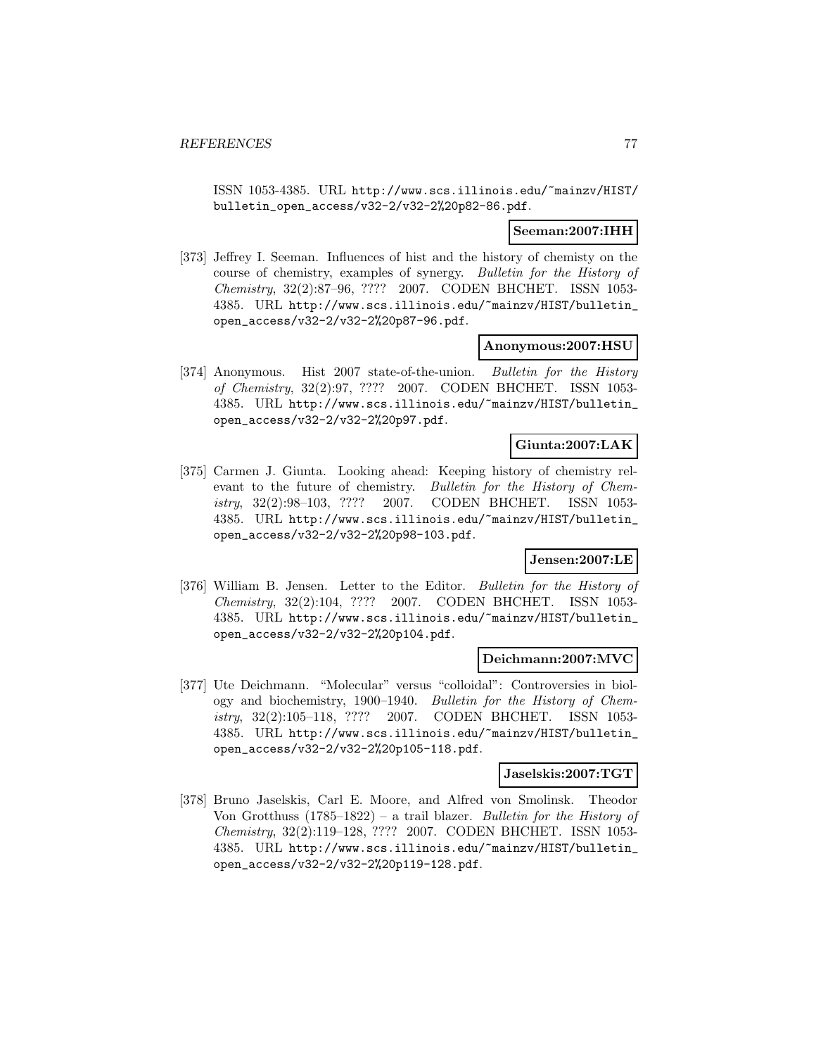ISSN 1053-4385. URL http://www.scs.illinois.edu/~mainzv/HIST/bulletin_open_access/v32-2/v32-2%20p82-86.pdf.

**Seeman:2007:IHH**

[373] Jeffrey I. Seeman. Influences of hist and the history of chemisty on the course of chemistry, examples of synergy. *Bulletin for the History of Chemistry*, 32(2):87–96, ???? 2007. CODEN BHCHET. ISSN 1053-4385. URL http://www.scs.illinois.edu/~mainzv/HIST/bulletin_open_access/v32-2/v32-2%20p87-96.pdf.

**Anonymous:2007:HSU**

[374] Anonymous. Hist 2007 state-of-the-union. *Bulletin for the History of Chemistry*, 32(2):97, ???? 2007. CODEN BHCHET. ISSN 1053-4385. URL http://www.scs.illinois.edu/~mainzv/HIST/bulletin_open_access/v32-2/v32-2%20p97.pdf.

**Giunta:2007:LAK**

[375] Carmen J. Giunta. Looking ahead: Keeping history of chemistry relevant to the future of chemistry. *Bulletin for the History of Chemistry*, 32(2):98–103, ???? 2007. CODEN BHCHET. ISSN 1053-4385. URL http://www.scs.illinois.edu/~mainzv/HIST/bulletin_open_access/v32-2/v32-2%20p98-103.pdf.

**Jensen:2007:LE**

[376] William B. Jensen. Letter to the Editor. *Bulletin for the History of Chemistry*, 32(2):104, ???? 2007. CODEN BHCHET. ISSN 1053-4385. URL http://www.scs.illinois.edu/~mainzv/HIST/bulletin_open_access/v32-2/v32-2%20p104.pdf.

**Deichmann:2007:MVC**

[377] Ute Deichmann. "Molecular" versus "colloidal": Controversies in biology and biochemistry, 1900–1940. *Bulletin for the History of Chemistry*, 32(2):105–118, ???? 2007. CODEN BHCHET. ISSN 1053-4385. URL http://www.scs.illinois.edu/~mainzv/HIST/bulletin_open_access/v32-2/v32-2%20p105-118.pdf.

**Jaselskis:2007:TGT**

[378] Bruno Jaselskis, Carl E. Moore, and Alfred von Smolinsk. Theodor Von Grotthuss (1785–1822) – a trail blazer. *Bulletin for the History of Chemistry*, 32(2):119–128, ???? 2007. CODEN BHCHET. ISSN 1053-4385. URL http://www.scs.illinois.edu/~mainzv/HIST/bulletin_open_access/v32-2/v32-2%20p119-128.pdf.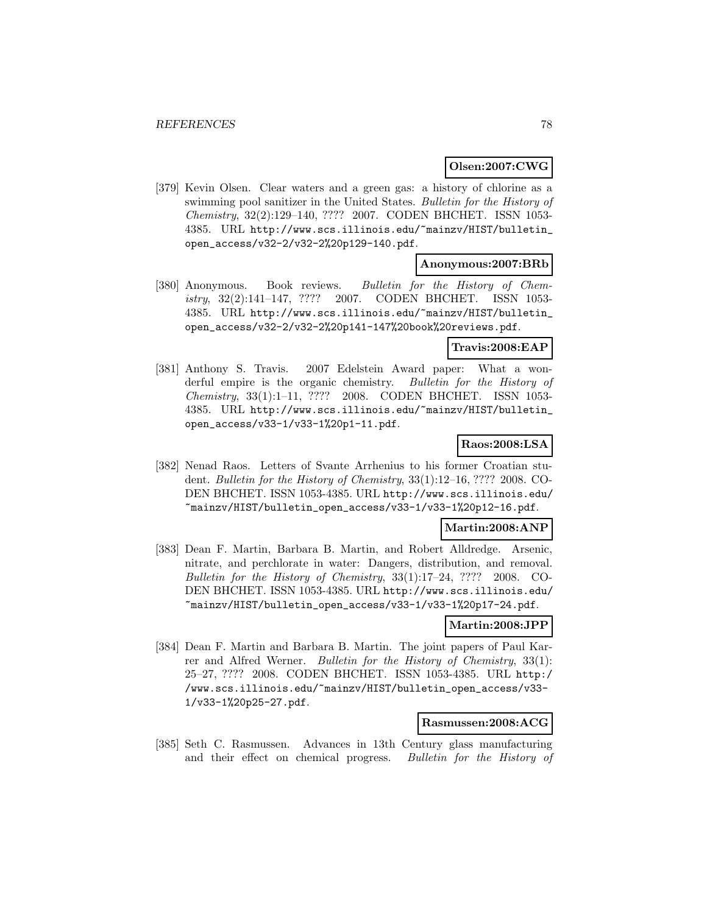**Olsen:2007:CWG**

[379] Kevin Olsen. Clear waters and a green gas: a history of chlorine as a swimming pool sanitizer in the United States. *Bulletin for the History of Chemistry*, 32(2):129–140, ???? 2007. CODEN BHCHET. ISSN 1053-4385. URL http://www.scs.illinois.edu/~mainzv/HIST/bulletin_open_access/v32-2/v32-2%20p129-140.pdf.

**Anonymous:2007:BRb**

[380] Anonymous. Book reviews. *Bulletin for the History of Chemistry*, 32(2):141–147, ???? 2007. CODEN BHCHET. ISSN 1053-4385. URL http://www.scs.illinois.edu/~mainzv/HIST/bulletin_open_access/v32-2/v32-2%20p141-147%20book%20reviews.pdf.

**Travis:2008:EAP**

[381] Anthony S. Travis. 2007 Edelstein Award paper: What a wonderful empire is the organic chemistry. *Bulletin for the History of Chemistry*, 33(1):1–11, ???? 2008. CODEN BHCHET. ISSN 1053-4385. URL http://www.scs.illinois.edu/~mainzv/HIST/bulletin_open_access/v33-1/v33-1%20p1-11.pdf.

**Raos:2008:LSA**

[382] Nenad Raos. Letters of Svante Arrhenius to his former Croatian student. *Bulletin for the History of Chemistry*, 33(1):12–16, ???? 2008. CODEN BHCHET. ISSN 1053-4385. URL http://www.scs.illinois.edu/~mainzv/HIST/bulletin_open_access/v33-1/v33-1%20p12-16.pdf.

**Martin:2008:ANP**

[383] Dean F. Martin, Barbara B. Martin, and Robert Alldredge. Arsenic, nitrate, and perchlorate in water: Dangers, distribution, and removal. *Bulletin for the History of Chemistry*, 33(1):17–24, ???? 2008. CODEN BHCHET. ISSN 1053-4385. URL http://www.scs.illinois.edu/~mainzv/HIST/bulletin_open_access/v33-1/v33-1%20p17-24.pdf.

**Martin:2008:JPP**

[384] Dean F. Martin and Barbara B. Martin. The joint papers of Paul Karrer and Alfred Werner. *Bulletin for the History of Chemistry*, 33(1):25–27, ???? 2008. CODEN BHCHET. ISSN 1053-4385. URL http://www.scs.illinois.edu/~mainzv/HIST/bulletin_open_access/v33-1/v33-1%20p25-27.pdf.

**Rasmussen:2008:ACG**

[385] Seth C. Rasmussen. Advances in 13th Century glass manufacturing and their effect on chemical progress. *Bulletin for the History of*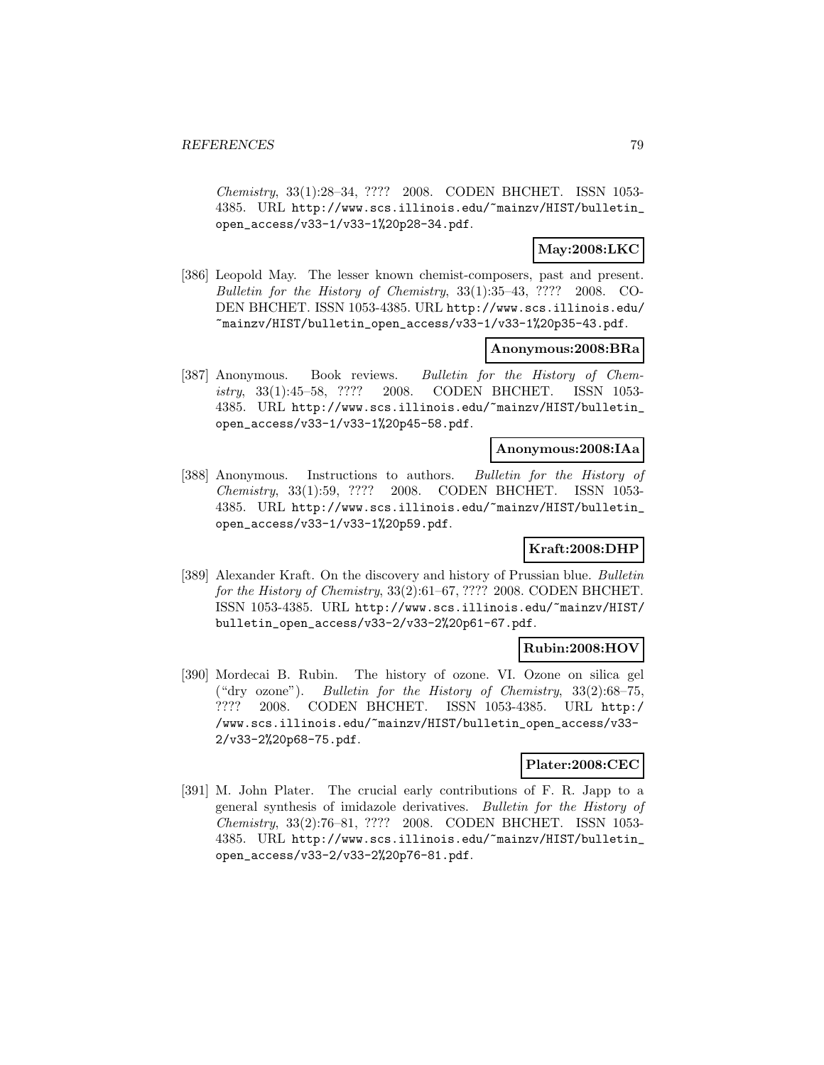*Chemistry*, 33(1):28–34, ???? 2008. CODEN BHCHET. ISSN 1053-4385. URL http://www.scs.illinois.edu/~mainzv/HIST/bulletin_open_access/v33-1/v33-1%20p28-34.pdf.

**May:2008:LKC**

[386] Leopold May. The lesser known chemist-composers, past and present. *Bulletin for the History of Chemistry*, 33(1):35–43, ???? 2008. CODEN BHCHET. ISSN 1053-4385. URL http://www.scs.illinois.edu/~mainzv/HIST/bulletin_open_access/v33-1/v33-1%20p35-43.pdf.

**Anonymous:2008:BRa**

[387] Anonymous. Book reviews. *Bulletin for the History of Chemistry*, 33(1):45–58, ???? 2008. CODEN BHCHET. ISSN 1053-4385. URL http://www.scs.illinois.edu/~mainzv/HIST/bulletin_open_access/v33-1/v33-1%20p45-58.pdf.

**Anonymous:2008:IAa**

[388] Anonymous. Instructions to authors. *Bulletin for the History of Chemistry*, 33(1):59, ???? 2008. CODEN BHCHET. ISSN 1053-4385. URL http://www.scs.illinois.edu/~mainzv/HIST/bulletin_open_access/v33-1/v33-1%20p59.pdf.

**Kraft:2008:DHP**

[389] Alexander Kraft. On the discovery and history of Prussian blue. *Bulletin for the History of Chemistry*, 33(2):61–67, ???? 2008. CODEN BHCHET. ISSN 1053-4385. URL http://www.scs.illinois.edu/~mainzv/HIST/bulletin_open_access/v33-2/v33-2%20p61-67.pdf.

**Rubin:2008:HOV**

[390] Mordecai B. Rubin. The history of ozone. VI. Ozone on silica gel ("dry ozone"). *Bulletin for the History of Chemistry*, 33(2):68–75, ???? 2008. CODEN BHCHET. ISSN 1053-4385. URL http://www.scs.illinois.edu/~mainzv/HIST/bulletin_open_access/v33-2/v33-2%20p68-75.pdf.

**Plater:2008:CEC**

[391] M. John Plater. The crucial early contributions of F. R. Japp to a general synthesis of imidazole derivatives. *Bulletin for the History of Chemistry*, 33(2):76–81, ???? 2008. CODEN BHCHET. ISSN 1053-4385. URL http://www.scs.illinois.edu/~mainzv/HIST/bulletin_open_access/v33-2/v33-2%20p76-81.pdf.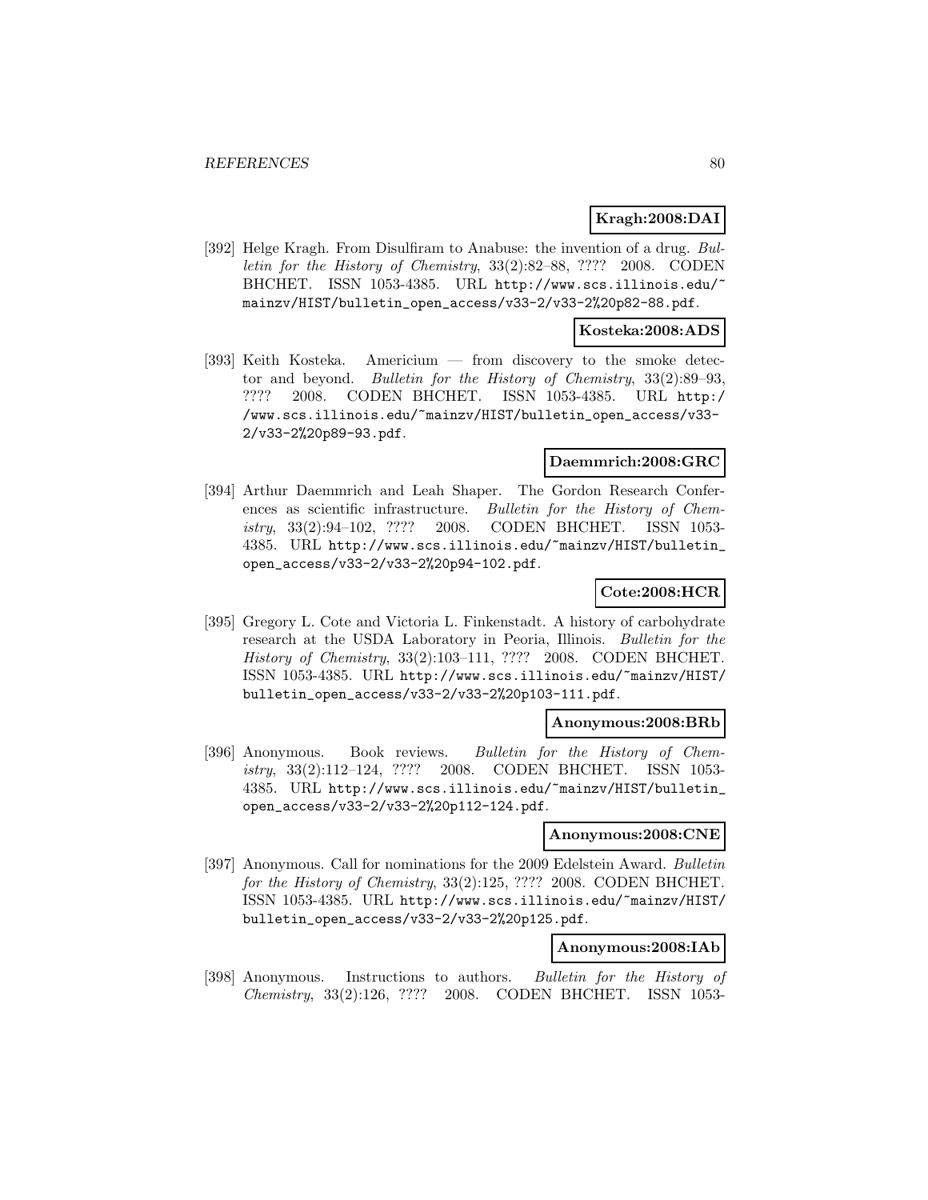**Kragh:2008:DAI**

[392] Helge Kragh. From Disulfiram to Anabuse: the invention of a drug. *Bulletin for the History of Chemistry*, 33(2):82–88, ???? 2008. CODEN BHCHET. ISSN 1053-4385. URL http://www.scs.illinois.edu/~mainzv/HIST/bulletin_open_access/v33-2/v33-2%20p82-88.pdf.

**Kosteka:2008:ADS**

[393] Keith Kosteka. Americium — from discovery to the smoke detector and beyond. *Bulletin for the History of Chemistry*, 33(2):89–93, ???? 2008. CODEN BHCHET. ISSN 1053-4385. URL http://www.scs.illinois.edu/~mainzv/HIST/bulletin_open_access/v33-2/v33-2%20p89-93.pdf.

**Daemmrich:2008:GRC**

[394] Arthur Daemmrich and Leah Shaper. The Gordon Research Conferences as scientific infrastructure. *Bulletin for the History of Chemistry*, 33(2):94–102, ???? 2008. CODEN BHCHET. ISSN 1053-4385. URL http://www.scs.illinois.edu/~mainzv/HIST/bulletin_open_access/v33-2/v33-2%20p94-102.pdf.

**Cote:2008:HCR**

[395] Gregory L. Cote and Victoria L. Finkenstadt. A history of carbohydrate research at the USDA Laboratory in Peoria, Illinois. *Bulletin for the History of Chemistry*, 33(2):103–111, ???? 2008. CODEN BHCHET. ISSN 1053-4385. URL http://www.scs.illinois.edu/~mainzv/HIST/bulletin_open_access/v33-2/v33-2%20p103-111.pdf.

**Anonymous:2008:BRb**

[396] Anonymous. Book reviews. *Bulletin for the History of Chemistry*, 33(2):112–124, ???? 2008. CODEN BHCHET. ISSN 1053-4385. URL http://www.scs.illinois.edu/~mainzv/HIST/bulletin_open_access/v33-2/v33-2%20p112-124.pdf.

**Anonymous:2008:CNE**

[397] Anonymous. Call for nominations for the 2009 Edelstein Award. *Bulletin for the History of Chemistry*, 33(2):125, ???? 2008. CODEN BHCHET. ISSN 1053-4385. URL http://www.scs.illinois.edu/~mainzv/HIST/bulletin_open_access/v33-2/v33-2%20p125.pdf.

**Anonymous:2008:IAb**

[398] Anonymous. Instructions to authors. *Bulletin for the History of Chemistry*, 33(2):126, ???? 2008. CODEN BHCHET. ISSN 1053-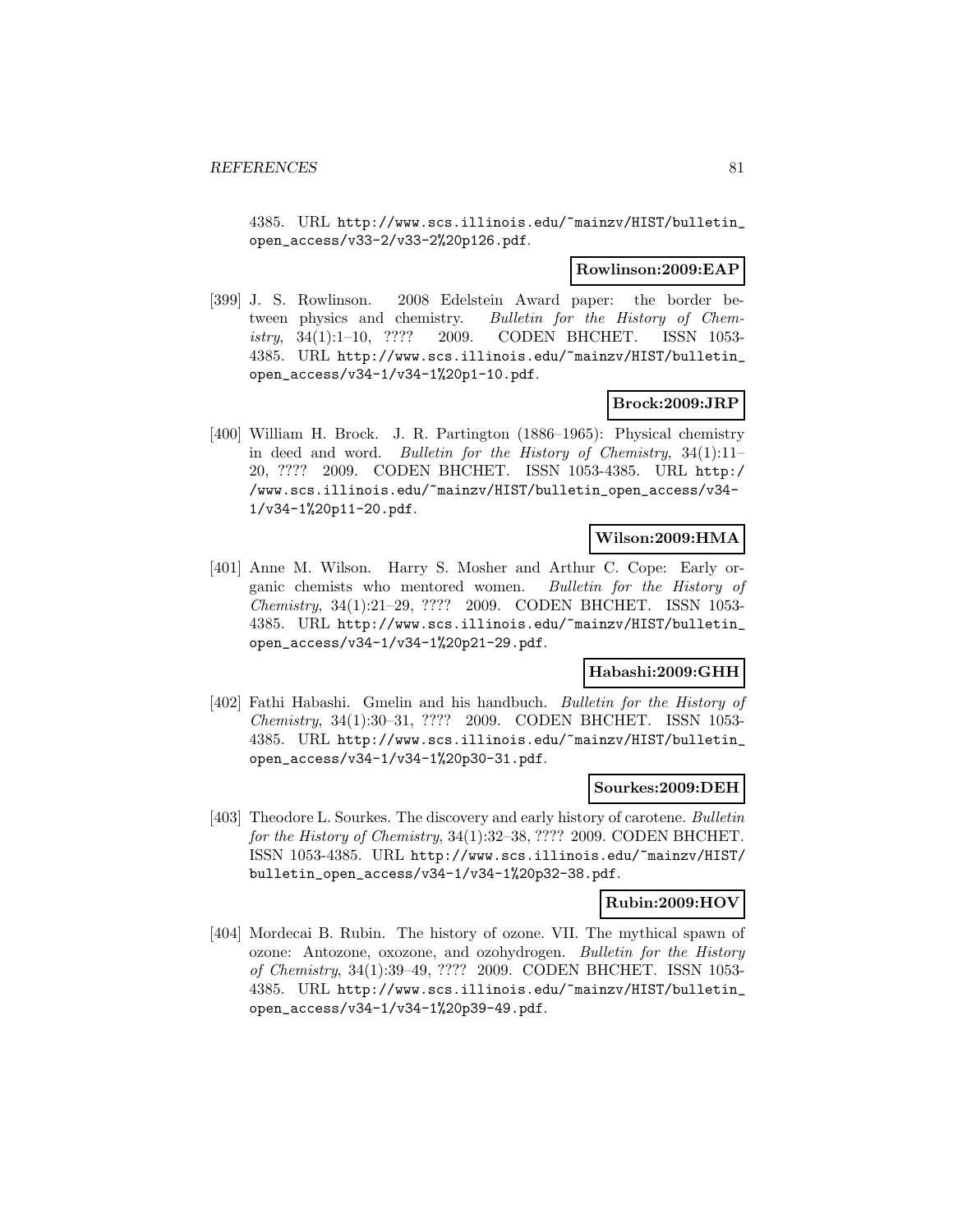4385. URL http://www.scs.illinois.edu/~mainzv/HIST/bulletin_open_access/v33-2/v33-2%20p126.pdf.

**Rowlinson:2009:EAP**

[399] J. S. Rowlinson. 2008 Edelstein Award paper: the border between physics and chemistry. *Bulletin for the History of Chemistry*, 34(1):1–10, ???? 2009. CODEN BHCHET. ISSN 1053-4385. URL http://www.scs.illinois.edu/~mainzv/HIST/bulletin_open_access/v34-1/v34-1%20p1-10.pdf.

**Brock:2009:JRP**

[400] William H. Brock. J. R. Partington (1886–1965): Physical chemistry in deed and word. *Bulletin for the History of Chemistry*, 34(1):11–20, ???? 2009. CODEN BHCHET. ISSN 1053-4385. URL http://www.scs.illinois.edu/~mainzv/HIST/bulletin_open_access/v34-1/v34-1%20p11-20.pdf.

**Wilson:2009:HMA**

[401] Anne M. Wilson. Harry S. Mosher and Arthur C. Cope: Early organic chemists who mentored women. *Bulletin for the History of Chemistry*, 34(1):21–29, ???? 2009. CODEN BHCHET. ISSN 1053-4385. URL http://www.scs.illinois.edu/~mainzv/HIST/bulletin_open_access/v34-1/v34-1%20p21-29.pdf.

**Habashi:2009:GHH**

[402] Fathi Habashi. Gmelin and his handbuch. *Bulletin for the History of Chemistry*, 34(1):30–31, ???? 2009. CODEN BHCHET. ISSN 1053-4385. URL http://www.scs.illinois.edu/~mainzv/HIST/bulletin_open_access/v34-1/v34-1%20p30-31.pdf.

**Sourkes:2009:DEH**

[403] Theodore L. Sourkes. The discovery and early history of carotene. *Bulletin for the History of Chemistry*, 34(1):32–38, ???? 2009. CODEN BHCHET. ISSN 1053-4385. URL http://www.scs.illinois.edu/~mainzv/HIST/bulletin_open_access/v34-1/v34-1%20p32-38.pdf.

**Rubin:2009:HOV**

[404] Mordecai B. Rubin. The history of ozone. VII. The mythical spawn of ozone: Antozone, oxozone, and ozohydrogen. *Bulletin for the History of Chemistry*, 34(1):39–49, ???? 2009. CODEN BHCHET. ISSN 1053-4385. URL http://www.scs.illinois.edu/~mainzv/HIST/bulletin_open_access/v34-1/v34-1%20p39-49.pdf.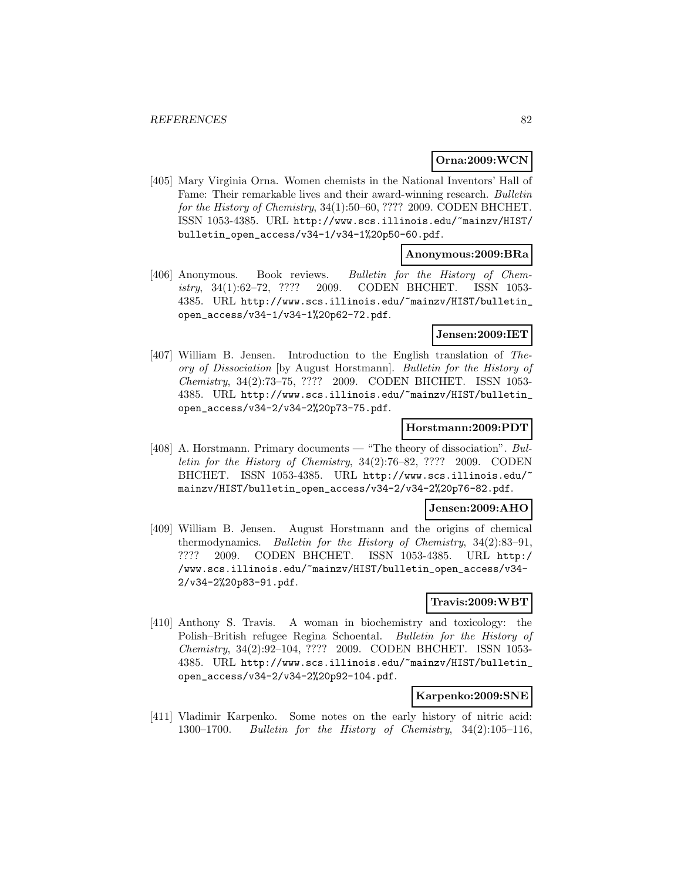**Orna:2009:WCN**

[405] Mary Virginia Orna. Women chemists in the National Inventors' Hall of Fame: Their remarkable lives and their award-winning research. *Bulletin for the History of Chemistry*, 34(1):50–60, ???? 2009. CODEN BHCHET. ISSN 1053-4385. URL http://www.scs.illinois.edu/~mainzv/HIST/bulletin_open_access/v34-1/v34-1%20p50-60.pdf.

**Anonymous:2009:BRa**

[406] Anonymous. Book reviews. *Bulletin for the History of Chemistry*, 34(1):62–72, ???? 2009. CODEN BHCHET. ISSN 1053-4385. URL http://www.scs.illinois.edu/~mainzv/HIST/bulletin_open_access/v34-1/v34-1%20p62-72.pdf.

**Jensen:2009:IET**

[407] William B. Jensen. Introduction to the English translation of *Theory of Dissociation* [by August Horstmann]. *Bulletin for the History of Chemistry*, 34(2):73–75, ???? 2009. CODEN BHCHET. ISSN 1053-4385. URL http://www.scs.illinois.edu/~mainzv/HIST/bulletin_open_access/v34-2/v34-2%20p73-75.pdf.

**Horstmann:2009:PDT**

[408] A. Horstmann. Primary documents — "The theory of dissociation". *Bulletin for the History of Chemistry*, 34(2):76–82, ???? 2009. CODEN BHCHET. ISSN 1053-4385. URL http://www.scs.illinois.edu/~mainzv/HIST/bulletin_open_access/v34-2/v34-2%20p76-82.pdf.

**Jensen:2009:AHO**

[409] William B. Jensen. August Horstmann and the origins of chemical thermodynamics. *Bulletin for the History of Chemistry*, 34(2):83–91, ???? 2009. CODEN BHCHET. ISSN 1053-4385. URL http://www.scs.illinois.edu/~mainzv/HIST/bulletin_open_access/v34-2/v34-2%20p83-91.pdf.

**Travis:2009:WBT**

[410] Anthony S. Travis. A woman in biochemistry and toxicology: the Polish–British refugee Regina Schoental. *Bulletin for the History of Chemistry*, 34(2):92–104, ???? 2009. CODEN BHCHET. ISSN 1053-4385. URL http://www.scs.illinois.edu/~mainzv/HIST/bulletin_open_access/v34-2/v34-2%20p92-104.pdf.

**Karpenko:2009:SNE**

[411] Vladimir Karpenko. Some notes on the early history of nitric acid: 1300–1700. *Bulletin for the History of Chemistry*, 34(2):105–116,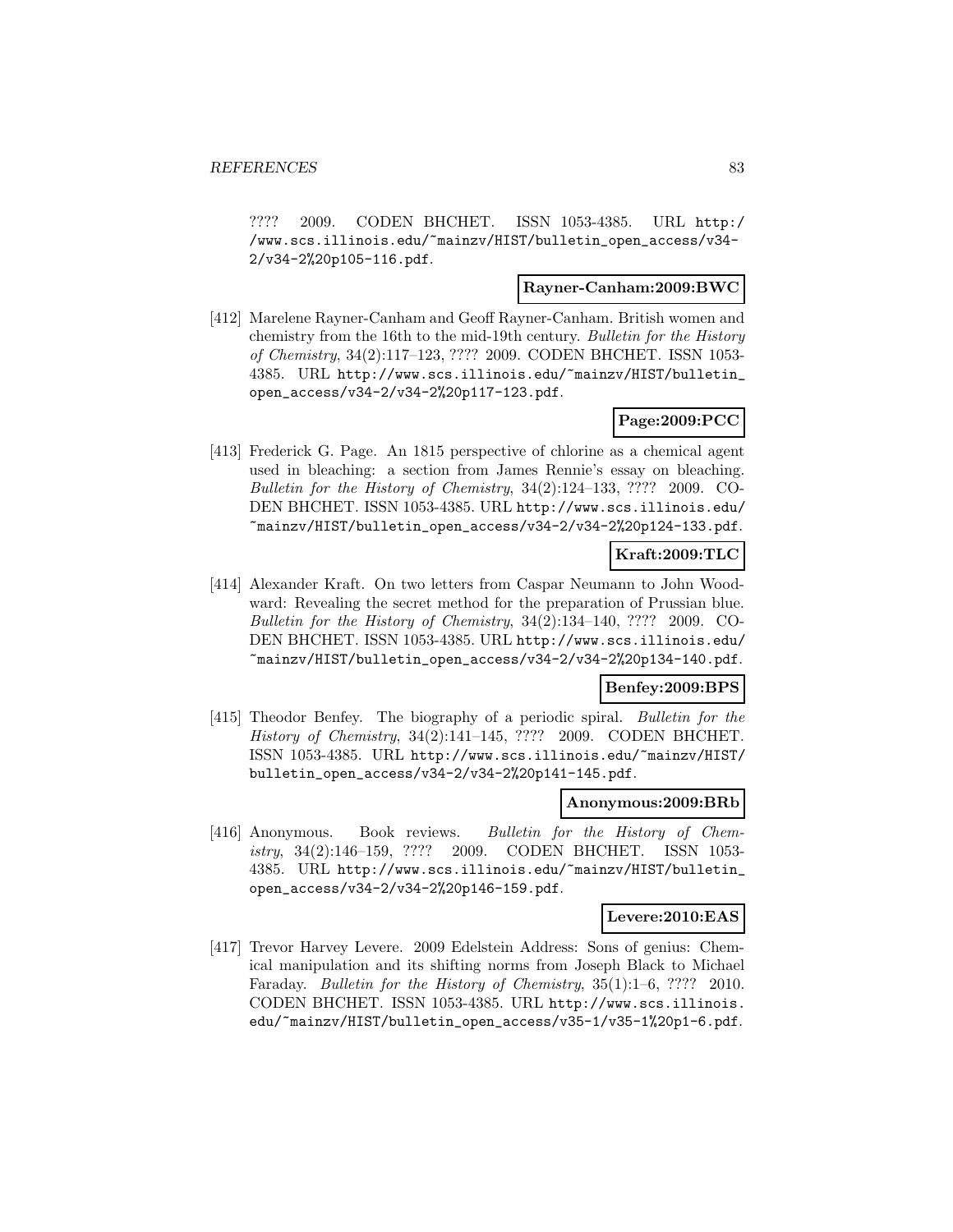???? 2009. CODEN BHCHET. ISSN 1053-4385. URL http://www.scs.illinois.edu/~mainzv/HIST/bulletin_open_access/v34-2/v34-2%20p105-116.pdf.

**Rayner-Canham:2009:BWC**

[412] Marelene Rayner-Canham and Geoff Rayner-Canham. British women and chemistry from the 16th to the mid-19th century. *Bulletin for the History of Chemistry*, 34(2):117–123, ???? 2009. CODEN BHCHET. ISSN 1053-4385. URL http://www.scs.illinois.edu/~mainzv/HIST/bulletin_open_access/v34-2/v34-2%20p117-123.pdf.

**Page:2009:PCC**

[413] Frederick G. Page. An 1815 perspective of chlorine as a chemical agent used in bleaching: a section from James Rennie's essay on bleaching. *Bulletin for the History of Chemistry*, 34(2):124–133, ???? 2009. CODEN BHCHET. ISSN 1053-4385. URL http://www.scs.illinois.edu/~mainzv/HIST/bulletin_open_access/v34-2/v34-2%20p124-133.pdf.

**Kraft:2009:TLC**

[414] Alexander Kraft. On two letters from Caspar Neumann to John Woodward: Revealing the secret method for the preparation of Prussian blue. *Bulletin for the History of Chemistry*, 34(2):134–140, ???? 2009. CODEN BHCHET. ISSN 1053-4385. URL http://www.scs.illinois.edu/~mainzv/HIST/bulletin_open_access/v34-2/v34-2%20p134-140.pdf.

**Benfey:2009:BPS**

[415] Theodor Benfey. The biography of a periodic spiral. *Bulletin for the History of Chemistry*, 34(2):141–145, ???? 2009. CODEN BHCHET. ISSN 1053-4385. URL http://www.scs.illinois.edu/~mainzv/HIST/bulletin_open_access/v34-2/v34-2%20p141-145.pdf.

**Anonymous:2009:BRb**

[416] Anonymous. Book reviews. *Bulletin for the History of Chemistry*, 34(2):146–159, ???? 2009. CODEN BHCHET. ISSN 1053-4385. URL http://www.scs.illinois.edu/~mainzv/HIST/bulletin_open_access/v34-2/v34-2%20p146-159.pdf.

**Levere:2010:EAS**

[417] Trevor Harvey Levere. 2009 Edelstein Address: Sons of genius: Chemical manipulation and its shifting norms from Joseph Black to Michael Faraday. *Bulletin for the History of Chemistry*, 35(1):1–6, ???? 2010. CODEN BHCHET. ISSN 1053-4385. URL http://www.scs.illinois.edu/~mainzv/HIST/bulletin_open_access/v35-1/v35-1%20p1-6.pdf.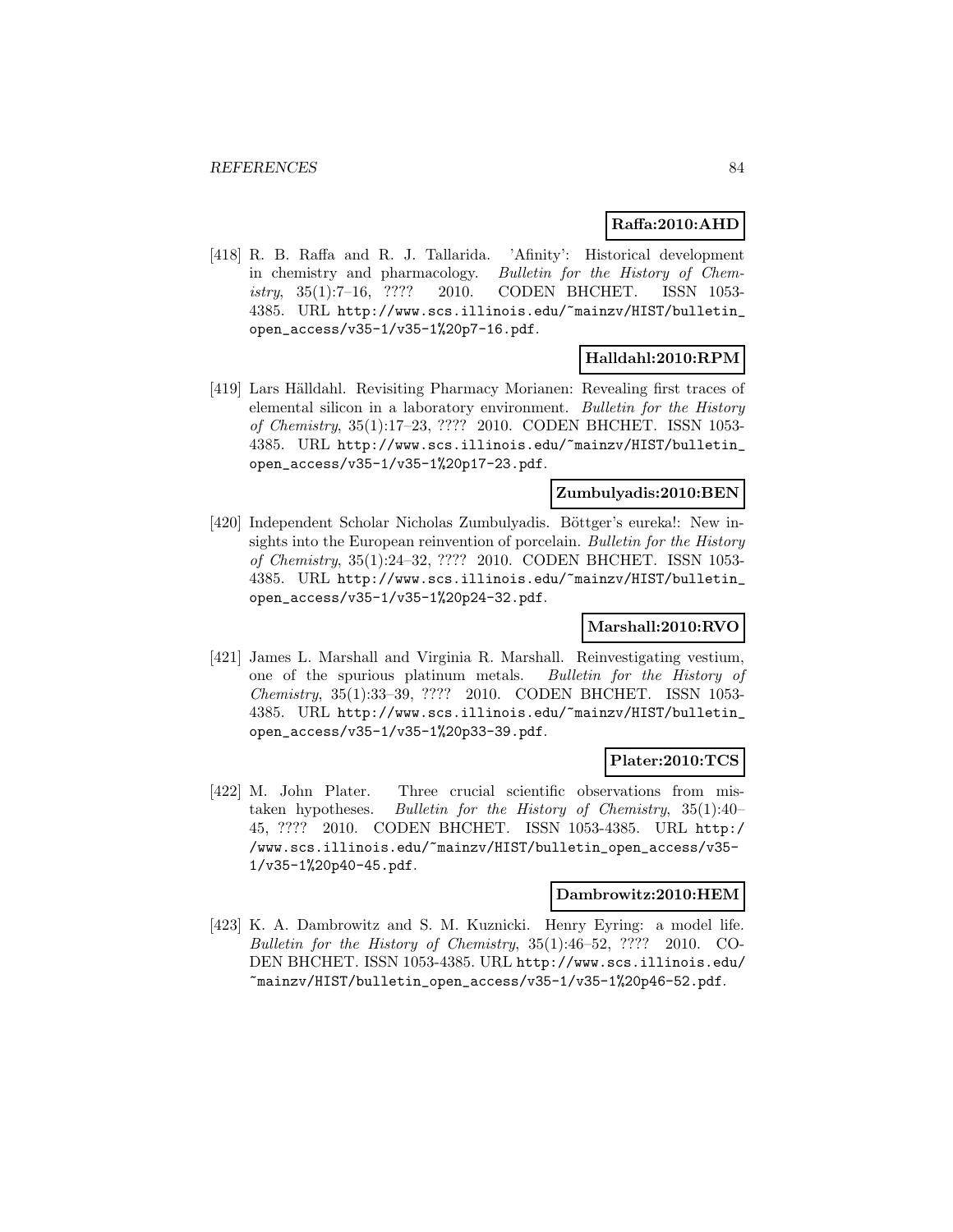**Raffa:2010:AHD**

[418] R. B. Raffa and R. J. Tallarida. 'Afinity': Historical development in chemistry and pharmacology. *Bulletin for the History of Chemistry*, 35(1):7–16, ???? 2010. CODEN BHCHET. ISSN 1053-4385. URL `http://www.scs.illinois.edu/~mainzv/HIST/bulletin_open_access/v35-1/v35-1%20p7-16.pdf`.

**Halldahl:2010:RPM**

[419] Lars Hälldahl. Revisiting Pharmacy Morianen: Revealing first traces of elemental silicon in a laboratory environment. *Bulletin for the History of Chemistry*, 35(1):17–23, ???? 2010. CODEN BHCHET. ISSN 1053-4385. URL `http://www.scs.illinois.edu/~mainzv/HIST/bulletin_open_access/v35-1/v35-1%20p17-23.pdf`.

**Zumbulyadis:2010:BEN**

[420] Independent Scholar Nicholas Zumbulyadis. Böttger's eureka!: New insights into the European reinvention of porcelain. *Bulletin for the History of Chemistry*, 35(1):24–32, ???? 2010. CODEN BHCHET. ISSN 1053-4385. URL `http://www.scs.illinois.edu/~mainzv/HIST/bulletin_open_access/v35-1/v35-1%20p24-32.pdf`.

**Marshall:2010:RVO**

[421] James L. Marshall and Virginia R. Marshall. Reinvestigating vestium, one of the spurious platinum metals. *Bulletin for the History of Chemistry*, 35(1):33–39, ???? 2010. CODEN BHCHET. ISSN 1053-4385. URL `http://www.scs.illinois.edu/~mainzv/HIST/bulletin_open_access/v35-1/v35-1%20p33-39.pdf`.

**Plater:2010:TCS**

[422] M. John Plater. Three crucial scientific observations from mistaken hypotheses. *Bulletin for the History of Chemistry*, 35(1):40–45, ???? 2010. CODEN BHCHET. ISSN 1053-4385. URL `http://www.scs.illinois.edu/~mainzv/HIST/bulletin_open_access/v35-1/v35-1%20p40-45.pdf`.

**Dambrowitz:2010:HEM**

[423] K. A. Dambrowitz and S. M. Kuznicki. Henry Eyring: a model life. *Bulletin for the History of Chemistry*, 35(1):46–52, ???? 2010. CODEN BHCHET. ISSN 1053-4385. URL `http://www.scs.illinois.edu/~mainzv/HIST/bulletin_open_access/v35-1/v35-1%20p46-52.pdf`.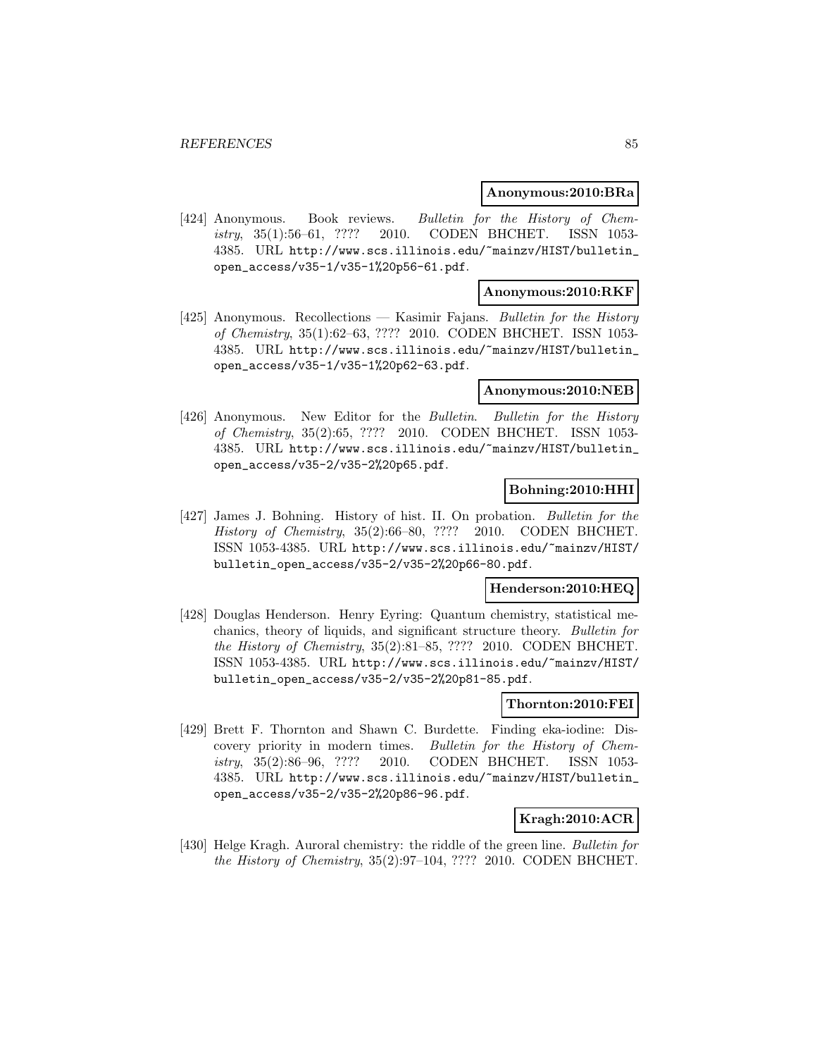**Anonymous:2010:BRa**

[424] Anonymous. Book reviews. *Bulletin for the History of Chemistry*, 35(1):56–61, ???? 2010. CODEN BHCHET. ISSN 1053-4385. URL http://www.scs.illinois.edu/~mainzv/HIST/bulletin_open_access/v35-1/v35-1%20p56-61.pdf.

**Anonymous:2010:RKF**

[425] Anonymous. Recollections — Kasimir Fajans. *Bulletin for the History of Chemistry*, 35(1):62–63, ???? 2010. CODEN BHCHET. ISSN 1053-4385. URL http://www.scs.illinois.edu/~mainzv/HIST/bulletin_open_access/v35-1/v35-1%20p62-63.pdf.

**Anonymous:2010:NEB**

[426] Anonymous. New Editor for the *Bulletin*. *Bulletin for the History of Chemistry*, 35(2):65, ???? 2010. CODEN BHCHET. ISSN 1053-4385. URL http://www.scs.illinois.edu/~mainzv/HIST/bulletin_open_access/v35-2/v35-2%20p65.pdf.

**Bohning:2010:HHI**

[427] James J. Bohning. History of hist. II. On probation. *Bulletin for the History of Chemistry*, 35(2):66–80, ???? 2010. CODEN BHCHET. ISSN 1053-4385. URL http://www.scs.illinois.edu/~mainzv/HIST/bulletin_open_access/v35-2/v35-2%20p66-80.pdf.

**Henderson:2010:HEQ**

[428] Douglas Henderson. Henry Eyring: Quantum chemistry, statistical mechanics, theory of liquids, and significant structure theory. *Bulletin for the History of Chemistry*, 35(2):81–85, ???? 2010. CODEN BHCHET. ISSN 1053-4385. URL http://www.scs.illinois.edu/~mainzv/HIST/bulletin_open_access/v35-2/v35-2%20p81-85.pdf.

**Thornton:2010:FEI**

[429] Brett F. Thornton and Shawn C. Burdette. Finding eka-iodine: Discovery priority in modern times. *Bulletin for the History of Chemistry*, 35(2):86–96, ???? 2010. CODEN BHCHET. ISSN 1053-4385. URL http://www.scs.illinois.edu/~mainzv/HIST/bulletin_open_access/v35-2/v35-2%20p86-96.pdf.

**Kragh:2010:ACR**

[430] Helge Kragh. Auroral chemistry: the riddle of the green line. *Bulletin for the History of Chemistry*, 35(2):97–104, ???? 2010. CODEN BHCHET.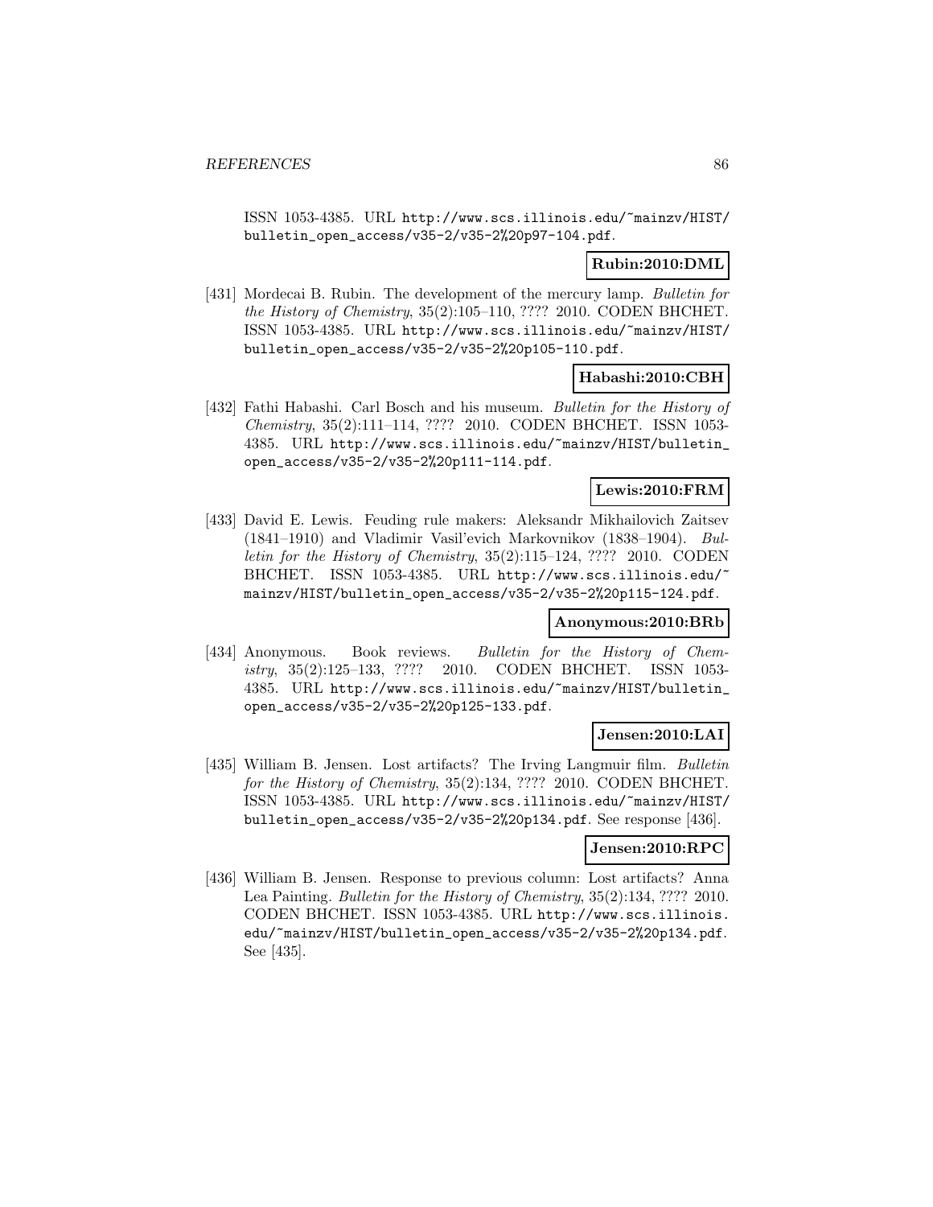ISSN 1053-4385. URL http://www.scs.illinois.edu/~mainzv/HIST/bulletin_open_access/v35-2/v35-2%20p97-104.pdf.

**Rubin:2010:DML**

[431] Mordecai B. Rubin. The development of the mercury lamp. *Bulletin for the History of Chemistry*, 35(2):105–110, ???? 2010. CODEN BHCHET. ISSN 1053-4385. URL http://www.scs.illinois.edu/~mainzv/HIST/bulletin_open_access/v35-2/v35-2%20p105-110.pdf.

**Habashi:2010:CBH**

[432] Fathi Habashi. Carl Bosch and his museum. *Bulletin for the History of Chemistry*, 35(2):111–114, ???? 2010. CODEN BHCHET. ISSN 1053-4385. URL http://www.scs.illinois.edu/~mainzv/HIST/bulletin_open_access/v35-2/v35-2%20p111-114.pdf.

**Lewis:2010:FRM**

[433] David E. Lewis. Feuding rule makers: Aleksandr Mikhailovich Zaitsev (1841–1910) and Vladimir Vasil'evich Markovnikov (1838–1904). *Bulletin for the History of Chemistry*, 35(2):115–124, ???? 2010. CODEN BHCHET. ISSN 1053-4385. URL http://www.scs.illinois.edu/~mainzv/HIST/bulletin_open_access/v35-2/v35-2%20p115-124.pdf.

**Anonymous:2010:BRb**

[434] Anonymous. Book reviews. *Bulletin for the History of Chemistry*, 35(2):125–133, ???? 2010. CODEN BHCHET. ISSN 1053-4385. URL http://www.scs.illinois.edu/~mainzv/HIST/bulletin_open_access/v35-2/v35-2%20p125-133.pdf.

**Jensen:2010:LAI**

[435] William B. Jensen. Lost artifacts? The Irving Langmuir film. *Bulletin for the History of Chemistry*, 35(2):134, ???? 2010. CODEN BHCHET. ISSN 1053-4385. URL http://www.scs.illinois.edu/~mainzv/HIST/bulletin_open_access/v35-2/v35-2%20p134.pdf. See response [436].

**Jensen:2010:RPC**

[436] William B. Jensen. Response to previous column: Lost artifacts? Anna Lea Painting. *Bulletin for the History of Chemistry*, 35(2):134, ???? 2010. CODEN BHCHET. ISSN 1053-4385. URL http://www.scs.illinois.edu/~mainzv/HIST/bulletin_open_access/v35-2/v35-2%20p134.pdf. See [435].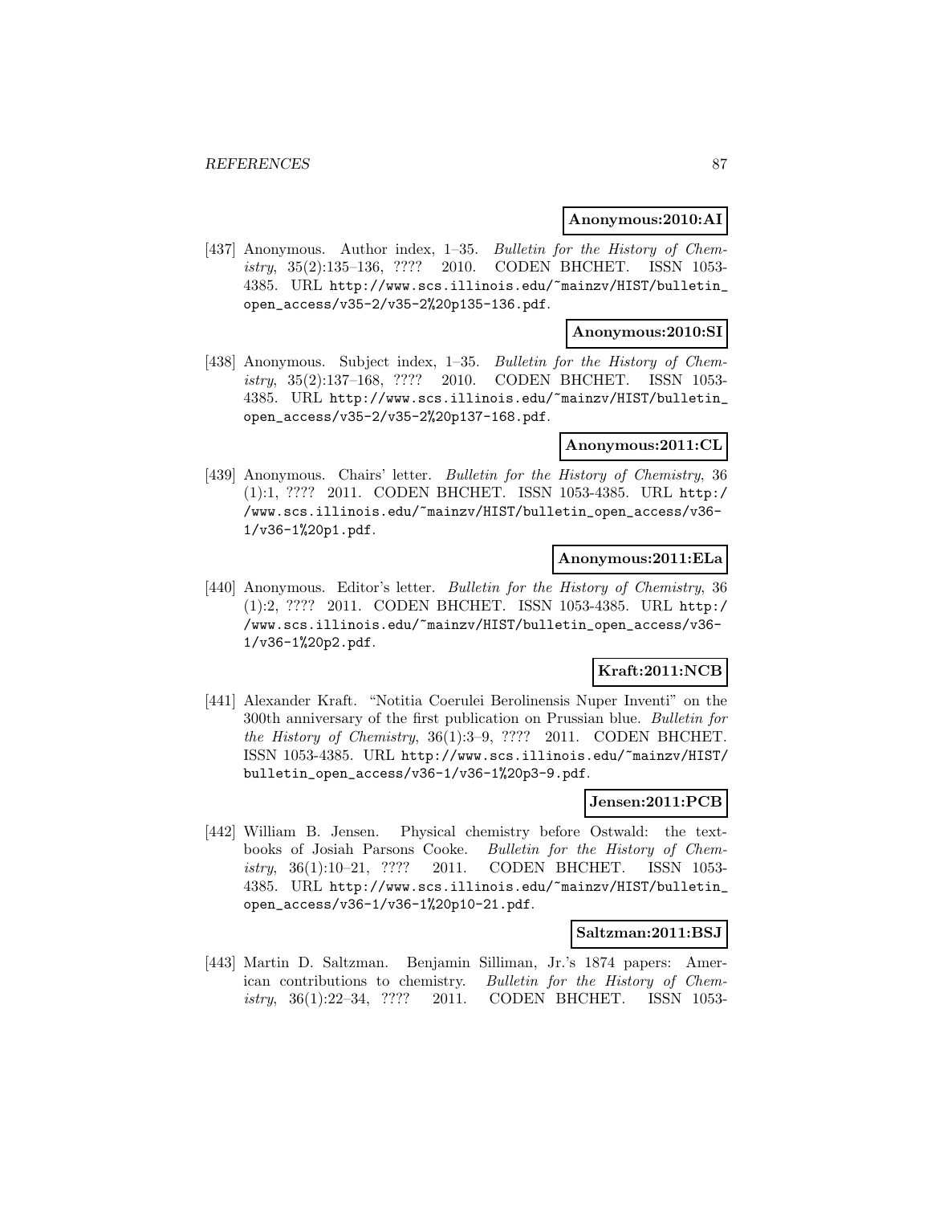**Anonymous:2010:AI**

[437] Anonymous. Author index, 1–35. *Bulletin for the History of Chemistry*, 35(2):135–136, ???? 2010. CODEN BHCHET. ISSN 1053-4385. URL http://www.scs.illinois.edu/~mainzv/HIST/bulletin_open_access/v35-2/v35-2%20p135-136.pdf.

**Anonymous:2010:SI**

[438] Anonymous. Subject index, 1–35. *Bulletin for the History of Chemistry*, 35(2):137–168, ???? 2010. CODEN BHCHET. ISSN 1053-4385. URL http://www.scs.illinois.edu/~mainzv/HIST/bulletin_open_access/v35-2/v35-2%20p137-168.pdf.

**Anonymous:2011:CL**

[439] Anonymous. Chairs' letter. *Bulletin for the History of Chemistry*, 36(1):1, ???? 2011. CODEN BHCHET. ISSN 1053-4385. URL http://www.scs.illinois.edu/~mainzv/HIST/bulletin_open_access/v36-1/v36-1%20p1.pdf.

**Anonymous:2011:ELa**

[440] Anonymous. Editor's letter. *Bulletin for the History of Chemistry*, 36(1):2, ???? 2011. CODEN BHCHET. ISSN 1053-4385. URL http://www.scs.illinois.edu/~mainzv/HIST/bulletin_open_access/v36-1/v36-1%20p2.pdf.

**Kraft:2011:NCB**

[441] Alexander Kraft. "Notitia Coerulei Berolinensis Nuper Inventi" on the 300th anniversary of the first publication on Prussian blue. *Bulletin for the History of Chemistry*, 36(1):3–9, ???? 2011. CODEN BHCHET. ISSN 1053-4385. URL http://www.scs.illinois.edu/~mainzv/HIST/bulletin_open_access/v36-1/v36-1%20p3-9.pdf.

**Jensen:2011:PCB**

[442] William B. Jensen. Physical chemistry before Ostwald: the textbooks of Josiah Parsons Cooke. *Bulletin for the History of Chemistry*, 36(1):10–21, ???? 2011. CODEN BHCHET. ISSN 1053-4385. URL http://www.scs.illinois.edu/~mainzv/HIST/bulletin_open_access/v36-1/v36-1%20p10-21.pdf.

**Saltzman:2011:BSJ**

[443] Martin D. Saltzman. Benjamin Silliman, Jr.'s 1874 papers: American contributions to chemistry. *Bulletin for the History of Chemistry*, 36(1):22–34, ???? 2011. CODEN BHCHET. ISSN 1053-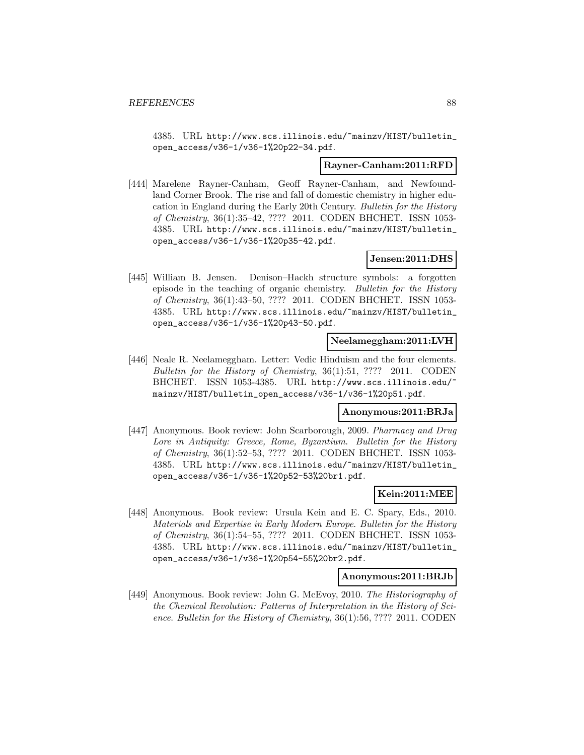4385. URL http://www.scs.illinois.edu/~mainzv/HIST/bulletin_open_access/v36-1/v36-1%20p22-34.pdf.

**Rayner-Canham:2011:RFD**

[444] Marelene Rayner-Canham, Geoff Rayner-Canham, and Newfoundland Corner Brook. The rise and fall of domestic chemistry in higher education in England during the Early 20th Century. *Bulletin for the History of Chemistry*, 36(1):35–42, ???? 2011. CODEN BHCHET. ISSN 1053-4385. URL http://www.scs.illinois.edu/~mainzv/HIST/bulletin_open_access/v36-1/v36-1%20p35-42.pdf.

**Jensen:2011:DHS**

[445] William B. Jensen. Denison–Hackh structure symbols: a forgotten episode in the teaching of organic chemistry. *Bulletin for the History of Chemistry*, 36(1):43–50, ???? 2011. CODEN BHCHET. ISSN 1053-4385. URL http://www.scs.illinois.edu/~mainzv/HIST/bulletin_open_access/v36-1/v36-1%20p43-50.pdf.

**Neelameggham:2011:LVH**

[446] Neale R. Neelameggham. Letter: Vedic Hinduism and the four elements. *Bulletin for the History of Chemistry*, 36(1):51, ???? 2011. CODEN BHCHET. ISSN 1053-4385. URL http://www.scs.illinois.edu/~mainzv/HIST/bulletin_open_access/v36-1/v36-1%20p51.pdf.

**Anonymous:2011:BRJa**

[447] Anonymous. Book review: John Scarborough, 2009. *Pharmacy and Drug Lore in Antiquity: Greece, Rome, Byzantium*. *Bulletin for the History of Chemistry*, 36(1):52–53, ???? 2011. CODEN BHCHET. ISSN 1053-4385. URL http://www.scs.illinois.edu/~mainzv/HIST/bulletin_open_access/v36-1/v36-1%20p52-53%20br1.pdf.

**Kein:2011:MEE**

[448] Anonymous. Book review: Ursula Kein and E. C. Spary, Eds., 2010. *Materials and Expertise in Early Modern Europe*. *Bulletin for the History of Chemistry*, 36(1):54–55, ???? 2011. CODEN BHCHET. ISSN 1053-4385. URL http://www.scs.illinois.edu/~mainzv/HIST/bulletin_open_access/v36-1/v36-1%20p54-55%20br2.pdf.

**Anonymous:2011:BRJb**

[449] Anonymous. Book review: John G. McEvoy, 2010. *The Historiography of the Chemical Revolution: Patterns of Interpretation in the History of Science*. *Bulletin for the History of Chemistry*, 36(1):56, ???? 2011. CODEN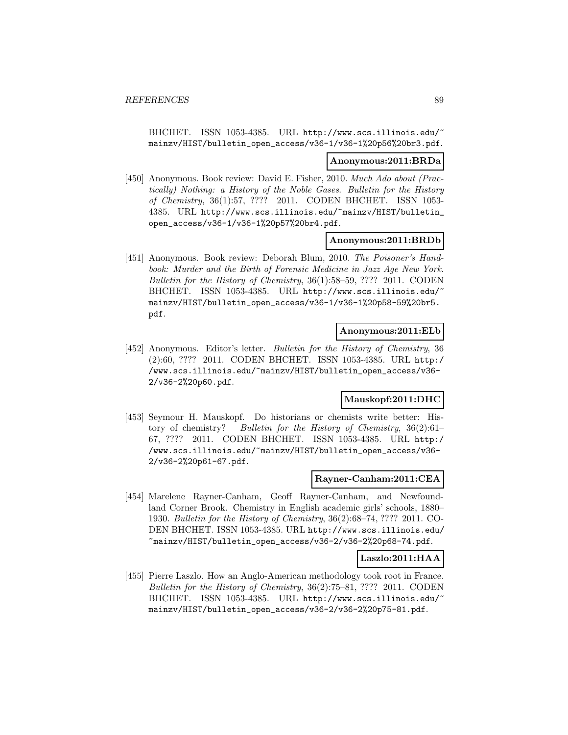BHCHET. ISSN 1053-4385. URL http://www.scs.illinois.edu/~mainzv/HIST/bulletin_open_access/v36-1/v36-1%20p56%20br3.pdf.

**Anonymous:2011:BRDa**

[450] Anonymous. Book review: David E. Fisher, 2010. *Much Ado about (Practically) Nothing: a History of the Noble Gases*. *Bulletin for the History of Chemistry*, 36(1):57, ???? 2011. CODEN BHCHET. ISSN 1053-4385. URL http://www.scs.illinois.edu/~mainzv/HIST/bulletin_open_access/v36-1/v36-1%20p57%20br4.pdf.

**Anonymous:2011:BRDb**

[451] Anonymous. Book review: Deborah Blum, 2010. *The Poisoner's Handbook: Murder and the Birth of Forensic Medicine in Jazz Age New York*. *Bulletin for the History of Chemistry*, 36(1):58–59, ???? 2011. CODEN BHCHET. ISSN 1053-4385. URL http://www.scs.illinois.edu/~mainzv/HIST/bulletin_open_access/v36-1/v36-1%20p58-59%20br5.pdf.

**Anonymous:2011:ELb**

[452] Anonymous. Editor's letter. *Bulletin for the History of Chemistry*, 36(2):60, ???? 2011. CODEN BHCHET. ISSN 1053-4385. URL http://www.scs.illinois.edu/~mainzv/HIST/bulletin_open_access/v36-2/v36-2%20p60.pdf.

**Mauskopf:2011:DHC**

[453] Seymour H. Mauskopf. Do historians or chemists write better: History of chemistry? *Bulletin for the History of Chemistry*, 36(2):61–67, ???? 2011. CODEN BHCHET. ISSN 1053-4385. URL http://www.scs.illinois.edu/~mainzv/HIST/bulletin_open_access/v36-2/v36-2%20p61-67.pdf.

**Rayner-Canham:2011:CEA**

[454] Marelene Rayner-Canham, Geoff Rayner-Canham, and Newfoundland Corner Brook. Chemistry in English academic girls' schools, 1880–1930. *Bulletin for the History of Chemistry*, 36(2):68–74, ???? 2011. CODEN BHCHET. ISSN 1053-4385. URL http://www.scs.illinois.edu/~mainzv/HIST/bulletin_open_access/v36-2/v36-2%20p68-74.pdf.

**Laszlo:2011:HAA**

[455] Pierre Laszlo. How an Anglo-American methodology took root in France. *Bulletin for the History of Chemistry*, 36(2):75–81, ???? 2011. CODEN BHCHET. ISSN 1053-4385. URL http://www.scs.illinois.edu/~mainzv/HIST/bulletin_open_access/v36-2/v36-2%20p75-81.pdf.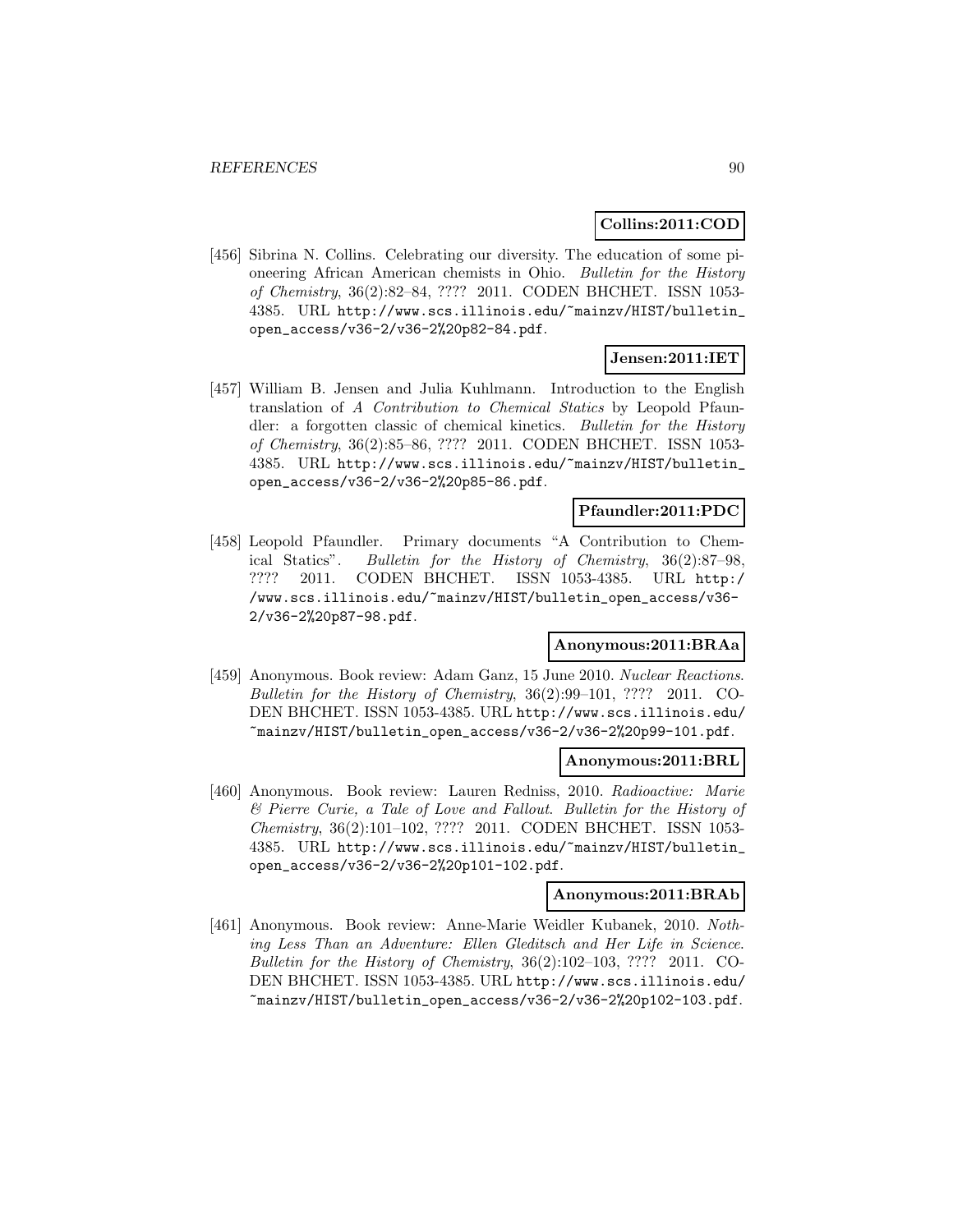**Collins:2011:COD**

[456] Sibrina N. Collins. Celebrating our diversity. The education of some pioneering African American chemists in Ohio. *Bulletin for the History of Chemistry*, 36(2):82–84, ???? 2011. CODEN BHCHET. ISSN 1053-4385. URL http://www.scs.illinois.edu/~mainzv/HIST/bulletin_open_access/v36-2/v36-2%20p82-84.pdf.

**Jensen:2011:IET**

[457] William B. Jensen and Julia Kuhlmann. Introduction to the English translation of *A Contribution to Chemical Statics* by Leopold Pfaundler: a forgotten classic of chemical kinetics. *Bulletin for the History of Chemistry*, 36(2):85–86, ???? 2011. CODEN BHCHET. ISSN 1053-4385. URL http://www.scs.illinois.edu/~mainzv/HIST/bulletin_open_access/v36-2/v36-2%20p85-86.pdf.

**Pfaundler:2011:PDC**

[458] Leopold Pfaundler. Primary documents "A Contribution to Chemical Statics". *Bulletin for the History of Chemistry*, 36(2):87–98, ???? 2011. CODEN BHCHET. ISSN 1053-4385. URL http://www.scs.illinois.edu/~mainzv/HIST/bulletin_open_access/v36-2/v36-2%20p87-98.pdf.

**Anonymous:2011:BRAa**

[459] Anonymous. Book review: Adam Ganz, 15 June 2010. *Nuclear Reactions*. *Bulletin for the History of Chemistry*, 36(2):99–101, ???? 2011. CODEN BHCHET. ISSN 1053-4385. URL http://www.scs.illinois.edu/~mainzv/HIST/bulletin_open_access/v36-2/v36-2%20p99-101.pdf.

**Anonymous:2011:BRL**

[460] Anonymous. Book review: Lauren Redniss, 2010. *Radioactive: Marie & Pierre Curie, a Tale of Love and Fallout*. *Bulletin for the History of Chemistry*, 36(2):101–102, ???? 2011. CODEN BHCHET. ISSN 1053-4385. URL http://www.scs.illinois.edu/~mainzv/HIST/bulletin_open_access/v36-2/v36-2%20p101-102.pdf.

**Anonymous:2011:BRAb**

[461] Anonymous. Book review: Anne-Marie Weidler Kubanek, 2010. *Nothing Less Than an Adventure: Ellen Gleditsch and Her Life in Science*. *Bulletin for the History of Chemistry*, 36(2):102–103, ???? 2011. CODEN BHCHET. ISSN 1053-4385. URL http://www.scs.illinois.edu/~mainzv/HIST/bulletin_open_access/v36-2/v36-2%20p102-103.pdf.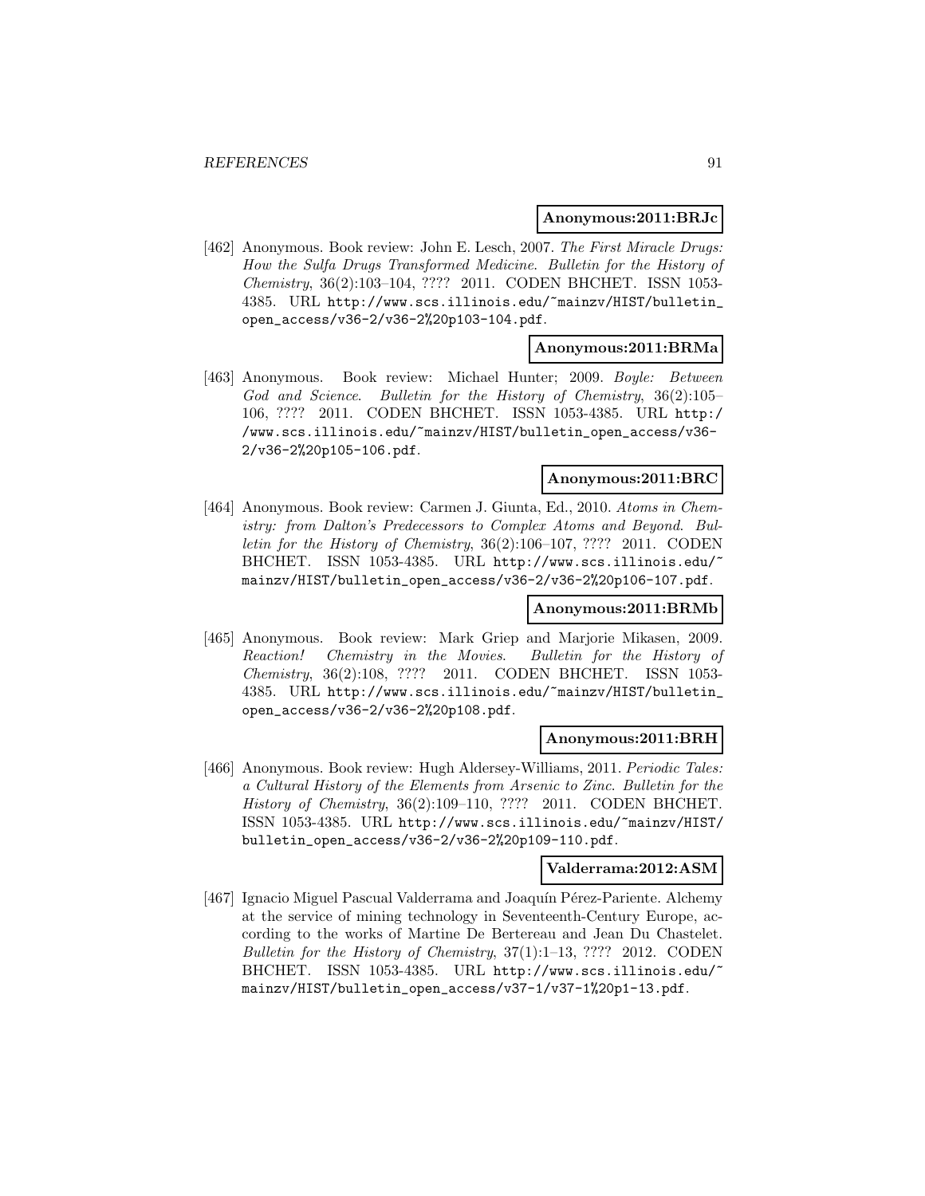**Anonymous:2011:BRJc**

[462] Anonymous. Book review: John E. Lesch, 2007. *The First Miracle Drugs: How the Sulfa Drugs Transformed Medicine*. *Bulletin for the History of Chemistry*, 36(2):103–104, ???? 2011. CODEN BHCHET. ISSN 1053-4385. URL http://www.scs.illinois.edu/~mainzv/HIST/bulletin_open_access/v36-2/v36-2%20p103-104.pdf.

**Anonymous:2011:BRMa**

[463] Anonymous. Book review: Michael Hunter; 2009. *Boyle: Between God and Science*. *Bulletin for the History of Chemistry*, 36(2):105–106, ???? 2011. CODEN BHCHET. ISSN 1053-4385. URL http://www.scs.illinois.edu/~mainzv/HIST/bulletin_open_access/v36-2/v36-2%20p105-106.pdf.

**Anonymous:2011:BRC**

[464] Anonymous. Book review: Carmen J. Giunta, Ed., 2010. *Atoms in Chemistry: from Dalton's Predecessors to Complex Atoms and Beyond*. *Bulletin for the History of Chemistry*, 36(2):106–107, ???? 2011. CODEN BHCHET. ISSN 1053-4385. URL http://www.scs.illinois.edu/~mainzv/HIST/bulletin_open_access/v36-2/v36-2%20p106-107.pdf.

**Anonymous:2011:BRMb**

[465] Anonymous. Book review: Mark Griep and Marjorie Mikasen, 2009. *Reaction! Chemistry in the Movies*. *Bulletin for the History of Chemistry*, 36(2):108, ???? 2011. CODEN BHCHET. ISSN 1053-4385. URL http://www.scs.illinois.edu/~mainzv/HIST/bulletin_open_access/v36-2/v36-2%20p108.pdf.

**Anonymous:2011:BRH**

[466] Anonymous. Book review: Hugh Aldersey-Williams, 2011. *Periodic Tales: a Cultural History of the Elements from Arsenic to Zinc*. *Bulletin for the History of Chemistry*, 36(2):109–110, ???? 2011. CODEN BHCHET. ISSN 1053-4385. URL http://www.scs.illinois.edu/~mainzv/HIST/bulletin_open_access/v36-2/v36-2%20p109-110.pdf.

**Valderrama:2012:ASM**

[467] Ignacio Miguel Pascual Valderrama and Joaquín Pérez-Pariente. Alchemy at the service of mining technology in Seventeenth-Century Europe, according to the works of Martine De Bertereau and Jean Du Chastelet. *Bulletin for the History of Chemistry*, 37(1):1–13, ???? 2012. CODEN BHCHET. ISSN 1053-4385. URL http://www.scs.illinois.edu/~mainzv/HIST/bulletin_open_access/v37-1/v37-1%20p1-13.pdf.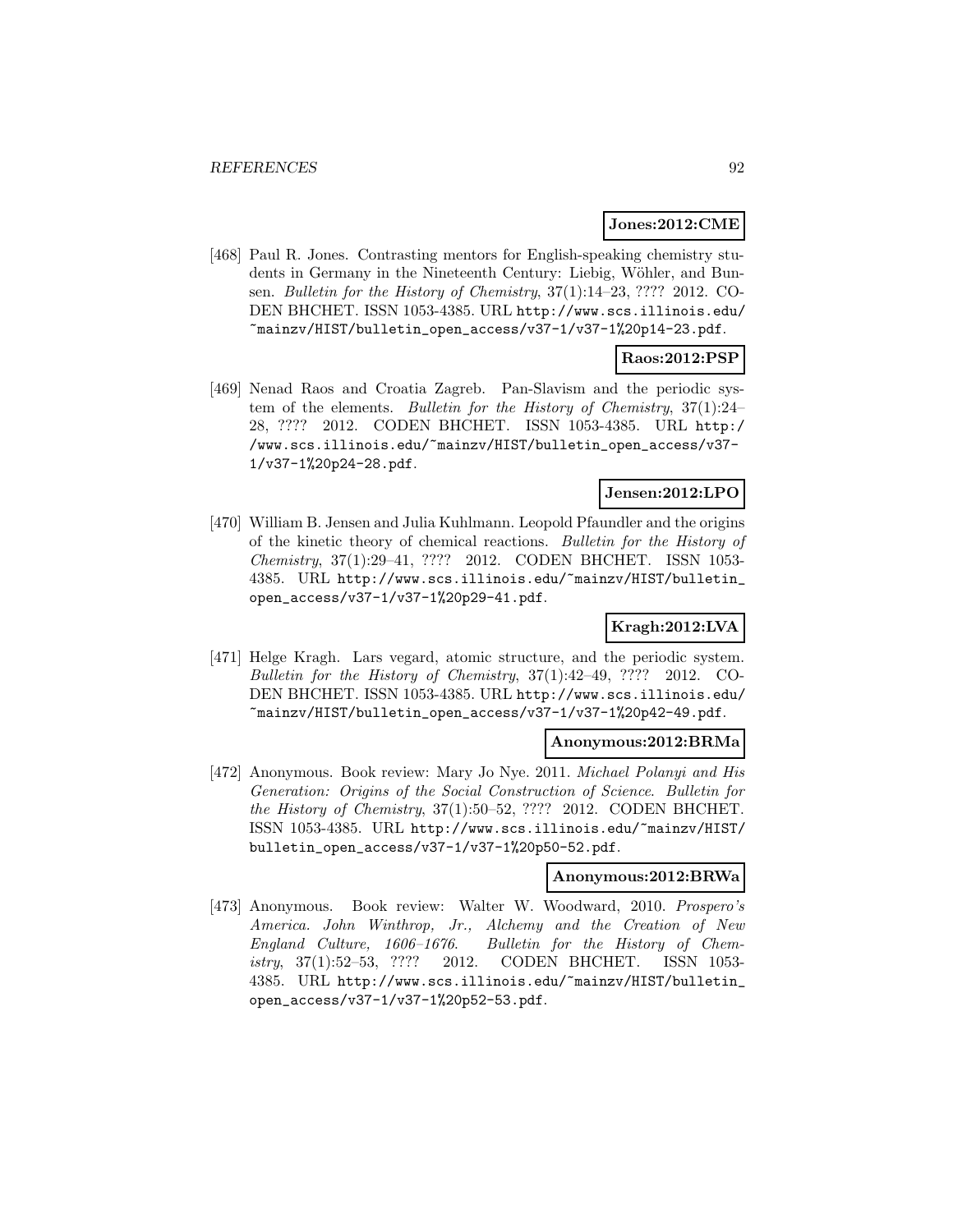**Jones:2012:CME**

[468] Paul R. Jones. Contrasting mentors for English-speaking chemistry students in Germany in the Nineteenth Century: Liebig, Wöhler, and Bunsen. *Bulletin for the History of Chemistry*, 37(1):14–23, ???? 2012. CODEN BHCHET. ISSN 1053-4385. URL http://www.scs.illinois.edu/~mainzv/HIST/bulletin_open_access/v37-1/v37-1%20p14-23.pdf.

**Raos:2012:PSP**

[469] Nenad Raos and Croatia Zagreb. Pan-Slavism and the periodic system of the elements. *Bulletin for the History of Chemistry*, 37(1):24–28, ???? 2012. CODEN BHCHET. ISSN 1053-4385. URL http://www.scs.illinois.edu/~mainzv/HIST/bulletin_open_access/v37-1/v37-1%20p24-28.pdf.

**Jensen:2012:LPO**

[470] William B. Jensen and Julia Kuhlmann. Leopold Pfaundler and the origins of the kinetic theory of chemical reactions. *Bulletin for the History of Chemistry*, 37(1):29–41, ???? 2012. CODEN BHCHET. ISSN 1053-4385. URL http://www.scs.illinois.edu/~mainzv/HIST/bulletin_open_access/v37-1/v37-1%20p29-41.pdf.

**Kragh:2012:LVA**

[471] Helge Kragh. Lars vegard, atomic structure, and the periodic system. *Bulletin for the History of Chemistry*, 37(1):42–49, ???? 2012. CODEN BHCHET. ISSN 1053-4385. URL http://www.scs.illinois.edu/~mainzv/HIST/bulletin_open_access/v37-1/v37-1%20p42-49.pdf.

**Anonymous:2012:BRMa**

[472] Anonymous. Book review: Mary Jo Nye. 2011. *Michael Polanyi and His Generation: Origins of the Social Construction of Science*. *Bulletin for the History of Chemistry*, 37(1):50–52, ???? 2012. CODEN BHCHET. ISSN 1053-4385. URL http://www.scs.illinois.edu/~mainzv/HIST/bulletin_open_access/v37-1/v37-1%20p50-52.pdf.

**Anonymous:2012:BRWa**

[473] Anonymous. Book review: Walter W. Woodward, 2010. *Prospero's America. John Winthrop, Jr., Alchemy and the Creation of New England Culture, 1606–1676*. *Bulletin for the History of Chemistry*, 37(1):52–53, ???? 2012. CODEN BHCHET. ISSN 1053-4385. URL http://www.scs.illinois.edu/~mainzv/HIST/bulletin_open_access/v37-1/v37-1%20p52-53.pdf.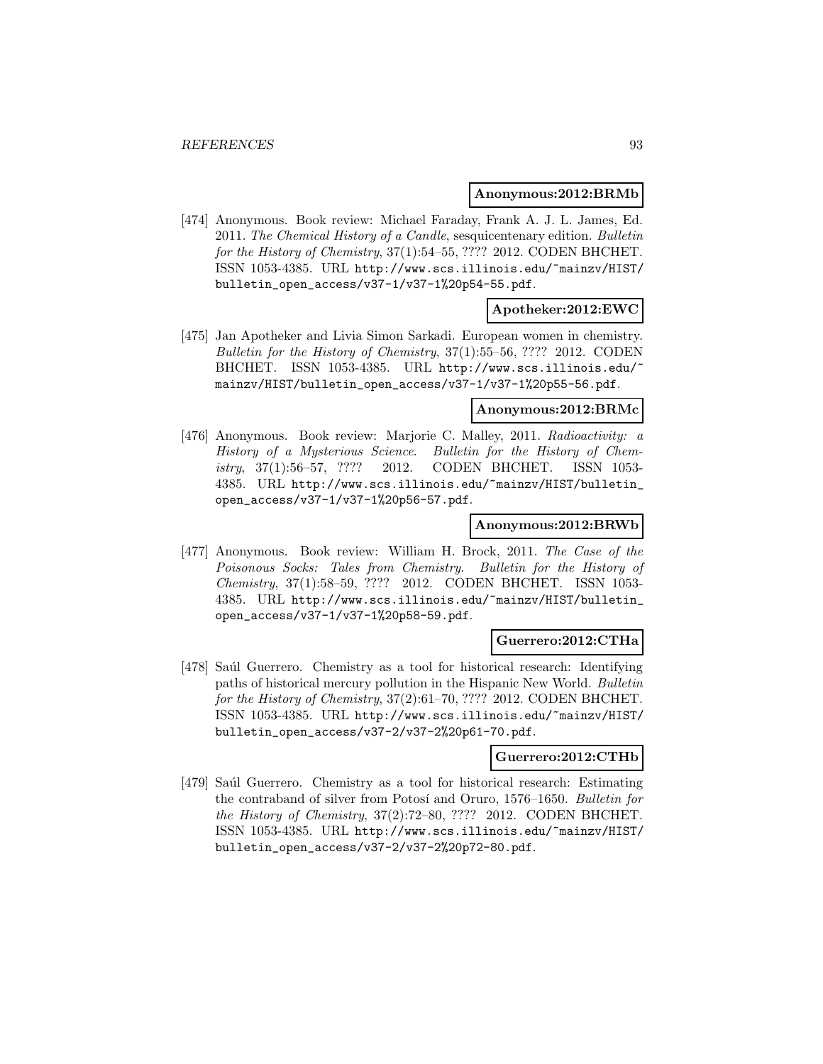**Anonymous:2012:BRMb**

[474] Anonymous. Book review: Michael Faraday, Frank A. J. L. James, Ed. 2011. *The Chemical History of a Candle*, sesquicentenary edition. *Bulletin for the History of Chemistry*, 37(1):54–55, ???? 2012. CODEN BHCHET. ISSN 1053-4385. URL http://www.scs.illinois.edu/~mainzv/HIST/bulletin_open_access/v37-1/v37-1%20p54-55.pdf.

**Apotheker:2012:EWC**

[475] Jan Apotheker and Livia Simon Sarkadi. European women in chemistry. *Bulletin for the History of Chemistry*, 37(1):55–56, ???? 2012. CODEN BHCHET. ISSN 1053-4385. URL http://www.scs.illinois.edu/~mainzv/HIST/bulletin_open_access/v37-1/v37-1%20p55-56.pdf.

**Anonymous:2012:BRMc**

[476] Anonymous. Book review: Marjorie C. Malley, 2011. *Radioactivity: a History of a Mysterious Science*. *Bulletin for the History of Chemistry*, 37(1):56–57, ???? 2012. CODEN BHCHET. ISSN 1053-4385. URL http://www.scs.illinois.edu/~mainzv/HIST/bulletin_open_access/v37-1/v37-1%20p56-57.pdf.

**Anonymous:2012:BRWb**

[477] Anonymous. Book review: William H. Brock, 2011. *The Case of the Poisonous Socks: Tales from Chemistry*. *Bulletin for the History of Chemistry*, 37(1):58–59, ???? 2012. CODEN BHCHET. ISSN 1053-4385. URL http://www.scs.illinois.edu/~mainzv/HIST/bulletin_open_access/v37-1/v37-1%20p58-59.pdf.

**Guerrero:2012:CTHa**

[478] Saúl Guerrero. Chemistry as a tool for historical research: Identifying paths of historical mercury pollution in the Hispanic New World. *Bulletin for the History of Chemistry*, 37(2):61–70, ???? 2012. CODEN BHCHET. ISSN 1053-4385. URL http://www.scs.illinois.edu/~mainzv/HIST/bulletin_open_access/v37-2/v37-2%20p61-70.pdf.

**Guerrero:2012:CTHb**

[479] Saúl Guerrero. Chemistry as a tool for historical research: Estimating the contraband of silver from Potosí and Oruro, 1576–1650. *Bulletin for the History of Chemistry*, 37(2):72–80, ???? 2012. CODEN BHCHET. ISSN 1053-4385. URL http://www.scs.illinois.edu/~mainzv/HIST/bulletin_open_access/v37-2/v37-2%20p72-80.pdf.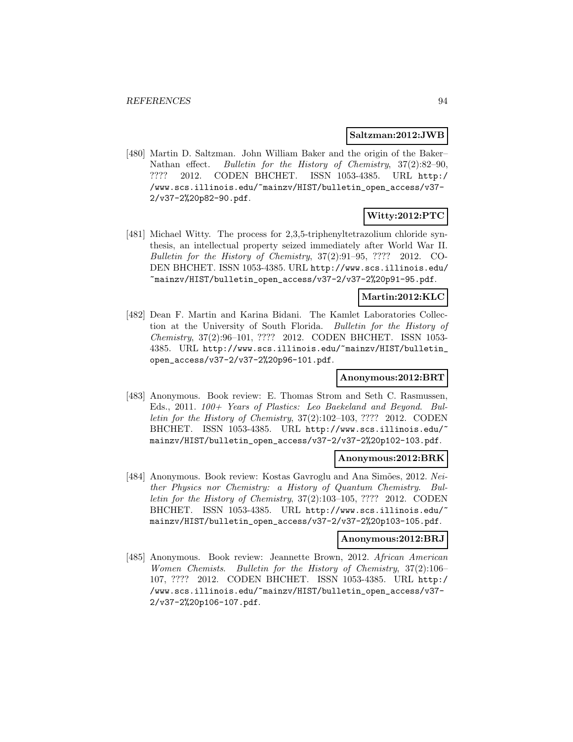**Saltzman:2012:JWB**

[480] Martin D. Saltzman. John William Baker and the origin of the Baker–Nathan effect. *Bulletin for the History of Chemistry*, 37(2):82–90, ???? 2012. CODEN BHCHET. ISSN 1053-4385. URL http://www.scs.illinois.edu/~mainzv/HIST/bulletin_open_access/v37-2/v37-2%20p82-90.pdf.

**Witty:2012:PTC**

[481] Michael Witty. The process for 2,3,5-triphenyltetrazolium chloride synthesis, an intellectual property seized immediately after World War II. *Bulletin for the History of Chemistry*, 37(2):91–95, ???? 2012. CODEN BHCHET. ISSN 1053-4385. URL http://www.scs.illinois.edu/~mainzv/HIST/bulletin_open_access/v37-2/v37-2%20p91-95.pdf.

**Martin:2012:KLC**

[482] Dean F. Martin and Karina Bidani. The Kamlet Laboratories Collection at the University of South Florida. *Bulletin for the History of Chemistry*, 37(2):96–101, ???? 2012. CODEN BHCHET. ISSN 1053-4385. URL http://www.scs.illinois.edu/~mainzv/HIST/bulletin_open_access/v37-2/v37-2%20p96-101.pdf.

**Anonymous:2012:BRT**

[483] Anonymous. Book review: E. Thomas Strom and Seth C. Rasmussen, Eds., 2011. *100+ Years of Plastics: Leo Baekeland and Beyond*. *Bulletin for the History of Chemistry*, 37(2):102–103, ???? 2012. CODEN BHCHET. ISSN 1053-4385. URL http://www.scs.illinois.edu/~mainzv/HIST/bulletin_open_access/v37-2/v37-2%20p102-103.pdf.

**Anonymous:2012:BRK**

[484] Anonymous. Book review: Kostas Gavroglu and Ana Simões, 2012. *Neither Physics nor Chemistry: a History of Quantum Chemistry*. *Bulletin for the History of Chemistry*, 37(2):103–105, ???? 2012. CODEN BHCHET. ISSN 1053-4385. URL http://www.scs.illinois.edu/~mainzv/HIST/bulletin_open_access/v37-2/v37-2%20p103-105.pdf.

**Anonymous:2012:BRJ**

[485] Anonymous. Book review: Jeannette Brown, 2012. *African American Women Chemists*. *Bulletin for the History of Chemistry*, 37(2):106–107, ???? 2012. CODEN BHCHET. ISSN 1053-4385. URL http://www.scs.illinois.edu/~mainzv/HIST/bulletin_open_access/v37-2/v37-2%20p106-107.pdf.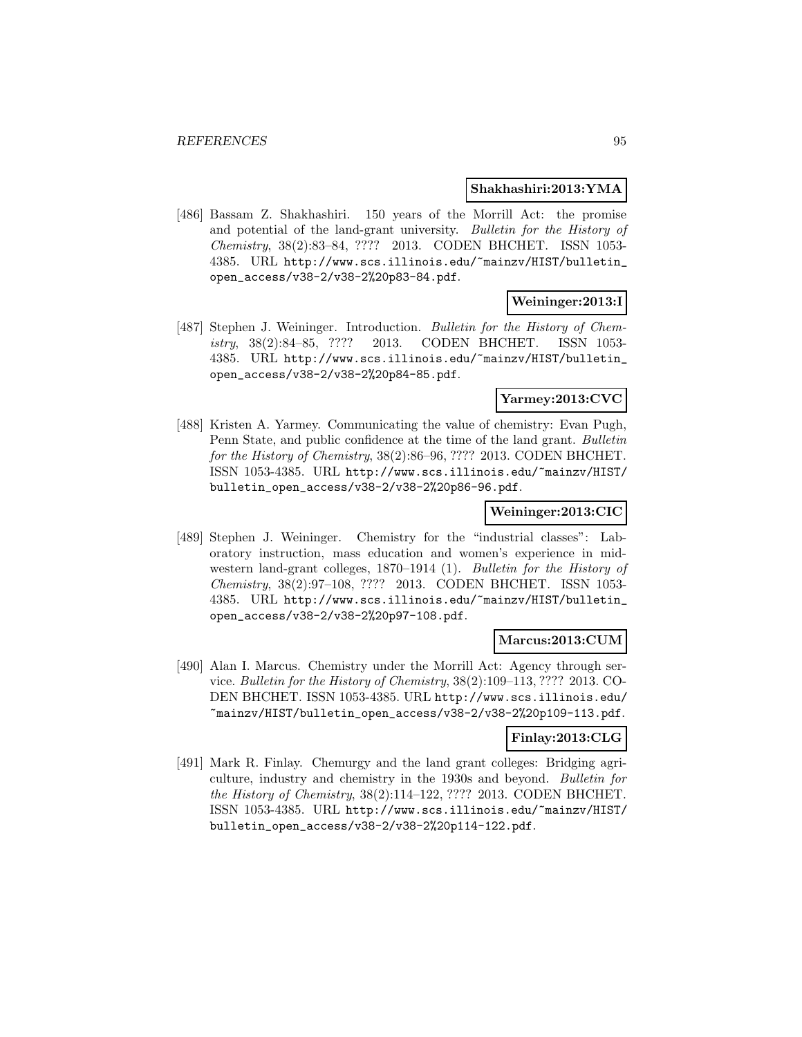**Shakhashiri:2013:YMA**

[486] Bassam Z. Shakhashiri. 150 years of the Morrill Act: the promise and potential of the land-grant university. *Bulletin for the History of Chemistry*, 38(2):83–84, ???? 2013. CODEN BHCHET. ISSN 1053-4385. URL http://www.scs.illinois.edu/~mainzv/HIST/bulletin_open_access/v38-2/v38-2%20p83-84.pdf.

**Weininger:2013:I**

[487] Stephen J. Weininger. Introduction. *Bulletin for the History of Chemistry*, 38(2):84–85, ???? 2013. CODEN BHCHET. ISSN 1053-4385. URL http://www.scs.illinois.edu/~mainzv/HIST/bulletin_open_access/v38-2/v38-2%20p84-85.pdf.

**Yarmey:2013:CVC**

[488] Kristen A. Yarmey. Communicating the value of chemistry: Evan Pugh, Penn State, and public confidence at the time of the land grant. *Bulletin for the History of Chemistry*, 38(2):86–96, ???? 2013. CODEN BHCHET. ISSN 1053-4385. URL http://www.scs.illinois.edu/~mainzv/HIST/bulletin_open_access/v38-2/v38-2%20p86-96.pdf.

**Weininger:2013:CIC**

[489] Stephen J. Weininger. Chemistry for the "industrial classes": Laboratory instruction, mass education and women's experience in midwestern land-grant colleges, 1870–1914 (1). *Bulletin for the History of Chemistry*, 38(2):97–108, ???? 2013. CODEN BHCHET. ISSN 1053-4385. URL http://www.scs.illinois.edu/~mainzv/HIST/bulletin_open_access/v38-2/v38-2%20p97-108.pdf.

**Marcus:2013:CUM**

[490] Alan I. Marcus. Chemistry under the Morrill Act: Agency through service. *Bulletin for the History of Chemistry*, 38(2):109–113, ???? 2013. CODEN BHCHET. ISSN 1053-4385. URL http://www.scs.illinois.edu/~mainzv/HIST/bulletin_open_access/v38-2/v38-2%20p109-113.pdf.

**Finlay:2013:CLG**

[491] Mark R. Finlay. Chemurgy and the land grant colleges: Bridging agriculture, industry and chemistry in the 1930s and beyond. *Bulletin for the History of Chemistry*, 38(2):114–122, ???? 2013. CODEN BHCHET. ISSN 1053-4385. URL http://www.scs.illinois.edu/~mainzv/HIST/bulletin_open_access/v38-2/v38-2%20p114-122.pdf.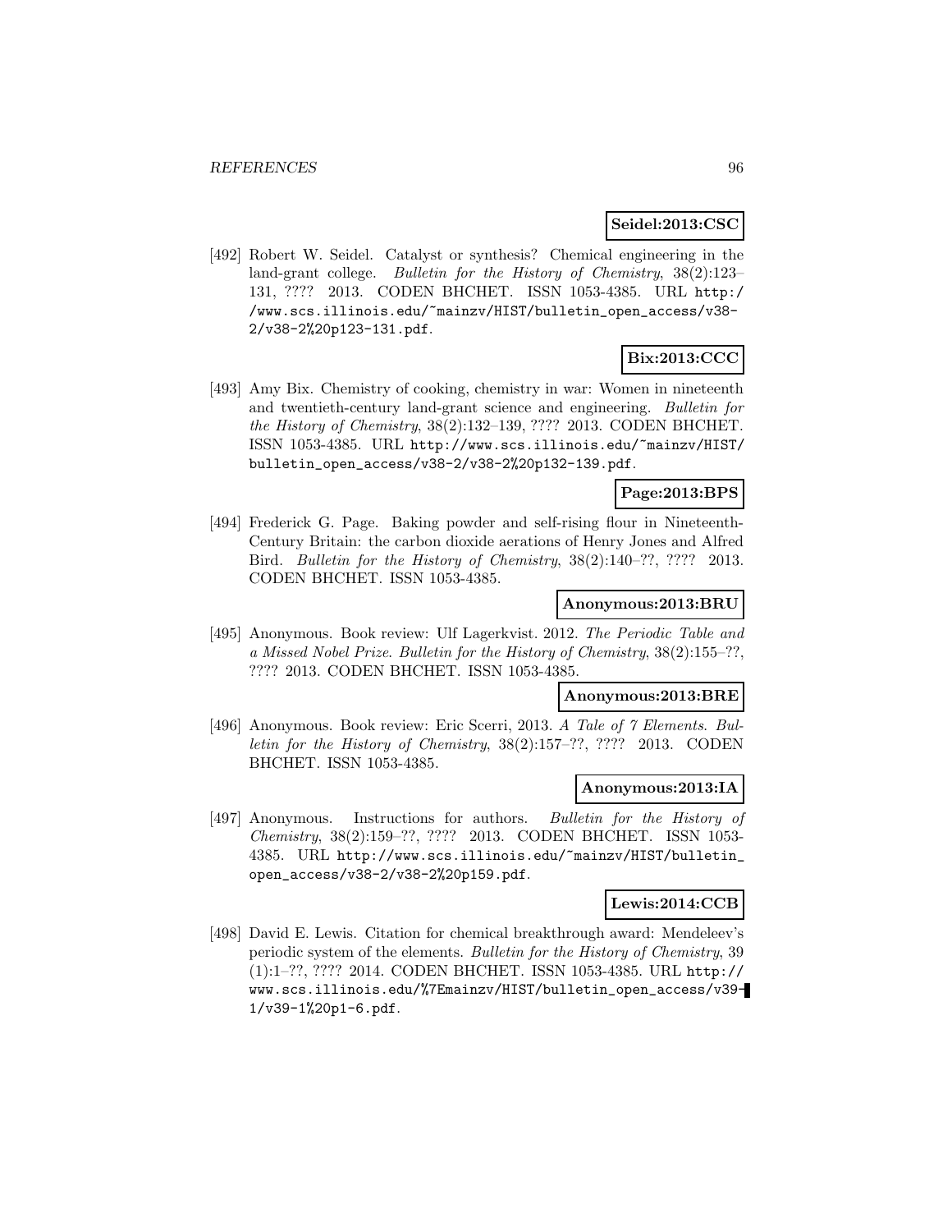**Seidel:2013:CSC**

[492] Robert W. Seidel. Catalyst or synthesis? Chemical engineering in the land-grant college. *Bulletin for the History of Chemistry*, 38(2):123–131, ???? 2013. CODEN BHCHET. ISSN 1053-4385. URL http://www.scs.illinois.edu/~mainzv/HIST/bulletin_open_access/v38-2/v38-2%20p123-131.pdf.

**Bix:2013:CCC**

[493] Amy Bix. Chemistry of cooking, chemistry in war: Women in nineteenth and twentieth-century land-grant science and engineering. *Bulletin for the History of Chemistry*, 38(2):132–139, ???? 2013. CODEN BHCHET. ISSN 1053-4385. URL http://www.scs.illinois.edu/~mainzv/HIST/bulletin_open_access/v38-2/v38-2%20p132-139.pdf.

**Page:2013:BPS**

[494] Frederick G. Page. Baking powder and self-rising flour in Nineteenth-Century Britain: the carbon dioxide aerations of Henry Jones and Alfred Bird. *Bulletin for the History of Chemistry*, 38(2):140–??, ???? 2013. CODEN BHCHET. ISSN 1053-4385.

**Anonymous:2013:BRU**

[495] Anonymous. Book review: Ulf Lagerkvist. 2012. *The Periodic Table and a Missed Nobel Prize*. *Bulletin for the History of Chemistry*, 38(2):155–??, ???? 2013. CODEN BHCHET. ISSN 1053-4385.

**Anonymous:2013:BRE**

[496] Anonymous. Book review: Eric Scerri, 2013. *A Tale of 7 Elements*. *Bulletin for the History of Chemistry*, 38(2):157–??, ???? 2013. CODEN BHCHET. ISSN 1053-4385.

**Anonymous:2013:IA**

[497] Anonymous. Instructions for authors. *Bulletin for the History of Chemistry*, 38(2):159–??, ???? 2013. CODEN BHCHET. ISSN 1053-4385. URL http://www.scs.illinois.edu/~mainzv/HIST/bulletin_open_access/v38-2/v38-2%20p159.pdf.

**Lewis:2014:CCB**

[498] David E. Lewis. Citation for chemical breakthrough award: Mendeleev's periodic system of the elements. *Bulletin for the History of Chemistry*, 39(1):1–??, ???? 2014. CODEN BHCHET. ISSN 1053-4385. URL http://www.scs.illinois.edu/%7Emainzv/HIST/bulletin_open_access/v39-1/v39-1%20p1-6.pdf.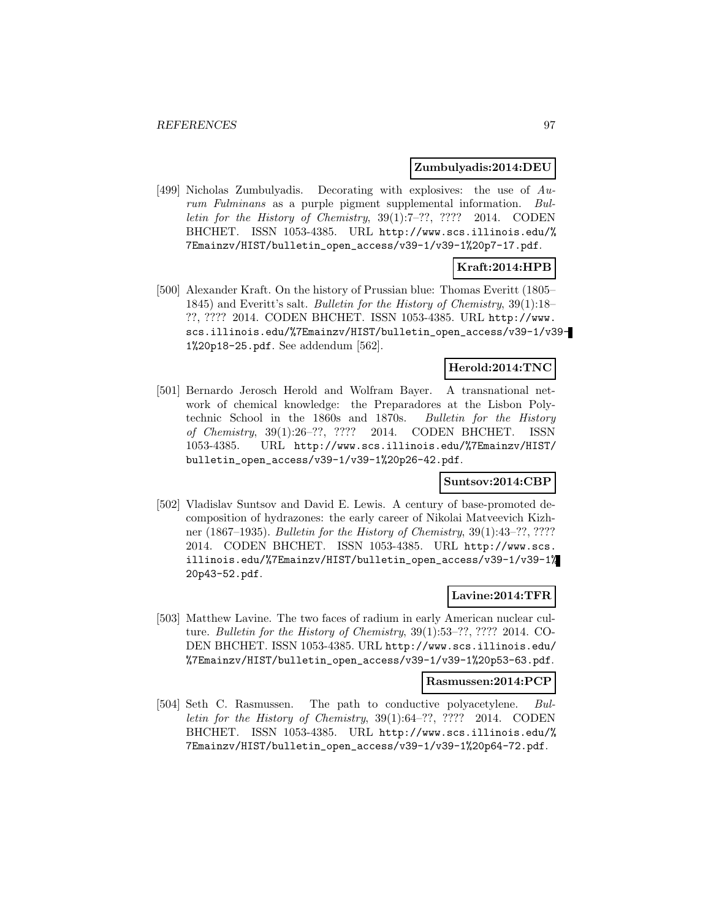**Zumbulyadis:2014:DEU**

[499] Nicholas Zumbulyadis. Decorating with explosives: the use of *Aurum Fulminans* as a purple pigment supplemental information. *Bulletin for the History of Chemistry*, 39(1):7–??, ???? 2014. CODEN BHCHET. ISSN 1053-4385. URL http://www.scs.illinois.edu/%7Emainzv/HIST/bulletin_open_access/v39-1/v39-1%20p7-17.pdf.

**Kraft:2014:HPB**

[500] Alexander Kraft. On the history of Prussian blue: Thomas Everitt (1805–1845) and Everitt's salt. *Bulletin for the History of Chemistry*, 39(1):18–??, ???? 2014. CODEN BHCHET. ISSN 1053-4385. URL http://www.scs.illinois.edu/%7Emainzv/HIST/bulletin_open_access/v39-1/v39-1%20p18-25.pdf. See addendum [562].

**Herold:2014:TNC**

[501] Bernardo Jerosch Herold and Wolfram Bayer. A transnational network of chemical knowledge: the Preparadores at the Lisbon Polytechnic School in the 1860s and 1870s. *Bulletin for the History of Chemistry*, 39(1):26–??, ???? 2014. CODEN BHCHET. ISSN 1053-4385. URL http://www.scs.illinois.edu/%7Emainzv/HIST/bulletin_open_access/v39-1/v39-1%20p26-42.pdf.

**Suntsov:2014:CBP**

[502] Vladislav Suntsov and David E. Lewis. A century of base-promoted decomposition of hydrazones: the early career of Nikolai Matveevich Kizhner (1867–1935). *Bulletin for the History of Chemistry*, 39(1):43–??, ???? 2014. CODEN BHCHET. ISSN 1053-4385. URL http://www.scs.illinois.edu/%7Emainzv/HIST/bulletin_open_access/v39-1/v39-1%20p43-52.pdf.

**Lavine:2014:TFR**

[503] Matthew Lavine. The two faces of radium in early American nuclear culture. *Bulletin for the History of Chemistry*, 39(1):53–??, ???? 2014. CODEN BHCHET. ISSN 1053-4385. URL http://www.scs.illinois.edu/%7Emainzv/HIST/bulletin_open_access/v39-1/v39-1%20p53-63.pdf.

**Rasmussen:2014:PCP**

[504] Seth C. Rasmussen. The path to conductive polyacetylene. *Bulletin for the History of Chemistry*, 39(1):64–??, ???? 2014. CODEN BHCHET. ISSN 1053-4385. URL http://www.scs.illinois.edu/%7Emainzv/HIST/bulletin_open_access/v39-1/v39-1%20p64-72.pdf.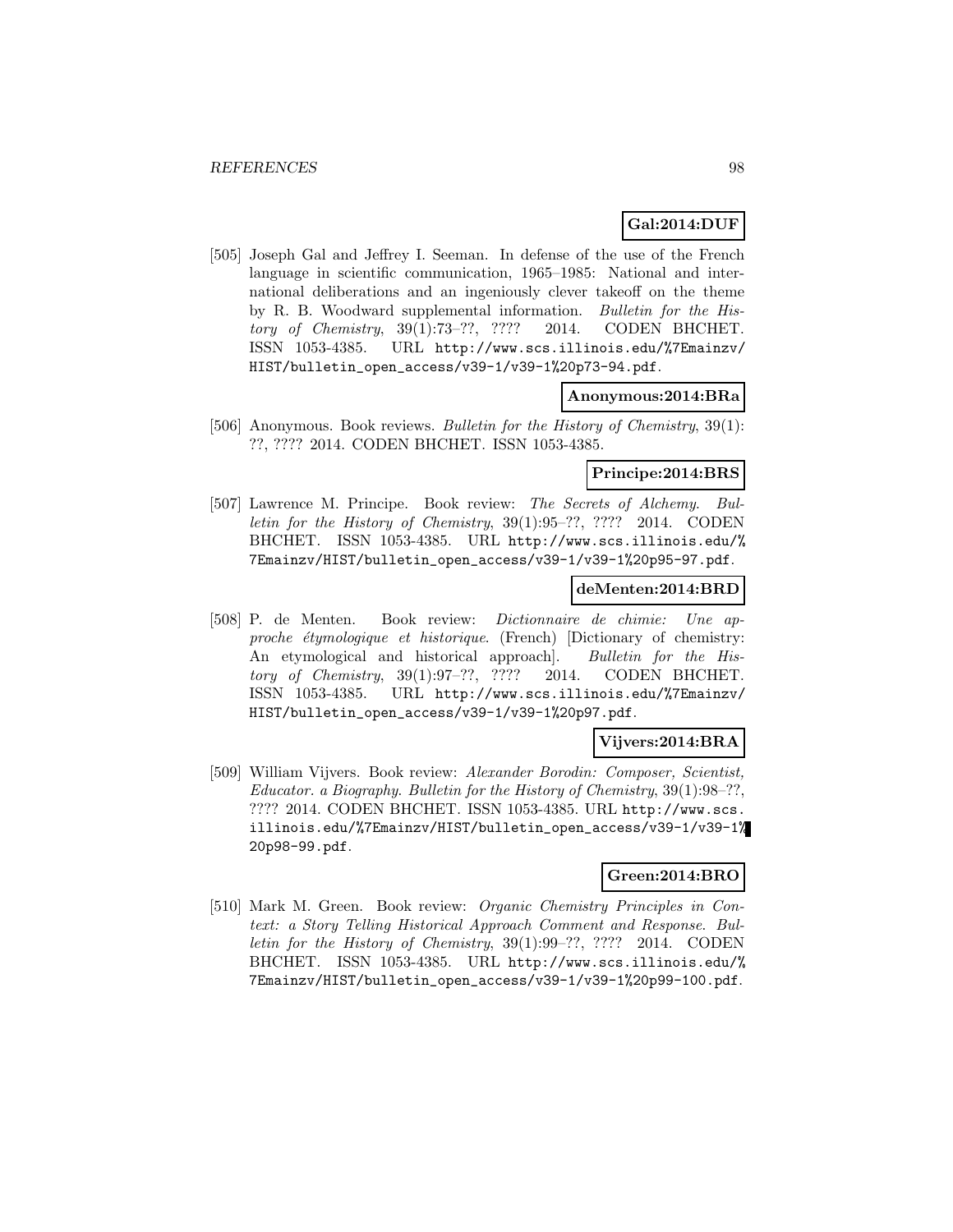**Gal:2014:DUF**

[505] Joseph Gal and Jeffrey I. Seeman. In defense of the use of the French language in scientific communication, 1965–1985: National and international deliberations and an ingeniously clever takeoff on the theme by R. B. Woodward supplemental information. *Bulletin for the History of Chemistry*, 39(1):73–??, ???? 2014. CODEN BHCHET. ISSN 1053-4385. URL http://www.scs.illinois.edu/%7Emainzv/HIST/bulletin_open_access/v39-1/v39-1%20p73-94.pdf.

**Anonymous:2014:BRa**

[506] Anonymous. Book reviews. *Bulletin for the History of Chemistry*, 39(1): ??, ???? 2014. CODEN BHCHET. ISSN 1053-4385.

**Principe:2014:BRS**

[507] Lawrence M. Principe. Book review: *The Secrets of Alchemy*. *Bulletin for the History of Chemistry*, 39(1):95–??, ???? 2014. CODEN BHCHET. ISSN 1053-4385. URL http://www.scs.illinois.edu/%7Emainzv/HIST/bulletin_open_access/v39-1/v39-1%20p95-97.pdf.

**deMenten:2014:BRD**

[508] P. de Menten. Book review: *Dictionnaire de chimie: Une approche étymologique et historique*. (French) [Dictionary of chemistry: An etymological and historical approach]. *Bulletin for the History of Chemistry*, 39(1):97–??, ???? 2014. CODEN BHCHET. ISSN 1053-4385. URL http://www.scs.illinois.edu/%7Emainzv/HIST/bulletin_open_access/v39-1/v39-1%20p97.pdf.

**Vijvers:2014:BRA**

[509] William Vijvers. Book review: *Alexander Borodin: Composer, Scientist, Educator. a Biography*. *Bulletin for the History of Chemistry*, 39(1):98–??, ???? 2014. CODEN BHCHET. ISSN 1053-4385. URL http://www.scs.illinois.edu/%7Emainzv/HIST/bulletin_open_access/v39-1/v39-1%20p98-99.pdf.

**Green:2014:BRO**

[510] Mark M. Green. Book review: *Organic Chemistry Principles in Context: a Story Telling Historical Approach Comment and Response*. *Bulletin for the History of Chemistry*, 39(1):99–??, ???? 2014. CODEN BHCHET. ISSN 1053-4385. URL http://www.scs.illinois.edu/%7Emainzv/HIST/bulletin_open_access/v39-1/v39-1%20p99-100.pdf.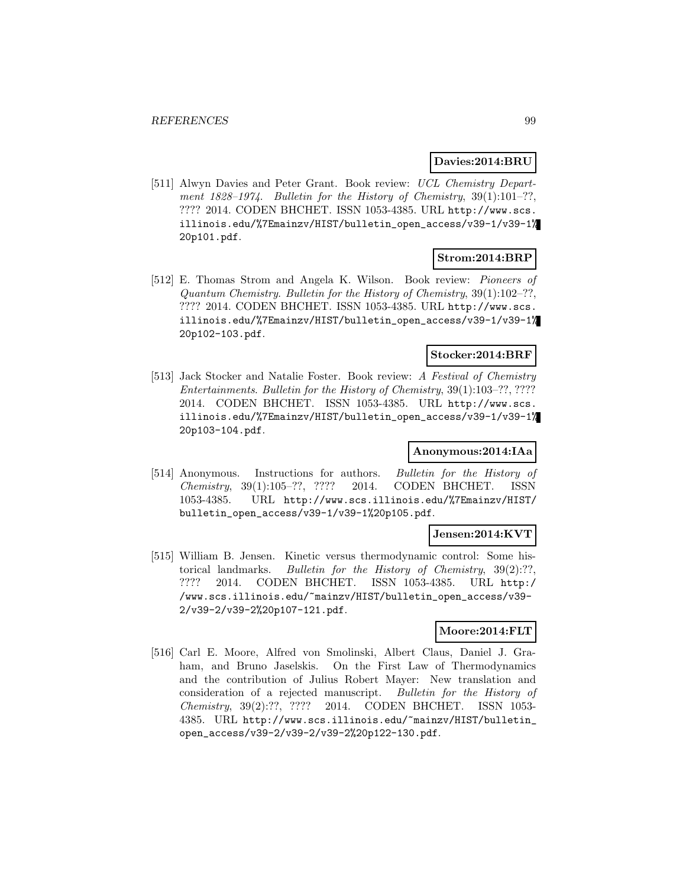**Davies:2014:BRU**

[511] Alwyn Davies and Peter Grant. Book review: *UCL Chemistry Department 1828–1974*. *Bulletin for the History of Chemistry*, 39(1):101–??, ???? 2014. CODEN BHCHET. ISSN 1053-4385. URL http://www.scs.illinois.edu/%7Emainzv/HIST/bulletin_open_access/v39-1/v39-1%20p101.pdf.

**Strom:2014:BRP**

[512] E. Thomas Strom and Angela K. Wilson. Book review: *Pioneers of Quantum Chemistry*. *Bulletin for the History of Chemistry*, 39(1):102–??, ???? 2014. CODEN BHCHET. ISSN 1053-4385. URL http://www.scs.illinois.edu/%7Emainzv/HIST/bulletin_open_access/v39-1/v39-1%20p102-103.pdf.

**Stocker:2014:BRF**

[513] Jack Stocker and Natalie Foster. Book review: *A Festival of Chemistry Entertainments*. *Bulletin for the History of Chemistry*, 39(1):103–??, ???? 2014. CODEN BHCHET. ISSN 1053-4385. URL http://www.scs.illinois.edu/%7Emainzv/HIST/bulletin_open_access/v39-1/v39-1%20p103-104.pdf.

**Anonymous:2014:IAa**

[514] Anonymous. Instructions for authors. *Bulletin for the History of Chemistry*, 39(1):105–??, ???? 2014. CODEN BHCHET. ISSN 1053-4385. URL http://www.scs.illinois.edu/%7Emainzv/HIST/bulletin_open_access/v39-1/v39-1%20p105.pdf.

**Jensen:2014:KVT**

[515] William B. Jensen. Kinetic versus thermodynamic control: Some historical landmarks. *Bulletin for the History of Chemistry*, 39(2):??, ???? 2014. CODEN BHCHET. ISSN 1053-4385. URL http://www.scs.illinois.edu/~mainzv/HIST/bulletin_open_access/v39-2/v39-2/v39-2%20p107-121.pdf.

**Moore:2014:FLT**

[516] Carl E. Moore, Alfred von Smolinski, Albert Claus, Daniel J. Graham, and Bruno Jaselskis. On the First Law of Thermodynamics and the contribution of Julius Robert Mayer: New translation and consideration of a rejected manuscript. *Bulletin for the History of Chemistry*, 39(2):??, ???? 2014. CODEN BHCHET. ISSN 1053-4385. URL http://www.scs.illinois.edu/~mainzv/HIST/bulletin_open_access/v39-2/v39-2/v39-2%20p122-130.pdf.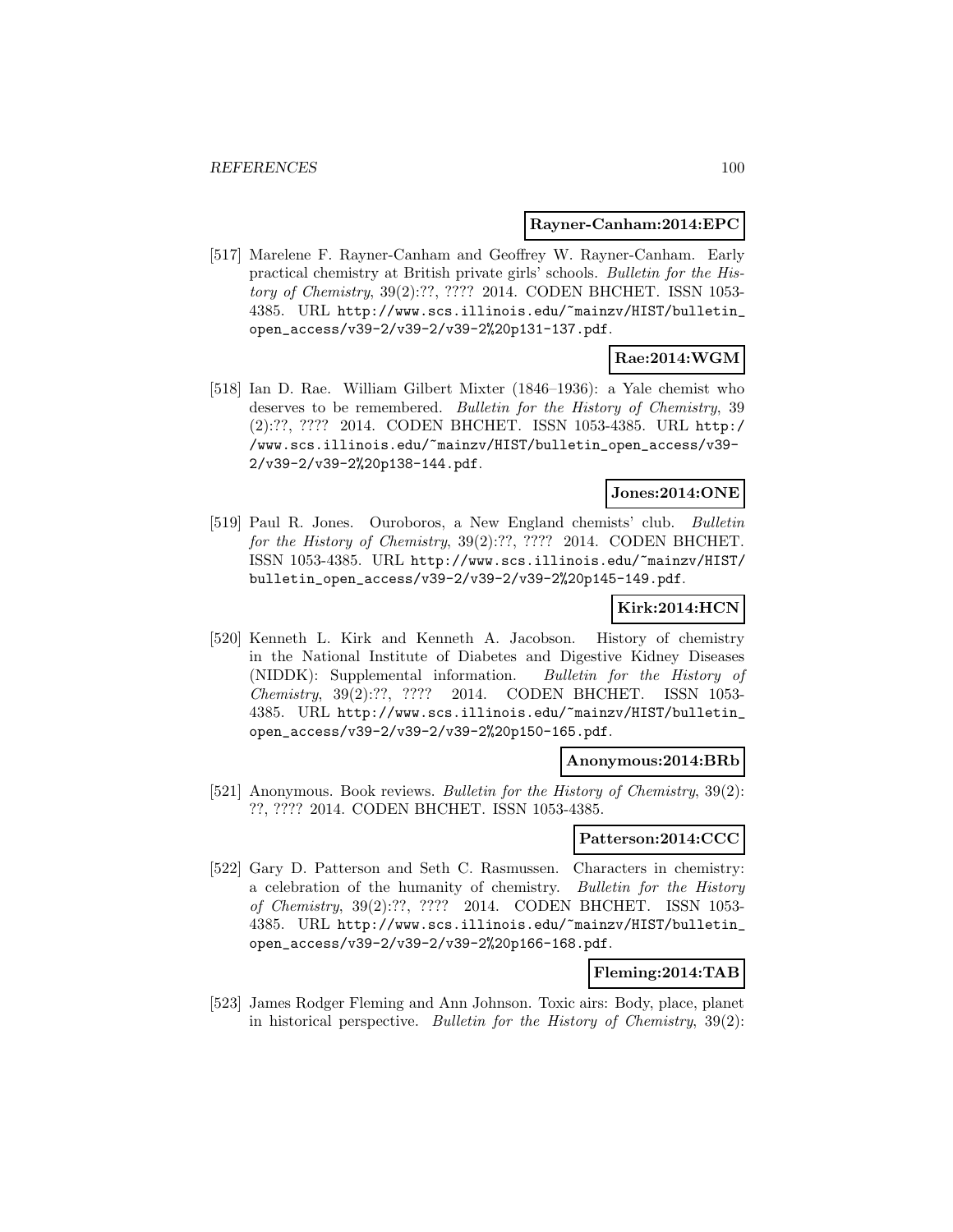**Rayner-Canham:2014:EPC**

[517] Marelene F. Rayner-Canham and Geoffrey W. Rayner-Canham. Early practical chemistry at British private girls' schools. *Bulletin for the History of Chemistry*, 39(2):??, ???? 2014. CODEN BHCHET. ISSN 1053-4385. URL http://www.scs.illinois.edu/~mainzv/HIST/bulletin_open_access/v39-2/v39-2/v39-2%20p131-137.pdf.

**Rae:2014:WGM**

[518] Ian D. Rae. William Gilbert Mixter (1846–1936): a Yale chemist who deserves to be remembered. *Bulletin for the History of Chemistry*, 39 (2):??, ???? 2014. CODEN BHCHET. ISSN 1053-4385. URL http://www.scs.illinois.edu/~mainzv/HIST/bulletin_open_access/v39-2/v39-2/v39-2%20p138-144.pdf.

**Jones:2014:ONE**

[519] Paul R. Jones. Ouroboros, a New England chemists' club. *Bulletin for the History of Chemistry*, 39(2):??, ???? 2014. CODEN BHCHET. ISSN 1053-4385. URL http://www.scs.illinois.edu/~mainzv/HIST/bulletin_open_access/v39-2/v39-2/v39-2%20p145-149.pdf.

**Kirk:2014:HCN**

[520] Kenneth L. Kirk and Kenneth A. Jacobson. History of chemistry in the National Institute of Diabetes and Digestive Kidney Diseases (NIDDK): Supplemental information. *Bulletin for the History of Chemistry*, 39(2):??, ???? 2014. CODEN BHCHET. ISSN 1053-4385. URL http://www.scs.illinois.edu/~mainzv/HIST/bulletin_open_access/v39-2/v39-2/v39-2%20p150-165.pdf.

**Anonymous:2014:BRb**

[521] Anonymous. Book reviews. *Bulletin for the History of Chemistry*, 39(2): ??, ???? 2014. CODEN BHCHET. ISSN 1053-4385.

**Patterson:2014:CCC**

[522] Gary D. Patterson and Seth C. Rasmussen. Characters in chemistry: a celebration of the humanity of chemistry. *Bulletin for the History of Chemistry*, 39(2):??, ???? 2014. CODEN BHCHET. ISSN 1053-4385. URL http://www.scs.illinois.edu/~mainzv/HIST/bulletin_open_access/v39-2/v39-2/v39-2%20p166-168.pdf.

**Fleming:2014:TAB**

[523] James Rodger Fleming and Ann Johnson. Toxic airs: Body, place, planet in historical perspective. *Bulletin for the History of Chemistry*, 39(2):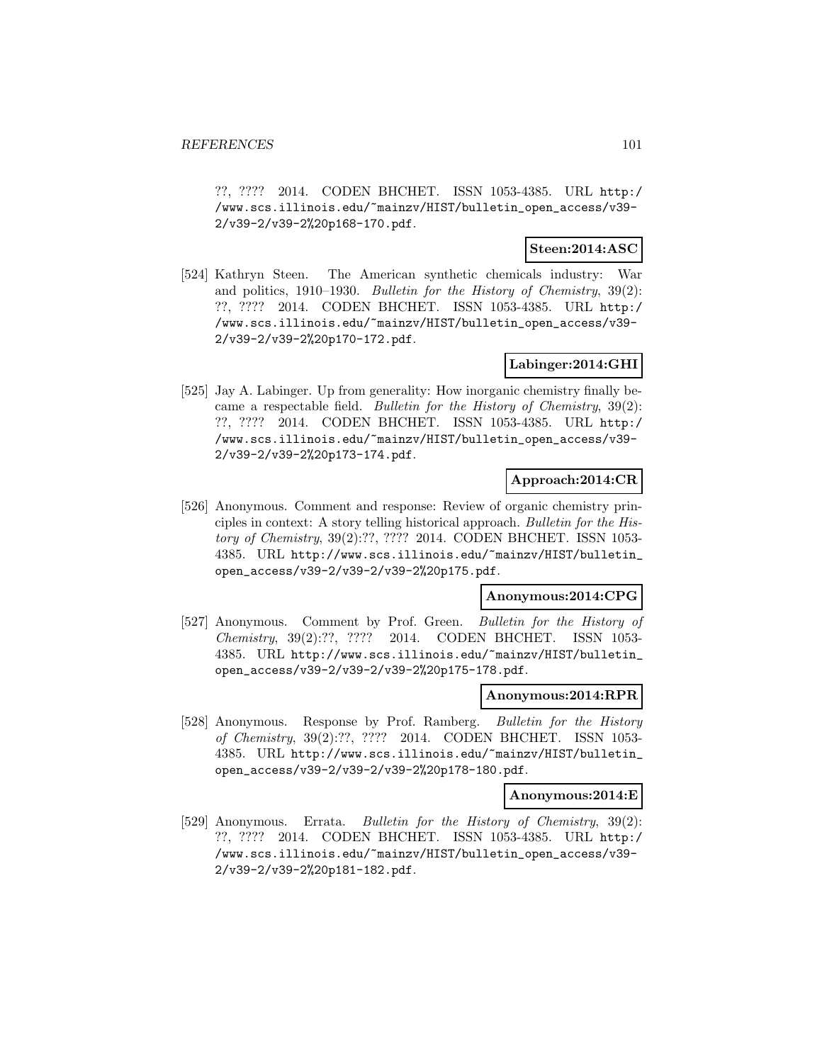??, ???? 2014. CODEN BHCHET. ISSN 1053-4385. URL http://www.scs.illinois.edu/~mainzv/HIST/bulletin_open_access/v39-2/v39-2/v39-2%20p168-170.pdf.

**Steen:2014:ASC**

[524] Kathryn Steen. The American synthetic chemicals industry: War and politics, 1910–1930. *Bulletin for the History of Chemistry*, 39(2): ??, ???? 2014. CODEN BHCHET. ISSN 1053-4385. URL http://www.scs.illinois.edu/~mainzv/HIST/bulletin_open_access/v39-2/v39-2/v39-2%20p170-172.pdf.

**Labinger:2014:GHI**

[525] Jay A. Labinger. Up from generality: How inorganic chemistry finally became a respectable field. *Bulletin for the History of Chemistry*, 39(2): ??, ???? 2014. CODEN BHCHET. ISSN 1053-4385. URL http://www.scs.illinois.edu/~mainzv/HIST/bulletin_open_access/v39-2/v39-2/v39-2%20p173-174.pdf.

**Approach:2014:CR**

[526] Anonymous. Comment and response: Review of organic chemistry principles in context: A story telling historical approach. *Bulletin for the History of Chemistry*, 39(2):??, ???? 2014. CODEN BHCHET. ISSN 1053-4385. URL http://www.scs.illinois.edu/~mainzv/HIST/bulletin_open_access/v39-2/v39-2/v39-2%20p175.pdf.

**Anonymous:2014:CPG**

[527] Anonymous. Comment by Prof. Green. *Bulletin for the History of Chemistry*, 39(2):??, ???? 2014. CODEN BHCHET. ISSN 1053-4385. URL http://www.scs.illinois.edu/~mainzv/HIST/bulletin_open_access/v39-2/v39-2/v39-2%20p175-178.pdf.

**Anonymous:2014:RPR**

[528] Anonymous. Response by Prof. Ramberg. *Bulletin for the History of Chemistry*, 39(2):??, ???? 2014. CODEN BHCHET. ISSN 1053-4385. URL http://www.scs.illinois.edu/~mainzv/HIST/bulletin_open_access/v39-2/v39-2/v39-2%20p178-180.pdf.

**Anonymous:2014:E**

[529] Anonymous. Errata. *Bulletin for the History of Chemistry*, 39(2): ??, ???? 2014. CODEN BHCHET. ISSN 1053-4385. URL http://www.scs.illinois.edu/~mainzv/HIST/bulletin_open_access/v39-2/v39-2/v39-2%20p181-182.pdf.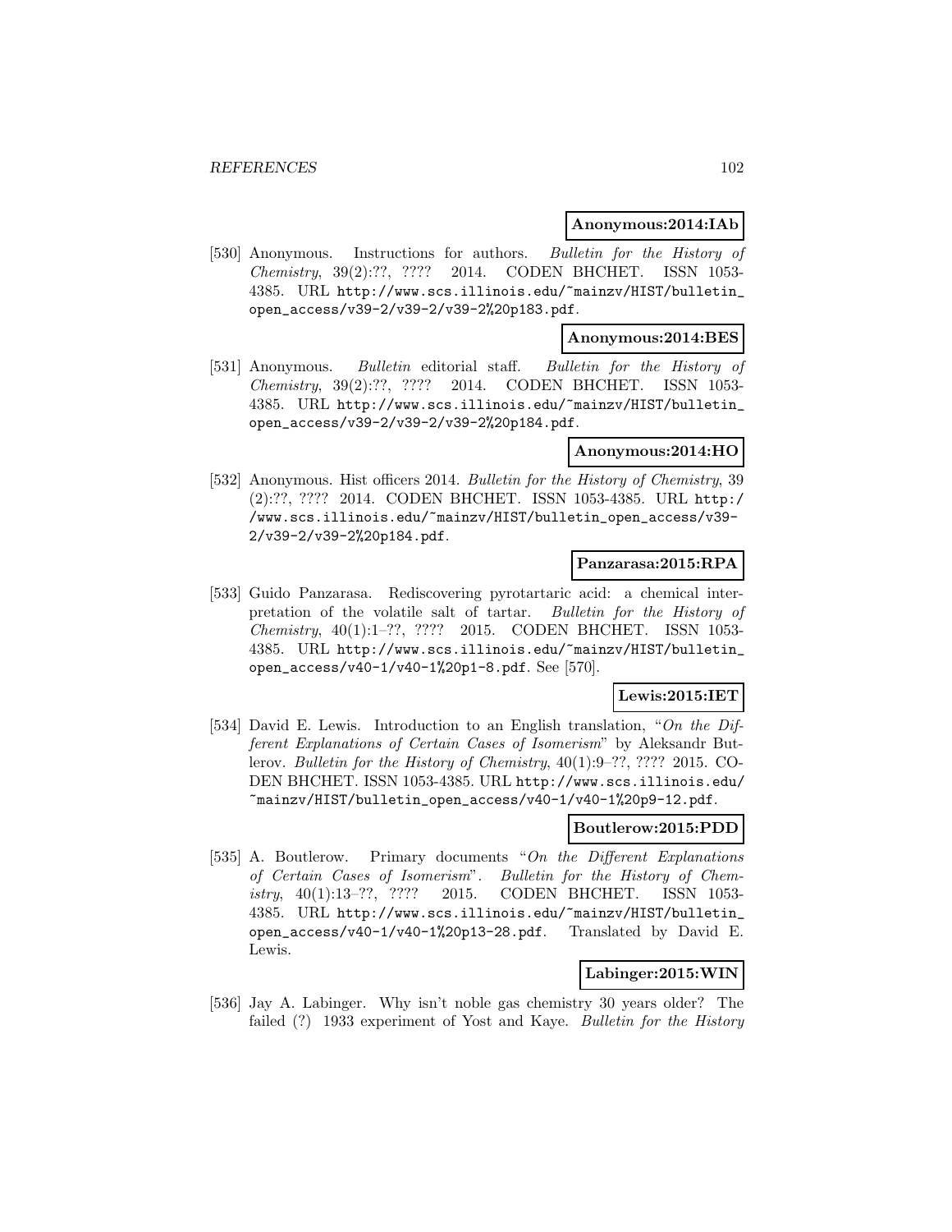**Anonymous:2014:IAb**

[530] Anonymous. Instructions for authors. *Bulletin for the History of Chemistry*, 39(2):??, ???? 2014. CODEN BHCHET. ISSN 1053-4385. URL http://www.scs.illinois.edu/~mainzv/HIST/bulletin_open_access/v39-2/v39-2/v39-2%20p183.pdf.

**Anonymous:2014:BES**

[531] Anonymous. *Bulletin* editorial staff. *Bulletin for the History of Chemistry*, 39(2):??, ???? 2014. CODEN BHCHET. ISSN 1053-4385. URL http://www.scs.illinois.edu/~mainzv/HIST/bulletin_open_access/v39-2/v39-2/v39-2%20p184.pdf.

**Anonymous:2014:HO**

[532] Anonymous. Hist officers 2014. *Bulletin for the History of Chemistry*, 39 (2):??, ???? 2014. CODEN BHCHET. ISSN 1053-4385. URL http://www.scs.illinois.edu/~mainzv/HIST/bulletin_open_access/v39-2/v39-2/v39-2%20p184.pdf.

**Panzarasa:2015:RPA**

[533] Guido Panzarasa. Rediscovering pyrotartaric acid: a chemical interpretation of the volatile salt of tartar. *Bulletin for the History of Chemistry*, 40(1):1–??, ???? 2015. CODEN BHCHET. ISSN 1053-4385. URL http://www.scs.illinois.edu/~mainzv/HIST/bulletin_open_access/v40-1/v40-1%20p1-8.pdf. See [570].

**Lewis:2015:IET**

[534] David E. Lewis. Introduction to an English translation, "*On the Different Explanations of Certain Cases of Isomerism*" by Aleksandr Butlerov. *Bulletin for the History of Chemistry*, 40(1):9–??, ???? 2015. CODEN BHCHET. ISSN 1053-4385. URL http://www.scs.illinois.edu/~mainzv/HIST/bulletin_open_access/v40-1/v40-1%20p9-12.pdf.

**Boutlerow:2015:PDD**

[535] A. Boutlerow. Primary documents "*On the Different Explanations of Certain Cases of Isomerism*". *Bulletin for the History of Chemistry*, 40(1):13–??, ???? 2015. CODEN BHCHET. ISSN 1053-4385. URL http://www.scs.illinois.edu/~mainzv/HIST/bulletin_open_access/v40-1/v40-1%20p13-28.pdf. Translated by David E. Lewis.

**Labinger:2015:WIN**

[536] Jay A. Labinger. Why isn't noble gas chemistry 30 years older? The failed (?) 1933 experiment of Yost and Kaye. *Bulletin for the History*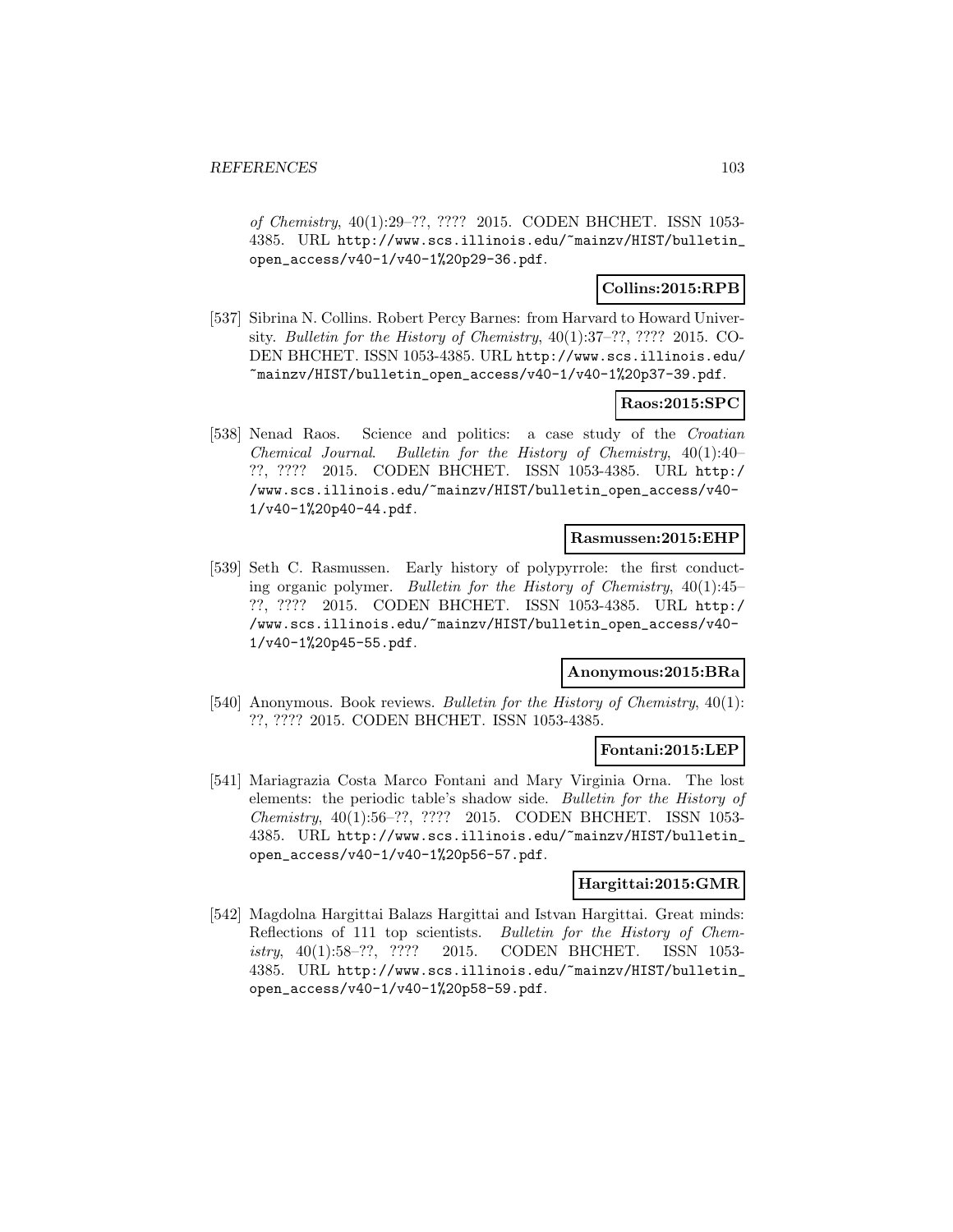of Chemistry, 40(1):29–??, ???? 2015. CODEN BHCHET. ISSN 1053-4385. URL http://www.scs.illinois.edu/~mainzv/HIST/bulletin_open_access/v40-1/v40-1%20p29-36.pdf.

**Collins:2015:RPB**

[537] Sibrina N. Collins. Robert Percy Barnes: from Harvard to Howard University. *Bulletin for the History of Chemistry*, 40(1):37–??, ???? 2015. CODEN BHCHET. ISSN 1053-4385. URL http://www.scs.illinois.edu/~mainzv/HIST/bulletin_open_access/v40-1/v40-1%20p37-39.pdf.

**Raos:2015:SPC**

[538] Nenad Raos. Science and politics: a case study of the *Croatian Chemical Journal*. *Bulletin for the History of Chemistry*, 40(1):40–??, ???? 2015. CODEN BHCHET. ISSN 1053-4385. URL http://www.scs.illinois.edu/~mainzv/HIST/bulletin_open_access/v40-1/v40-1%20p40-44.pdf.

**Rasmussen:2015:EHP**

[539] Seth C. Rasmussen. Early history of polypyrrole: the first conducting organic polymer. *Bulletin for the History of Chemistry*, 40(1):45–??, ???? 2015. CODEN BHCHET. ISSN 1053-4385. URL http://www.scs.illinois.edu/~mainzv/HIST/bulletin_open_access/v40-1/v40-1%20p45-55.pdf.

**Anonymous:2015:BRa**

[540] Anonymous. Book reviews. *Bulletin for the History of Chemistry*, 40(1): ??, ???? 2015. CODEN BHCHET. ISSN 1053-4385.

**Fontani:2015:LEP**

[541] Mariagrazia Costa Marco Fontani and Mary Virginia Orna. The lost elements: the periodic table's shadow side. *Bulletin for the History of Chemistry*, 40(1):56–??, ???? 2015. CODEN BHCHET. ISSN 1053-4385. URL http://www.scs.illinois.edu/~mainzv/HIST/bulletin_open_access/v40-1/v40-1%20p56-57.pdf.

**Hargittai:2015:GMR**

[542] Magdolna Hargittai Balazs Hargittai and Istvan Hargittai. Great minds: Reflections of 111 top scientists. *Bulletin for the History of Chemistry*, 40(1):58–??, ???? 2015. CODEN BHCHET. ISSN 1053-4385. URL http://www.scs.illinois.edu/~mainzv/HIST/bulletin_open_access/v40-1/v40-1%20p58-59.pdf.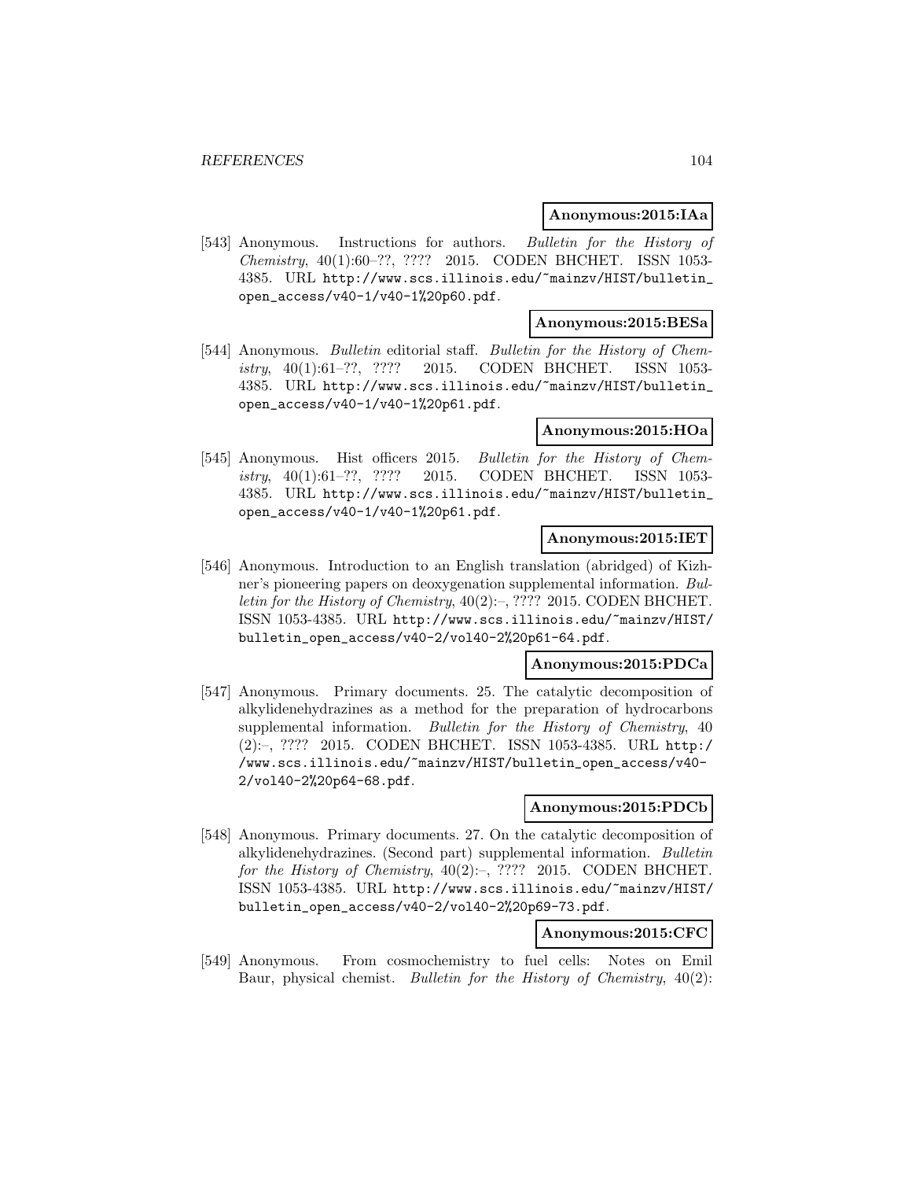**Anonymous:2015:IAa**

[543] Anonymous. Instructions for authors. *Bulletin for the History of Chemistry*, 40(1):60–??, ???? 2015. CODEN BHCHET. ISSN 1053-4385. URL http://www.scs.illinois.edu/~mainzv/HIST/bulletin_open_access/v40-1/v40-1%20p60.pdf.

**Anonymous:2015:BESa**

[544] Anonymous. *Bulletin* editorial staff. *Bulletin for the History of Chemistry*, 40(1):61–??, ???? 2015. CODEN BHCHET. ISSN 1053-4385. URL http://www.scs.illinois.edu/~mainzv/HIST/bulletin_open_access/v40-1/v40-1%20p61.pdf.

**Anonymous:2015:HOa**

[545] Anonymous. Hist officers 2015. *Bulletin for the History of Chemistry*, 40(1):61–??, ???? 2015. CODEN BHCHET. ISSN 1053-4385. URL http://www.scs.illinois.edu/~mainzv/HIST/bulletin_open_access/v40-1/v40-1%20p61.pdf.

**Anonymous:2015:IET**

[546] Anonymous. Introduction to an English translation (abridged) of Kizhner's pioneering papers on deoxygenation supplemental information. *Bulletin for the History of Chemistry*, 40(2):–, ???? 2015. CODEN BHCHET. ISSN 1053-4385. URL http://www.scs.illinois.edu/~mainzv/HIST/bulletin_open_access/v40-2/vol40-2%20p61-64.pdf.

**Anonymous:2015:PDCa**

[547] Anonymous. Primary documents. 25. The catalytic decomposition of alkylidenehydrazines as a method for the preparation of hydrocarbons supplemental information. *Bulletin for the History of Chemistry*, 40 (2):–, ???? 2015. CODEN BHCHET. ISSN 1053-4385. URL http://www.scs.illinois.edu/~mainzv/HIST/bulletin_open_access/v40-2/vol40-2%20p64-68.pdf.

**Anonymous:2015:PDCb**

[548] Anonymous. Primary documents. 27. On the catalytic decomposition of alkylidenehydrazines. (Second part) supplemental information. *Bulletin for the History of Chemistry*, 40(2):–, ???? 2015. CODEN BHCHET. ISSN 1053-4385. URL http://www.scs.illinois.edu/~mainzv/HIST/bulletin_open_access/v40-2/vol40-2%20p69-73.pdf.

**Anonymous:2015:CFC**

[549] Anonymous. From cosmochemistry to fuel cells: Notes on Emil Baur, physical chemist. *Bulletin for the History of Chemistry*, 40(2):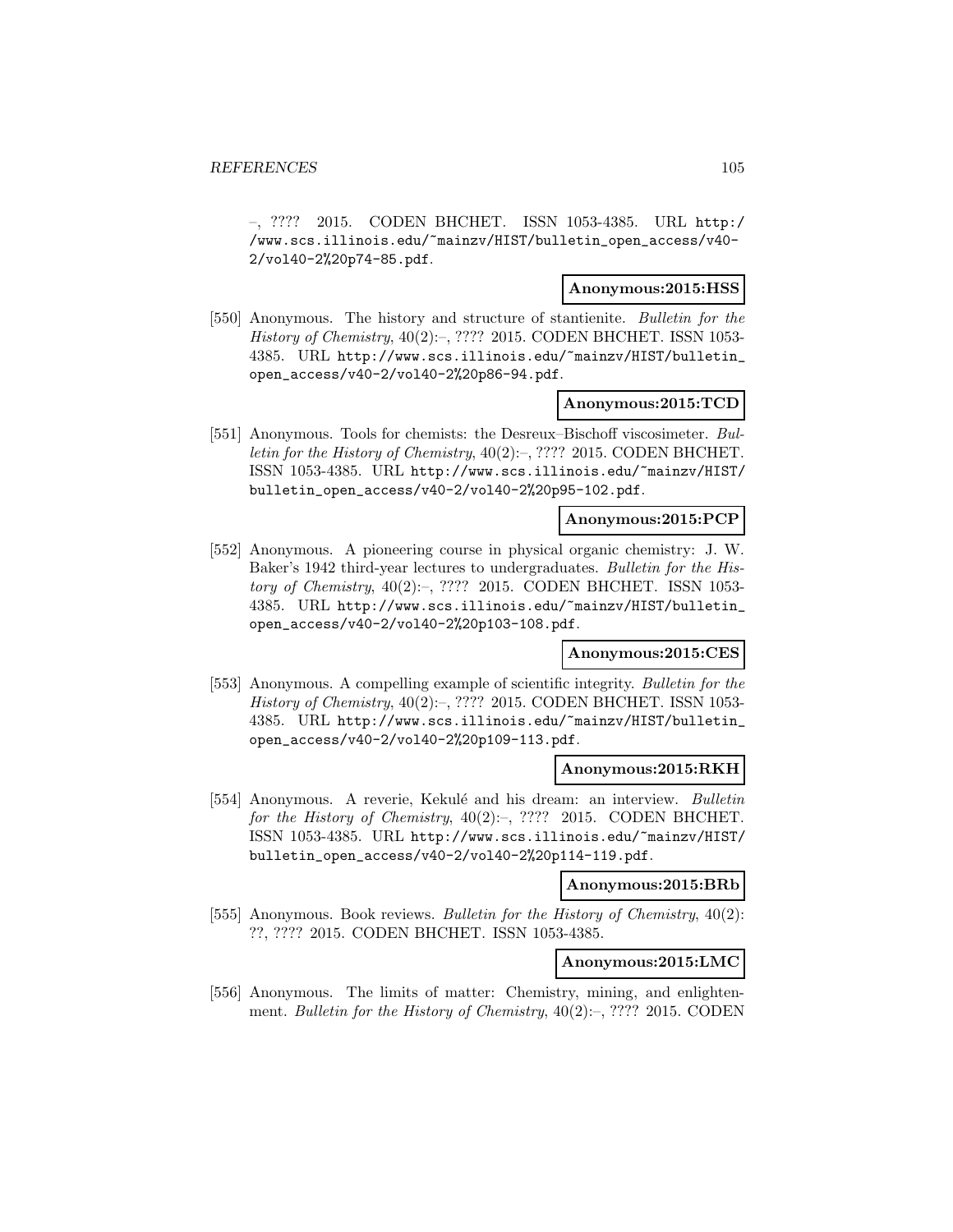–, ???? 2015. CODEN BHCHET. ISSN 1053-4385. URL http://www.scs.illinois.edu/~mainzv/HIST/bulletin_open_access/v40-2/vol40-2%20p74-85.pdf.

**Anonymous:2015:HSS**

[550] Anonymous. The history and structure of stantienite. *Bulletin for the History of Chemistry*, 40(2):–, ???? 2015. CODEN BHCHET. ISSN 1053-4385. URL http://www.scs.illinois.edu/~mainzv/HIST/bulletin_open_access/v40-2/vol40-2%20p86-94.pdf.

**Anonymous:2015:TCD**

[551] Anonymous. Tools for chemists: the Desreux–Bischoff viscosimeter. *Bulletin for the History of Chemistry*, 40(2):–, ???? 2015. CODEN BHCHET. ISSN 1053-4385. URL http://www.scs.illinois.edu/~mainzv/HIST/bulletin_open_access/v40-2/vol40-2%20p95-102.pdf.

**Anonymous:2015:PCP**

[552] Anonymous. A pioneering course in physical organic chemistry: J. W. Baker's 1942 third-year lectures to undergraduates. *Bulletin for the History of Chemistry*, 40(2):–, ???? 2015. CODEN BHCHET. ISSN 1053-4385. URL http://www.scs.illinois.edu/~mainzv/HIST/bulletin_open_access/v40-2/vol40-2%20p103-108.pdf.

**Anonymous:2015:CES**

[553] Anonymous. A compelling example of scientific integrity. *Bulletin for the History of Chemistry*, 40(2):–, ???? 2015. CODEN BHCHET. ISSN 1053-4385. URL http://www.scs.illinois.edu/~mainzv/HIST/bulletin_open_access/v40-2/vol40-2%20p109-113.pdf.

**Anonymous:2015:RKH**

[554] Anonymous. A reverie, Kekulé and his dream: an interview. *Bulletin for the History of Chemistry*, 40(2):–, ???? 2015. CODEN BHCHET. ISSN 1053-4385. URL http://www.scs.illinois.edu/~mainzv/HIST/bulletin_open_access/v40-2/vol40-2%20p114-119.pdf.

**Anonymous:2015:BRb**

[555] Anonymous. Book reviews. *Bulletin for the History of Chemistry*, 40(2): ??, ???? 2015. CODEN BHCHET. ISSN 1053-4385.

**Anonymous:2015:LMC**

[556] Anonymous. The limits of matter: Chemistry, mining, and enlightenment. *Bulletin for the History of Chemistry*, 40(2):–, ???? 2015. CODEN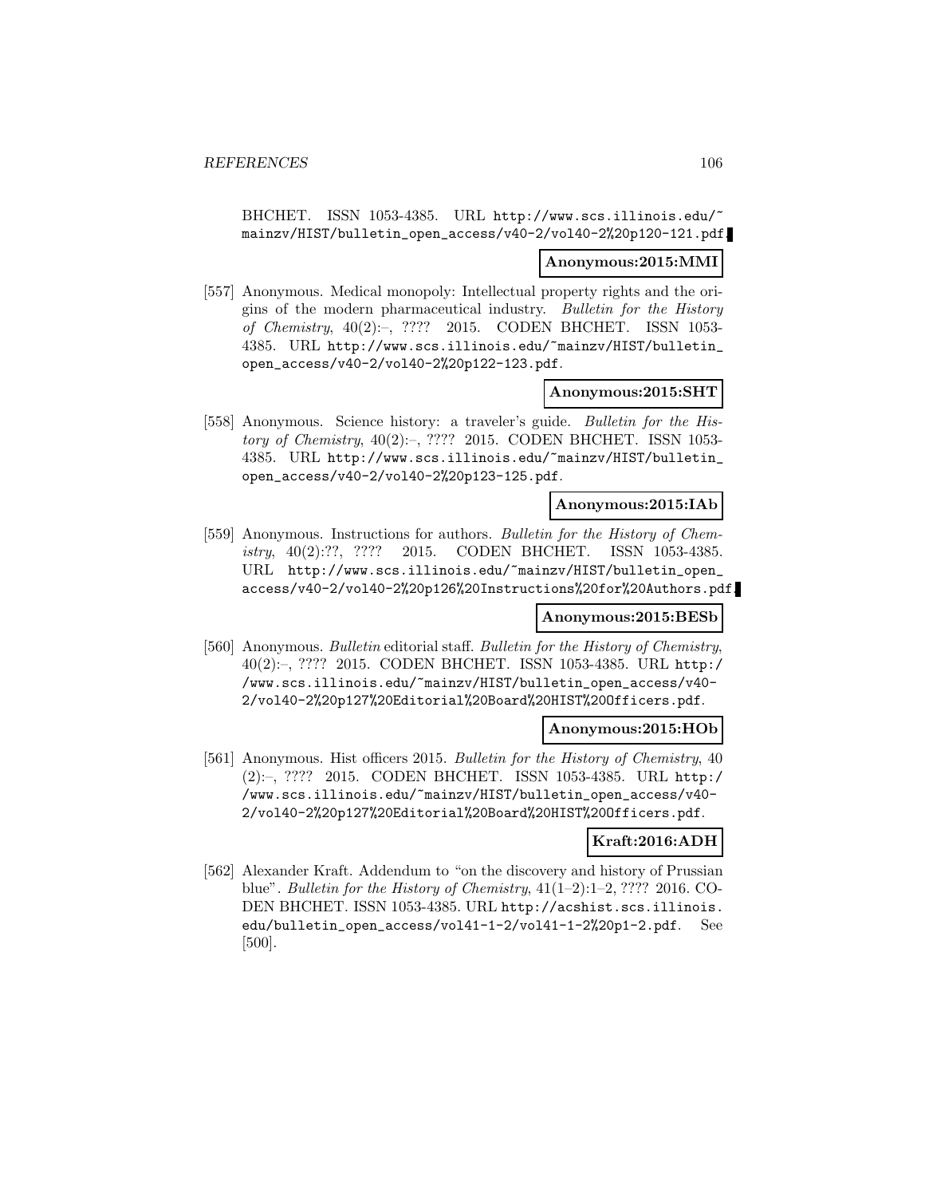BHCHET. ISSN 1053-4385. URL http://www.scs.illinois.edu/~mainzv/HIST/bulletin_open_access/v40-2/vol40-2%20p120-121.pdf.

**Anonymous:2015:MMI**

[557] Anonymous. Medical monopoly: Intellectual property rights and the origins of the modern pharmaceutical industry. *Bulletin for the History of Chemistry*, 40(2):–, ???? 2015. CODEN BHCHET. ISSN 1053-4385. URL http://www.scs.illinois.edu/~mainzv/HIST/bulletin_open_access/v40-2/vol40-2%20p122-123.pdf.

**Anonymous:2015:SHT**

[558] Anonymous. Science history: a traveler's guide. *Bulletin for the History of Chemistry*, 40(2):–, ???? 2015. CODEN BHCHET. ISSN 1053-4385. URL http://www.scs.illinois.edu/~mainzv/HIST/bulletin_open_access/v40-2/vol40-2%20p123-125.pdf.

**Anonymous:2015:IAb**

[559] Anonymous. Instructions for authors. *Bulletin for the History of Chemistry*, 40(2):??, ???? 2015. CODEN BHCHET. ISSN 1053-4385. URL http://www.scs.illinois.edu/~mainzv/HIST/bulletin_open_access/v40-2/vol40-2%20p126%20Instructions%20for%20Authors.pdf.

**Anonymous:2015:BESb**

[560] Anonymous. *Bulletin* editorial staff. *Bulletin for the History of Chemistry*, 40(2):–, ???? 2015. CODEN BHCHET. ISSN 1053-4385. URL http://www.scs.illinois.edu/~mainzv/HIST/bulletin_open_access/v40-2/vol40-2%20p127%20Editorial%20Board%20HIST%20Officers.pdf.

**Anonymous:2015:HOb**

[561] Anonymous. Hist officers 2015. *Bulletin for the History of Chemistry*, 40(2):–, ???? 2015. CODEN BHCHET. ISSN 1053-4385. URL http://www.scs.illinois.edu/~mainzv/HIST/bulletin_open_access/v40-2/vol40-2%20p127%20Editorial%20Board%20HIST%20Officers.pdf.

**Kraft:2016:ADH**

[562] Alexander Kraft. Addendum to "on the discovery and history of Prussian blue". *Bulletin for the History of Chemistry*, 41(1–2):1–2, ???? 2016. CODEN BHCHET. ISSN 1053-4385. URL http://acshist.scs.illinois.edu/bulletin_open_access/vol41-1-2/vol41-1-2%20p1-2.pdf. See [500].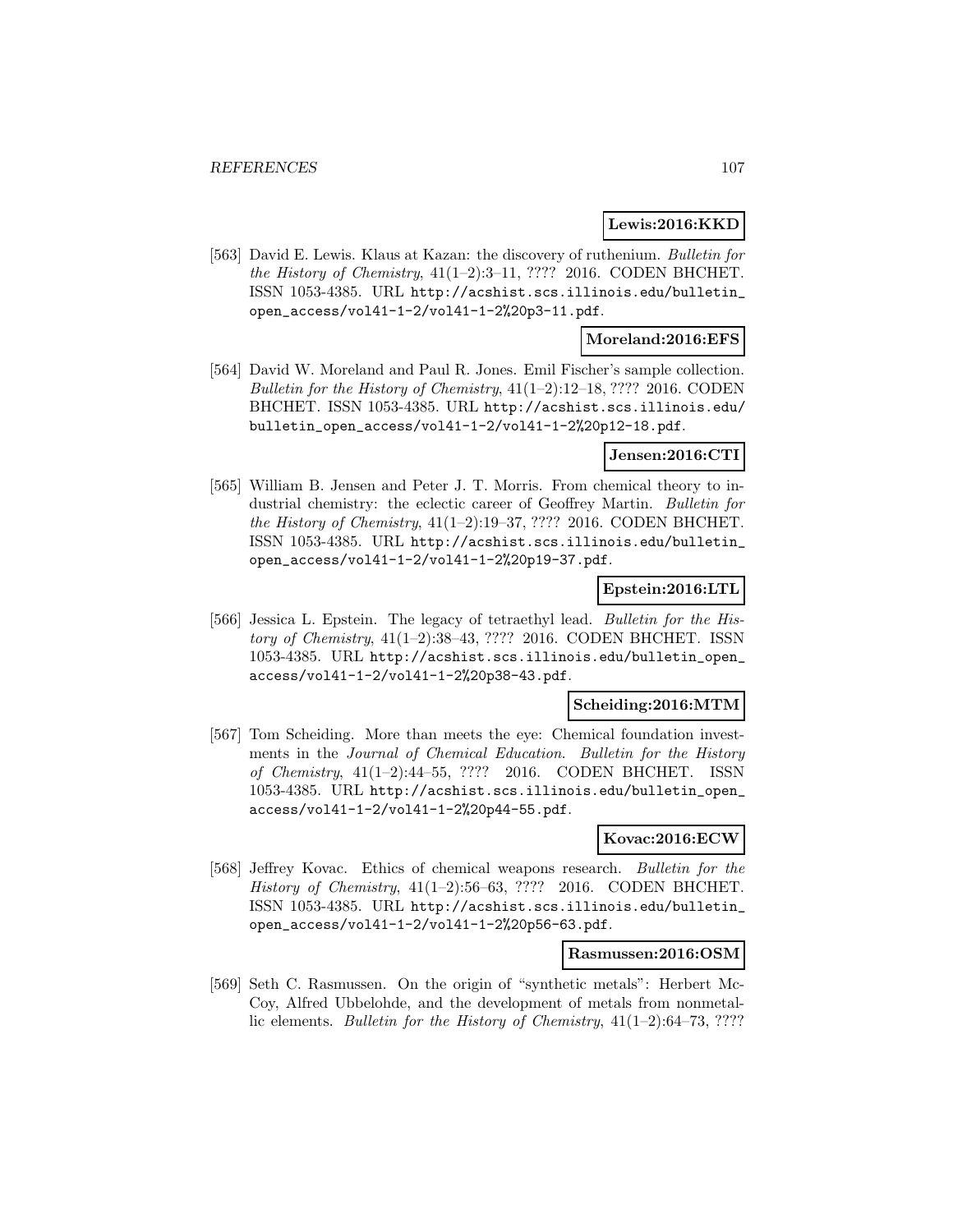**Lewis:2016:KKD**

[563] David E. Lewis. Klaus at Kazan: the discovery of ruthenium. *Bulletin for the History of Chemistry*, 41(1–2):3–11, ???? 2016. CODEN BHCHET. ISSN 1053-4385. URL `http://acshist.scs.illinois.edu/bulletin_open_access/vol41-1-2/vol41-1-2%20p3-11.pdf`.

**Moreland:2016:EFS**

[564] David W. Moreland and Paul R. Jones. Emil Fischer's sample collection. *Bulletin for the History of Chemistry*, 41(1–2):12–18, ???? 2016. CODEN BHCHET. ISSN 1053-4385. URL `http://acshist.scs.illinois.edu/bulletin_open_access/vol41-1-2/vol41-1-2%20p12-18.pdf`.

**Jensen:2016:CTI**

[565] William B. Jensen and Peter J. T. Morris. From chemical theory to industrial chemistry: the eclectic career of Geoffrey Martin. *Bulletin for the History of Chemistry*, 41(1–2):19–37, ???? 2016. CODEN BHCHET. ISSN 1053-4385. URL `http://acshist.scs.illinois.edu/bulletin_open_access/vol41-1-2/vol41-1-2%20p19-37.pdf`.

**Epstein:2016:LTL**

[566] Jessica L. Epstein. The legacy of tetraethyl lead. *Bulletin for the History of Chemistry*, 41(1–2):38–43, ???? 2016. CODEN BHCHET. ISSN 1053-4385. URL `http://acshist.scs.illinois.edu/bulletin_open_access/vol41-1-2/vol41-1-2%20p38-43.pdf`.

**Scheiding:2016:MTM**

[567] Tom Scheiding. More than meets the eye: Chemical foundation investments in the *Journal of Chemical Education*. *Bulletin for the History of Chemistry*, 41(1–2):44–55, ???? 2016. CODEN BHCHET. ISSN 1053-4385. URL `http://acshist.scs.illinois.edu/bulletin_open_access/vol41-1-2/vol41-1-2%20p44-55.pdf`.

**Kovac:2016:ECW**

[568] Jeffrey Kovac. Ethics of chemical weapons research. *Bulletin for the History of Chemistry*, 41(1–2):56–63, ???? 2016. CODEN BHCHET. ISSN 1053-4385. URL `http://acshist.scs.illinois.edu/bulletin_open_access/vol41-1-2/vol41-1-2%20p56-63.pdf`.

**Rasmussen:2016:OSM**

[569] Seth C. Rasmussen. On the origin of "synthetic metals": Herbert McCoy, Alfred Ubbelohde, and the development of metals from nonmetallic elements. *Bulletin for the History of Chemistry*, 41(1–2):64–73, ????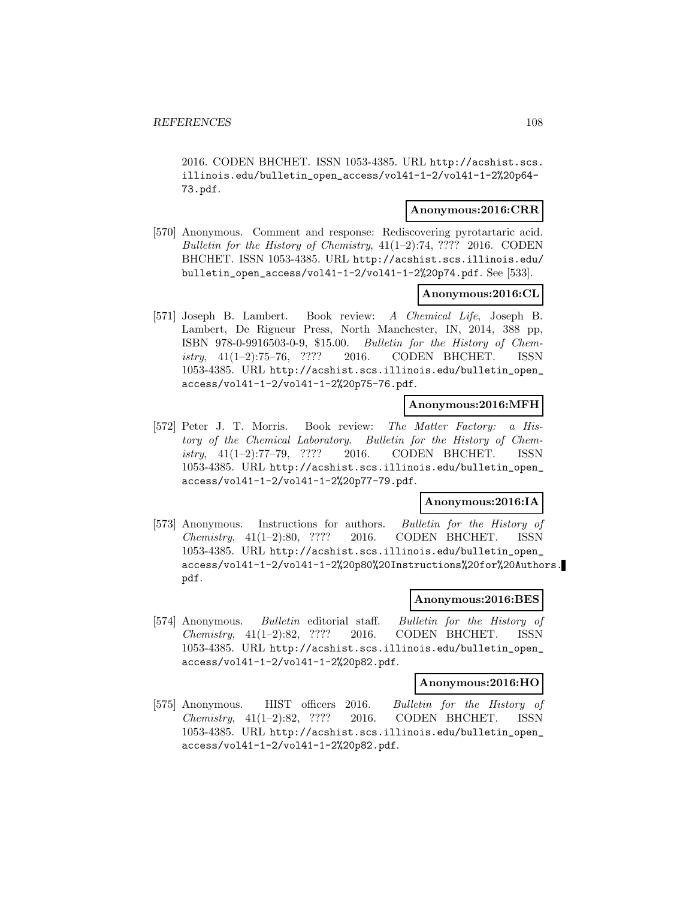2016. CODEN BHCHET. ISSN 1053-4385. URL http://acshist.scs.illinois.edu/bulletin_open_access/vol41-1-2/vol41-1-2%20p64-73.pdf.

**Anonymous:2016:CRR**

[570] Anonymous. Comment and response: Rediscovering pyrotartaric acid. *Bulletin for the History of Chemistry*, 41(1–2):74, ???? 2016. CODEN BHCHET. ISSN 1053-4385. URL http://acshist.scs.illinois.edu/bulletin_open_access/vol41-1-2/vol41-1-2%20p74.pdf. See [533].

**Anonymous:2016:CL**

[571] Joseph B. Lambert. Book review: *A Chemical Life*, Joseph B. Lambert, De Rigueur Press, North Manchester, IN, 2014, 388 pp, ISBN 978-0-9916503-0-9, $15.00. *Bulletin for the History of Chemistry*, 41(1–2):75–76, ???? 2016. CODEN BHCHET. ISSN 1053-4385. URL http://acshist.scs.illinois.edu/bulletin_open_access/vol41-1-2/vol41-1-2%20p75-76.pdf.

**Anonymous:2016:MFH**

[572] Peter J. T. Morris. Book review: *The Matter Factory: a History of the Chemical Laboratory*. *Bulletin for the History of Chemistry*, 41(1–2):77–79, ???? 2016. CODEN BHCHET. ISSN 1053-4385. URL http://acshist.scs.illinois.edu/bulletin_open_access/vol41-1-2/vol41-1-2%20p77-79.pdf.

**Anonymous:2016:IA**

[573] Anonymous. Instructions for authors. *Bulletin for the History of Chemistry*, 41(1–2):80, ???? 2016. CODEN BHCHET. ISSN 1053-4385. URL http://acshist.scs.illinois.edu/bulletin_open_access/vol41-1-2/vol41-1-2%20p80%20Instructions%20for%20Authors.pdf.

**Anonymous:2016:BES**

[574] Anonymous. *Bulletin* editorial staff. *Bulletin for the History of Chemistry*, 41(1–2):82, ???? 2016. CODEN BHCHET. ISSN 1053-4385. URL http://acshist.scs.illinois.edu/bulletin_open_access/vol41-1-2/vol41-1-2%20p82.pdf.

**Anonymous:2016:HO**

[575] Anonymous. HIST officers 2016. *Bulletin for the History of Chemistry*, 41(1–2):82, ???? 2016. CODEN BHCHET. ISSN 1053-4385. URL http://acshist.scs.illinois.edu/bulletin_open_access/vol41-1-2/vol41-1-2%20p82.pdf.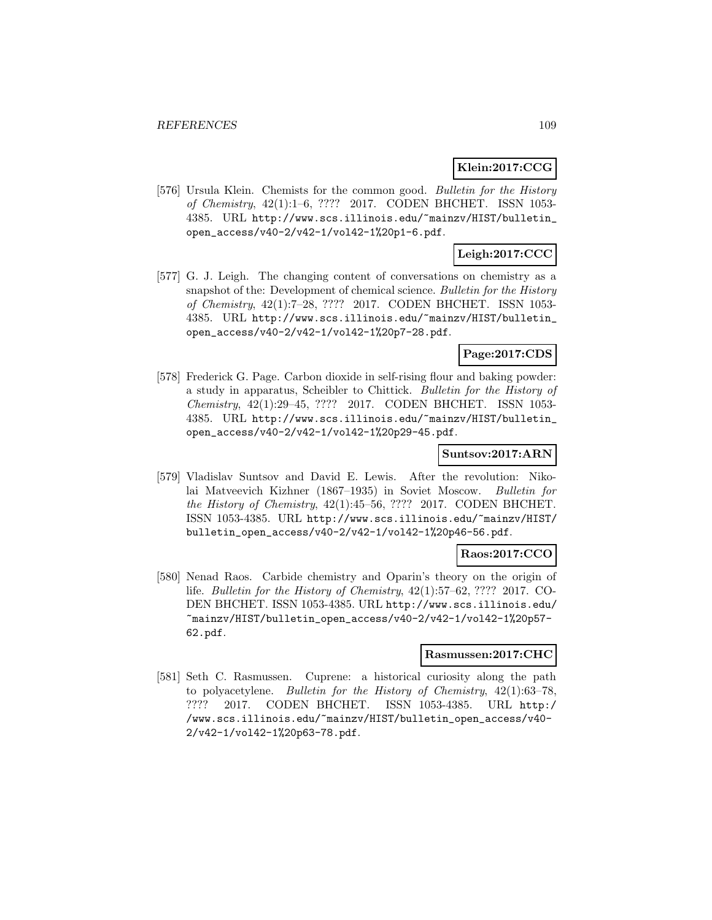**Klein:2017:CCG**

[576] Ursula Klein. Chemists for the common good. *Bulletin for the History of Chemistry*, 42(1):1–6, ???? 2017. CODEN BHCHET. ISSN 1053-4385. URL http://www.scs.illinois.edu/~mainzv/HIST/bulletin_open_access/v40-2/v42-1/vol42-1%20p1-6.pdf.

**Leigh:2017:CCC**

[577] G. J. Leigh. The changing content of conversations on chemistry as a snapshot of the: Development of chemical science. *Bulletin for the History of Chemistry*, 42(1):7–28, ???? 2017. CODEN BHCHET. ISSN 1053-4385. URL http://www.scs.illinois.edu/~mainzv/HIST/bulletin_open_access/v40-2/v42-1/vol42-1%20p7-28.pdf.

**Page:2017:CDS**

[578] Frederick G. Page. Carbon dioxide in self-rising flour and baking powder: a study in apparatus, Scheibler to Chittick. *Bulletin for the History of Chemistry*, 42(1):29–45, ???? 2017. CODEN BHCHET. ISSN 1053-4385. URL http://www.scs.illinois.edu/~mainzv/HIST/bulletin_open_access/v40-2/v42-1/vol42-1%20p29-45.pdf.

**Suntsov:2017:ARN**

[579] Vladislav Suntsov and David E. Lewis. After the revolution: Nikolai Matveevich Kizhner (1867–1935) in Soviet Moscow. *Bulletin for the History of Chemistry*, 42(1):45–56, ???? 2017. CODEN BHCHET. ISSN 1053-4385. URL http://www.scs.illinois.edu/~mainzv/HIST/bulletin_open_access/v40-2/v42-1/vol42-1%20p46-56.pdf.

**Raos:2017:CCO**

[580] Nenad Raos. Carbide chemistry and Oparin's theory on the origin of life. *Bulletin for the History of Chemistry*, 42(1):57–62, ???? 2017. CODEN BHCHET. ISSN 1053-4385. URL http://www.scs.illinois.edu/~mainzv/HIST/bulletin_open_access/v40-2/v42-1/vol42-1%20p57-62.pdf.

**Rasmussen:2017:CHC**

[581] Seth C. Rasmussen. Cuprene: a historical curiosity along the path to polyacetylene. *Bulletin for the History of Chemistry*, 42(1):63–78, ???? 2017. CODEN BHCHET. ISSN 1053-4385. URL http://www.scs.illinois.edu/~mainzv/HIST/bulletin_open_access/v40-2/v42-1/vol42-1%20p63-78.pdf.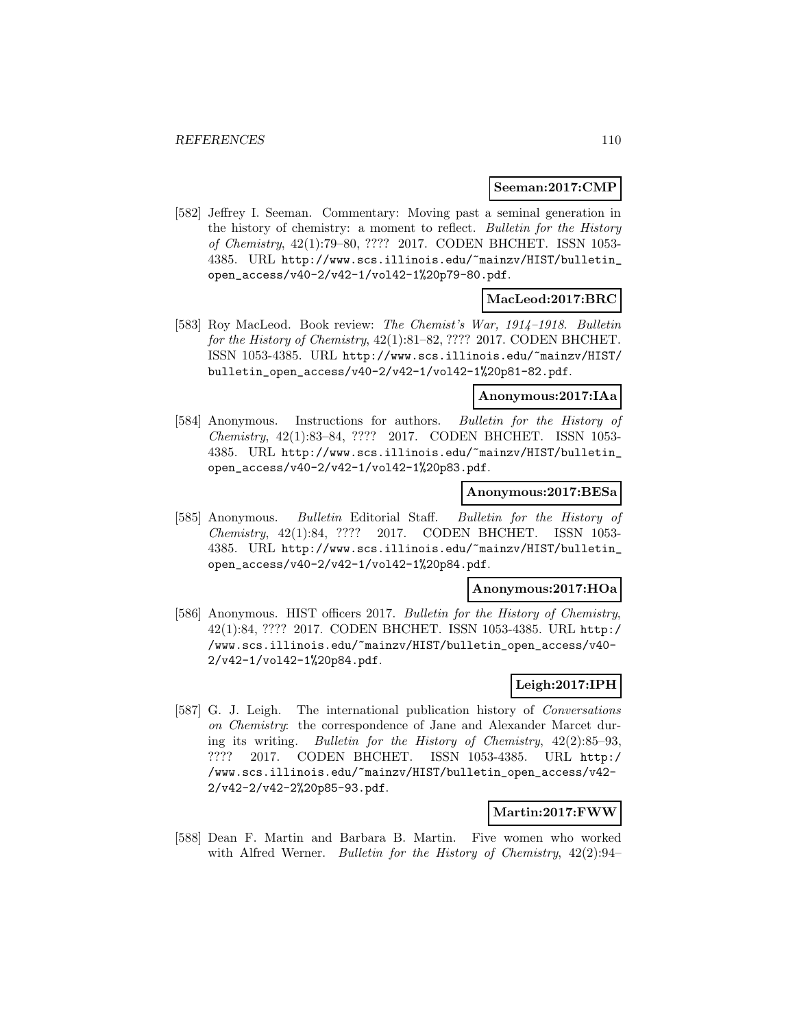**Seeman:2017:CMP**

[582] Jeffrey I. Seeman. Commentary: Moving past a seminal generation in the history of chemistry: a moment to reflect. *Bulletin for the History of Chemistry*, 42(1):79–80, ???? 2017. CODEN BHCHET. ISSN 1053-4385. URL http://www.scs.illinois.edu/~mainzv/HIST/bulletin_open_access/v40-2/v42-1/vol42-1%20p79-80.pdf.

**MacLeod:2017:BRC**

[583] Roy MacLeod. Book review: *The Chemist's War, 1914–1918*. *Bulletin for the History of Chemistry*, 42(1):81–82, ???? 2017. CODEN BHCHET. ISSN 1053-4385. URL http://www.scs.illinois.edu/~mainzv/HIST/bulletin_open_access/v40-2/v42-1/vol42-1%20p81-82.pdf.

**Anonymous:2017:IAa**

[584] Anonymous. Instructions for authors. *Bulletin for the History of Chemistry*, 42(1):83–84, ???? 2017. CODEN BHCHET. ISSN 1053-4385. URL http://www.scs.illinois.edu/~mainzv/HIST/bulletin_open_access/v40-2/v42-1/vol42-1%20p83.pdf.

**Anonymous:2017:BESa**

[585] Anonymous. *Bulletin* Editorial Staff. *Bulletin for the History of Chemistry*, 42(1):84, ???? 2017. CODEN BHCHET. ISSN 1053-4385. URL http://www.scs.illinois.edu/~mainzv/HIST/bulletin_open_access/v40-2/v42-1/vol42-1%20p84.pdf.

**Anonymous:2017:HOa**

[586] Anonymous. HIST officers 2017. *Bulletin for the History of Chemistry*, 42(1):84, ???? 2017. CODEN BHCHET. ISSN 1053-4385. URL http://www.scs.illinois.edu/~mainzv/HIST/bulletin_open_access/v40-2/v42-1/vol42-1%20p84.pdf.

**Leigh:2017:IPH**

[587] G. J. Leigh. The international publication history of *Conversations on Chemistry*: the correspondence of Jane and Alexander Marcet during its writing. *Bulletin for the History of Chemistry*, 42(2):85–93, ???? 2017. CODEN BHCHET. ISSN 1053-4385. URL http://www.scs.illinois.edu/~mainzv/HIST/bulletin_open_access/v42-2/v42-2/v42-2%20p85-93.pdf.

**Martin:2017:FWW**

[588] Dean F. Martin and Barbara B. Martin. Five women who worked with Alfred Werner. *Bulletin for the History of Chemistry*, 42(2):94–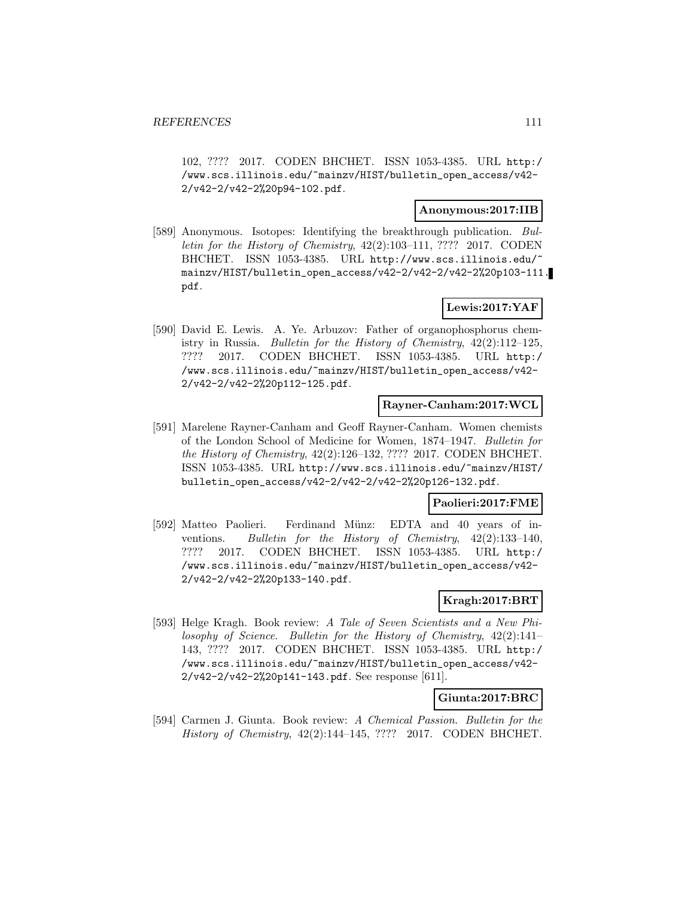102, ???? 2017. CODEN BHCHET. ISSN 1053-4385. URL http://www.scs.illinois.edu/~mainzv/HIST/bulletin_open_access/v42-2/v42-2/v42-2%20p94-102.pdf.

**Anonymous:2017:IIB**

[589] Anonymous. Isotopes: Identifying the breakthrough publication. *Bulletin for the History of Chemistry*, 42(2):103–111, ???? 2017. CODEN BHCHET. ISSN 1053-4385. URL http://www.scs.illinois.edu/~mainzv/HIST/bulletin_open_access/v42-2/v42-2/v42-2%20p103-111.pdf.

**Lewis:2017:YAF**

[590] David E. Lewis. A. Ye. Arbuzov: Father of organophosphorus chemistry in Russia. *Bulletin for the History of Chemistry*, 42(2):112–125, ???? 2017. CODEN BHCHET. ISSN 1053-4385. URL http://www.scs.illinois.edu/~mainzv/HIST/bulletin_open_access/v42-2/v42-2/v42-2%20p112-125.pdf.

**Rayner-Canham:2017:WCL**

[591] Marelene Rayner-Canham and Geoff Rayner-Canham. Women chemists of the London School of Medicine for Women, 1874–1947. *Bulletin for the History of Chemistry*, 42(2):126–132, ???? 2017. CODEN BHCHET. ISSN 1053-4385. URL http://www.scs.illinois.edu/~mainzv/HIST/bulletin_open_access/v42-2/v42-2/v42-2%20p126-132.pdf.

**Paolieri:2017:FME**

[592] Matteo Paolieri. Ferdinand Münz: EDTA and 40 years of inventions. *Bulletin for the History of Chemistry*, 42(2):133–140, ???? 2017. CODEN BHCHET. ISSN 1053-4385. URL http://www.scs.illinois.edu/~mainzv/HIST/bulletin_open_access/v42-2/v42-2/v42-2%20p133-140.pdf.

**Kragh:2017:BRT**

[593] Helge Kragh. Book review: *A Tale of Seven Scientists and a New Philosophy of Science*. *Bulletin for the History of Chemistry*, 42(2):141–143, ???? 2017. CODEN BHCHET. ISSN 1053-4385. URL http://www.scs.illinois.edu/~mainzv/HIST/bulletin_open_access/v42-2/v42-2/v42-2%20p141-143.pdf. See response [611].

**Giunta:2017:BRC**

[594] Carmen J. Giunta. Book review: *A Chemical Passion*. *Bulletin for the History of Chemistry*, 42(2):144–145, ???? 2017. CODEN BHCHET.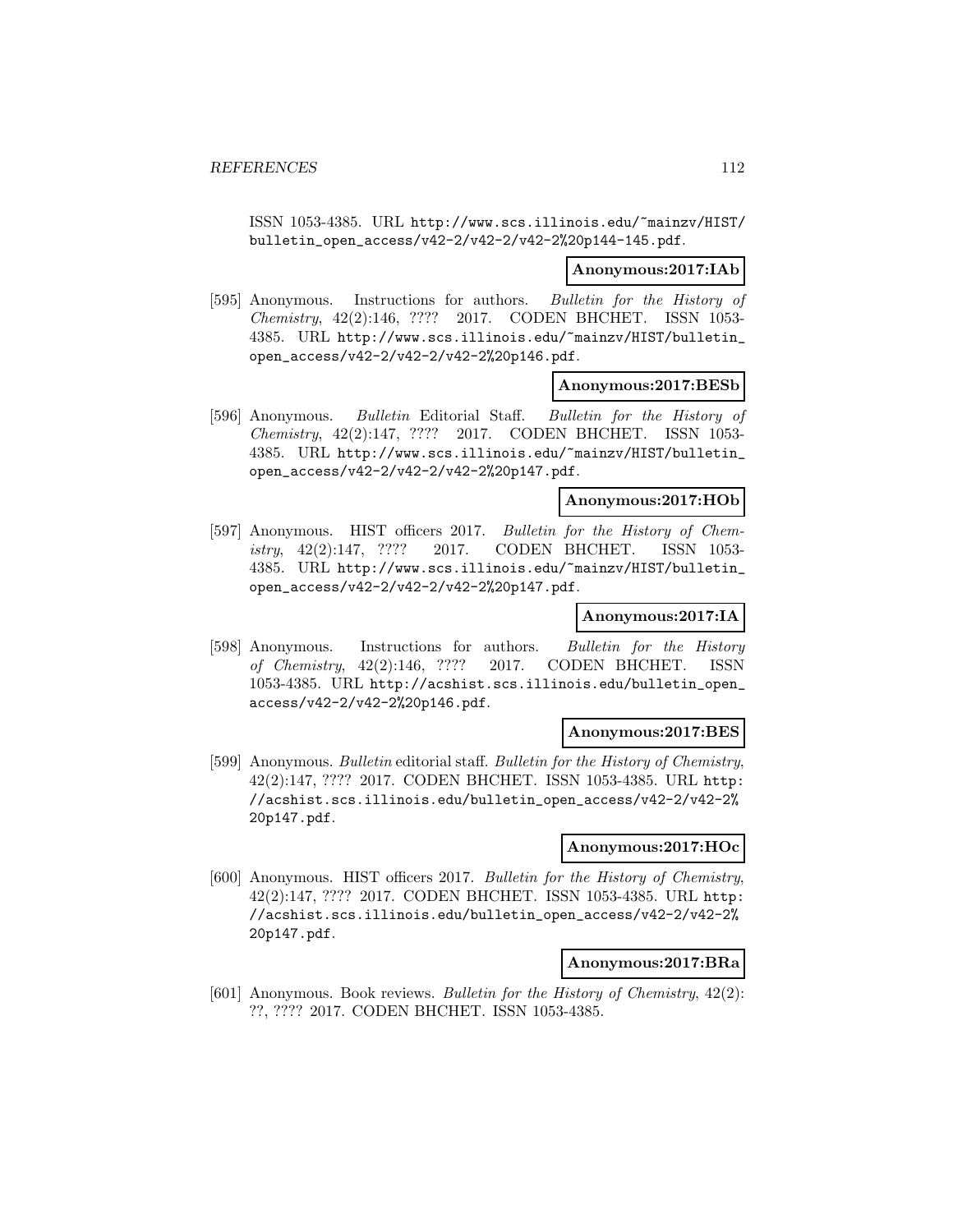ISSN 1053-4385. URL http://www.scs.illinois.edu/~mainzv/HIST/bulletin_open_access/v42-2/v42-2/v42-2%20p144-145.pdf.

**Anonymous:2017:IAb**

[595] Anonymous. Instructions for authors. *Bulletin for the History of Chemistry*, 42(2):146, ???? 2017. CODEN BHCHET. ISSN 1053-4385. URL http://www.scs.illinois.edu/~mainzv/HIST/bulletin_open_access/v42-2/v42-2/v42-2%20p146.pdf.

**Anonymous:2017:BESb**

[596] Anonymous. *Bulletin* Editorial Staff. *Bulletin for the History of Chemistry*, 42(2):147, ???? 2017. CODEN BHCHET. ISSN 1053-4385. URL http://www.scs.illinois.edu/~mainzv/HIST/bulletin_open_access/v42-2/v42-2/v42-2%20p147.pdf.

**Anonymous:2017:HOb**

[597] Anonymous. HIST officers 2017. *Bulletin for the History of Chemistry*, 42(2):147, ???? 2017. CODEN BHCHET. ISSN 1053-4385. URL http://www.scs.illinois.edu/~mainzv/HIST/bulletin_open_access/v42-2/v42-2/v42-2%20p147.pdf.

**Anonymous:2017:IA**

[598] Anonymous. Instructions for authors. *Bulletin for the History of Chemistry*, 42(2):146, ???? 2017. CODEN BHCHET. ISSN 1053-4385. URL http://acshist.scs.illinois.edu/bulletin_open_access/v42-2/v42-2%20p146.pdf.

**Anonymous:2017:BES**

[599] Anonymous. *Bulletin* editorial staff. *Bulletin for the History of Chemistry*, 42(2):147, ???? 2017. CODEN BHCHET. ISSN 1053-4385. URL http://acshist.scs.illinois.edu/bulletin_open_access/v42-2/v42-2%20p147.pdf.

**Anonymous:2017:HOc**

[600] Anonymous. HIST officers 2017. *Bulletin for the History of Chemistry*, 42(2):147, ???? 2017. CODEN BHCHET. ISSN 1053-4385. URL http://acshist.scs.illinois.edu/bulletin_open_access/v42-2/v42-2%20p147.pdf.

**Anonymous:2017:BRa**

[601] Anonymous. Book reviews. *Bulletin for the History of Chemistry*, 42(2): ??, ???? 2017. CODEN BHCHET. ISSN 1053-4385.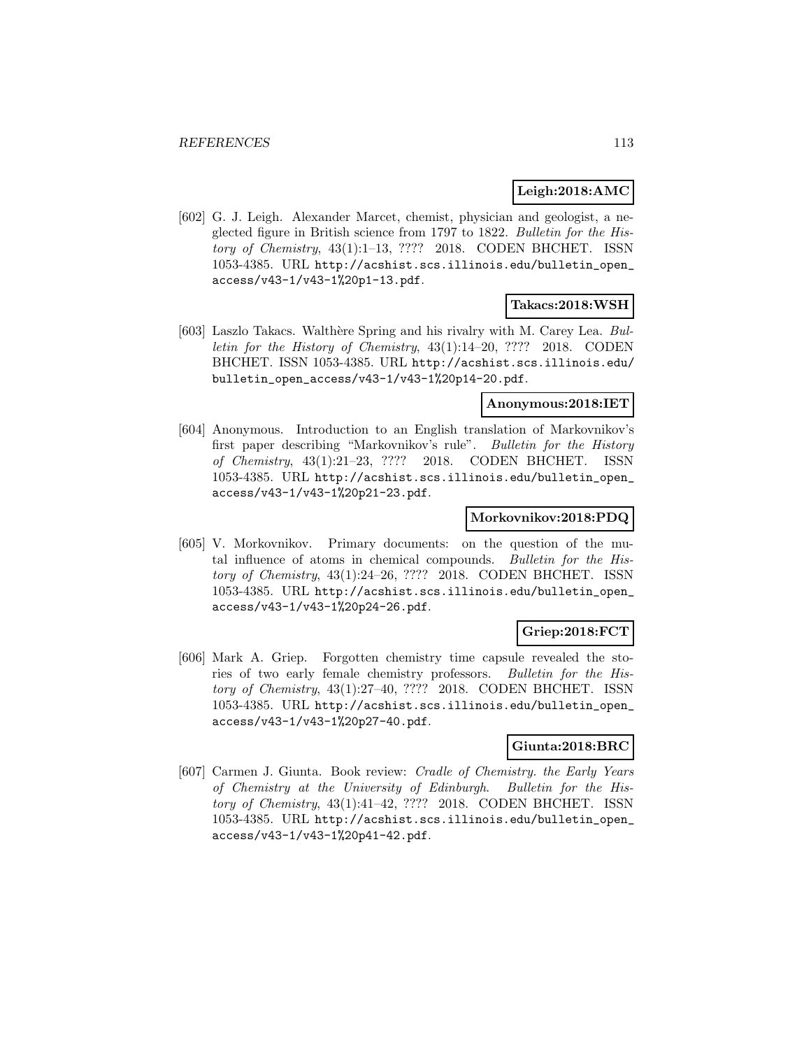**Leigh:2018:AMC**

[602] G. J. Leigh. Alexander Marcet, chemist, physician and geologist, a neglected figure in British science from 1797 to 1822. *Bulletin for the History of Chemistry*, 43(1):1–13, ???? 2018. CODEN BHCHET. ISSN 1053-4385. URL http://acshist.scs.illinois.edu/bulletin_open_access/v43-1/v43-1%20p1-13.pdf.

**Takacs:2018:WSH**

[603] Laszlo Takacs. Walthère Spring and his rivalry with M. Carey Lea. *Bulletin for the History of Chemistry*, 43(1):14–20, ???? 2018. CODEN BHCHET. ISSN 1053-4385. URL http://acshist.scs.illinois.edu/bulletin_open_access/v43-1/v43-1%20p14-20.pdf.

**Anonymous:2018:IET**

[604] Anonymous. Introduction to an English translation of Markovnikov's first paper describing "Markovnikov's rule". *Bulletin for the History of Chemistry*, 43(1):21–23, ???? 2018. CODEN BHCHET. ISSN 1053-4385. URL http://acshist.scs.illinois.edu/bulletin_open_access/v43-1/v43-1%20p21-23.pdf.

**Morkovnikov:2018:PDQ**

[605] V. Morkovnikov. Primary documents: on the question of the mutal influence of atoms in chemical compounds. *Bulletin for the History of Chemistry*, 43(1):24–26, ???? 2018. CODEN BHCHET. ISSN 1053-4385. URL http://acshist.scs.illinois.edu/bulletin_open_access/v43-1/v43-1%20p24-26.pdf.

**Griep:2018:FCT**

[606] Mark A. Griep. Forgotten chemistry time capsule revealed the stories of two early female chemistry professors. *Bulletin for the History of Chemistry*, 43(1):27–40, ???? 2018. CODEN BHCHET. ISSN 1053-4385. URL http://acshist.scs.illinois.edu/bulletin_open_access/v43-1/v43-1%20p27-40.pdf.

**Giunta:2018:BRC**

[607] Carmen J. Giunta. Book review: *Cradle of Chemistry. the Early Years of Chemistry at the University of Edinburgh*. *Bulletin for the History of Chemistry*, 43(1):41–42, ???? 2018. CODEN BHCHET. ISSN 1053-4385. URL http://acshist.scs.illinois.edu/bulletin_open_access/v43-1/v43-1%20p41-42.pdf.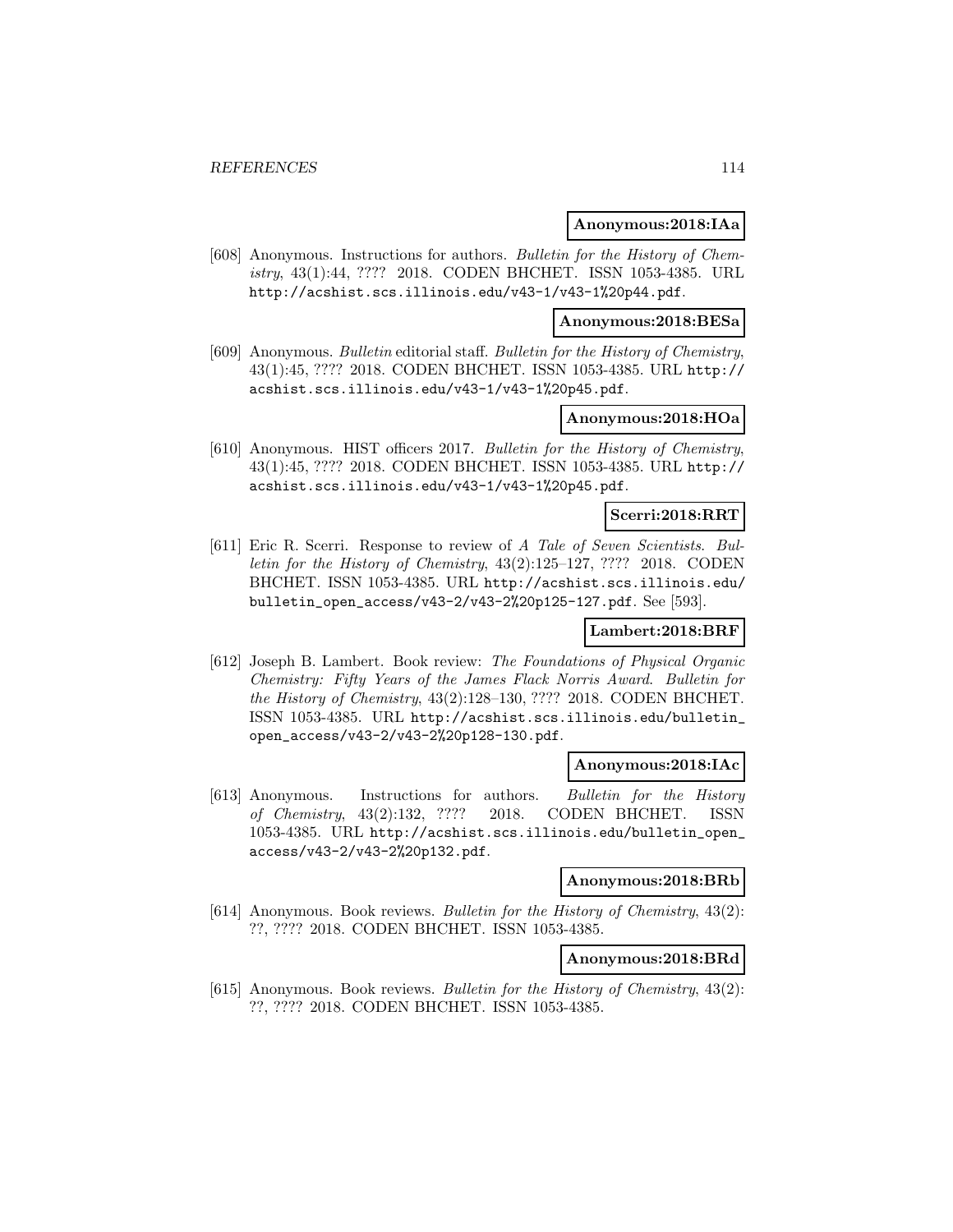**Anonymous:2018:IAa**

[608] Anonymous. Instructions for authors. *Bulletin for the History of Chemistry*, 43(1):44, ???? 2018. CODEN BHCHET. ISSN 1053-4385. URL http://acshist.scs.illinois.edu/v43-1/v43-1%20p44.pdf.

**Anonymous:2018:BESa**

[609] Anonymous. *Bulletin* editorial staff. *Bulletin for the History of Chemistry*, 43(1):45, ???? 2018. CODEN BHCHET. ISSN 1053-4385. URL http://acshist.scs.illinois.edu/v43-1/v43-1%20p45.pdf.

**Anonymous:2018:HOa**

[610] Anonymous. HIST officers 2017. *Bulletin for the History of Chemistry*, 43(1):45, ???? 2018. CODEN BHCHET. ISSN 1053-4385. URL http://acshist.scs.illinois.edu/v43-1/v43-1%20p45.pdf.

**Scerri:2018:RRT**

[611] Eric R. Scerri. Response to review of *A Tale of Seven Scientists*. *Bulletin for the History of Chemistry*, 43(2):125–127, ???? 2018. CODEN BHCHET. ISSN 1053-4385. URL http://acshist.scs.illinois.edu/bulletin_open_access/v43-2/v43-2%20p125-127.pdf. See [593].

**Lambert:2018:BRF**

[612] Joseph B. Lambert. Book review: *The Foundations of Physical Organic Chemistry: Fifty Years of the James Flack Norris Award*. *Bulletin for the History of Chemistry*, 43(2):128–130, ???? 2018. CODEN BHCHET. ISSN 1053-4385. URL http://acshist.scs.illinois.edu/bulletin_open_access/v43-2/v43-2%20p128-130.pdf.

**Anonymous:2018:IAc**

[613] Anonymous. Instructions for authors. *Bulletin for the History of Chemistry*, 43(2):132, ???? 2018. CODEN BHCHET. ISSN 1053-4385. URL http://acshist.scs.illinois.edu/bulletin_open_access/v43-2/v43-2%20p132.pdf.

**Anonymous:2018:BRb**

[614] Anonymous. Book reviews. *Bulletin for the History of Chemistry*, 43(2): ??, ???? 2018. CODEN BHCHET. ISSN 1053-4385.

**Anonymous:2018:BRd**

[615] Anonymous. Book reviews. *Bulletin for the History of Chemistry*, 43(2): ??, ???? 2018. CODEN BHCHET. ISSN 1053-4385.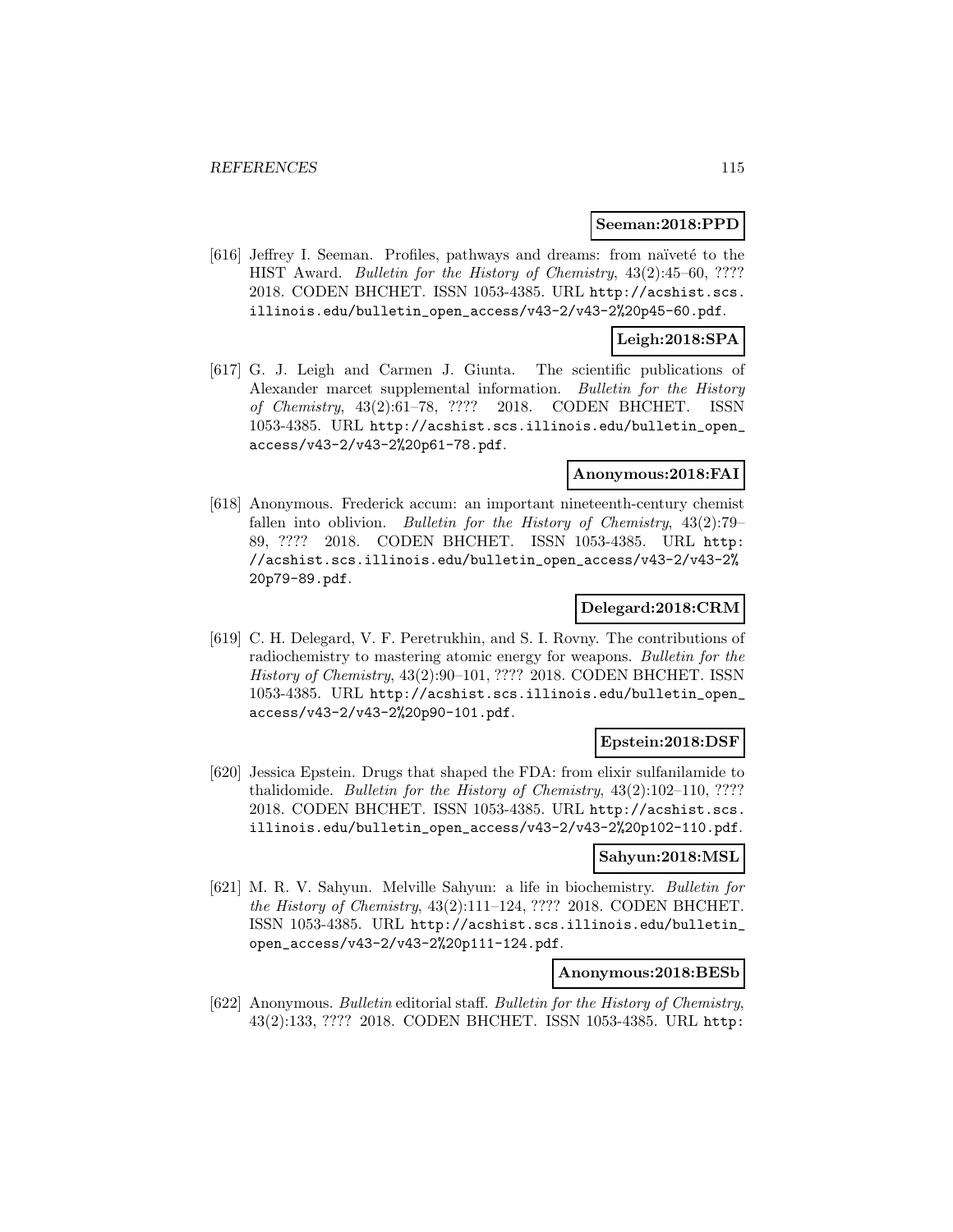**Seeman:2018:PPD**

[616] Jeffrey I. Seeman. Profiles, pathways and dreams: from naïveté to the HIST Award. *Bulletin for the History of Chemistry*, 43(2):45–60, ???? 2018. CODEN BHCHET. ISSN 1053-4385. URL http://acshist.scs.illinois.edu/bulletin_open_access/v43-2/v43-2%20p45-60.pdf.

**Leigh:2018:SPA**

[617] G. J. Leigh and Carmen J. Giunta. The scientific publications of Alexander marcet supplemental information. *Bulletin for the History of Chemistry*, 43(2):61–78, ???? 2018. CODEN BHCHET. ISSN 1053-4385. URL http://acshist.scs.illinois.edu/bulletin_open_access/v43-2/v43-2%20p61-78.pdf.

**Anonymous:2018:FAI**

[618] Anonymous. Frederick accum: an important nineteenth-century chemist fallen into oblivion. *Bulletin for the History of Chemistry*, 43(2):79–89, ???? 2018. CODEN BHCHET. ISSN 1053-4385. URL http://acshist.scs.illinois.edu/bulletin_open_access/v43-2/v43-2%20p79-89.pdf.

**Delegard:2018:CRM**

[619] C. H. Delegard, V. F. Peretrukhin, and S. I. Rovny. The contributions of radiochemistry to mastering atomic energy for weapons. *Bulletin for the History of Chemistry*, 43(2):90–101, ???? 2018. CODEN BHCHET. ISSN 1053-4385. URL http://acshist.scs.illinois.edu/bulletin_open_access/v43-2/v43-2%20p90-101.pdf.

**Epstein:2018:DSF**

[620] Jessica Epstein. Drugs that shaped the FDA: from elixir sulfanilamide to thalidomide. *Bulletin for the History of Chemistry*, 43(2):102–110, ???? 2018. CODEN BHCHET. ISSN 1053-4385. URL http://acshist.scs.illinois.edu/bulletin_open_access/v43-2/v43-2%20p102-110.pdf.

**Sahyun:2018:MSL**

[621] M. R. V. Sahyun. Melville Sahyun: a life in biochemistry. *Bulletin for the History of Chemistry*, 43(2):111–124, ???? 2018. CODEN BHCHET. ISSN 1053-4385. URL http://acshist.scs.illinois.edu/bulletin_open_access/v43-2/v43-2%20p111-124.pdf.

**Anonymous:2018:BESb**

[622] Anonymous. *Bulletin* editorial staff. *Bulletin for the History of Chemistry*, 43(2):133, ???? 2018. CODEN BHCHET. ISSN 1053-4385. URL http: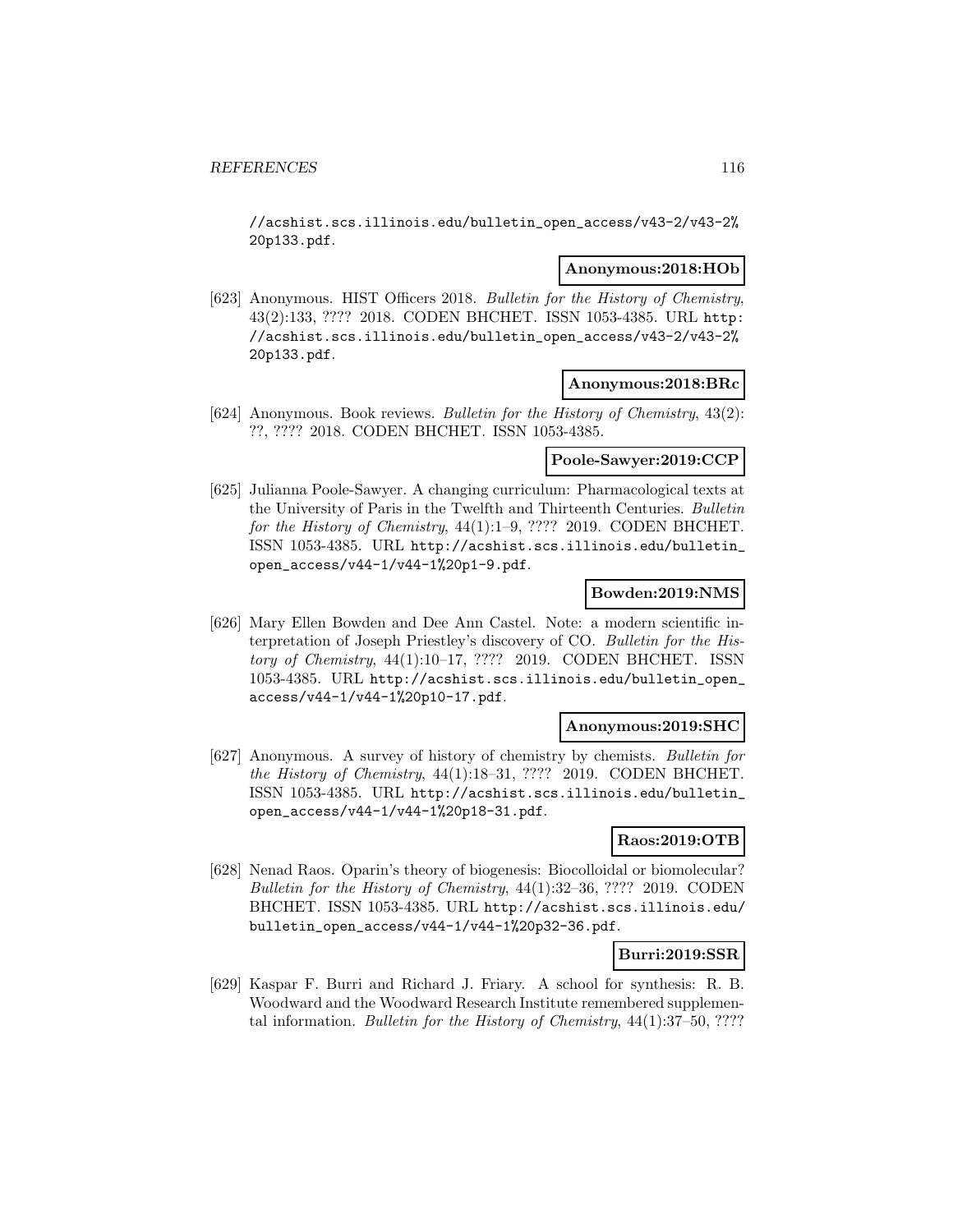//acshist.scs.illinois.edu/bulletin_open_access/v43-2/v43-2%20p133.pdf.

**Anonymous:2018:HOb**

[623] Anonymous. HIST Officers 2018. *Bulletin for the History of Chemistry*, 43(2):133, ???? 2018. CODEN BHCHET. ISSN 1053-4385. URL http://acshist.scs.illinois.edu/bulletin_open_access/v43-2/v43-2%20p133.pdf.

**Anonymous:2018:BRc**

[624] Anonymous. Book reviews. *Bulletin for the History of Chemistry*, 43(2): ??, ???? 2018. CODEN BHCHET. ISSN 1053-4385.

**Poole-Sawyer:2019:CCP**

[625] Julianna Poole-Sawyer. A changing curriculum: Pharmacological texts at the University of Paris in the Twelfth and Thirteenth Centuries. *Bulletin for the History of Chemistry*, 44(1):1–9, ???? 2019. CODEN BHCHET. ISSN 1053-4385. URL http://acshist.scs.illinois.edu/bulletin_open_access/v44-1/v44-1%20p1-9.pdf.

**Bowden:2019:NMS**

[626] Mary Ellen Bowden and Dee Ann Castel. Note: a modern scientific interpretation of Joseph Priestley's discovery of CO. *Bulletin for the History of Chemistry*, 44(1):10–17, ???? 2019. CODEN BHCHET. ISSN 1053-4385. URL http://acshist.scs.illinois.edu/bulletin_open_access/v44-1/v44-1%20p10-17.pdf.

**Anonymous:2019:SHC**

[627] Anonymous. A survey of history of chemistry by chemists. *Bulletin for the History of Chemistry*, 44(1):18–31, ???? 2019. CODEN BHCHET. ISSN 1053-4385. URL http://acshist.scs.illinois.edu/bulletin_open_access/v44-1/v44-1%20p18-31.pdf.

**Raos:2019:OTB**

[628] Nenad Raos. Oparin's theory of biogenesis: Biocolloidal or biomolecular? *Bulletin for the History of Chemistry*, 44(1):32–36, ???? 2019. CODEN BHCHET. ISSN 1053-4385. URL http://acshist.scs.illinois.edu/bulletin_open_access/v44-1/v44-1%20p32-36.pdf.

**Burri:2019:SSR**

[629] Kaspar F. Burri and Richard J. Friary. A school for synthesis: R. B. Woodward and the Woodward Research Institute remembered supplemental information. *Bulletin for the History of Chemistry*, 44(1):37–50, ????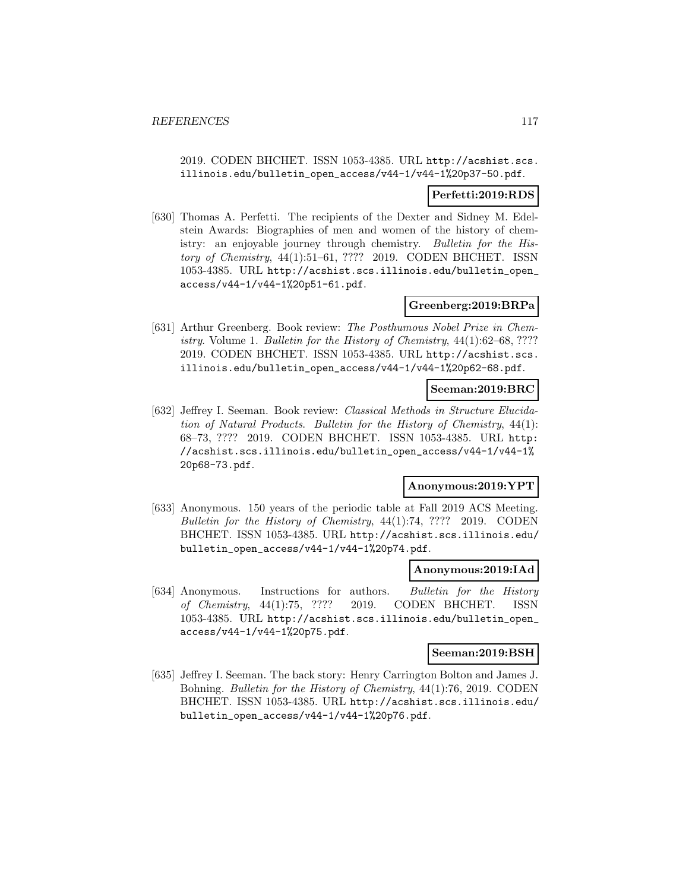2019. CODEN BHCHET. ISSN 1053-4385. URL http://acshist.scs.illinois.edu/bulletin_open_access/v44-1/v44-1%20p37-50.pdf.

**Perfetti:2019:RDS**

[630] Thomas A. Perfetti. The recipients of the Dexter and Sidney M. Edelstein Awards: Biographies of men and women of the history of chemistry: an enjoyable journey through chemistry. *Bulletin for the History of Chemistry*, 44(1):51–61, ???? 2019. CODEN BHCHET. ISSN 1053-4385. URL http://acshist.scs.illinois.edu/bulletin_open_access/v44-1/v44-1%20p51-61.pdf.

**Greenberg:2019:BRPa**

[631] Arthur Greenberg. Book review: *The Posthumous Nobel Prize in Chemistry*. Volume 1. *Bulletin for the History of Chemistry*, 44(1):62–68, ???? 2019. CODEN BHCHET. ISSN 1053-4385. URL http://acshist.scs.illinois.edu/bulletin_open_access/v44-1/v44-1%20p62-68.pdf.

**Seeman:2019:BRC**

[632] Jeffrey I. Seeman. Book review: *Classical Methods in Structure Elucidation of Natural Products*. *Bulletin for the History of Chemistry*, 44(1):68–73, ???? 2019. CODEN BHCHET. ISSN 1053-4385. URL http://acshist.scs.illinois.edu/bulletin_open_access/v44-1/v44-1%20p68-73.pdf.

**Anonymous:2019:YPT**

[633] Anonymous. 150 years of the periodic table at Fall 2019 ACS Meeting. *Bulletin for the History of Chemistry*, 44(1):74, ???? 2019. CODEN BHCHET. ISSN 1053-4385. URL http://acshist.scs.illinois.edu/bulletin_open_access/v44-1/v44-1%20p74.pdf.

**Anonymous:2019:IAd**

[634] Anonymous. Instructions for authors. *Bulletin for the History of Chemistry*, 44(1):75, ???? 2019. CODEN BHCHET. ISSN 1053-4385. URL http://acshist.scs.illinois.edu/bulletin_open_access/v44-1/v44-1%20p75.pdf.

**Seeman:2019:BSH**

[635] Jeffrey I. Seeman. The back story: Henry Carrington Bolton and James J. Bohning. *Bulletin for the History of Chemistry*, 44(1):76, 2019. CODEN BHCHET. ISSN 1053-4385. URL http://acshist.scs.illinois.edu/bulletin_open_access/v44-1/v44-1%20p76.pdf.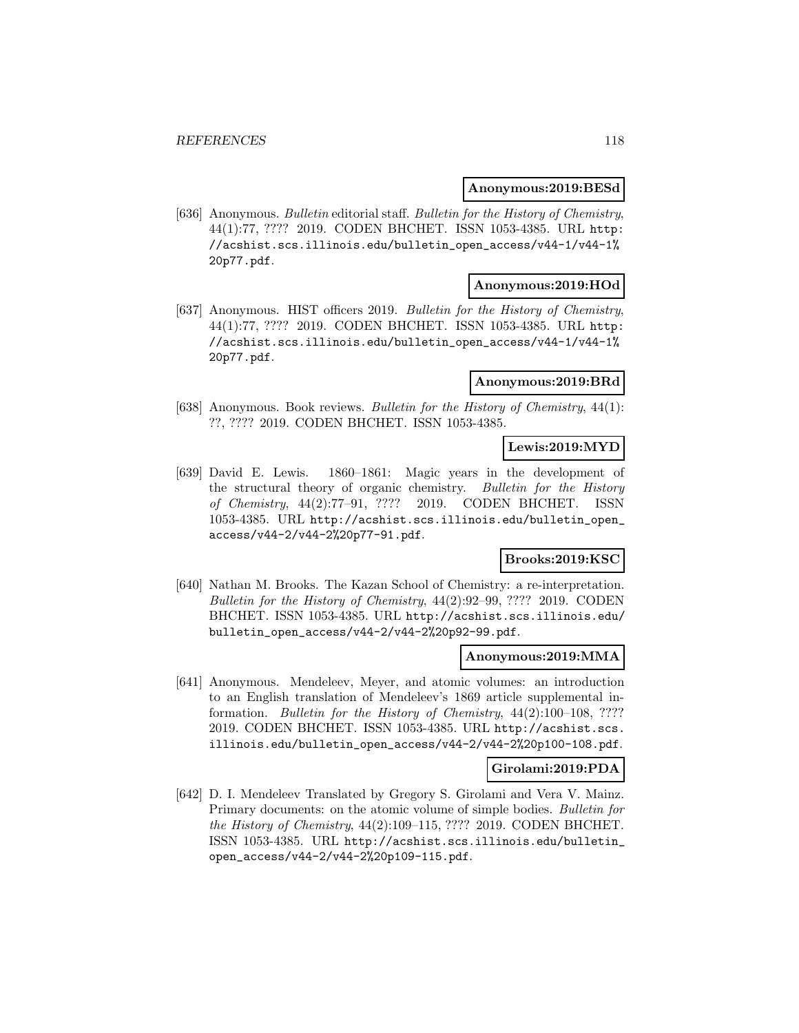**Anonymous:2019:BESd**

[636] Anonymous. *Bulletin* editorial staff. *Bulletin for the History of Chemistry*, 44(1):77, ???? 2019. CODEN BHCHET. ISSN 1053-4385. URL http://acshist.scs.illinois.edu/bulletin_open_access/v44-1/v44-1%20p77.pdf.

**Anonymous:2019:HOd**

[637] Anonymous. HIST officers 2019. *Bulletin for the History of Chemistry*, 44(1):77, ???? 2019. CODEN BHCHET. ISSN 1053-4385. URL http://acshist.scs.illinois.edu/bulletin_open_access/v44-1/v44-1%20p77.pdf.

**Anonymous:2019:BRd**

[638] Anonymous. Book reviews. *Bulletin for the History of Chemistry*, 44(1): ??, ???? 2019. CODEN BHCHET. ISSN 1053-4385.

**Lewis:2019:MYD**

[639] David E. Lewis. 1860–1861: Magic years in the development of the structural theory of organic chemistry. *Bulletin for the History of Chemistry*, 44(2):77–91, ???? 2019. CODEN BHCHET. ISSN 1053-4385. URL http://acshist.scs.illinois.edu/bulletin_open_access/v44-2/v44-2%20p77-91.pdf.

**Brooks:2019:KSC**

[640] Nathan M. Brooks. The Kazan School of Chemistry: a re-interpretation. *Bulletin for the History of Chemistry*, 44(2):92–99, ???? 2019. CODEN BHCHET. ISSN 1053-4385. URL http://acshist.scs.illinois.edu/bulletin_open_access/v44-2/v44-2%20p92-99.pdf.

**Anonymous:2019:MMA**

[641] Anonymous. Mendeleev, Meyer, and atomic volumes: an introduction to an English translation of Mendeleev's 1869 article supplemental information. *Bulletin for the History of Chemistry*, 44(2):100–108, ???? 2019. CODEN BHCHET. ISSN 1053-4385. URL http://acshist.scs.illinois.edu/bulletin_open_access/v44-2/v44-2%20p100-108.pdf.

**Girolami:2019:PDA**

[642] D. I. Mendeleev Translated by Gregory S. Girolami and Vera V. Mainz. Primary documents: on the atomic volume of simple bodies. *Bulletin for the History of Chemistry*, 44(2):109–115, ???? 2019. CODEN BHCHET. ISSN 1053-4385. URL http://acshist.scs.illinois.edu/bulletin_open_access/v44-2/v44-2%20p109-115.pdf.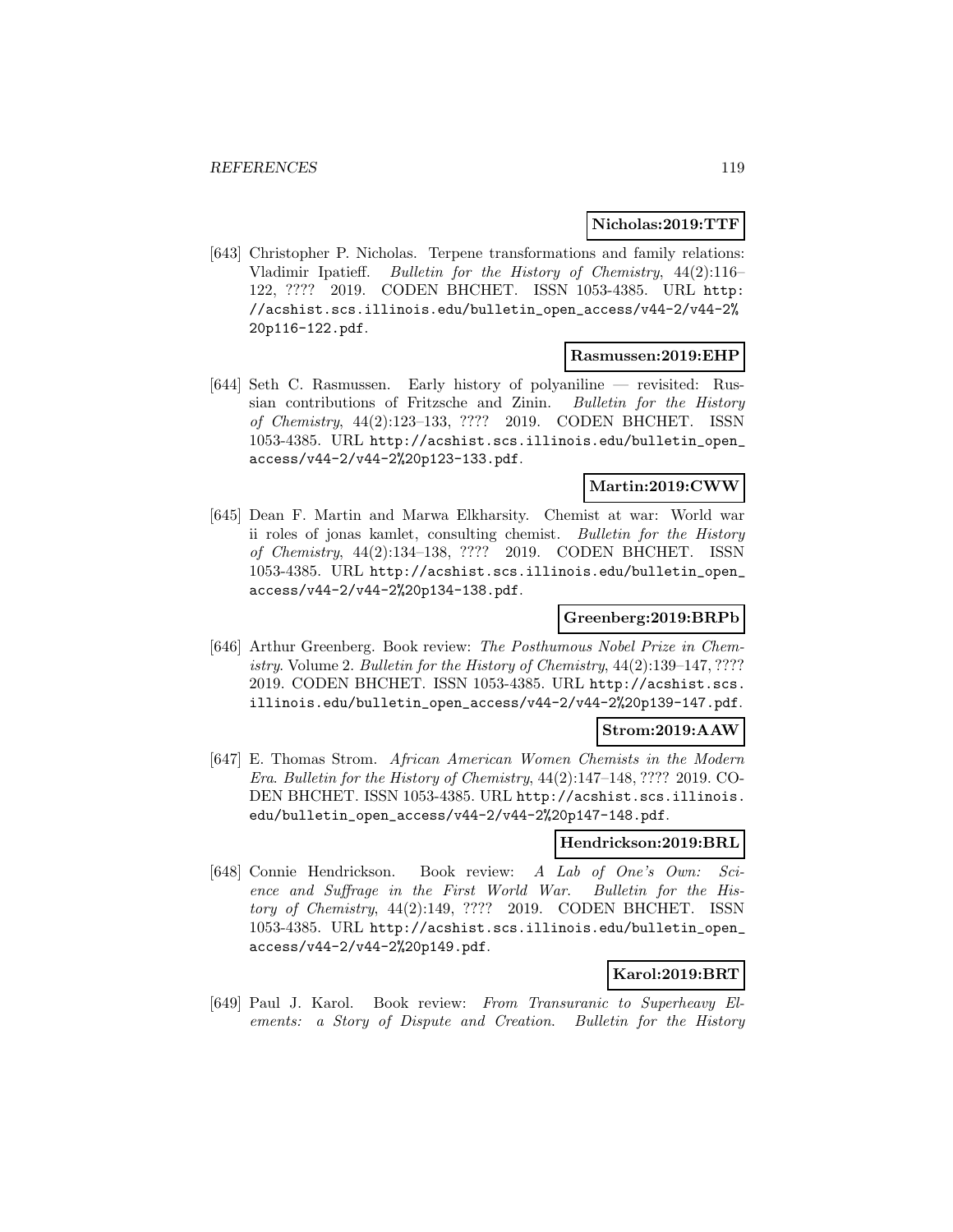**Nicholas:2019:TTF**

[643] Christopher P. Nicholas. Terpene transformations and family relations: Vladimir Ipatieff. *Bulletin for the History of Chemistry*, 44(2):116–122, ???? 2019. CODEN BHCHET. ISSN 1053-4385. URL http://acshist.scs.illinois.edu/bulletin_open_access/v44-2/v44-2%20p116-122.pdf.

**Rasmussen:2019:EHP**

[644] Seth C. Rasmussen. Early history of polyaniline — revisited: Russian contributions of Fritzsche and Zinin. *Bulletin for the History of Chemistry*, 44(2):123–133, ???? 2019. CODEN BHCHET. ISSN 1053-4385. URL http://acshist.scs.illinois.edu/bulletin_open_access/v44-2/v44-2%20p123-133.pdf.

**Martin:2019:CWW**

[645] Dean F. Martin and Marwa Elkharsity. Chemist at war: World war ii roles of jonas kamlet, consulting chemist. *Bulletin for the History of Chemistry*, 44(2):134–138, ???? 2019. CODEN BHCHET. ISSN 1053-4385. URL http://acshist.scs.illinois.edu/bulletin_open_access/v44-2/v44-2%20p134-138.pdf.

**Greenberg:2019:BRPb**

[646] Arthur Greenberg. Book review: *The Posthumous Nobel Prize in Chemistry*. Volume 2. *Bulletin for the History of Chemistry*, 44(2):139–147, ???? 2019. CODEN BHCHET. ISSN 1053-4385. URL http://acshist.scs.illinois.edu/bulletin_open_access/v44-2/v44-2%20p139-147.pdf.

**Strom:2019:AAW**

[647] E. Thomas Strom. *African American Women Chemists in the Modern Era*. *Bulletin for the History of Chemistry*, 44(2):147–148, ???? 2019. CODEN BHCHET. ISSN 1053-4385. URL http://acshist.scs.illinois.edu/bulletin_open_access/v44-2/v44-2%20p147-148.pdf.

**Hendrickson:2019:BRL**

[648] Connie Hendrickson. Book review: *A Lab of One's Own: Science and Suffrage in the First World War*. *Bulletin for the History of Chemistry*, 44(2):149, ???? 2019. CODEN BHCHET. ISSN 1053-4385. URL http://acshist.scs.illinois.edu/bulletin_open_access/v44-2/v44-2%20p149.pdf.

**Karol:2019:BRT**

[649] Paul J. Karol. Book review: *From Transuranic to Superheavy Elements: a Story of Dispute and Creation*. *Bulletin for the History*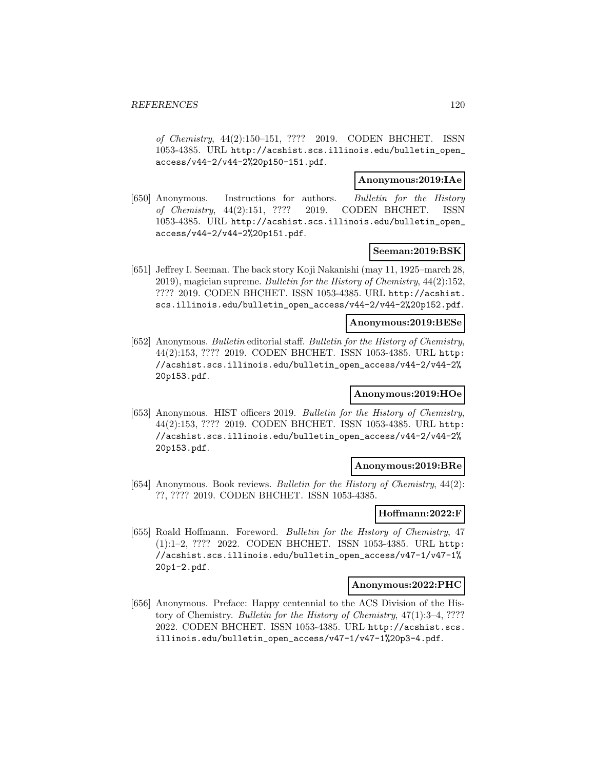of Chemistry, 44(2):150–151, ???? 2019. CODEN BHCHET. ISSN 1053-4385. URL http://acshist.scs.illinois.edu/bulletin_open_access/v44-2/v44-2%20p150-151.pdf.

**Anonymous:2019:IAe**

[650] Anonymous. Instructions for authors. *Bulletin for the History of Chemistry*, 44(2):151, ???? 2019. CODEN BHCHET. ISSN 1053-4385. URL http://acshist.scs.illinois.edu/bulletin_open_access/v44-2/v44-2%20p151.pdf.

**Seeman:2019:BSK**

[651] Jeffrey I. Seeman. The back story Koji Nakanishi (may 11, 1925–march 28, 2019), magician supreme. *Bulletin for the History of Chemistry*, 44(2):152, ???? 2019. CODEN BHCHET. ISSN 1053-4385. URL http://acshist.scs.illinois.edu/bulletin_open_access/v44-2/v44-2%20p152.pdf.

**Anonymous:2019:BESe**

[652] Anonymous. *Bulletin* editorial staff. *Bulletin for the History of Chemistry*, 44(2):153, ???? 2019. CODEN BHCHET. ISSN 1053-4385. URL http://acshist.scs.illinois.edu/bulletin_open_access/v44-2/v44-2%20p153.pdf.

**Anonymous:2019:HOe**

[653] Anonymous. HIST officers 2019. *Bulletin for the History of Chemistry*, 44(2):153, ???? 2019. CODEN BHCHET. ISSN 1053-4385. URL http://acshist.scs.illinois.edu/bulletin_open_access/v44-2/v44-2%20p153.pdf.

**Anonymous:2019:BRe**

[654] Anonymous. Book reviews. *Bulletin for the History of Chemistry*, 44(2): ??, ???? 2019. CODEN BHCHET. ISSN 1053-4385.

**Hoffmann:2022:F**

[655] Roald Hoffmann. Foreword. *Bulletin for the History of Chemistry*, 47 (1):1–2, ???? 2022. CODEN BHCHET. ISSN 1053-4385. URL http://acshist.scs.illinois.edu/bulletin_open_access/v47-1/v47-1%20p1-2.pdf.

**Anonymous:2022:PHC**

[656] Anonymous. Preface: Happy centennial to the ACS Division of the History of Chemistry. *Bulletin for the History of Chemistry*, 47(1):3–4, ???? 2022. CODEN BHCHET. ISSN 1053-4385. URL http://acshist.scs.illinois.edu/bulletin_open_access/v47-1/v47-1%20p3-4.pdf.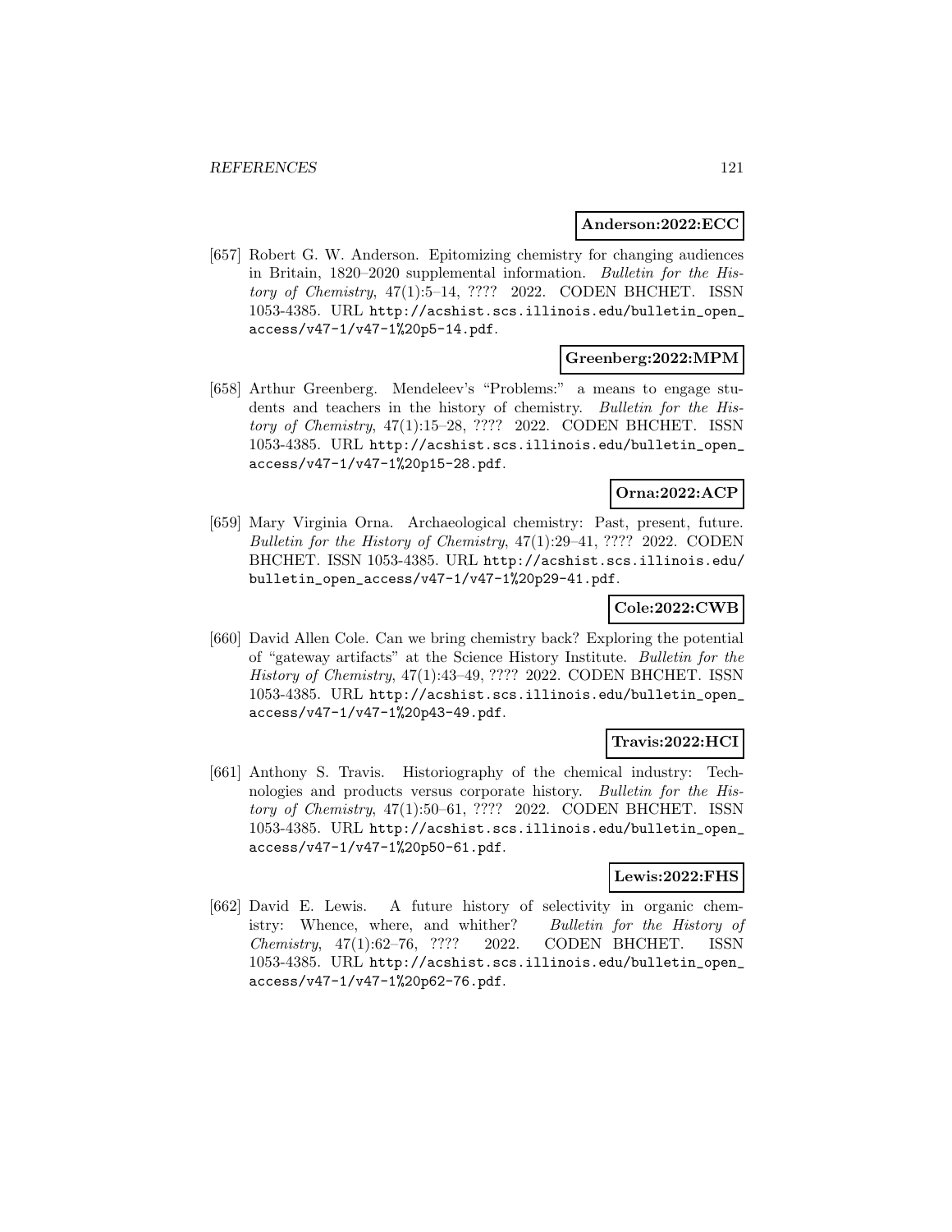**Anderson:2022:ECC**

[657] Robert G. W. Anderson. Epitomizing chemistry for changing audiences in Britain, 1820–2020 supplemental information. *Bulletin for the History of Chemistry*, 47(1):5–14, ???? 2022. CODEN BHCHET. ISSN 1053-4385. URL http://acshist.scs.illinois.edu/bulletin_open_access/v47-1/v47-1%20p5-14.pdf.

**Greenberg:2022:MPM**

[658] Arthur Greenberg. Mendeleev's "Problems:" a means to engage students and teachers in the history of chemistry. *Bulletin for the History of Chemistry*, 47(1):15–28, ???? 2022. CODEN BHCHET. ISSN 1053-4385. URL http://acshist.scs.illinois.edu/bulletin_open_access/v47-1/v47-1%20p15-28.pdf.

**Orna:2022:ACP**

[659] Mary Virginia Orna. Archaeological chemistry: Past, present, future. *Bulletin for the History of Chemistry*, 47(1):29–41, ???? 2022. CODEN BHCHET. ISSN 1053-4385. URL http://acshist.scs.illinois.edu/bulletin_open_access/v47-1/v47-1%20p29-41.pdf.

**Cole:2022:CWB**

[660] David Allen Cole. Can we bring chemistry back? Exploring the potential of "gateway artifacts" at the Science History Institute. *Bulletin for the History of Chemistry*, 47(1):43–49, ???? 2022. CODEN BHCHET. ISSN 1053-4385. URL http://acshist.scs.illinois.edu/bulletin_open_access/v47-1/v47-1%20p43-49.pdf.

**Travis:2022:HCI**

[661] Anthony S. Travis. Historiography of the chemical industry: Technologies and products versus corporate history. *Bulletin for the History of Chemistry*, 47(1):50–61, ???? 2022. CODEN BHCHET. ISSN 1053-4385. URL http://acshist.scs.illinois.edu/bulletin_open_access/v47-1/v47-1%20p50-61.pdf.

**Lewis:2022:FHS**

[662] David E. Lewis. A future history of selectivity in organic chemistry: Whence, where, and whither? *Bulletin for the History of Chemistry*, 47(1):62–76, ???? 2022. CODEN BHCHET. ISSN 1053-4385. URL http://acshist.scs.illinois.edu/bulletin_open_access/v47-1/v47-1%20p62-76.pdf.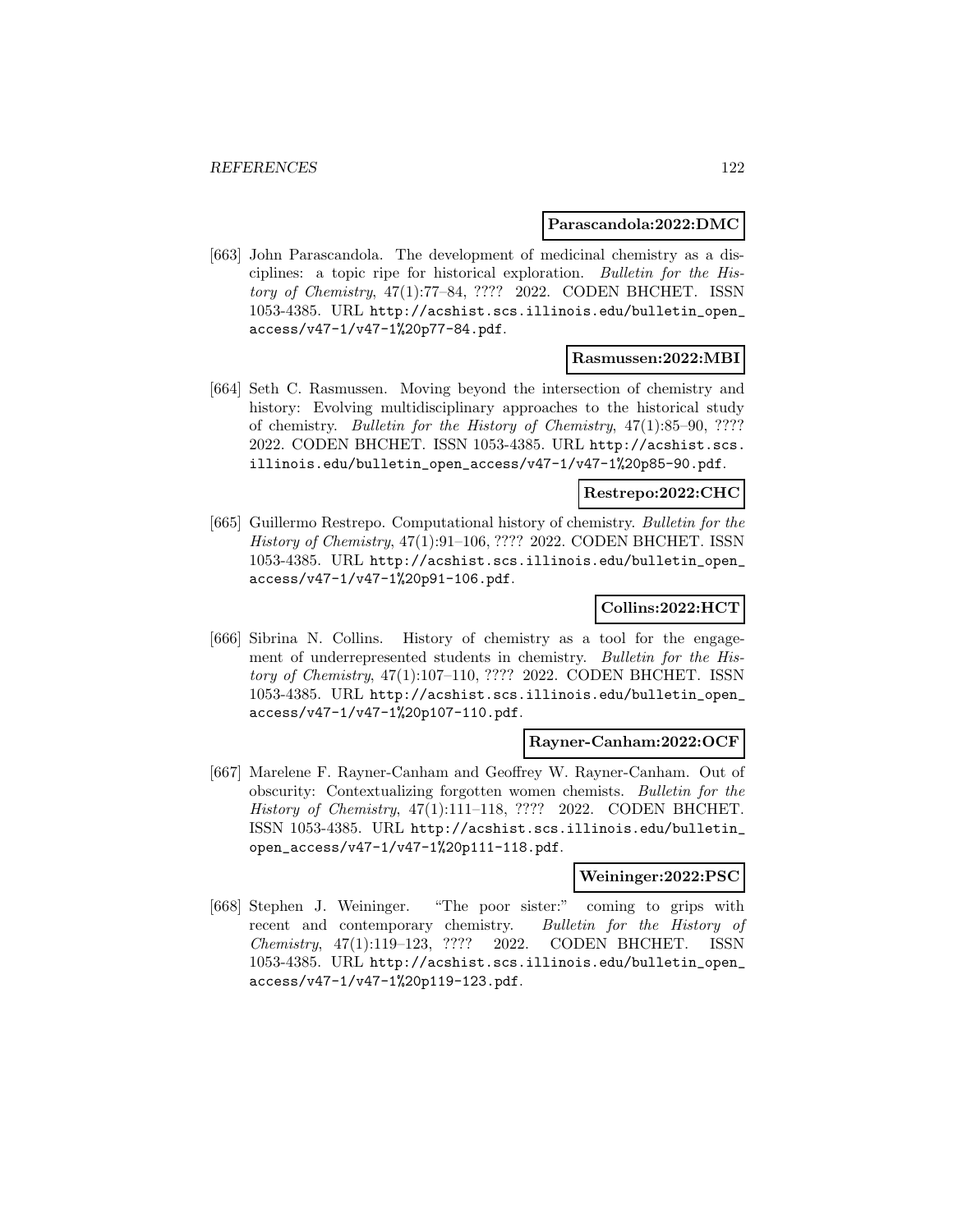**Parascandola:2022:DMC**

[663] John Parascandola. The development of medicinal chemistry as a disciplines: a topic ripe for historical exploration. *Bulletin for the History of Chemistry*, 47(1):77–84, ???? 2022. CODEN BHCHET. ISSN 1053-4385. URL http://acshist.scs.illinois.edu/bulletin_open_access/v47-1/v47-1%20p77-84.pdf.

**Rasmussen:2022:MBI**

[664] Seth C. Rasmussen. Moving beyond the intersection of chemistry and history: Evolving multidisciplinary approaches to the historical study of chemistry. *Bulletin for the History of Chemistry*, 47(1):85–90, ???? 2022. CODEN BHCHET. ISSN 1053-4385. URL http://acshist.scs.illinois.edu/bulletin_open_access/v47-1/v47-1%20p85-90.pdf.

**Restrepo:2022:CHC**

[665] Guillermo Restrepo. Computational history of chemistry. *Bulletin for the History of Chemistry*, 47(1):91–106, ???? 2022. CODEN BHCHET. ISSN 1053-4385. URL http://acshist.scs.illinois.edu/bulletin_open_access/v47-1/v47-1%20p91-106.pdf.

**Collins:2022:HCT**

[666] Sibrina N. Collins. History of chemistry as a tool for the engagement of underrepresented students in chemistry. *Bulletin for the History of Chemistry*, 47(1):107–110, ???? 2022. CODEN BHCHET. ISSN 1053-4385. URL http://acshist.scs.illinois.edu/bulletin_open_access/v47-1/v47-1%20p107-110.pdf.

**Rayner-Canham:2022:OCF**

[667] Marelene F. Rayner-Canham and Geoffrey W. Rayner-Canham. Out of obscurity: Contextualizing forgotten women chemists. *Bulletin for the History of Chemistry*, 47(1):111–118, ???? 2022. CODEN BHCHET. ISSN 1053-4385. URL http://acshist.scs.illinois.edu/bulletin_open_access/v47-1/v47-1%20p111-118.pdf.

**Weininger:2022:PSC**

[668] Stephen J. Weininger. "The poor sister:" coming to grips with recent and contemporary chemistry. *Bulletin for the History of Chemistry*, 47(1):119–123, ???? 2022. CODEN BHCHET. ISSN 1053-4385. URL http://acshist.scs.illinois.edu/bulletin_open_access/v47-1/v47-1%20p119-123.pdf.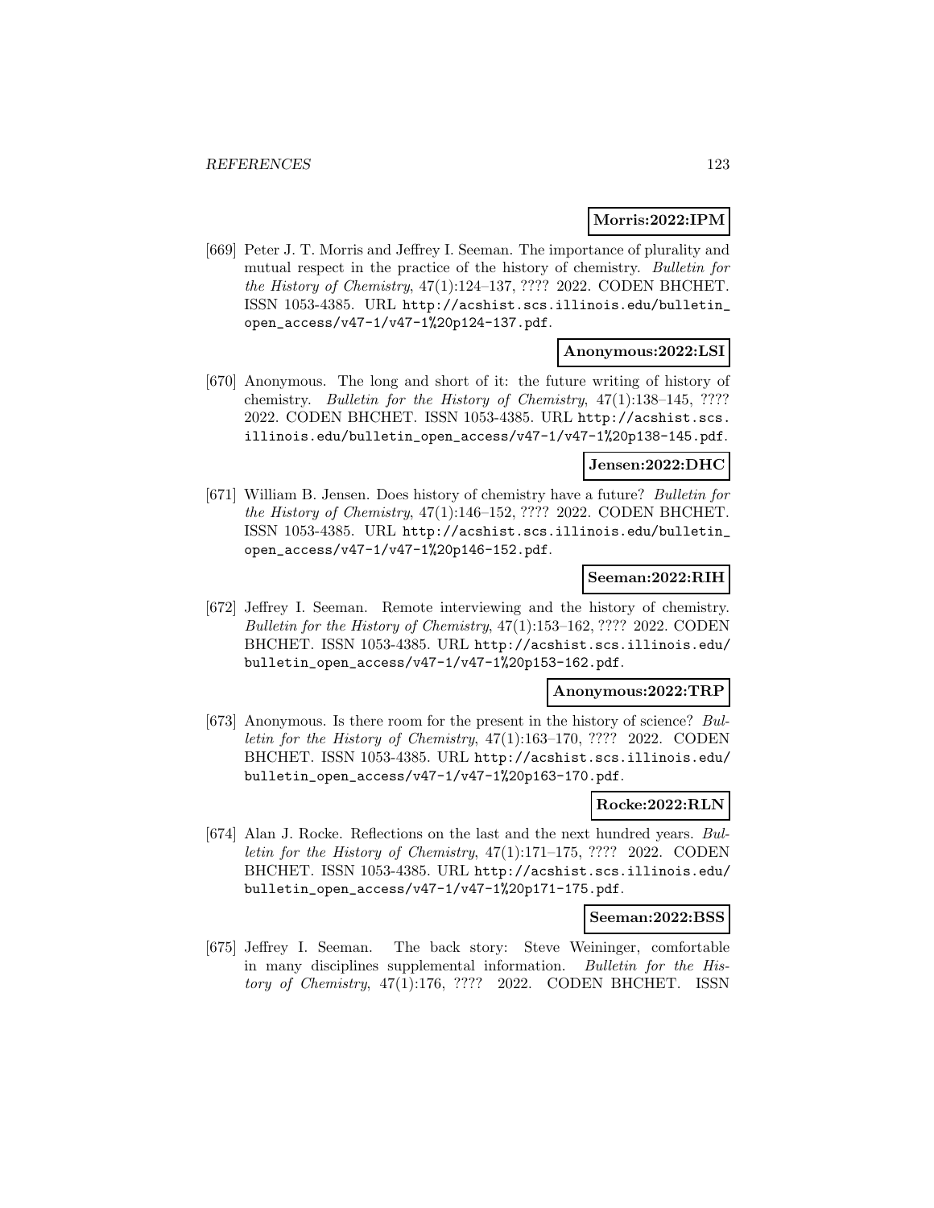**Morris:2022:IPM**

[669] Peter J. T. Morris and Jeffrey I. Seeman. The importance of plurality and mutual respect in the practice of the history of chemistry. *Bulletin for the History of Chemistry*, 47(1):124–137, ???? 2022. CODEN BHCHET. ISSN 1053-4385. URL http://acshist.scs.illinois.edu/bulletin_open_access/v47-1/v47-1%20p124-137.pdf.

**Anonymous:2022:LSI**

[670] Anonymous. The long and short of it: the future writing of history of chemistry. *Bulletin for the History of Chemistry*, 47(1):138–145, ???? 2022. CODEN BHCHET. ISSN 1053-4385. URL http://acshist.scs.illinois.edu/bulletin_open_access/v47-1/v47-1%20p138-145.pdf.

**Jensen:2022:DHC**

[671] William B. Jensen. Does history of chemistry have a future? *Bulletin for the History of Chemistry*, 47(1):146–152, ???? 2022. CODEN BHCHET. ISSN 1053-4385. URL http://acshist.scs.illinois.edu/bulletin_open_access/v47-1/v47-1%20p146-152.pdf.

**Seeman:2022:RIH**

[672] Jeffrey I. Seeman. Remote interviewing and the history of chemistry. *Bulletin for the History of Chemistry*, 47(1):153–162, ???? 2022. CODEN BHCHET. ISSN 1053-4385. URL http://acshist.scs.illinois.edu/bulletin_open_access/v47-1/v47-1%20p153-162.pdf.

**Anonymous:2022:TRP**

[673] Anonymous. Is there room for the present in the history of science? *Bulletin for the History of Chemistry*, 47(1):163–170, ???? 2022. CODEN BHCHET. ISSN 1053-4385. URL http://acshist.scs.illinois.edu/bulletin_open_access/v47-1/v47-1%20p163-170.pdf.

**Rocke:2022:RLN**

[674] Alan J. Rocke. Reflections on the last and the next hundred years. *Bulletin for the History of Chemistry*, 47(1):171–175, ???? 2022. CODEN BHCHET. ISSN 1053-4385. URL http://acshist.scs.illinois.edu/bulletin_open_access/v47-1/v47-1%20p171-175.pdf.

**Seeman:2022:BSS**

[675] Jeffrey I. Seeman. The back story: Steve Weininger, comfortable in many disciplines supplemental information. *Bulletin for the History of Chemistry*, 47(1):176, ???? 2022. CODEN BHCHET. ISSN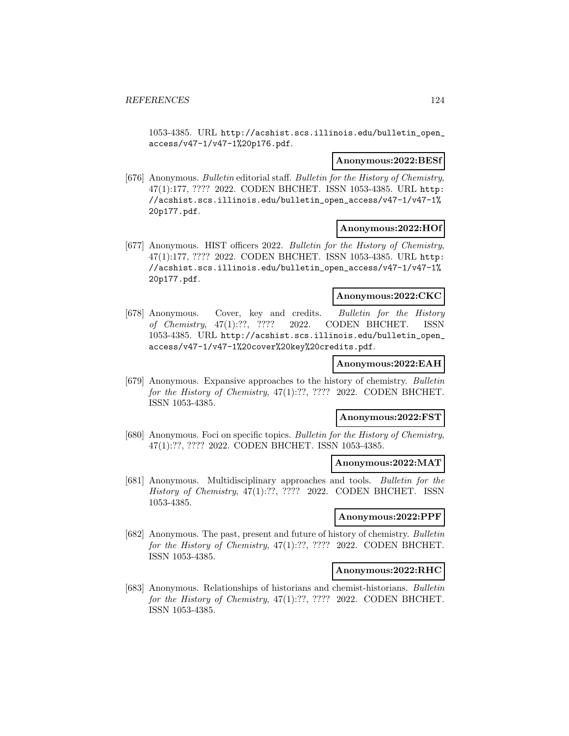1053-4385. URL http://acshist.scs.illinois.edu/bulletin_open_access/v47-1/v47-1%20p176.pdf.

**Anonymous:2022:BESf**

[676] Anonymous. *Bulletin* editorial staff. *Bulletin for the History of Chemistry*, 47(1):177, ???? 2022. CODEN BHCHET. ISSN 1053-4385. URL http://acshist.scs.illinois.edu/bulletin_open_access/v47-1/v47-1%20p177.pdf.

**Anonymous:2022:HOf**

[677] Anonymous. HIST officers 2022. *Bulletin for the History of Chemistry*, 47(1):177, ???? 2022. CODEN BHCHET. ISSN 1053-4385. URL http://acshist.scs.illinois.edu/bulletin_open_access/v47-1/v47-1%20p177.pdf.

**Anonymous:2022:CKC**

[678] Anonymous. Cover, key and credits. *Bulletin for the History of Chemistry*, 47(1):??, ???? 2022. CODEN BHCHET. ISSN 1053-4385. URL http://acshist.scs.illinois.edu/bulletin_open_access/v47-1/v47-1%20cover%20key%20credits.pdf.

**Anonymous:2022:EAH**

[679] Anonymous. Expansive approaches to the history of chemistry. *Bulletin for the History of Chemistry*, 47(1):??, ???? 2022. CODEN BHCHET. ISSN 1053-4385.

**Anonymous:2022:FST**

[680] Anonymous. Foci on specific topics. *Bulletin for the History of Chemistry*, 47(1):??, ???? 2022. CODEN BHCHET. ISSN 1053-4385.

**Anonymous:2022:MAT**

[681] Anonymous. Multidisciplinary approaches and tools. *Bulletin for the History of Chemistry*, 47(1):??, ???? 2022. CODEN BHCHET. ISSN 1053-4385.

**Anonymous:2022:PPF**

[682] Anonymous. The past, present and future of history of chemistry. *Bulletin for the History of Chemistry*, 47(1):??, ???? 2022. CODEN BHCHET. ISSN 1053-4385.

**Anonymous:2022:RHC**

[683] Anonymous. Relationships of historians and chemist-historians. *Bulletin for the History of Chemistry*, 47(1):??, ???? 2022. CODEN BHCHET. ISSN 1053-4385.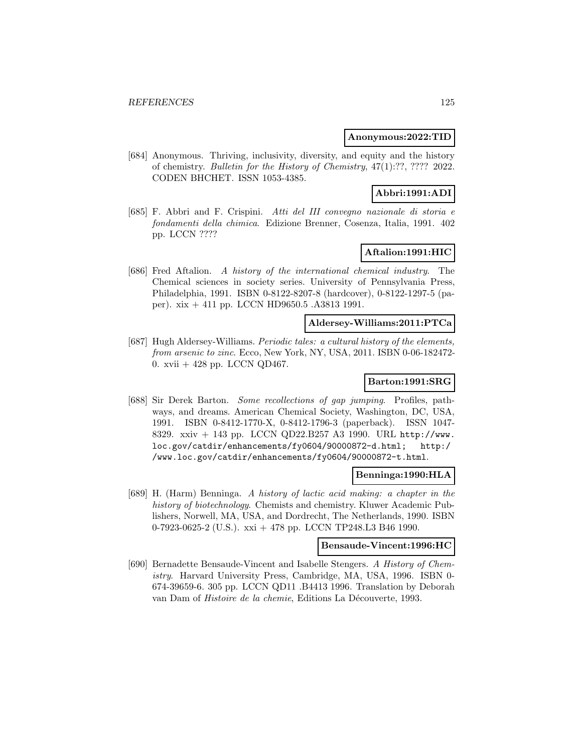**Anonymous:2022:TID**

[684] Anonymous. Thriving, inclusivity, diversity, and equity and the history of chemistry. *Bulletin for the History of Chemistry*, 47(1):??, ???? 2022. CODEN BHCHET. ISSN 1053-4385.

**Abbri:1991:ADI**

[685] F. Abbri and F. Crispini. *Atti del III convegno nazionale di storia e fondamenti della chimica*. Edizione Brenner, Cosenza, Italia, 1991. 402 pp. LCCN ????

**Aftalion:1991:HIC**

[686] Fred Aftalion. *A history of the international chemical industry*. The Chemical sciences in society series. University of Pennsylvania Press, Philadelphia, 1991. ISBN 0-8122-8207-8 (hardcover), 0-8122-1297-5 (paper). xix + 411 pp. LCCN HD9650.5 .A3813 1991.

**Aldersey-Williams:2011:PTCa**

[687] Hugh Aldersey-Williams. *Periodic tales: a cultural history of the elements, from arsenic to zinc*. Ecco, New York, NY, USA, 2011. ISBN 0-06-182472-0. xvii + 428 pp. LCCN QD467.

**Barton:1991:SRG**

[688] Sir Derek Barton. *Some recollections of gap jumping*. Profiles, pathways, and dreams. American Chemical Society, Washington, DC, USA, 1991. ISBN 0-8412-1770-X, 0-8412-1796-3 (paperback). ISSN 1047-8329. xxiv + 143 pp. LCCN QD22.B257 A3 1990. URL http://www.loc.gov/catdir/enhancements/fy0604/90000872-d.html; http://www.loc.gov/catdir/enhancements/fy0604/90000872-t.html.

**Benninga:1990:HLA**

[689] H. (Harm) Benninga. *A history of lactic acid making: a chapter in the history of biotechnology*. Chemists and chemistry. Kluwer Academic Publishers, Norwell, MA, USA, and Dordrecht, The Netherlands, 1990. ISBN 0-7923-0625-2 (U.S.). xxi + 478 pp. LCCN TP248.L3 B46 1990.

**Bensaude-Vincent:1996:HC**

[690] Bernadette Bensaude-Vincent and Isabelle Stengers. *A History of Chemistry*. Harvard University Press, Cambridge, MA, USA, 1996. ISBN 0-674-39659-6. 305 pp. LCCN QD11 .B4413 1996. Translation by Deborah van Dam of *Histoire de la chemie*, Editions La Découverte, 1993.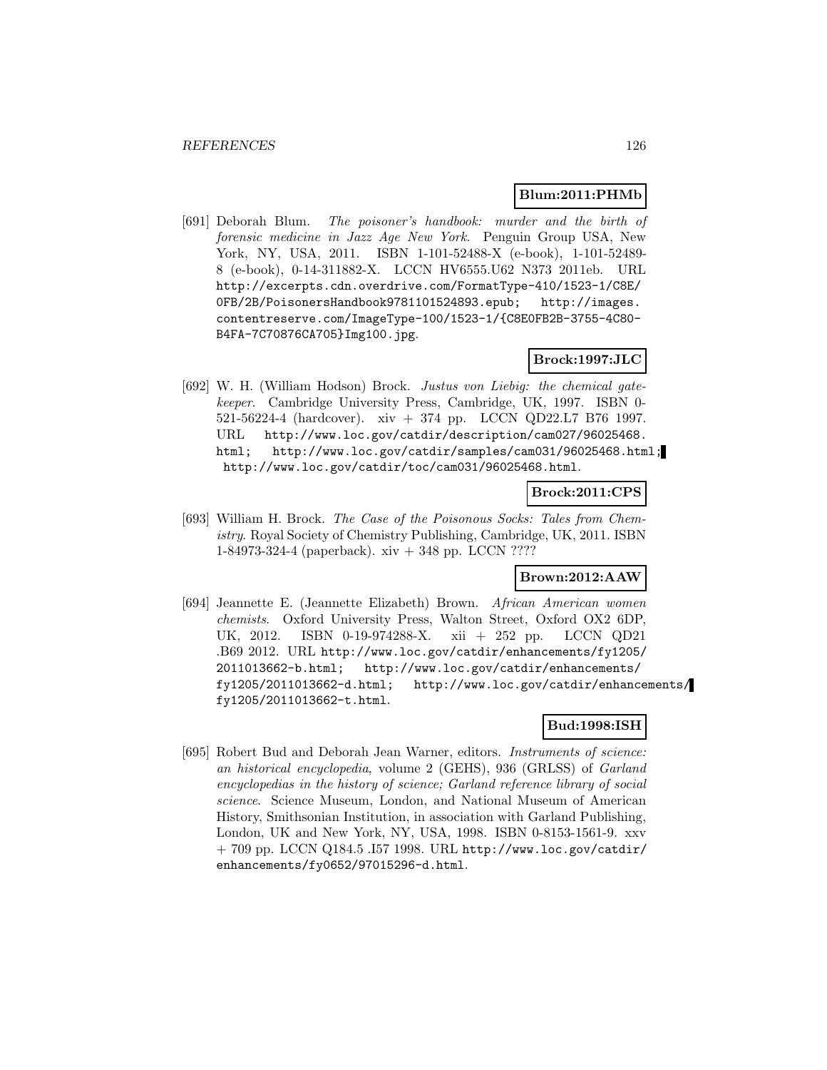**Blum:2011:PHMb**

[691] Deborah Blum. *The poisoner's handbook: murder and the birth of forensic medicine in Jazz Age New York*. Penguin Group USA, New York, NY, USA, 2011. ISBN 1-101-52488-X (e-book), 1-101-52489-8 (e-book), 0-14-311882-X. LCCN HV6555.U62 N373 2011eb. URL http://excerpts.cdn.overdrive.com/FormatType-410/1523-1/C8E/0FB/2B/PoisonersHandbook9781101524893.epub; http://images.contentreserve.com/ImageType-100/1523-1/{C8E0FB2B-3755-4C80-B4FA-7C70876CA705}Img100.jpg.

**Brock:1997:JLC**

[692] W. H. (William Hodson) Brock. *Justus von Liebig: the chemical gatekeeper*. Cambridge University Press, Cambridge, UK, 1997. ISBN 0-521-56224-4 (hardcover). xiv + 374 pp. LCCN QD22.L7 B76 1997. URL http://www.loc.gov/catdir/description/cam027/96025468.html; http://www.loc.gov/catdir/samples/cam031/96025468.html; http://www.loc.gov/catdir/toc/cam031/96025468.html.

**Brock:2011:CPS**

[693] William H. Brock. *The Case of the Poisonous Socks: Tales from Chemistry*. Royal Society of Chemistry Publishing, Cambridge, UK, 2011. ISBN 1-84973-324-4 (paperback). xiv + 348 pp. LCCN ????

**Brown:2012:AAW**

[694] Jeannette E. (Jeannette Elizabeth) Brown. *African American women chemists*. Oxford University Press, Walton Street, Oxford OX2 6DP, UK, 2012. ISBN 0-19-974288-X. xii + 252 pp. LCCN QD21 .B69 2012. URL http://www.loc.gov/catdir/enhancements/fy1205/2011013662-b.html; http://www.loc.gov/catdir/enhancements/fy1205/2011013662-d.html; http://www.loc.gov/catdir/enhancements/fy1205/2011013662-t.html.

**Bud:1998:ISH**

[695] Robert Bud and Deborah Jean Warner, editors. *Instruments of science: an historical encyclopedia*, volume 2 (GEHS), 936 (GRLSS) of *Garland encyclopedias in the history of science; Garland reference library of social science*. Science Museum, London, and National Museum of American History, Smithsonian Institution, in association with Garland Publishing, London, UK and New York, NY, USA, 1998. ISBN 0-8153-1561-9. xxv + 709 pp. LCCN Q184.5 .I57 1998. URL http://www.loc.gov/catdir/enhancements/fy0652/97015296-d.html.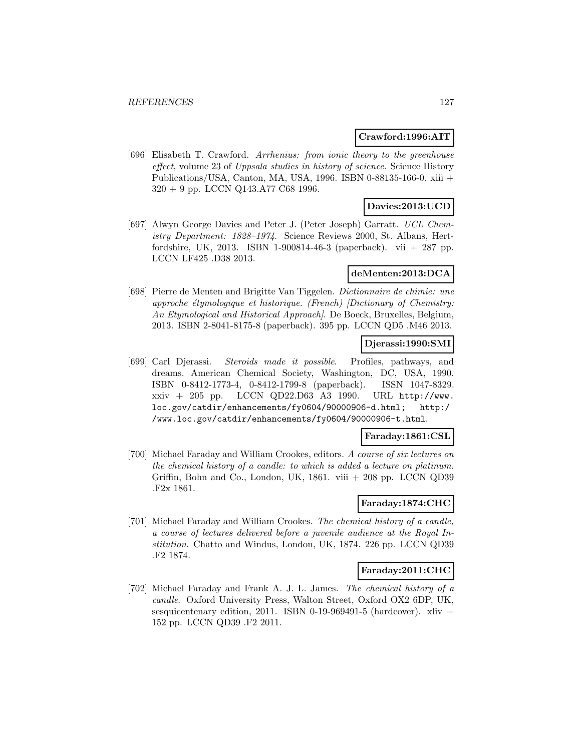**Crawford:1996:AIT**

[696] Elisabeth T. Crawford. *Arrhenius: from ionic theory to the greenhouse effect*, volume 23 of *Uppsala studies in history of science*. Science History Publications/USA, Canton, MA, USA, 1996. ISBN 0-88135-166-0. xiii + 320 + 9 pp. LCCN Q143.A77 C68 1996.

**Davies:2013:UCD**

[697] Alwyn George Davies and Peter J. (Peter Joseph) Garratt. *UCL Chemistry Department: 1828–1974*. Science Reviews 2000, St. Albans, Hertfordshire, UK, 2013. ISBN 1-900814-46-3 (paperback). vii + 287 pp. LCCN LF425 .D38 2013.

**deMenten:2013:DCA**

[698] Pierre de Menten and Brigitte Van Tiggelen. *Dictionnaire de chimie: une approche étymologique et historique. (French) [Dictionary of Chemistry: An Etymological and Historical Approach]*. De Boeck, Bruxelles, Belgium, 2013. ISBN 2-8041-8175-8 (paperback). 395 pp. LCCN QD5 .M46 2013.

**Djerassi:1990:SMI**

[699] Carl Djerassi. *Steroids made it possible*. Profiles, pathways, and dreams. American Chemical Society, Washington, DC, USA, 1990. ISBN 0-8412-1773-4, 0-8412-1799-8 (paperback). ISSN 1047-8329. xxiv + 205 pp. LCCN QD22.D63 A3 1990. URL http://www.loc.gov/catdir/enhancements/fy0604/90000906-d.html; http://www.loc.gov/catdir/enhancements/fy0604/90000906-t.html.

**Faraday:1861:CSL**

[700] Michael Faraday and William Crookes, editors. *A course of six lectures on the chemical history of a candle: to which is added a lecture on platinum*. Griffin, Bohn and Co., London, UK, 1861. viii + 208 pp. LCCN QD39 .F2x 1861.

**Faraday:1874:CHC**

[701] Michael Faraday and William Crookes. *The chemical history of a candle, a course of lectures delivered before a juvenile audience at the Royal Institution*. Chatto and Windus, London, UK, 1874. 226 pp. LCCN QD39 .F2 1874.

**Faraday:2011:CHC**

[702] Michael Faraday and Frank A. J. L. James. *The chemical history of a candle*. Oxford University Press, Walton Street, Oxford OX2 6DP, UK, sesquicentenary edition, 2011. ISBN 0-19-969491-5 (hardcover). xliv + 152 pp. LCCN QD39 .F2 2011.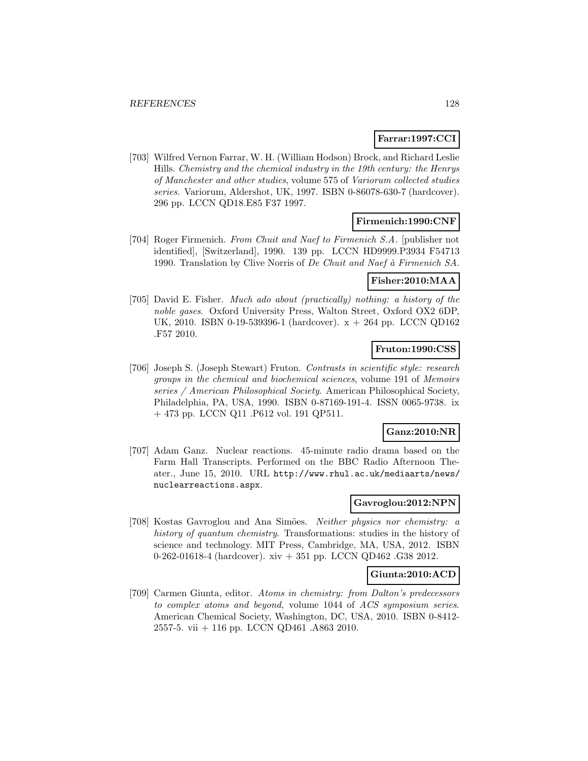**Farrar:1997:CCI**

[703] Wilfred Vernon Farrar, W. H. (William Hodson) Brock, and Richard Leslie Hills. *Chemistry and the chemical industry in the 19th century: the Henrys of Manchester and other studies*, volume 575 of *Variorum collected studies series*. Variorum, Aldershot, UK, 1997. ISBN 0-86078-630-7 (hardcover). 296 pp. LCCN QD18.E85 F37 1997.

**Firmenich:1990:CNF**

[704] Roger Firmenich. *From Chuit and Naef to Firmenich S.A.* [publisher not identified], [Switzerland], 1990. 139 pp. LCCN HD9999.P3934 F54713 1990. Translation by Clive Norris of *De Chuit and Naef à Firmenich SA*.

**Fisher:2010:MAA**

[705] David E. Fisher. *Much ado about (practically) nothing: a history of the noble gases*. Oxford University Press, Walton Street, Oxford OX2 6DP, UK, 2010. ISBN 0-19-539396-1 (hardcover). x + 264 pp. LCCN QD162 .F57 2010.

**Fruton:1990:CSS**

[706] Joseph S. (Joseph Stewart) Fruton. *Contrasts in scientific style: research groups in the chemical and biochemical sciences*, volume 191 of *Memoirs series / American Philosophical Society*. American Philosophical Society, Philadelphia, PA, USA, 1990. ISBN 0-87169-191-4. ISSN 0065-9738. ix + 473 pp. LCCN Q11 .P612 vol. 191 QP511.

**Ganz:2010:NR**

[707] Adam Ganz. Nuclear reactions. 45-minute radio drama based on the Farm Hall Transcripts. Performed on the BBC Radio Afternoon Theater., June 15, 2010. URL http://www.rhul.ac.uk/mediaarts/news/nuclearreactions.aspx.

**Gavroglou:2012:NPN**

[708] Kostas Gavroglou and Ana Simões. *Neither physics nor chemistry: a history of quantum chemistry*. Transformations: studies in the history of science and technology. MIT Press, Cambridge, MA, USA, 2012. ISBN 0-262-01618-4 (hardcover). xiv + 351 pp. LCCN QD462 .G38 2012.

**Giunta:2010:ACD**

[709] Carmen Giunta, editor. *Atoms in chemistry: from Dalton's predecessors to complex atoms and beyond*, volume 1044 of *ACS symposium series*. American Chemical Society, Washington, DC, USA, 2010. ISBN 0-8412-2557-5. vii + 116 pp. LCCN QD461 .A863 2010.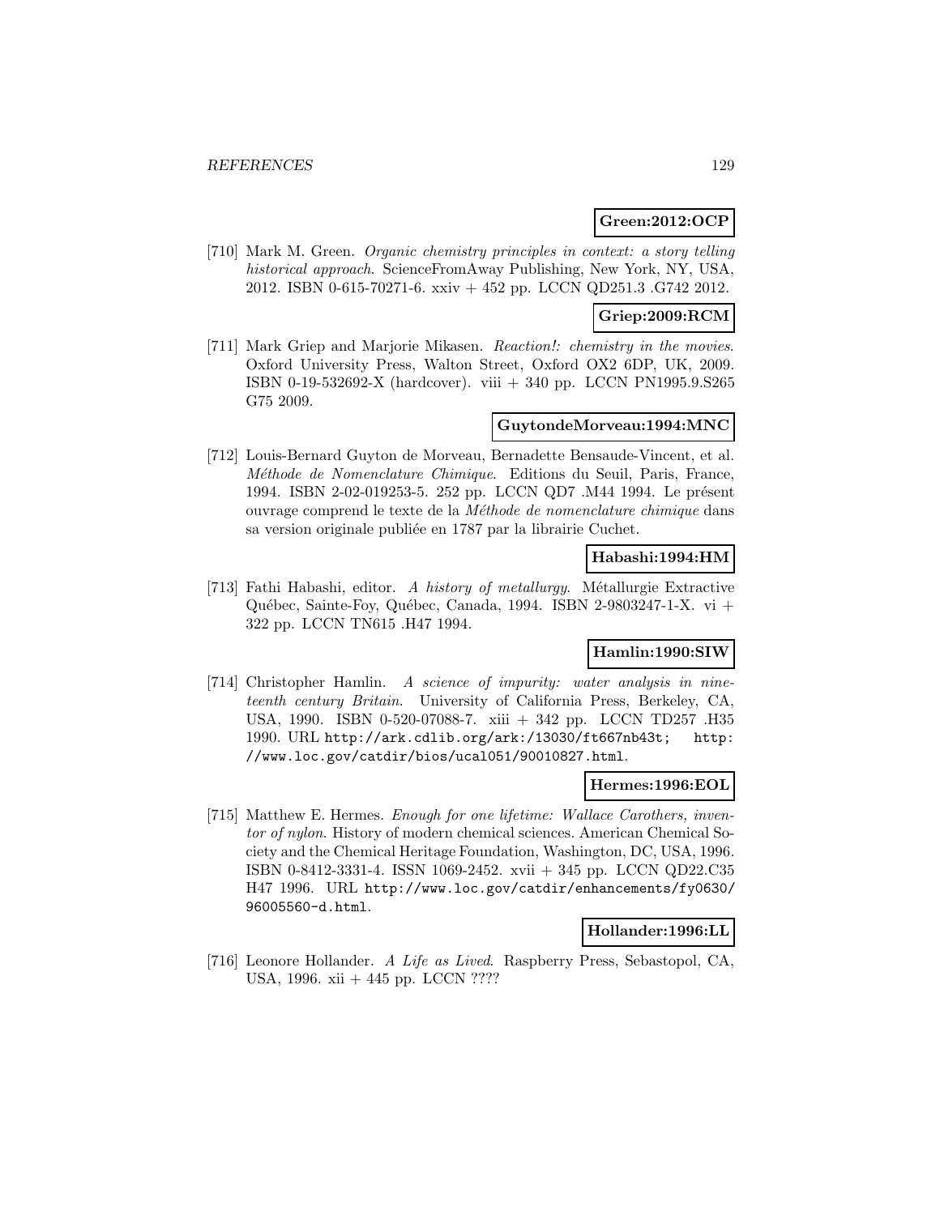**Green:2012:OCP**

[710] Mark M. Green. *Organic chemistry principles in context: a story telling historical approach*. ScienceFromAway Publishing, New York, NY, USA, 2012. ISBN 0-615-70271-6. xxiv + 452 pp. LCCN QD251.3 .G742 2012.

**Griep:2009:RCM**

[711] Mark Griep and Marjorie Mikasen. *Reaction!: chemistry in the movies*. Oxford University Press, Walton Street, Oxford OX2 6DP, UK, 2009. ISBN 0-19-532692-X (hardcover). viii + 340 pp. LCCN PN1995.9.S265 G75 2009.

**GuytondeMorveau:1994:MNC**

[712] Louis-Bernard Guyton de Morveau, Bernadette Bensaude-Vincent, et al. *Méthode de Nomenclature Chimique*. Editions du Seuil, Paris, France, 1994. ISBN 2-02-019253-5. 252 pp. LCCN QD7 .M44 1994. Le présent ouvrage comprend le texte de la *Méthode de nomenclature chimique* dans sa version originale publiée en 1787 par la librairie Cuchet.

**Habashi:1994:HM**

[713] Fathi Habashi, editor. *A history of metallurgy*. Métallurgie Extractive Québec, Sainte-Foy, Québec, Canada, 1994. ISBN 2-9803247-1-X. vi + 322 pp. LCCN TN615 .H47 1994.

**Hamlin:1990:SIW**

[714] Christopher Hamlin. *A science of impurity: water analysis in nineteenth century Britain*. University of California Press, Berkeley, CA, USA, 1990. ISBN 0-520-07088-7. xiii + 342 pp. LCCN TD257 .H35 1990. URL http://ark.cdlib.org/ark:/13030/ft667nb43t; http://www.loc.gov/catdir/bios/ucal051/90010827.html.

**Hermes:1996:EOL**

[715] Matthew E. Hermes. *Enough for one lifetime: Wallace Carothers, inventor of nylon*. History of modern chemical sciences. American Chemical Society and the Chemical Heritage Foundation, Washington, DC, USA, 1996. ISBN 0-8412-3331-4. ISSN 1069-2452. xvii + 345 pp. LCCN QD22.C35 H47 1996. URL http://www.loc.gov/catdir/enhancements/fy0630/96005560-d.html.

**Hollander:1996:LL**

[716] Leonore Hollander. *A Life as Lived*. Raspberry Press, Sebastopol, CA, USA, 1996. xii + 445 pp. LCCN ????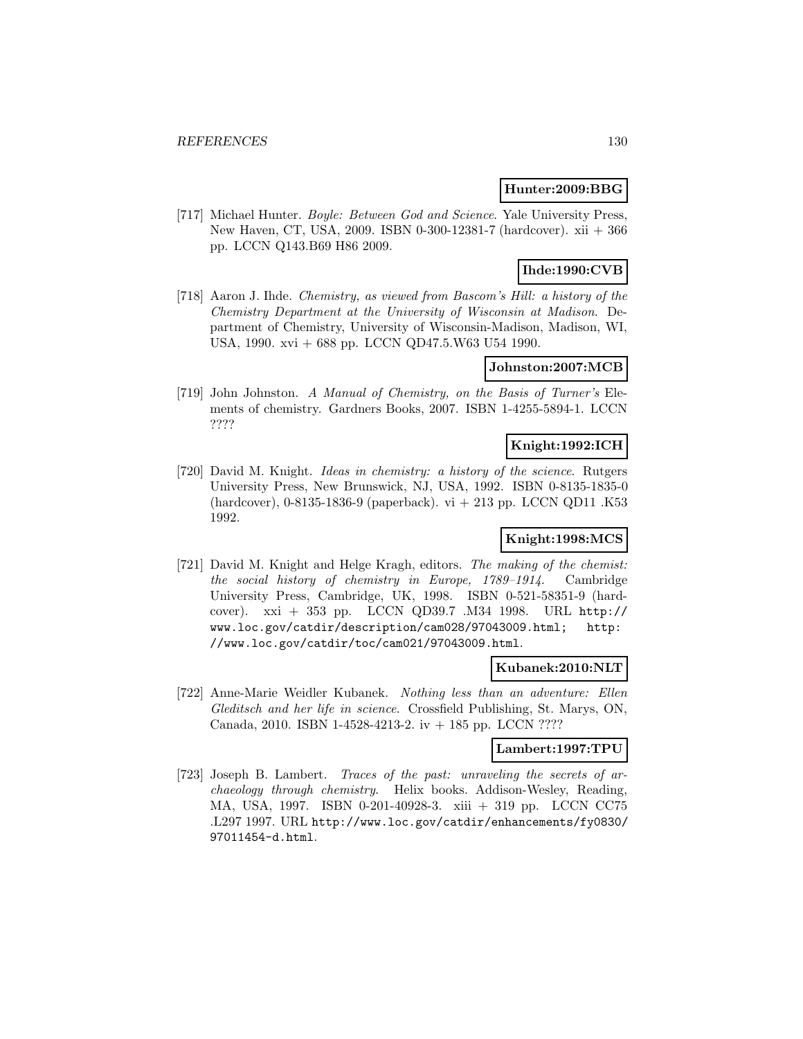**Hunter:2009:BBG**

[717] Michael Hunter. *Boyle: Between God and Science*. Yale University Press, New Haven, CT, USA, 2009. ISBN 0-300-12381-7 (hardcover). xii + 366 pp. LCCN Q143.B69 H86 2009.

**Ihde:1990:CVB**

[718] Aaron J. Ihde. *Chemistry, as viewed from Bascom's Hill: a history of the Chemistry Department at the University of Wisconsin at Madison*. Department of Chemistry, University of Wisconsin-Madison, Madison, WI, USA, 1990. xvi + 688 pp. LCCN QD47.5.W63 U54 1990.

**Johnston:2007:MCB**

[719] John Johnston. *A Manual of Chemistry, on the Basis of Turner's* Elements of chemistry. Gardners Books, 2007. ISBN 1-4255-5894-1. LCCN ????

**Knight:1992:ICH**

[720] David M. Knight. *Ideas in chemistry: a history of the science*. Rutgers University Press, New Brunswick, NJ, USA, 1992. ISBN 0-8135-1835-0 (hardcover), 0-8135-1836-9 (paperback). vi + 213 pp. LCCN QD11 .K53 1992.

**Knight:1998:MCS**

[721] David M. Knight and Helge Kragh, editors. *The making of the chemist: the social history of chemistry in Europe, 1789–1914*. Cambridge University Press, Cambridge, UK, 1998. ISBN 0-521-58351-9 (hardcover). xxi + 353 pp. LCCN QD39.7 .M34 1998. URL http://www.loc.gov/catdir/description/cam028/97043009.html; http://www.loc.gov/catdir/toc/cam021/97043009.html.

**Kubanek:2010:NLT**

[722] Anne-Marie Weidler Kubanek. *Nothing less than an adventure: Ellen Gleditsch and her life in science*. Crossfield Publishing, St. Marys, ON, Canada, 2010. ISBN 1-4528-4213-2. iv + 185 pp. LCCN ????

**Lambert:1997:TPU**

[723] Joseph B. Lambert. *Traces of the past: unraveling the secrets of archaeology through chemistry*. Helix books. Addison-Wesley, Reading, MA, USA, 1997. ISBN 0-201-40928-3. xiii + 319 pp. LCCN CC75 .L297 1997. URL http://www.loc.gov/catdir/enhancements/fy0830/97011454-d.html.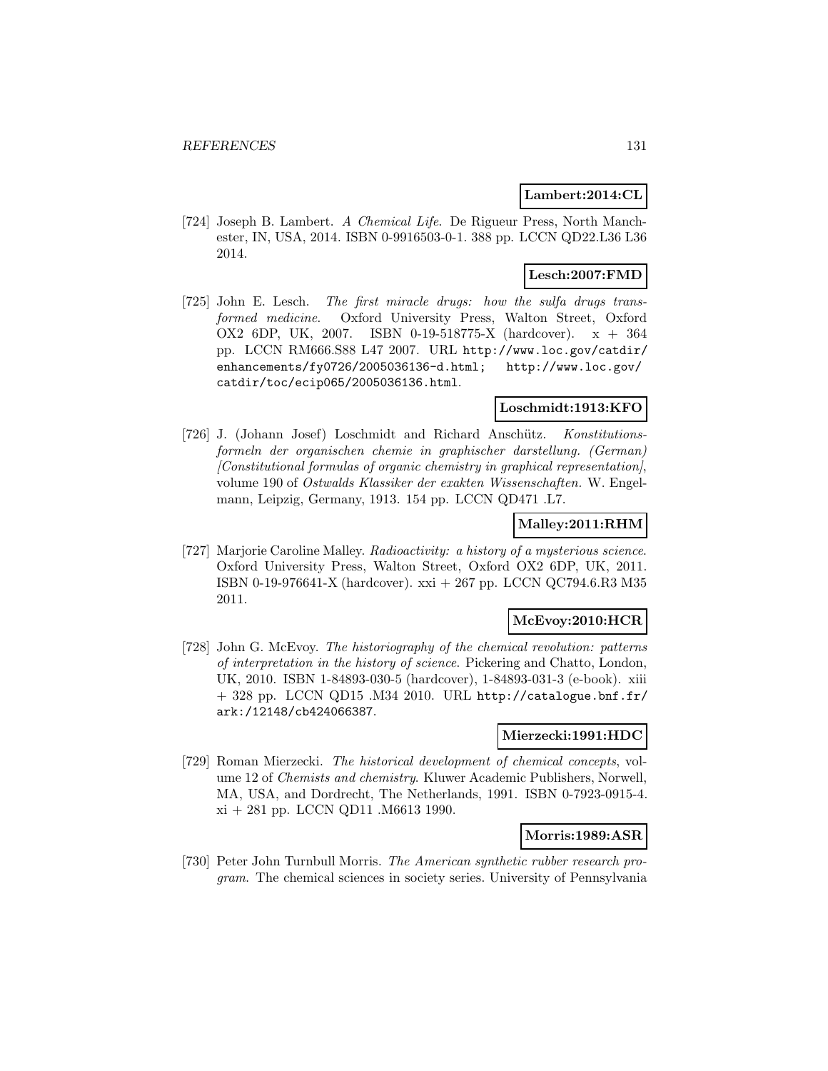**Lambert:2014:CL**

[724] Joseph B. Lambert. *A Chemical Life*. De Rigueur Press, North Manchester, IN, USA, 2014. ISBN 0-9916503-0-1. 388 pp. LCCN QD22.L36 L36 2014.

**Lesch:2007:FMD**

[725] John E. Lesch. *The first miracle drugs: how the sulfa drugs transformed medicine*. Oxford University Press, Walton Street, Oxford OX2 6DP, UK, 2007. ISBN 0-19-518775-X (hardcover). x + 364 pp. LCCN RM666.S88 L47 2007. URL http://www.loc.gov/catdir/enhancements/fy0726/2005036136-d.html; http://www.loc.gov/catdir/toc/ecip065/2005036136.html.

**Loschmidt:1913:KFO**

[726] J. (Johann Josef) Loschmidt and Richard Anschütz. *Konstitutionsformeln der organischen chemie in graphischer darstellung. (German) [Constitutional formulas of organic chemistry in graphical representation]*, volume 190 of *Ostwalds Klassiker der exakten Wissenschaften*. W. Engelmann, Leipzig, Germany, 1913. 154 pp. LCCN QD471 .L7.

**Malley:2011:RHM**

[727] Marjorie Caroline Malley. *Radioactivity: a history of a mysterious science*. Oxford University Press, Walton Street, Oxford OX2 6DP, UK, 2011. ISBN 0-19-976641-X (hardcover). xxi + 267 pp. LCCN QC794.6.R3 M35 2011.

**McEvoy:2010:HCR**

[728] John G. McEvoy. *The historiography of the chemical revolution: patterns of interpretation in the history of science*. Pickering and Chatto, London, UK, 2010. ISBN 1-84893-030-5 (hardcover), 1-84893-031-3 (e-book). xiii + 328 pp. LCCN QD15 .M34 2010. URL http://catalogue.bnf.fr/ark:/12148/cb424066387.

**Mierzecki:1991:HDC**

[729] Roman Mierzecki. *The historical development of chemical concepts*, volume 12 of *Chemists and chemistry*. Kluwer Academic Publishers, Norwell, MA, USA, and Dordrecht, The Netherlands, 1991. ISBN 0-7923-0915-4. xi + 281 pp. LCCN QD11 .M6613 1990.

**Morris:1989:ASR**

[730] Peter John Turnbull Morris. *The American synthetic rubber research program*. The chemical sciences in society series. University of Pennsylvania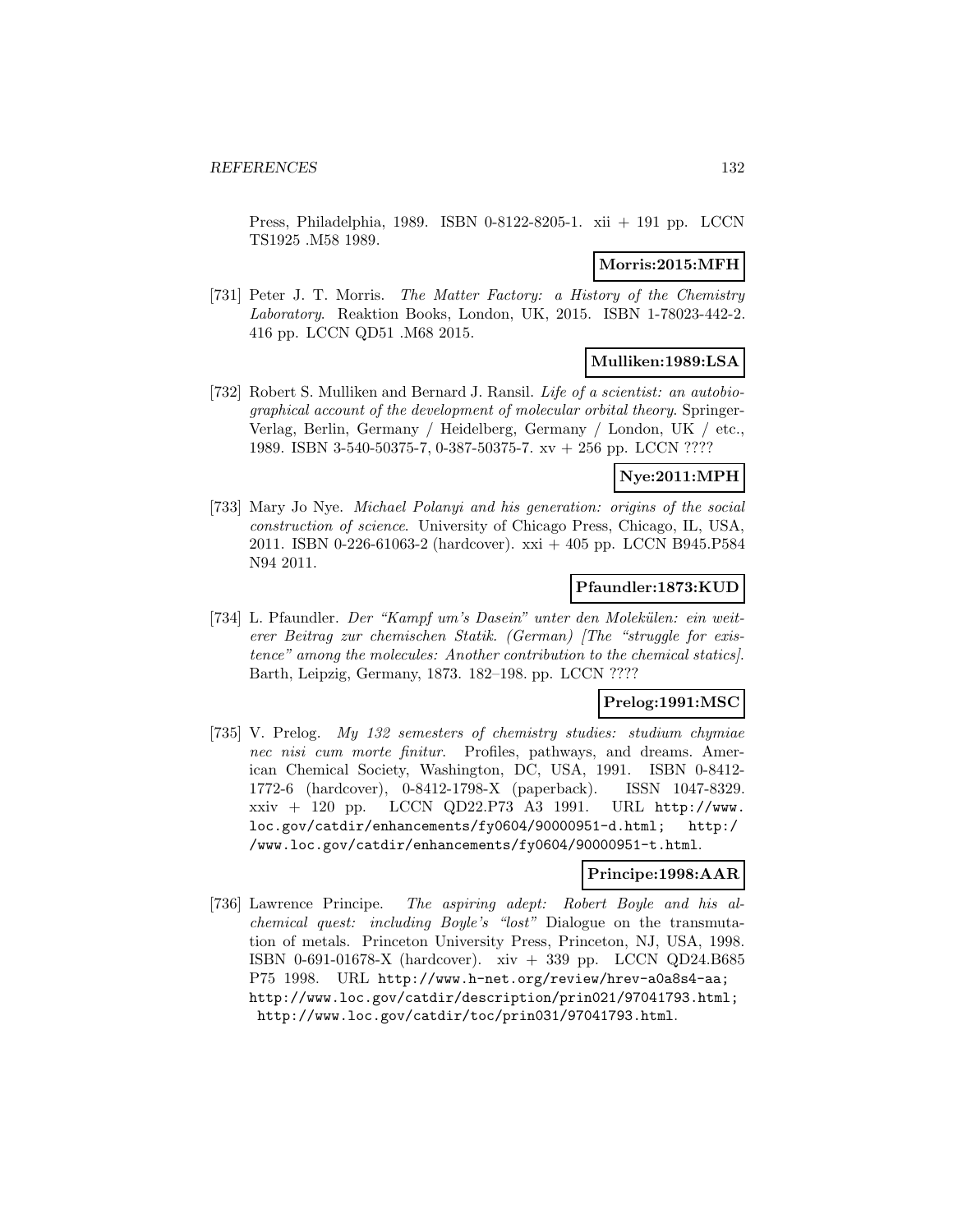Press, Philadelphia, 1989. ISBN 0-8122-8205-1. xii + 191 pp. LCCN TS1925 .M58 1989.

**Morris:2015:MFH**

[731] Peter J. T. Morris. *The Matter Factory: a History of the Chemistry Laboratory*. Reaktion Books, London, UK, 2015. ISBN 1-78023-442-2. 416 pp. LCCN QD51 .M68 2015.

**Mulliken:1989:LSA**

[732] Robert S. Mulliken and Bernard J. Ransil. *Life of a scientist: an autobiographical account of the development of molecular orbital theory*. Springer-Verlag, Berlin, Germany / Heidelberg, Germany / London, UK / etc., 1989. ISBN 3-540-50375-7, 0-387-50375-7. xv + 256 pp. LCCN ????

**Nye:2011:MPH**

[733] Mary Jo Nye. *Michael Polanyi and his generation: origins of the social construction of science*. University of Chicago Press, Chicago, IL, USA, 2011. ISBN 0-226-61063-2 (hardcover). xxi + 405 pp. LCCN B945.P584 N94 2011.

**Pfaundler:1873:KUD**

[734] L. Pfaundler. *Der "Kampf um's Dasein" unter den Molekülen: ein weiterer Beitrag zur chemischen Statik. (German) [The "struggle for existence" among the molecules: Another contribution to the chemical statics]*. Barth, Leipzig, Germany, 1873. 182–198. pp. LCCN ????

**Prelog:1991:MSC**

[735] V. Prelog. *My 132 semesters of chemistry studies: studium chymiae nec nisi cum morte finitur*. Profiles, pathways, and dreams. American Chemical Society, Washington, DC, USA, 1991. ISBN 0-8412-1772-6 (hardcover), 0-8412-1798-X (paperback). ISSN 1047-8329. xxiv + 120 pp. LCCN QD22.P73 A3 1991. URL http://www.loc.gov/catdir/enhancements/fy0604/90000951-d.html; http://www.loc.gov/catdir/enhancements/fy0604/90000951-t.html.

**Principe:1998:AAR**

[736] Lawrence Principe. *The aspiring adept: Robert Boyle and his alchemical quest: including Boyle's "lost" Dialogue on the transmutation of metals*. Princeton University Press, Princeton, NJ, USA, 1998. ISBN 0-691-01678-X (hardcover). xiv + 339 pp. LCCN QD24.B685 P75 1998. URL http://www.h-net.org/review/hrev-a0a8s4-aa; http://www.loc.gov/catdir/description/prin021/97041793.html; http://www.loc.gov/catdir/toc/prin031/97041793.html.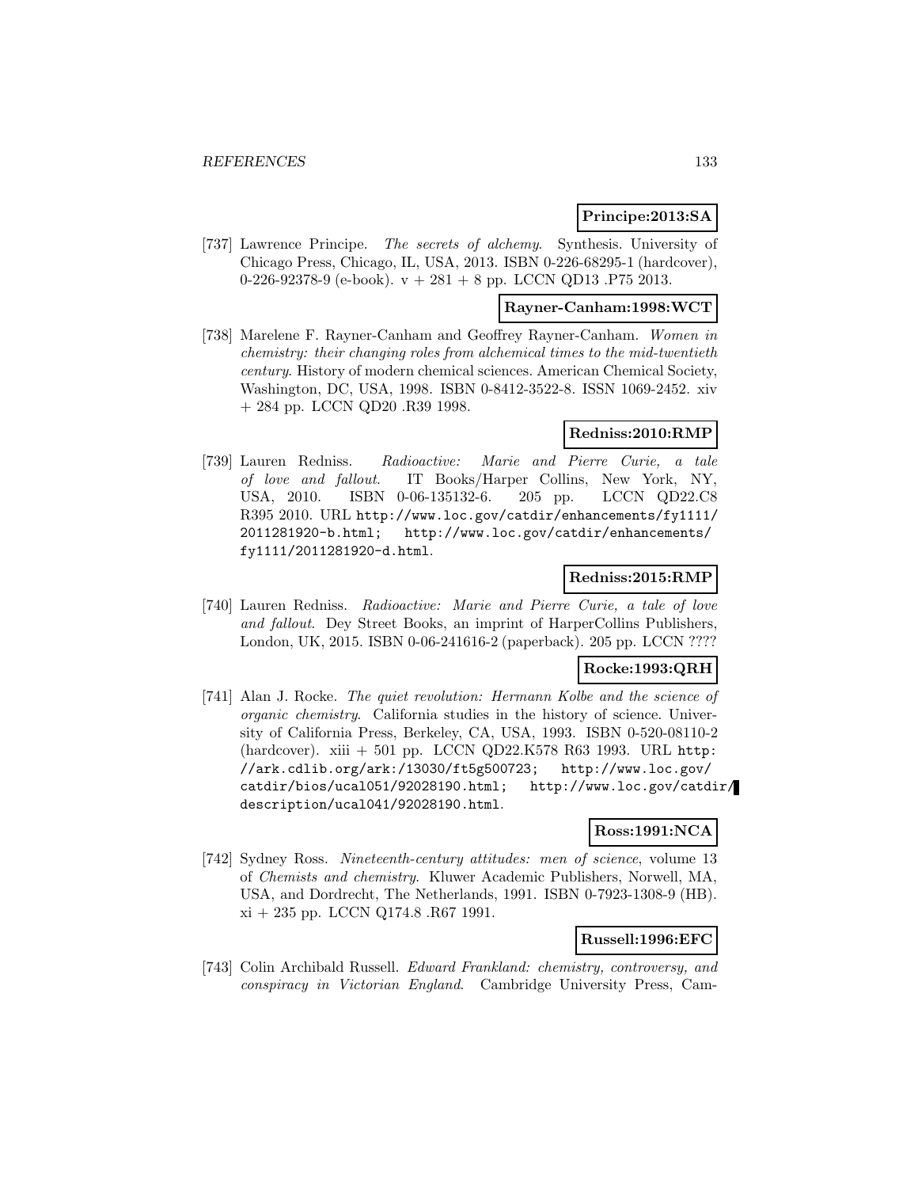**Principe:2013:SA**

[737] Lawrence Principe. *The secrets of alchemy*. Synthesis. University of Chicago Press, Chicago, IL, USA, 2013. ISBN 0-226-68295-1 (hardcover), 0-226-92378-9 (e-book). v + 281 + 8 pp. LCCN QD13 .P75 2013.

**Rayner-Canham:1998:WCT**

[738] Marelene F. Rayner-Canham and Geoffrey Rayner-Canham. *Women in chemistry: their changing roles from alchemical times to the mid-twentieth century*. History of modern chemical sciences. American Chemical Society, Washington, DC, USA, 1998. ISBN 0-8412-3522-8. ISSN 1069-2452. xiv + 284 pp. LCCN QD20 .R39 1998.

**Redniss:2010:RMP**

[739] Lauren Redniss. *Radioactive: Marie and Pierre Curie, a tale of love and fallout*. IT Books/Harper Collins, New York, NY, USA, 2010. ISBN 0-06-135132-6. 205 pp. LCCN QD22.C8 R395 2010. URL http://www.loc.gov/catdir/enhancements/fy1111/2011281920-b.html; http://www.loc.gov/catdir/enhancements/fy1111/2011281920-d.html.

**Redniss:2015:RMP**

[740] Lauren Redniss. *Radioactive: Marie and Pierre Curie, a tale of love and fallout*. Dey Street Books, an imprint of HarperCollins Publishers, London, UK, 2015. ISBN 0-06-241616-2 (paperback). 205 pp. LCCN ????

**Rocke:1993:QRH**

[741] Alan J. Rocke. *The quiet revolution: Hermann Kolbe and the science of organic chemistry*. California studies in the history of science. University of California Press, Berkeley, CA, USA, 1993. ISBN 0-520-08110-2 (hardcover). xiii + 501 pp. LCCN QD22.K578 R63 1993. URL http://ark.cdlib.org/ark:/13030/ft5g500723; http://www.loc.gov/catdir/bios/ucal051/92028190.html; http://www.loc.gov/catdir/description/ucal041/92028190.html.

**Ross:1991:NCA**

[742] Sydney Ross. *Nineteenth-century attitudes: men of science*, volume 13 of *Chemists and chemistry*. Kluwer Academic Publishers, Norwell, MA, USA, and Dordrecht, The Netherlands, 1991. ISBN 0-7923-1308-9 (HB). xi + 235 pp. LCCN Q174.8 .R67 1991.

**Russell:1996:EFC**

[743] Colin Archibald Russell. *Edward Frankland: chemistry, controversy, and conspiracy in Victorian England*. Cambridge University Press, Cam-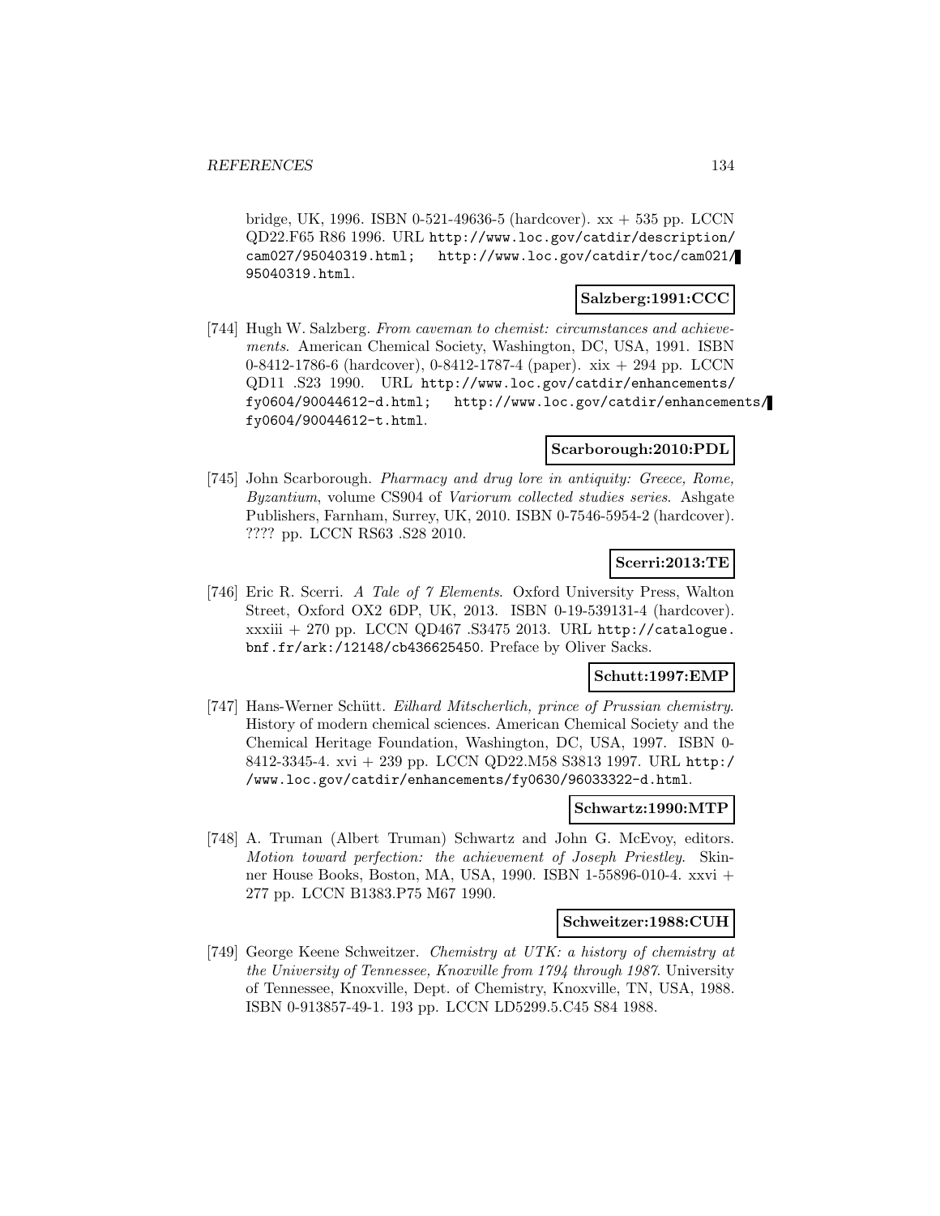bridge, UK, 1996. ISBN 0-521-49636-5 (hardcover). xx + 535 pp. LCCN QD22.F65 R86 1996. URL http://www.loc.gov/catdir/description/cam027/95040319.html; http://www.loc.gov/catdir/toc/cam021/95040319.html.

**Salzberg:1991:CCC**

[744] Hugh W. Salzberg. *From caveman to chemist: circumstances and achievements*. American Chemical Society, Washington, DC, USA, 1991. ISBN 0-8412-1786-6 (hardcover), 0-8412-1787-4 (paper). xix + 294 pp. LCCN QD11 .S23 1990. URL http://www.loc.gov/catdir/enhancements/fy0604/90044612-d.html; http://www.loc.gov/catdir/enhancements/fy0604/90044612-t.html.

**Scarborough:2010:PDL**

[745] John Scarborough. *Pharmacy and drug lore in antiquity: Greece, Rome, Byzantium*, volume CS904 of *Variorum collected studies series*. Ashgate Publishers, Farnham, Surrey, UK, 2010. ISBN 0-7546-5954-2 (hardcover). ???? pp. LCCN RS63 .S28 2010.

**Scerri:2013:TE**

[746] Eric R. Scerri. *A Tale of 7 Elements*. Oxford University Press, Walton Street, Oxford OX2 6DP, UK, 2013. ISBN 0-19-539131-4 (hardcover). xxxiii + 270 pp. LCCN QD467 .S3475 2013. URL http://catalogue.bnf.fr/ark:/12148/cb436625450. Preface by Oliver Sacks.

**Schutt:1997:EMP**

[747] Hans-Werner Schütt. *Eilhard Mitscherlich, prince of Prussian chemistry*. History of modern chemical sciences. American Chemical Society and the Chemical Heritage Foundation, Washington, DC, USA, 1997. ISBN 0-8412-3345-4. xvi + 239 pp. LCCN QD22.M58 S3813 1997. URL http://www.loc.gov/catdir/enhancements/fy0630/96033322-d.html.

**Schwartz:1990:MTP**

[748] A. Truman (Albert Truman) Schwartz and John G. McEvoy, editors. *Motion toward perfection: the achievement of Joseph Priestley*. Skinner House Books, Boston, MA, USA, 1990. ISBN 1-55896-010-4. xxvi + 277 pp. LCCN B1383.P75 M67 1990.

**Schweitzer:1988:CUH**

[749] George Keene Schweitzer. *Chemistry at UTK: a history of chemistry at the University of Tennessee, Knoxville from 1794 through 1987*. University of Tennessee, Knoxville, Dept. of Chemistry, Knoxville, TN, USA, 1988. ISBN 0-913857-49-1. 193 pp. LCCN LD5299.5.C45 S84 1988.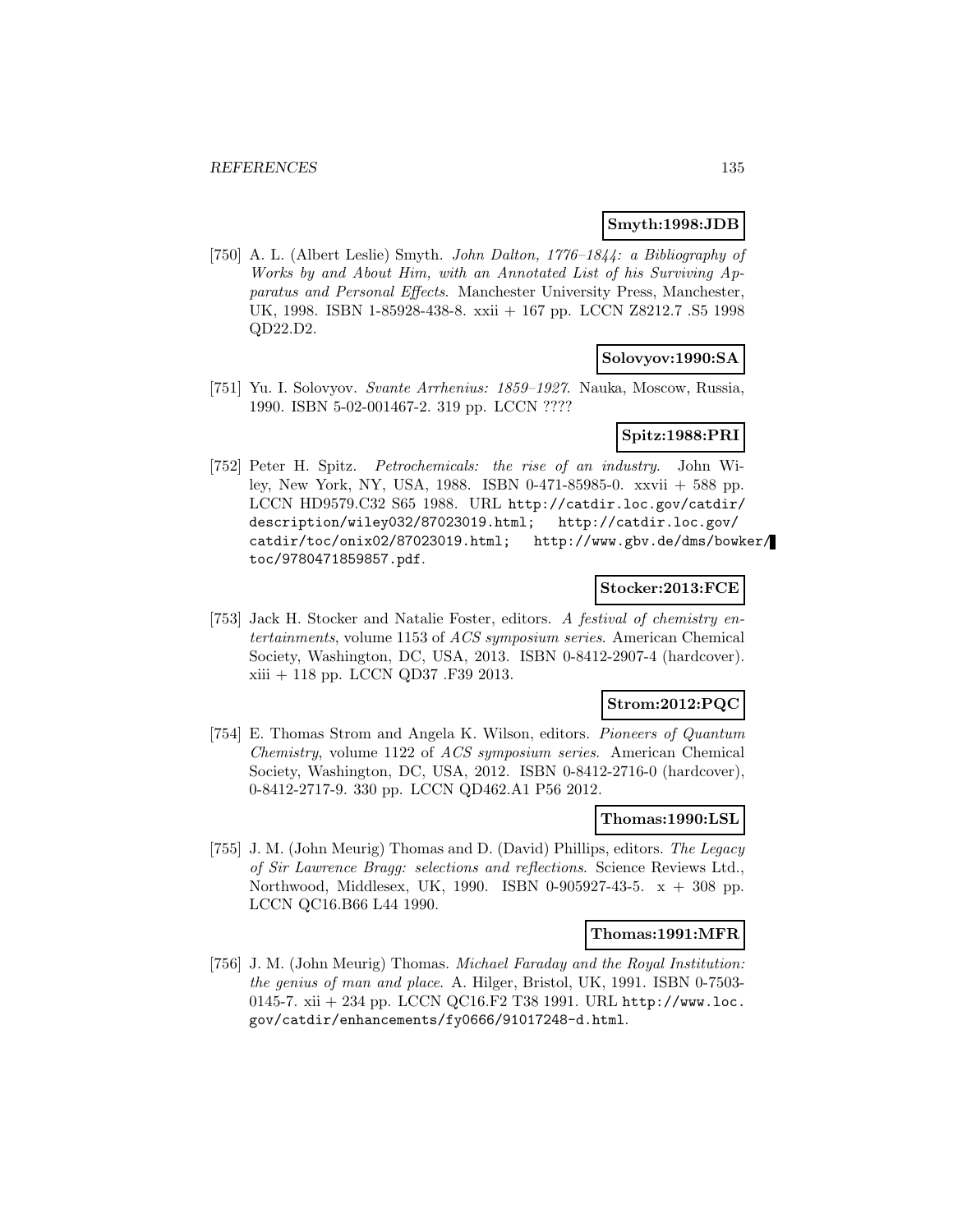**Smyth:1998:JDB**

[750] A. L. (Albert Leslie) Smyth. *John Dalton, 1776–1844: a Bibliography of Works by and About Him, with an Annotated List of his Surviving Apparatus and Personal Effects*. Manchester University Press, Manchester, UK, 1998. ISBN 1-85928-438-8. xxii + 167 pp. LCCN Z8212.7 .S5 1998 QD22.D2.

**Solovyov:1990:SA**

[751] Yu. I. Solovyov. *Svante Arrhenius: 1859–1927*. Nauka, Moscow, Russia, 1990. ISBN 5-02-001467-2. 319 pp. LCCN ????

**Spitz:1988:PRI**

[752] Peter H. Spitz. *Petrochemicals: the rise of an industry*. John Wiley, New York, NY, USA, 1988. ISBN 0-471-85985-0. xxvii + 588 pp. LCCN HD9579.C32 S65 1988. URL `http://catdir.loc.gov/catdir/description/wiley032/87023019.html; http://catdir.loc.gov/catdir/toc/onix02/87023019.html; http://www.gbv.de/dms/bowker/toc/9780471859857.pdf`.

**Stocker:2013:FCE**

[753] Jack H. Stocker and Natalie Foster, editors. *A festival of chemistry entertainments*, volume 1153 of *ACS symposium series*. American Chemical Society, Washington, DC, USA, 2013. ISBN 0-8412-2907-4 (hardcover). xiii + 118 pp. LCCN QD37 .F39 2013.

**Strom:2012:PQC**

[754] E. Thomas Strom and Angela K. Wilson, editors. *Pioneers of Quantum Chemistry*, volume 1122 of *ACS symposium series*. American Chemical Society, Washington, DC, USA, 2012. ISBN 0-8412-2716-0 (hardcover), 0-8412-2717-9. 330 pp. LCCN QD462.A1 P56 2012.

**Thomas:1990:LSL**

[755] J. M. (John Meurig) Thomas and D. (David) Phillips, editors. *The Legacy of Sir Lawrence Bragg: selections and reflections*. Science Reviews Ltd., Northwood, Middlesex, UK, 1990. ISBN 0-905927-43-5. x + 308 pp. LCCN QC16.B66 L44 1990.

**Thomas:1991:MFR**

[756] J. M. (John Meurig) Thomas. *Michael Faraday and the Royal Institution: the genius of man and place*. A. Hilger, Bristol, UK, 1991. ISBN 0-7503-0145-7. xii + 234 pp. LCCN QC16.F2 T38 1991. URL `http://www.loc.gov/catdir/enhancements/fy0666/91017248-d.html`.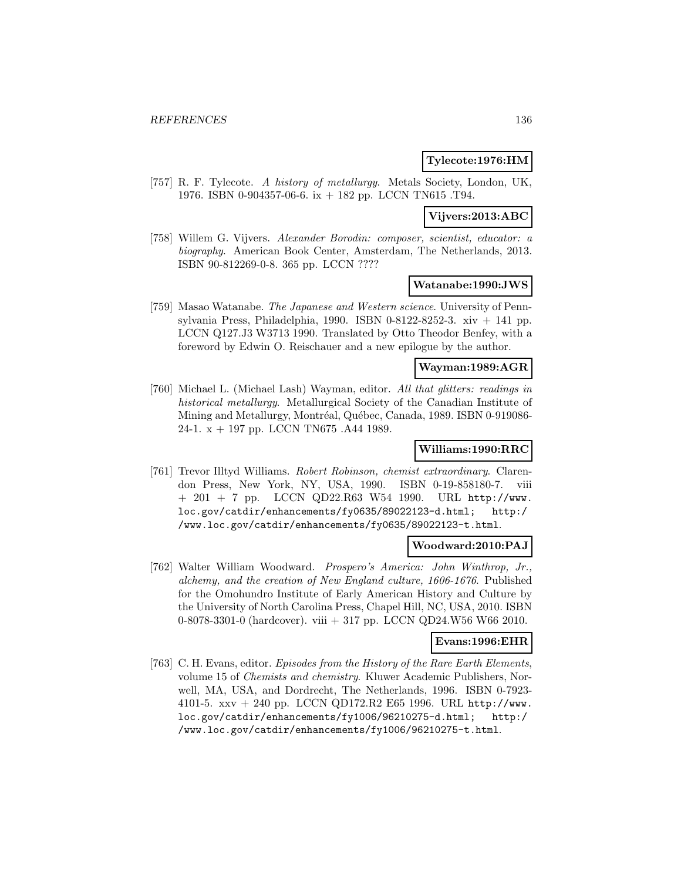**Tylecote:1976:HM**

[757] R. F. Tylecote. *A history of metallurgy*. Metals Society, London, UK, 1976. ISBN 0-904357-06-6. ix + 182 pp. LCCN TN615 .T94.

**Vijvers:2013:ABC**

[758] Willem G. Vijvers. *Alexander Borodin: composer, scientist, educator: a biography*. American Book Center, Amsterdam, The Netherlands, 2013. ISBN 90-812269-0-8. 365 pp. LCCN ????

**Watanabe:1990:JWS**

[759] Masao Watanabe. *The Japanese and Western science*. University of Pennsylvania Press, Philadelphia, 1990. ISBN 0-8122-8252-3. xiv + 141 pp. LCCN Q127.J3 W3713 1990. Translated by Otto Theodor Benfey, with a foreword by Edwin O. Reischauer and a new epilogue by the author.

**Wayman:1989:AGR**

[760] Michael L. (Michael Lash) Wayman, editor. *All that glitters: readings in historical metallurgy*. Metallurgical Society of the Canadian Institute of Mining and Metallurgy, Montréal, Québec, Canada, 1989. ISBN 0-919086-24-1. x + 197 pp. LCCN TN675 .A44 1989.

**Williams:1990:RRC**

[761] Trevor Illtyd Williams. *Robert Robinson, chemist extraordinary*. Clarendon Press, New York, NY, USA, 1990. ISBN 0-19-858180-7. viii + 201 + 7 pp. LCCN QD22.R63 W54 1990. URL http://www.loc.gov/catdir/enhancements/fy0635/89022123-d.html; http://www.loc.gov/catdir/enhancements/fy0635/89022123-t.html.

**Woodward:2010:PAJ**

[762] Walter William Woodward. *Prospero's America: John Winthrop, Jr., alchemy, and the creation of New England culture, 1606-1676*. Published for the Omohundro Institute of Early American History and Culture by the University of North Carolina Press, Chapel Hill, NC, USA, 2010. ISBN 0-8078-3301-0 (hardcover). viii + 317 pp. LCCN QD24.W56 W66 2010.

**Evans:1996:EHR**

[763] C. H. Evans, editor. *Episodes from the History of the Rare Earth Elements*, volume 15 of *Chemists and chemistry*. Kluwer Academic Publishers, Norwell, MA, USA, and Dordrecht, The Netherlands, 1996. ISBN 0-7923-4101-5. xxv + 240 pp. LCCN QD172.R2 E65 1996. URL http://www.loc.gov/catdir/enhancements/fy1006/96210275-d.html; http://www.loc.gov/catdir/enhancements/fy1006/96210275-t.html.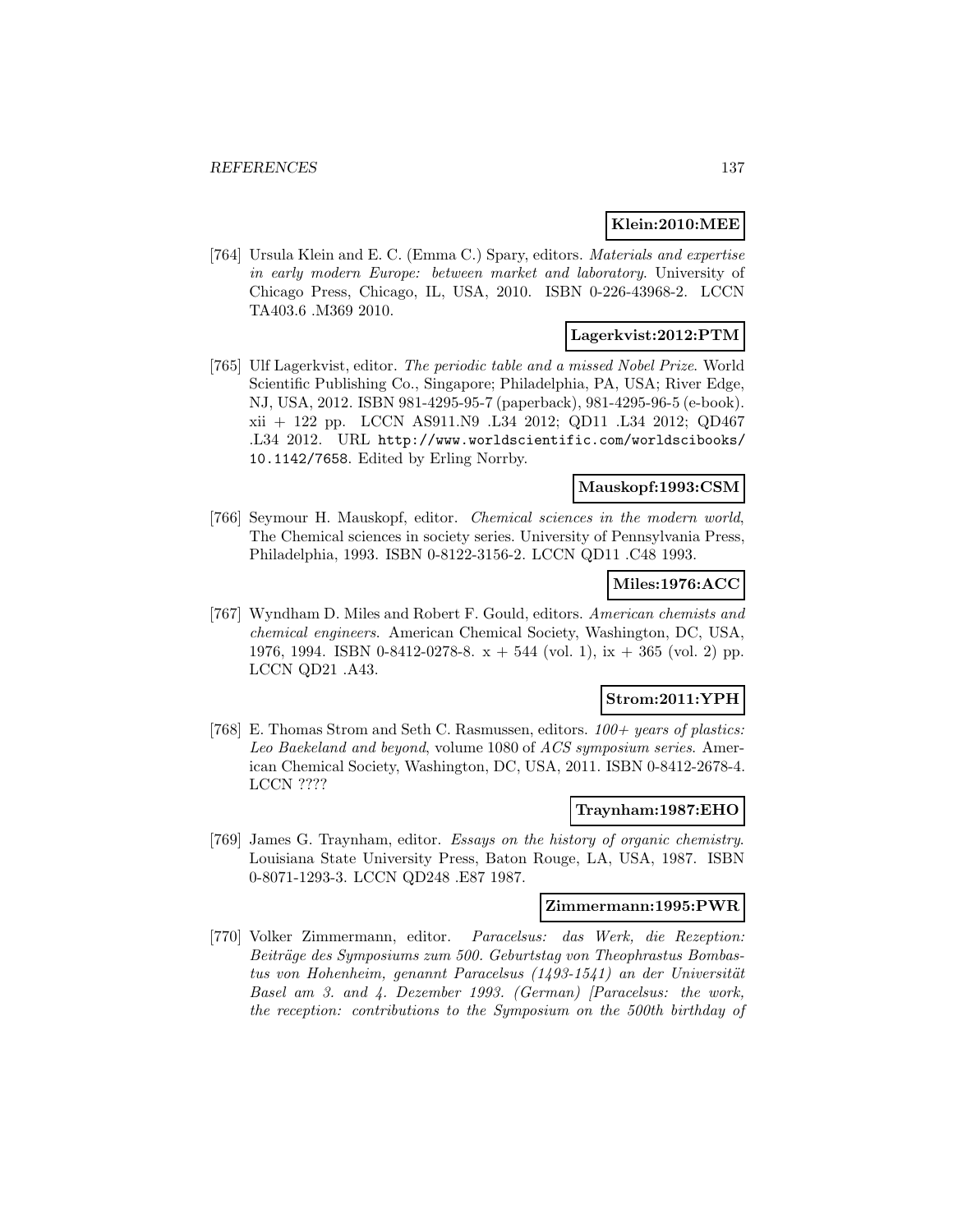**Klein:2010:MEE**

[764] Ursula Klein and E. C. (Emma C.) Spary, editors. *Materials and expertise in early modern Europe: between market and laboratory*. University of Chicago Press, Chicago, IL, USA, 2010. ISBN 0-226-43968-2. LCCN TA403.6 .M369 2010.

**Lagerkvist:2012:PTM**

[765] Ulf Lagerkvist, editor. *The periodic table and a missed Nobel Prize*. World Scientific Publishing Co., Singapore; Philadelphia, PA, USA; River Edge, NJ, USA, 2012. ISBN 981-4295-95-7 (paperback), 981-4295-96-5 (e-book). xii + 122 pp. LCCN AS911.N9 .L34 2012; QD11 .L34 2012; QD467 .L34 2012. URL `http://www.worldscientific.com/worldscibooks/10.1142/7658`. Edited by Erling Norrby.

**Mauskopf:1993:CSM**

[766] Seymour H. Mauskopf, editor. *Chemical sciences in the modern world*, The Chemical sciences in society series. University of Pennsylvania Press, Philadelphia, 1993. ISBN 0-8122-3156-2. LCCN QD11 .C48 1993.

**Miles:1976:ACC**

[767] Wyndham D. Miles and Robert F. Gould, editors. *American chemists and chemical engineers*. American Chemical Society, Washington, DC, USA, 1976, 1994. ISBN 0-8412-0278-8. x + 544 (vol. 1), ix + 365 (vol. 2) pp. LCCN QD21 .A43.

**Strom:2011:YPH**

[768] E. Thomas Strom and Seth C. Rasmussen, editors. *100+ years of plastics: Leo Baekeland and beyond*, volume 1080 of *ACS symposium series*. American Chemical Society, Washington, DC, USA, 2011. ISBN 0-8412-2678-4. LCCN ????

**Traynham:1987:EHO**

[769] James G. Traynham, editor. *Essays on the history of organic chemistry*. Louisiana State University Press, Baton Rouge, LA, USA, 1987. ISBN 0-8071-1293-3. LCCN QD248 .E87 1987.

**Zimmermann:1995:PWR**

[770] Volker Zimmermann, editor. *Paracelsus: das Werk, die Rezeption: Beiträge des Symposiums zum 500. Geburtstag von Theophrastus Bombastus von Hohenheim, genannt Paracelsus (1493-1541) an der Universität Basel am 3. and 4. Dezember 1993. (German) [Paracelsus: the work, the reception: contributions to the Symposium on the 500th birthday of*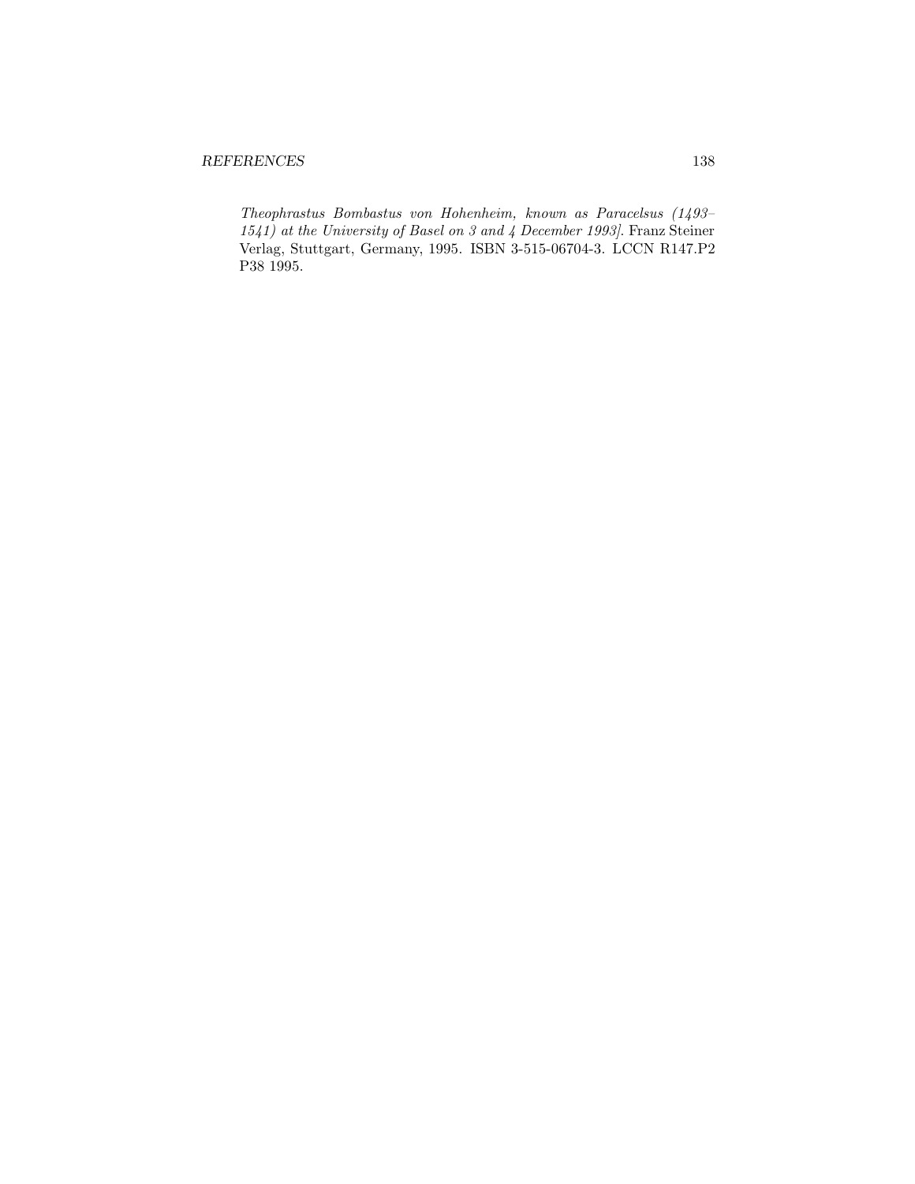*Theophrastus Bombastus von Hohenheim, known as Paracelsus (1493–1541) at the University of Basel on 3 and 4 December 1993].* Franz Steiner Verlag, Stuttgart, Germany, 1995. ISBN 3-515-06704-3. LCCN R147.P2 P38 1995.